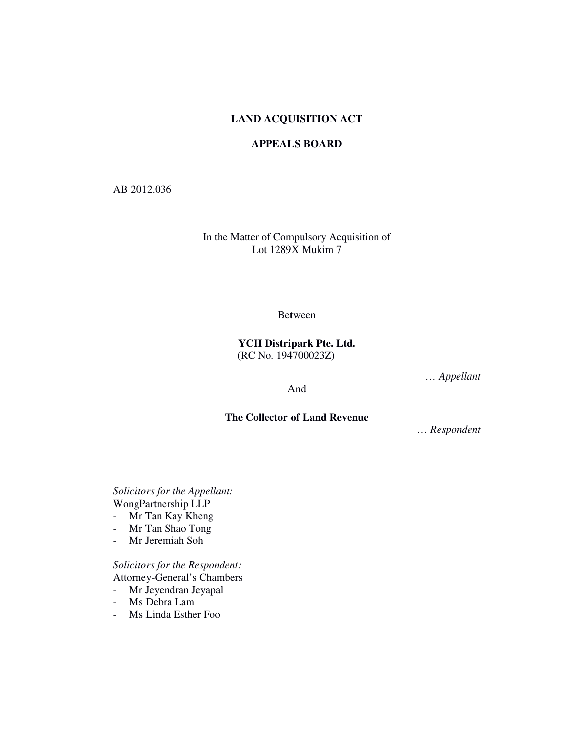# LAND ACQUISITION ACT

## APPEALS BOARD

AB 2012.036

In the Matter of Compulsory Acquisition of
Lot 1289X Mukim 7

Between

**YCH Distripark Pte. Ltd.**
(RC No. 194700023Z)

… *Appellant*

And

**The Collector of Land Revenue**

… *Respondent*

*Solicitors for the Appellant:*
WongPartnership LLP

- Mr Tan Kay Kheng
- Mr Tan Shao Tong
- Mr Jeremiah Soh

*Solicitors for the Respondent:*
Attorney-General's Chambers

- Mr Jeyendran Jeyapal
- Ms Debra Lam
- Ms Linda Esther Foo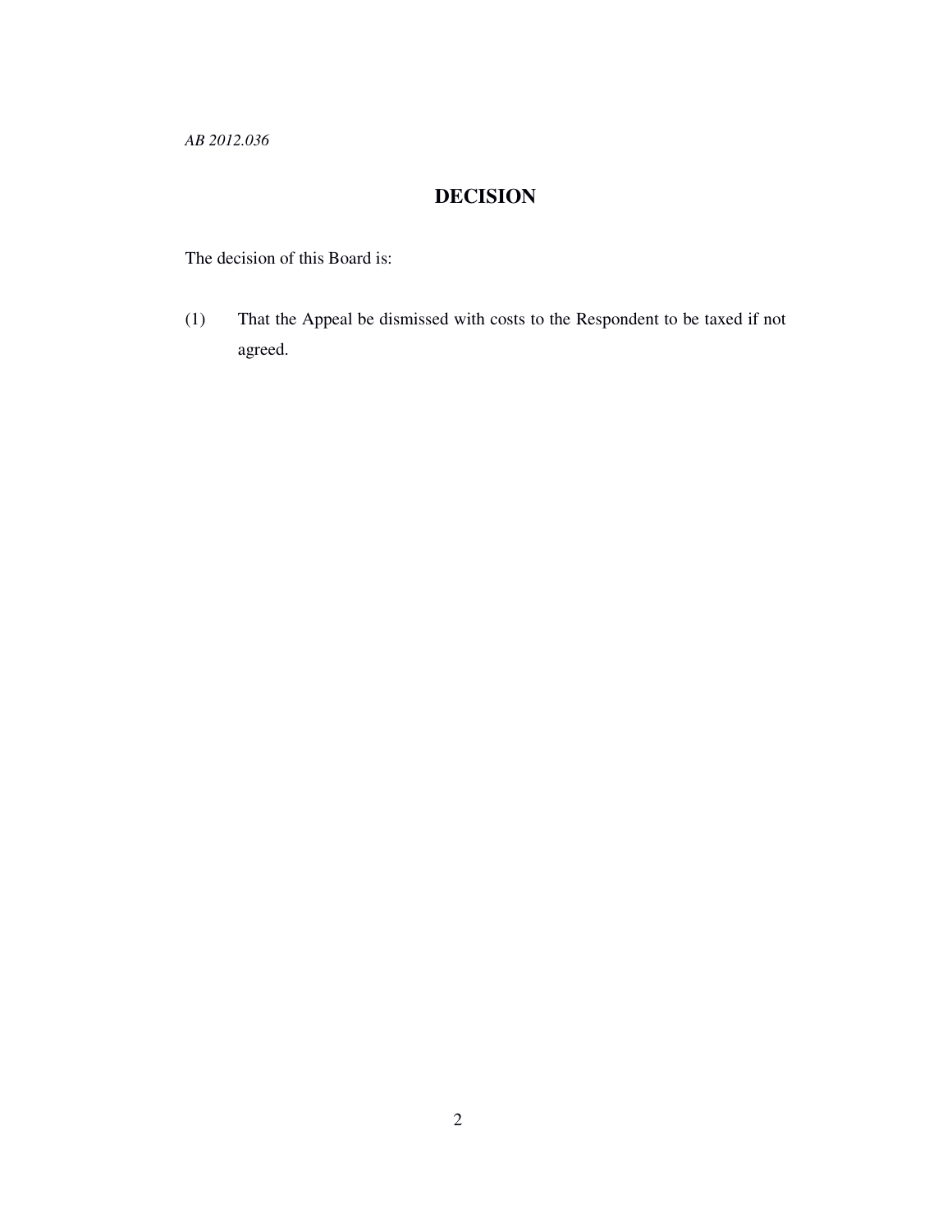*AB 2012.036*

## DECISION

The decision of this Board is:

(1) That the Appeal be dismissed with costs to the Respondent to be taxed if not agreed.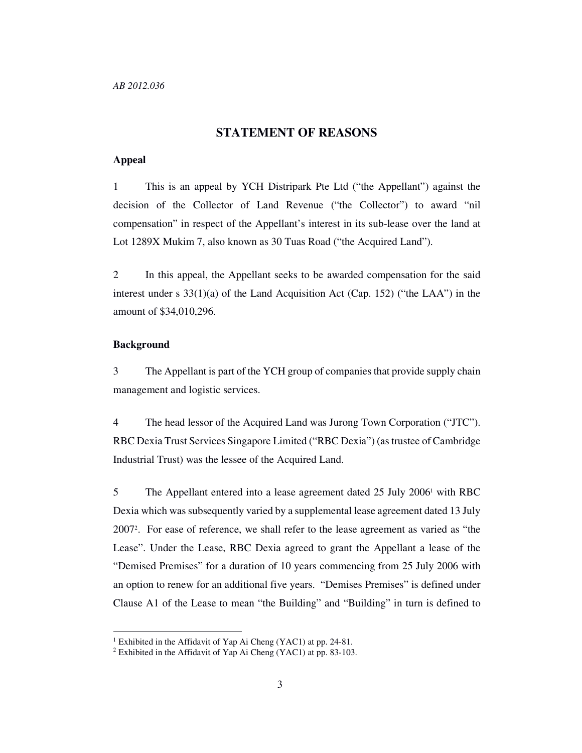*AB 2012.036*

## STATEMENT OF REASONS

### Appeal

1 This is an appeal by YCH Distripark Pte Ltd ("the Appellant") against the decision of the Collector of Land Revenue ("the Collector") to award "nil compensation" in respect of the Appellant's interest in its sub-lease over the land at Lot 1289X Mukim 7, also known as 30 Tuas Road ("the Acquired Land").

2 In this appeal, the Appellant seeks to be awarded compensation for the said interest under s 33(1)(a) of the Land Acquisition Act (Cap. 152) ("the LAA") in the amount of $34,010,296.

### Background

3 The Appellant is part of the YCH group of companies that provide supply chain management and logistic services.

4 The head lessor of the Acquired Land was Jurong Town Corporation ("JTC"). RBC Dexia Trust Services Singapore Limited ("RBC Dexia") (as trustee of Cambridge Industrial Trust) was the lessee of the Acquired Land.

5 The Appellant entered into a lease agreement dated 25 July 2006[1] with RBC Dexia which was subsequently varied by a supplemental lease agreement dated 13 July 2007[2]. For ease of reference, we shall refer to the lease agreement as varied as "the Lease". Under the Lease, RBC Dexia agreed to grant the Appellant a lease of the "Demised Premises" for a duration of 10 years commencing from 25 July 2006 with an option to renew for an additional five years. "Demises Premises" is defined under Clause A1 of the Lease to mean "the Building" and "Building" in turn is defined to

---

[1] Exhibited in the Affidavit of Yap Ai Cheng (YAC1) at pp. 24-81.

[2] Exhibited in the Affidavit of Yap Ai Cheng (YAC1) at pp. 83-103.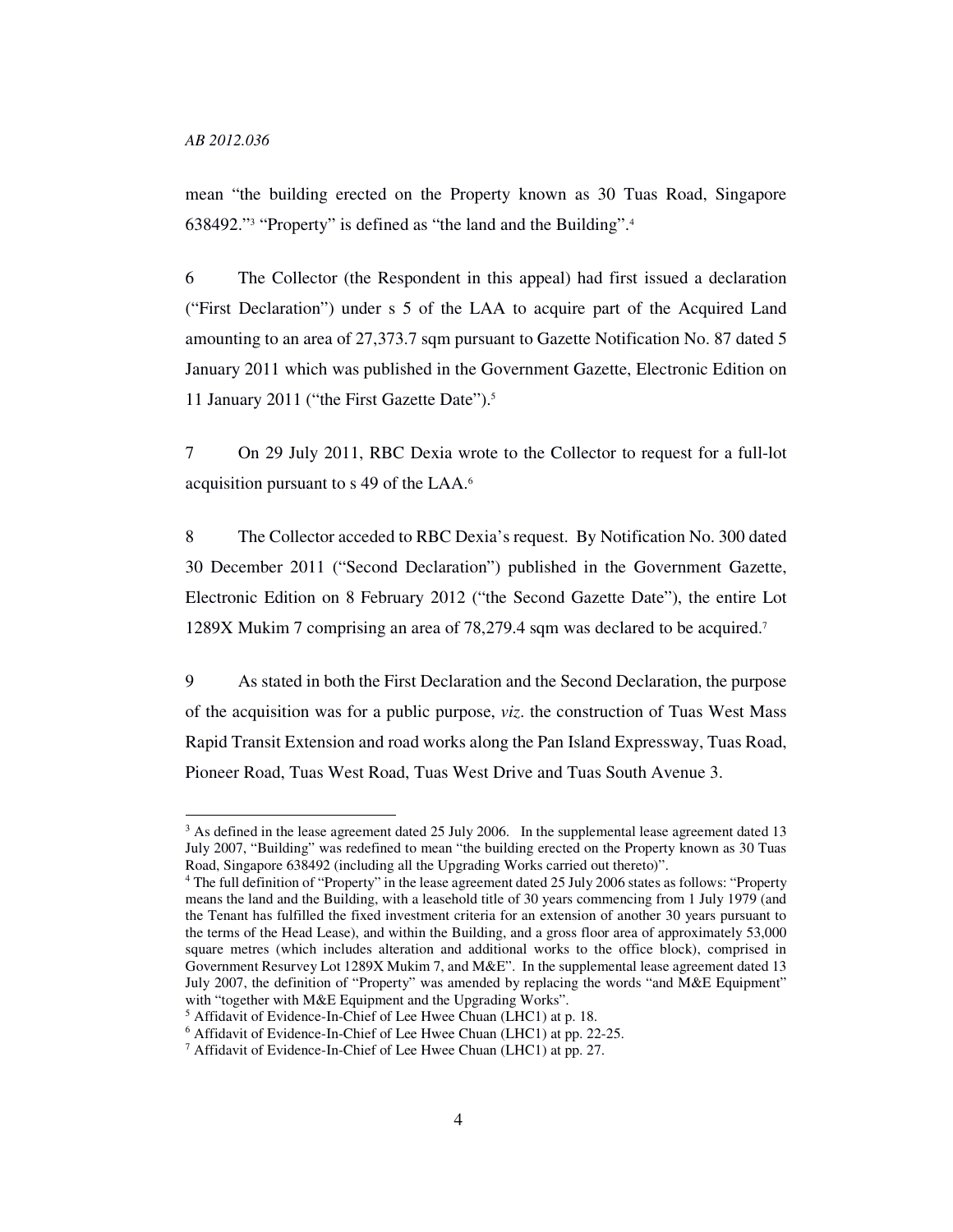mean "the building erected on the Property known as 30 Tuas Road, Singapore 638492."[3] "Property" is defined as "the land and the Building".[4]

6 The Collector (the Respondent in this appeal) had first issued a declaration ("First Declaration") under s 5 of the LAA to acquire part of the Acquired Land amounting to an area of 27,373.7 sqm pursuant to Gazette Notification No. 87 dated 5 January 2011 which was published in the Government Gazette, Electronic Edition on 11 January 2011 ("the First Gazette Date").[5]

7 On 29 July 2011, RBC Dexia wrote to the Collector to request for a full-lot acquisition pursuant to s 49 of the LAA.[6]

8 The Collector acceded to RBC Dexia's request. By Notification No. 300 dated 30 December 2011 ("Second Declaration") published in the Government Gazette, Electronic Edition on 8 February 2012 ("the Second Gazette Date"), the entire Lot 1289X Mukim 7 comprising an area of 78,279.4 sqm was declared to be acquired.[7]

9 As stated in both the First Declaration and the Second Declaration, the purpose of the acquisition was for a public purpose, *viz*. the construction of Tuas West Mass Rapid Transit Extension and road works along the Pan Island Expressway, Tuas Road, Pioneer Road, Tuas West Road, Tuas West Drive and Tuas South Avenue 3.

---

[3] As defined in the lease agreement dated 25 July 2006. In the supplemental lease agreement dated 13 July 2007, "Building" was redefined to mean "the building erected on the Property known as 30 Tuas Road, Singapore 638492 (including all the Upgrading Works carried out thereto)".

[4] The full definition of "Property" in the lease agreement dated 25 July 2006 states as follows: "Property means the land and the Building, with a leasehold title of 30 years commencing from 1 July 1979 (and the Tenant has fulfilled the fixed investment criteria for an extension of another 30 years pursuant to the terms of the Head Lease), and within the Building, and a gross floor area of approximately 53,000 square metres (which includes alteration and additional works to the office block), comprised in Government Resurvey Lot 1289X Mukim 7, and M&E". In the supplemental lease agreement dated 13 July 2007, the definition of "Property" was amended by replacing the words "and M&E Equipment" with "together with M&E Equipment and the Upgrading Works".

[5] Affidavit of Evidence-In-Chief of Lee Hwee Chuan (LHC1) at p. 18.

[6] Affidavit of Evidence-In-Chief of Lee Hwee Chuan (LHC1) at pp. 22-25.

[7] Affidavit of Evidence-In-Chief of Lee Hwee Chuan (LHC1) at pp. 27.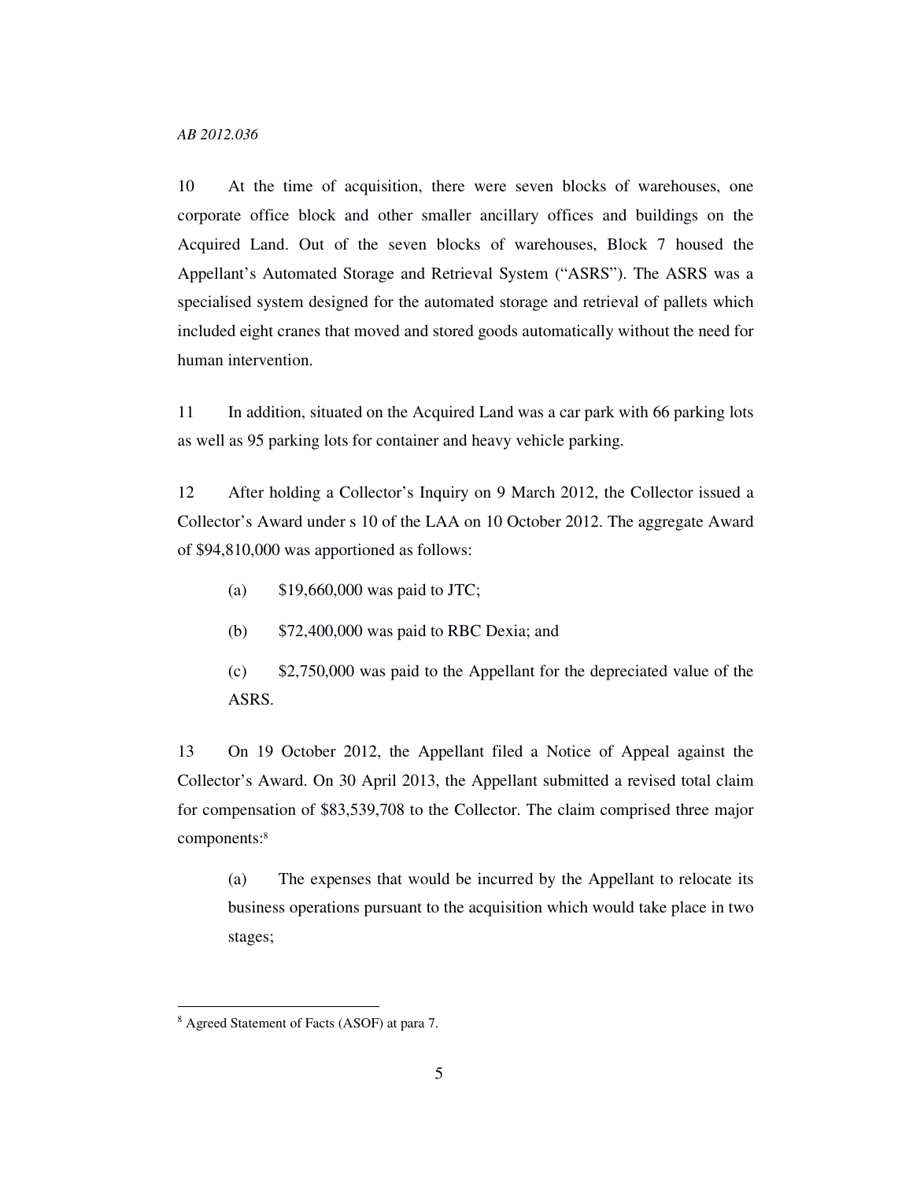10 At the time of acquisition, there were seven blocks of warehouses, one corporate office block and other smaller ancillary offices and buildings on the Acquired Land. Out of the seven blocks of warehouses, Block 7 housed the Appellant's Automated Storage and Retrieval System ("ASRS"). The ASRS was a specialised system designed for the automated storage and retrieval of pallets which included eight cranes that moved and stored goods automatically without the need for human intervention.

11 In addition, situated on the Acquired Land was a car park with 66 parking lots as well as 95 parking lots for container and heavy vehicle parking.

12 After holding a Collector's Inquiry on 9 March 2012, the Collector issued a Collector's Award under s 10 of the LAA on 10 October 2012. The aggregate Award of $94,810,000 was apportioned as follows:

(a) $19,660,000 was paid to JTC;

(b) $72,400,000 was paid to RBC Dexia; and

(c) $2,750,000 was paid to the Appellant for the depreciated value of the ASRS.

13 On 19 October 2012, the Appellant filed a Notice of Appeal against the Collector's Award. On 30 April 2013, the Appellant submitted a revised total claim for compensation of $83,539,708 to the Collector. The claim comprised three major components:[8]

(a) The expenses that would be incurred by the Appellant to relocate its business operations pursuant to the acquisition which would take place in two stages;

---

[8] Agreed Statement of Facts (ASOF) at para 7.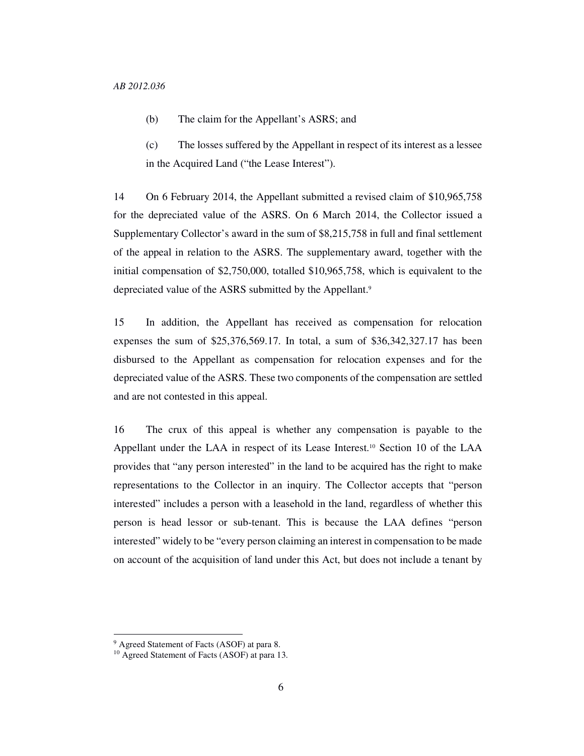(b) The claim for the Appellant's ASRS; and

(c) The losses suffered by the Appellant in respect of its interest as a lessee in the Acquired Land ("the Lease Interest").

14 On 6 February 2014, the Appellant submitted a revised claim of $10,965,758 for the depreciated value of the ASRS. On 6 March 2014, the Collector issued a Supplementary Collector's award in the sum of $8,215,758 in full and final settlement of the appeal in relation to the ASRS. The supplementary award, together with the initial compensation of $2,750,000, totalled $10,965,758, which is equivalent to the depreciated value of the ASRS submitted by the Appellant.[9]

15 In addition, the Appellant has received as compensation for relocation expenses the sum of $25,376,569.17. In total, a sum of $36,342,327.17 has been disbursed to the Appellant as compensation for relocation expenses and for the depreciated value of the ASRS. These two components of the compensation are settled and are not contested in this appeal.

16 The crux of this appeal is whether any compensation is payable to the Appellant under the LAA in respect of its Lease Interest.[10] Section 10 of the LAA provides that "any person interested" in the land to be acquired has the right to make representations to the Collector in an inquiry. The Collector accepts that "person interested" includes a person with a leasehold in the land, regardless of whether this person is head lessor or sub-tenant. This is because the LAA defines "person interested" widely to be "every person claiming an interest in compensation to be made on account of the acquisition of land under this Act, but does not include a tenant by

[9] Agreed Statement of Facts (ASOF) at para 8.

[10] Agreed Statement of Facts (ASOF) at para 13.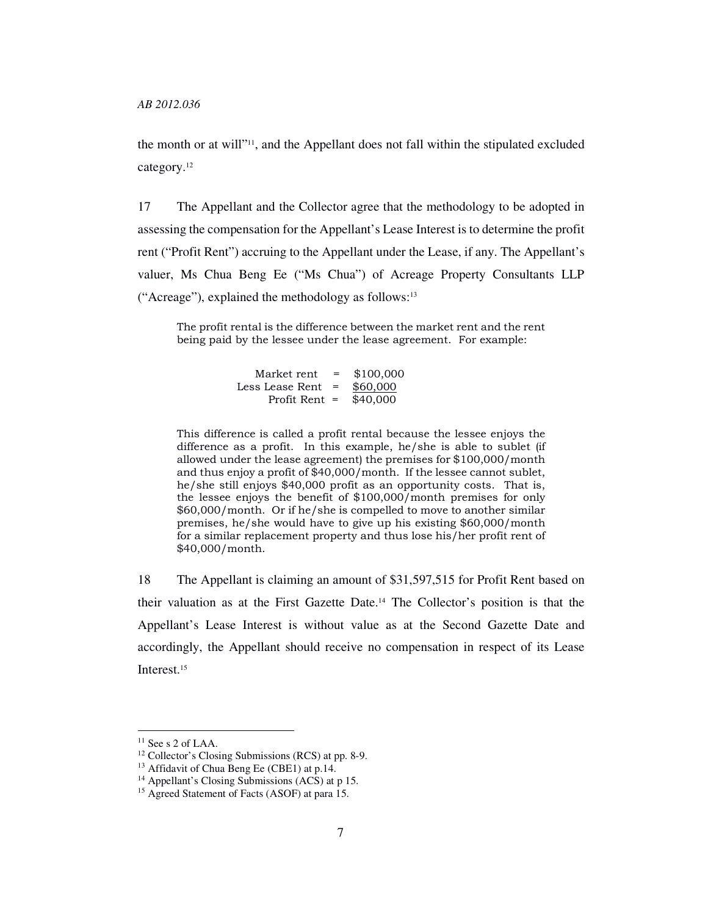the month or at will"[11], and the Appellant does not fall within the stipulated excluded category.[12]

17 The Appellant and the Collector agree that the methodology to be adopted in assessing the compensation for the Appellant's Lease Interest is to determine the profit rent ("Profit Rent") accruing to the Appellant under the Lease, if any. The Appellant's valuer, Ms Chua Beng Ee ("Ms Chua") of Acreage Property Consultants LLP ("Acreage"), explained the methodology as follows:[13]

> The profit rental is the difference between the market rent and the rent being paid by the lessee under the lease agreement. For example:
>
> Market rent = $100,000
> Less Lease Rent = $60,000
> Profit Rent = $40,000
>
> This difference is called a profit rental because the lessee enjoys the difference as a profit. In this example, he/she is able to sublet (if allowed under the lease agreement) the premises for $100,000/month and thus enjoy a profit of $40,000/month. If the lessee cannot sublet, he/she still enjoys $40,000 profit as an opportunity costs. That is, the lessee enjoys the benefit of $100,000/month premises for only $60,000/month. Or if he/she is compelled to move to another similar premises, he/she would have to give up his existing $60,000/month for a similar replacement property and thus lose his/her profit rent of $40,000/month.

18 The Appellant is claiming an amount of $31,597,515 for Profit Rent based on their valuation as at the First Gazette Date.[14] The Collector's position is that the Appellant's Lease Interest is without value as at the Second Gazette Date and accordingly, the Appellant should receive no compensation in respect of its Lease Interest.[15]

---

[11] See s 2 of LAA.

[12] Collector's Closing Submissions (RCS) at pp. 8-9.

[13] Affidavit of Chua Beng Ee (CBE1) at p.14.

[14] Appellant's Closing Submissions (ACS) at p 15.

[15] Agreed Statement of Facts (ASOF) at para 15.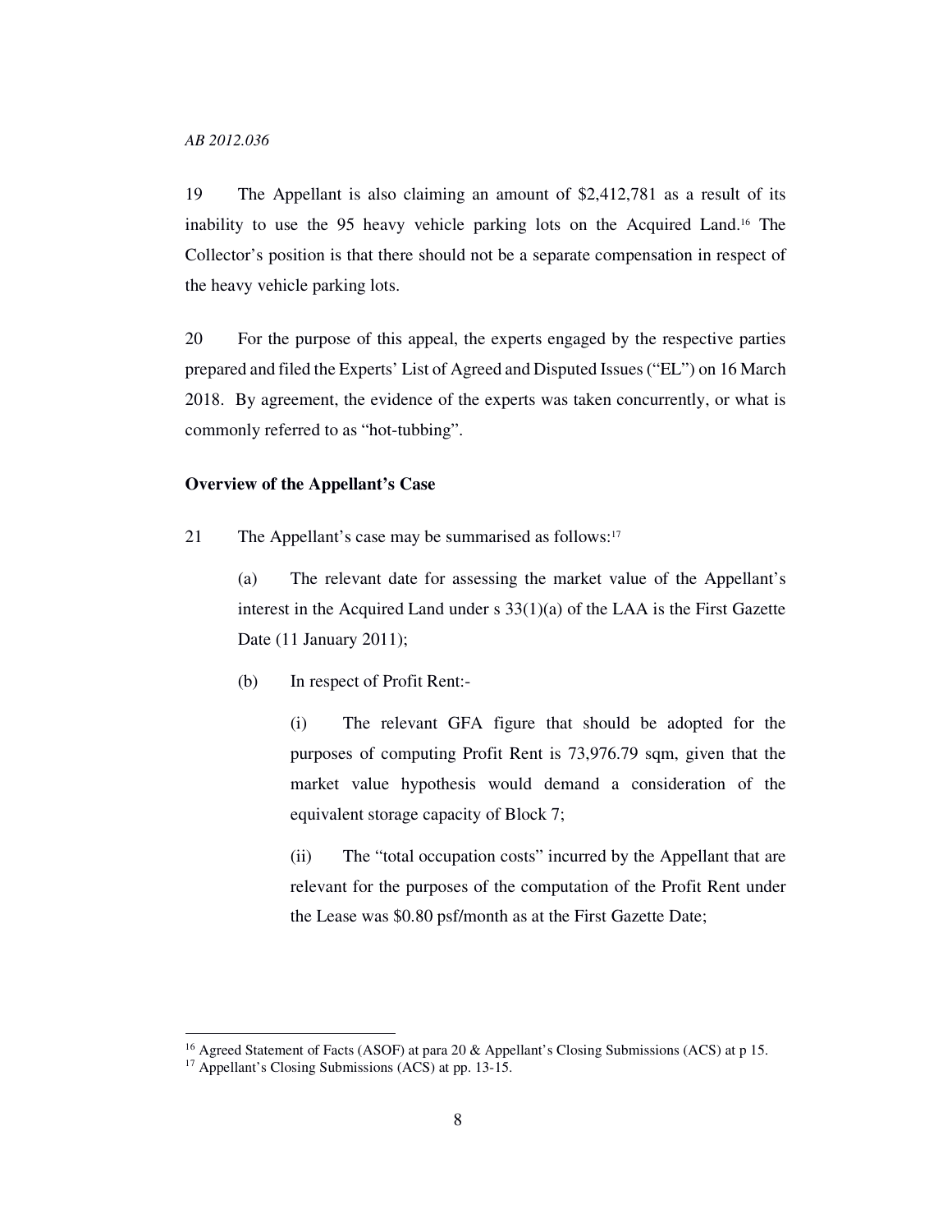19 The Appellant is also claiming an amount of $2,412,781 as a result of its inability to use the 95 heavy vehicle parking lots on the Acquired Land.[16] The Collector's position is that there should not be a separate compensation in respect of the heavy vehicle parking lots.

20 For the purpose of this appeal, the experts engaged by the respective parties prepared and filed the Experts' List of Agreed and Disputed Issues ("EL") on 16 March 2018. By agreement, the evidence of the experts was taken concurrently, or what is commonly referred to as "hot-tubbing".

**Overview of the Appellant's Case**

21 The Appellant's case may be summarised as follows:[17]

(a) The relevant date for assessing the market value of the Appellant's interest in the Acquired Land under s 33(1)(a) of the LAA is the First Gazette Date (11 January 2011);

(b) In respect of Profit Rent:-

(i) The relevant GFA figure that should be adopted for the purposes of computing Profit Rent is 73,976.79 sqm, given that the market value hypothesis would demand a consideration of the equivalent storage capacity of Block 7;

(ii) The "total occupation costs" incurred by the Appellant that are relevant for the purposes of the computation of the Profit Rent under the Lease was $0.80 psf/month as at the First Gazette Date;

---

[16] Agreed Statement of Facts (ASOF) at para 20 & Appellant's Closing Submissions (ACS) at p 15.

[17] Appellant's Closing Submissions (ACS) at pp. 13-15.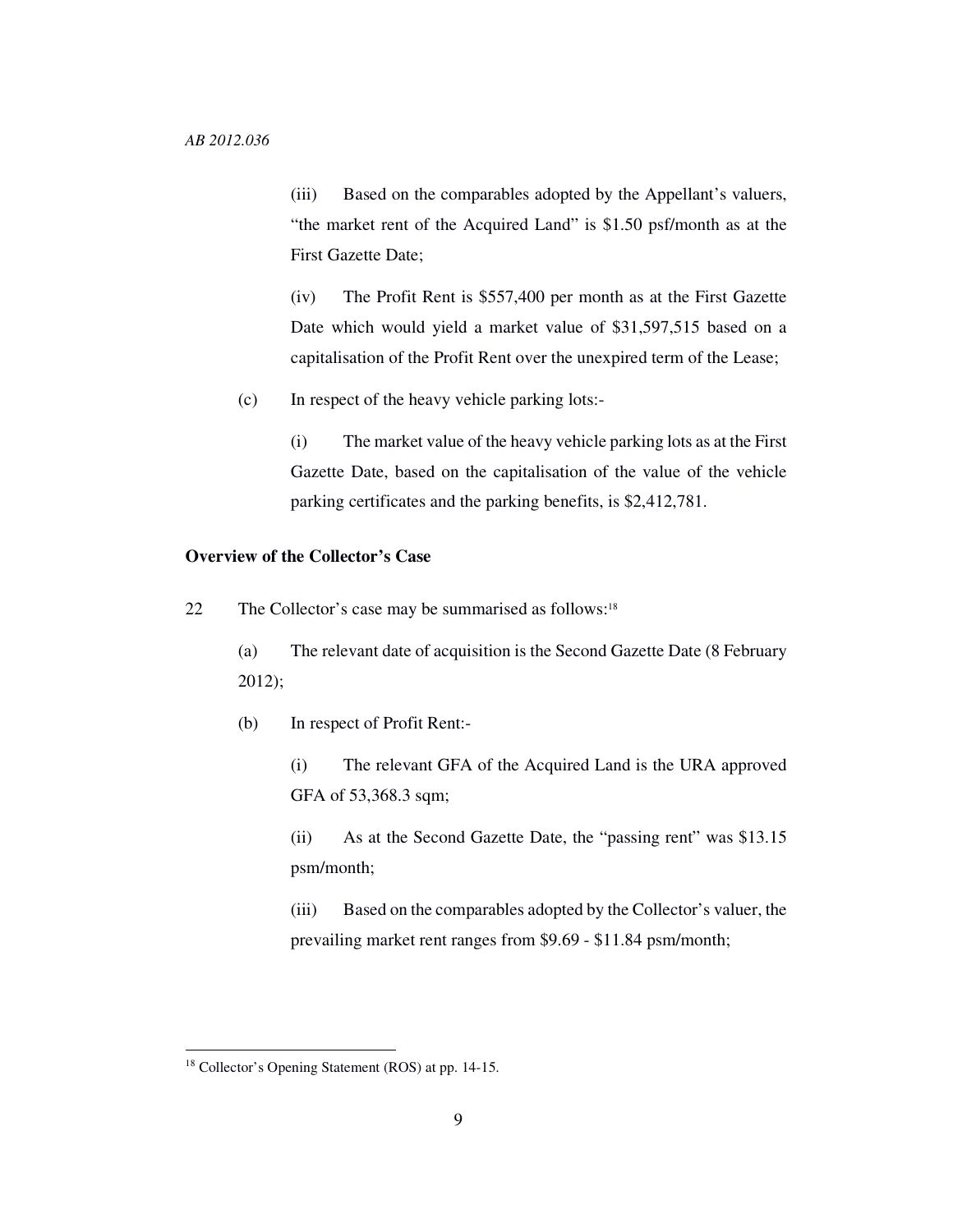(iii) Based on the comparables adopted by the Appellant's valuers, "the market rent of the Acquired Land" is $1.50 psf/month as at the First Gazette Date;

(iv) The Profit Rent is $557,400 per month as at the First Gazette Date which would yield a market value of $31,597,515 based on a capitalisation of the Profit Rent over the unexpired term of the Lease;

(c) In respect of the heavy vehicle parking lots:-

(i) The market value of the heavy vehicle parking lots as at the First Gazette Date, based on the capitalisation of the value of the vehicle parking certificates and the parking benefits, is $2,412,781.

**Overview of the Collector's Case**

22 The Collector's case may be summarised as follows:[18]

(a) The relevant date of acquisition is the Second Gazette Date (8 February 2012);

(b) In respect of Profit Rent:-

(i) The relevant GFA of the Acquired Land is the URA approved GFA of 53,368.3 sqm;

(ii) As at the Second Gazette Date, the "passing rent" was $13.15 psm/month;

(iii) Based on the comparables adopted by the Collector's valuer, the prevailing market rent ranges from $9.69 - $11.84 psm/month;

[18] Collector's Opening Statement (ROS) at pp. 14-15.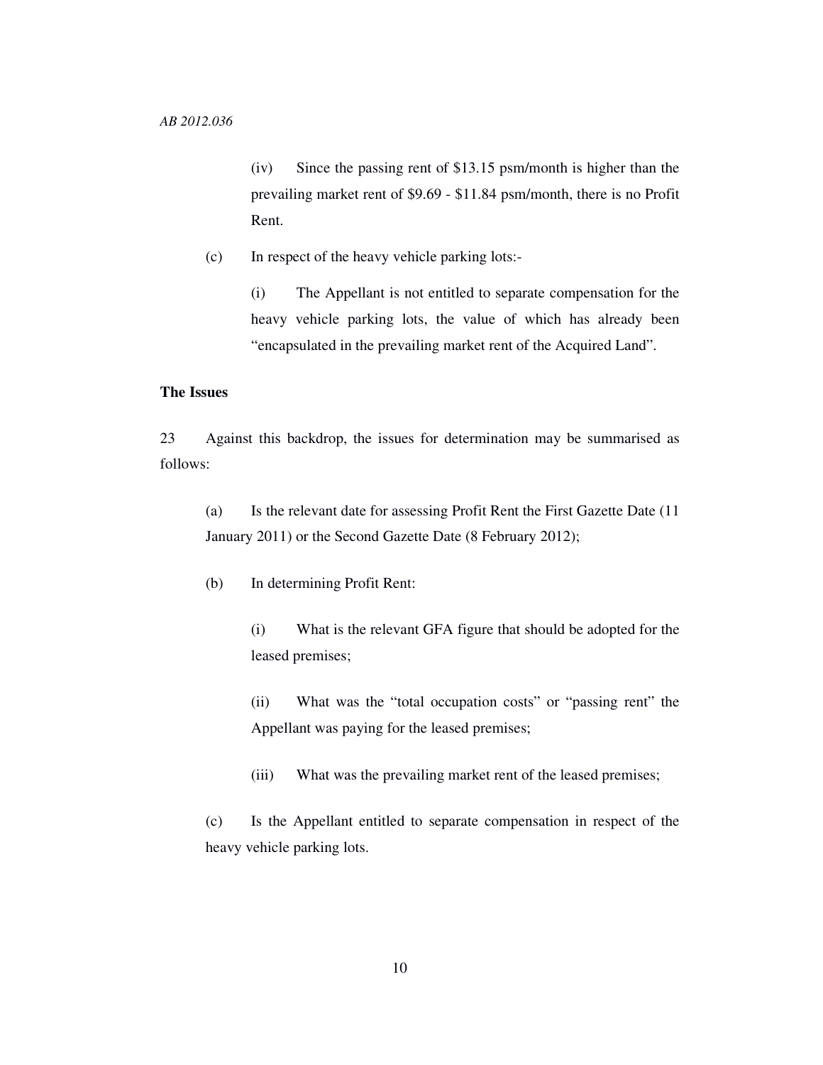(iv) Since the passing rent of $13.15 psm/month is higher than the prevailing market rent of $9.69 - $11.84 psm/month, there is no Profit Rent.

(c) In respect of the heavy vehicle parking lots:-

(i) The Appellant is not entitled to separate compensation for the heavy vehicle parking lots, the value of which has already been "encapsulated in the prevailing market rent of the Acquired Land".

**The Issues**

23 Against this backdrop, the issues for determination may be summarised as follows:

(a) Is the relevant date for assessing Profit Rent the First Gazette Date (11 January 2011) or the Second Gazette Date (8 February 2012);

(b) In determining Profit Rent:

(i) What is the relevant GFA figure that should be adopted for the leased premises;

(ii) What was the "total occupation costs" or "passing rent" the Appellant was paying for the leased premises;

(iii) What was the prevailing market rent of the leased premises;

(c) Is the Appellant entitled to separate compensation in respect of the heavy vehicle parking lots.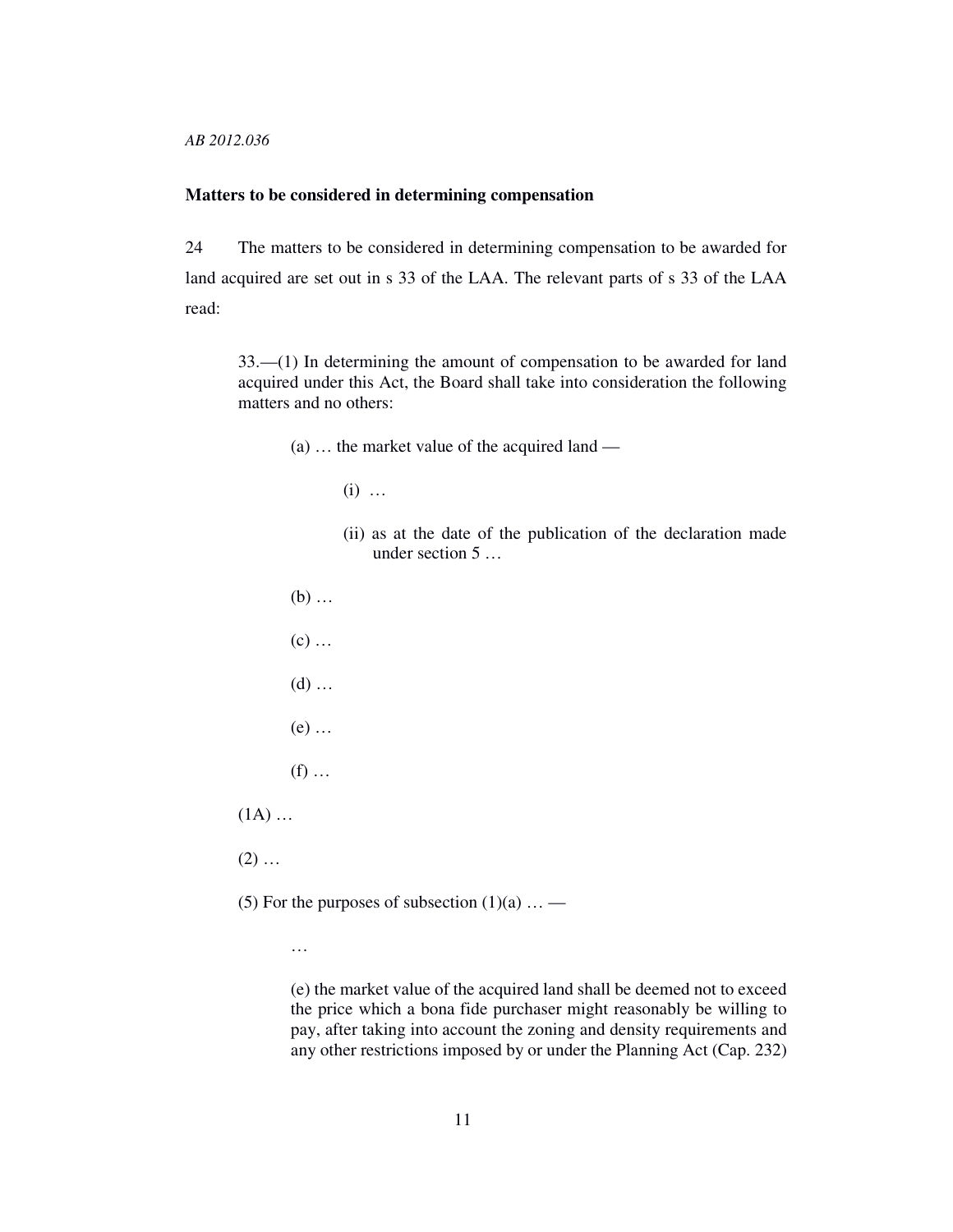**Matters to be considered in determining compensation**

24 The matters to be considered in determining compensation to be awarded for land acquired are set out in s 33 of the LAA. The relevant parts of s 33 of the LAA read:

> 33.—(1) In determining the amount of compensation to be awarded for land acquired under this Act, the Board shall take into consideration the following matters and no others:
>
> (a) … the market value of the acquired land —
>
> (i) …
>
> (ii) as at the date of the publication of the declaration made under section 5 …
>
> (b) …
>
> (c) …
>
> (d) …
>
> (e) …
>
> (f) …
>
> (1A) …
>
> (2) …
>
> (5) For the purposes of subsection (1)(a) … —
>
> …
>
> (e) the market value of the acquired land shall be deemed not to exceed the price which a bona fide purchaser might reasonably be willing to pay, after taking into account the zoning and density requirements and any other restrictions imposed by or under the Planning Act (Cap. 232)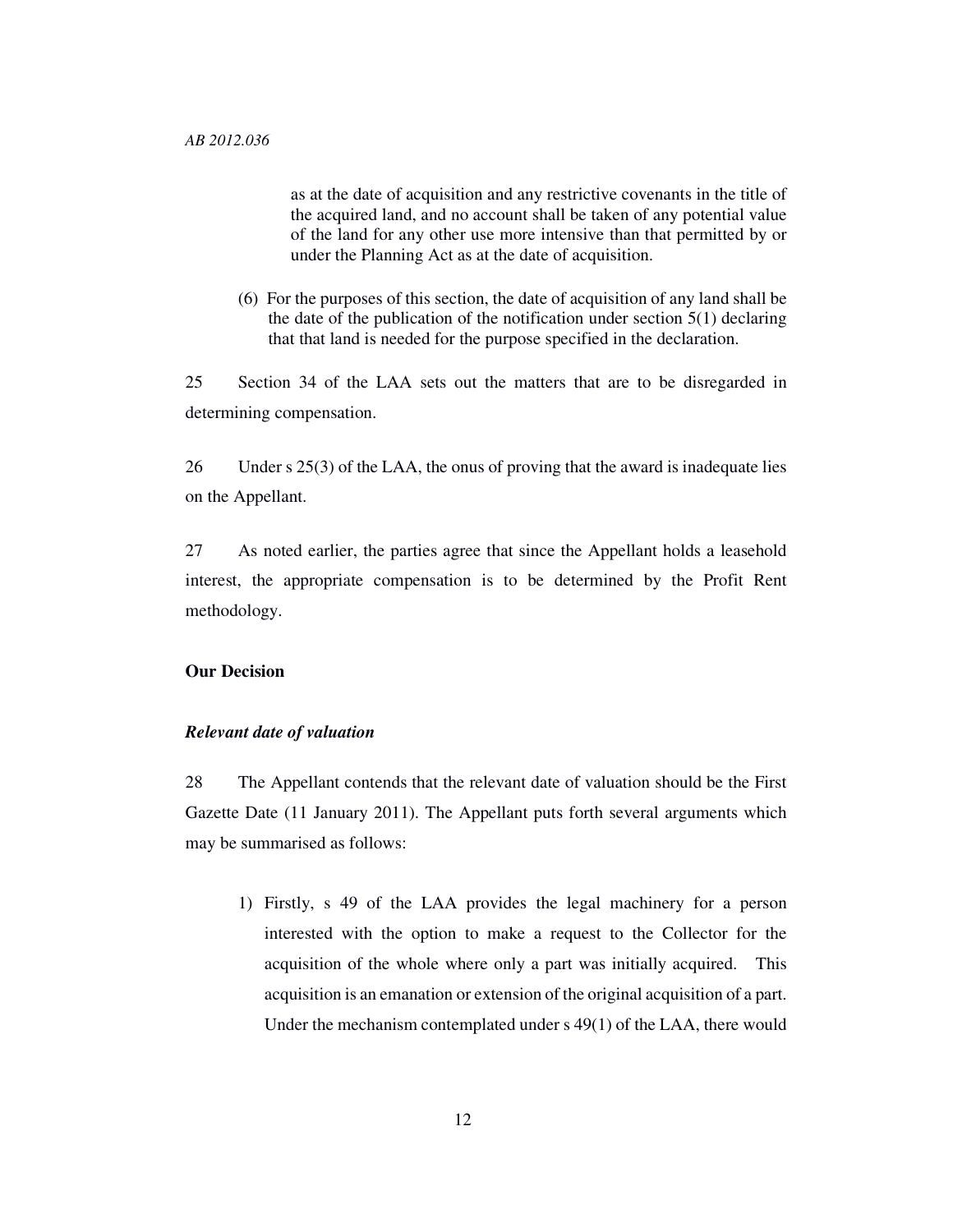as at the date of acquisition and any restrictive covenants in the title of the acquired land, and no account shall be taken of any potential value of the land for any other use more intensive than that permitted by or under the Planning Act as at the date of acquisition.

(6) For the purposes of this section, the date of acquisition of any land shall be the date of the publication of the notification under section 5(1) declaring that that land is needed for the purpose specified in the declaration.

25 Section 34 of the LAA sets out the matters that are to be disregarded in determining compensation.

26 Under s 25(3) of the LAA, the onus of proving that the award is inadequate lies on the Appellant.

27 As noted earlier, the parties agree that since the Appellant holds a leasehold interest, the appropriate compensation is to be determined by the Profit Rent methodology.

**Our Decision**

***Relevant date of valuation***

28 The Appellant contends that the relevant date of valuation should be the First Gazette Date (11 January 2011). The Appellant puts forth several arguments which may be summarised as follows:

1) Firstly, s 49 of the LAA provides the legal machinery for a person interested with the option to make a request to the Collector for the acquisition of the whole where only a part was initially acquired. This acquisition is an emanation or extension of the original acquisition of a part. Under the mechanism contemplated under s 49(1) of the LAA, there would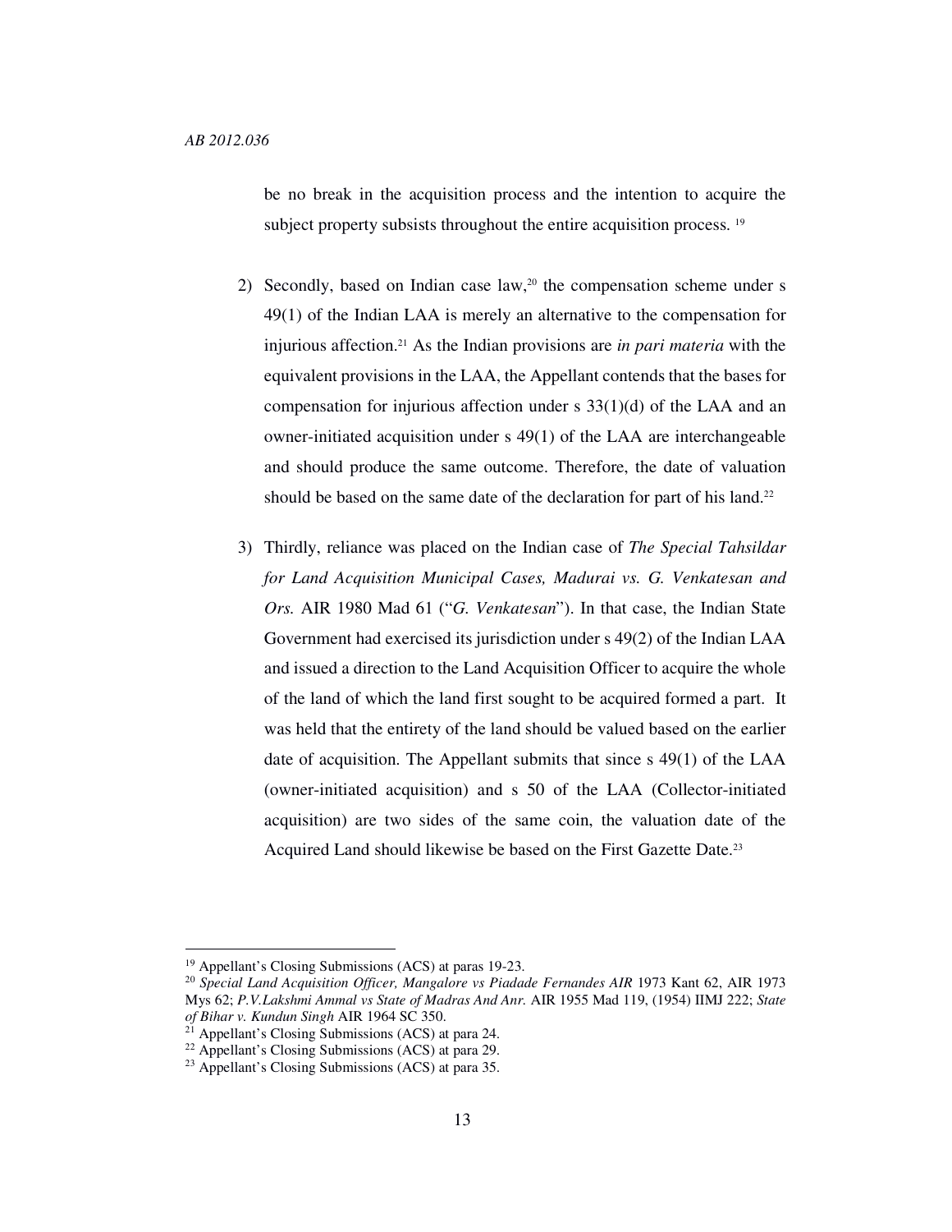be no break in the acquisition process and the intention to acquire the subject property subsists throughout the entire acquisition process. [19]

2) Secondly, based on Indian case law,[20] the compensation scheme under s 49(1) of the Indian LAA is merely an alternative to the compensation for injurious affection.[21] As the Indian provisions are *in pari materia* with the equivalent provisions in the LAA, the Appellant contends that the bases for compensation for injurious affection under s 33(1)(d) of the LAA and an owner-initiated acquisition under s 49(1) of the LAA are interchangeable and should produce the same outcome. Therefore, the date of valuation should be based on the same date of the declaration for part of his land.[22]

3) Thirdly, reliance was placed on the Indian case of *The Special Tahsildar for Land Acquisition Municipal Cases, Madurai vs. G. Venkatesan and Ors.* AIR 1980 Mad 61 ("*G. Venkatesan*"). In that case, the Indian State Government had exercised its jurisdiction under s 49(2) of the Indian LAA and issued a direction to the Land Acquisition Officer to acquire the whole of the land of which the land first sought to be acquired formed a part. It was held that the entirety of the land should be valued based on the earlier date of acquisition. The Appellant submits that since s 49(1) of the LAA (owner-initiated acquisition) and s 50 of the LAA (Collector-initiated acquisition) are two sides of the same coin, the valuation date of the Acquired Land should likewise be based on the First Gazette Date.[23]

---

[19] Appellant's Closing Submissions (ACS) at paras 19-23.

[20] *Special Land Acquisition Officer, Mangalore vs Piadade Fernandes AIR* 1973 Kant 62, AIR 1973 Mys 62; *P.V.Lakshmi Ammal vs State of Madras And Anr.* AIR 1955 Mad 119, (1954) IIMJ 222; *State of Bihar v. Kundun Singh* AIR 1964 SC 350.

[21] Appellant's Closing Submissions (ACS) at para 24.

[22] Appellant's Closing Submissions (ACS) at para 29.

[23] Appellant's Closing Submissions (ACS) at para 35.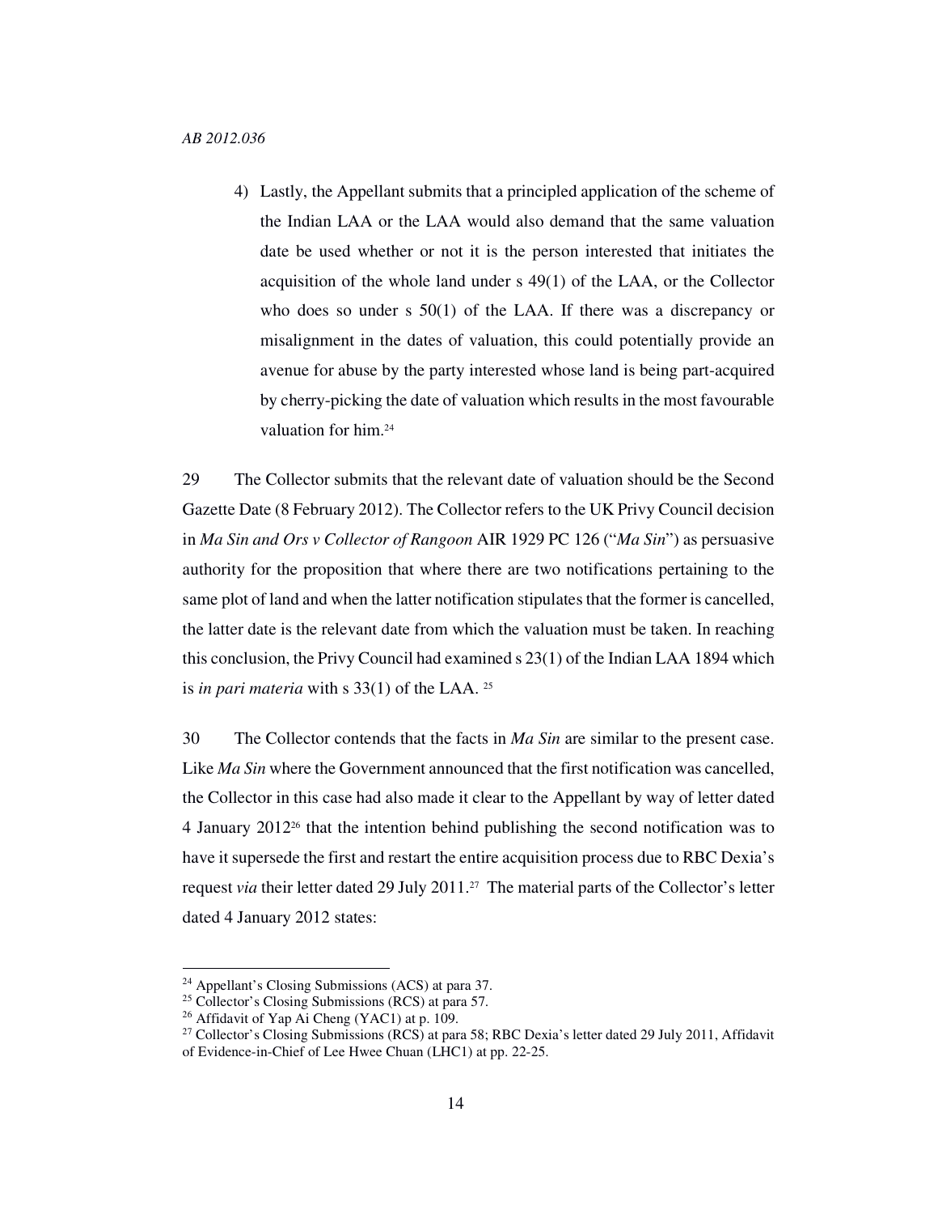4) Lastly, the Appellant submits that a principled application of the scheme of the Indian LAA or the LAA would also demand that the same valuation date be used whether or not it is the person interested that initiates the acquisition of the whole land under s 49(1) of the LAA, or the Collector who does so under s 50(1) of the LAA. If there was a discrepancy or misalignment in the dates of valuation, this could potentially provide an avenue for abuse by the party interested whose land is being part-acquired by cherry-picking the date of valuation which results in the most favourable valuation for him.[24]

29 The Collector submits that the relevant date of valuation should be the Second Gazette Date (8 February 2012). The Collector refers to the UK Privy Council decision in *Ma Sin and Ors v Collector of Rangoon* AIR 1929 PC 126 ("*Ma Sin*") as persuasive authority for the proposition that where there are two notifications pertaining to the same plot of land and when the latter notification stipulates that the former is cancelled, the latter date is the relevant date from which the valuation must be taken. In reaching this conclusion, the Privy Council had examined s 23(1) of the Indian LAA 1894 which is *in pari materia* with s 33(1) of the LAA.[25]

30 The Collector contends that the facts in *Ma Sin* are similar to the present case. Like *Ma Sin* where the Government announced that the first notification was cancelled, the Collector in this case had also made it clear to the Appellant by way of letter dated 4 January 2012[26] that the intention behind publishing the second notification was to have it supersede the first and restart the entire acquisition process due to RBC Dexia's request *via* their letter dated 29 July 2011.[27] The material parts of the Collector's letter dated 4 January 2012 states:

---

[24] Appellant's Closing Submissions (ACS) at para 37.

[25] Collector's Closing Submissions (RCS) at para 57.

[26] Affidavit of Yap Ai Cheng (YAC1) at p. 109.

[27] Collector's Closing Submissions (RCS) at para 58; RBC Dexia's letter dated 29 July 2011, Affidavit of Evidence-in-Chief of Lee Hwee Chuan (LHC1) at pp. 22-25.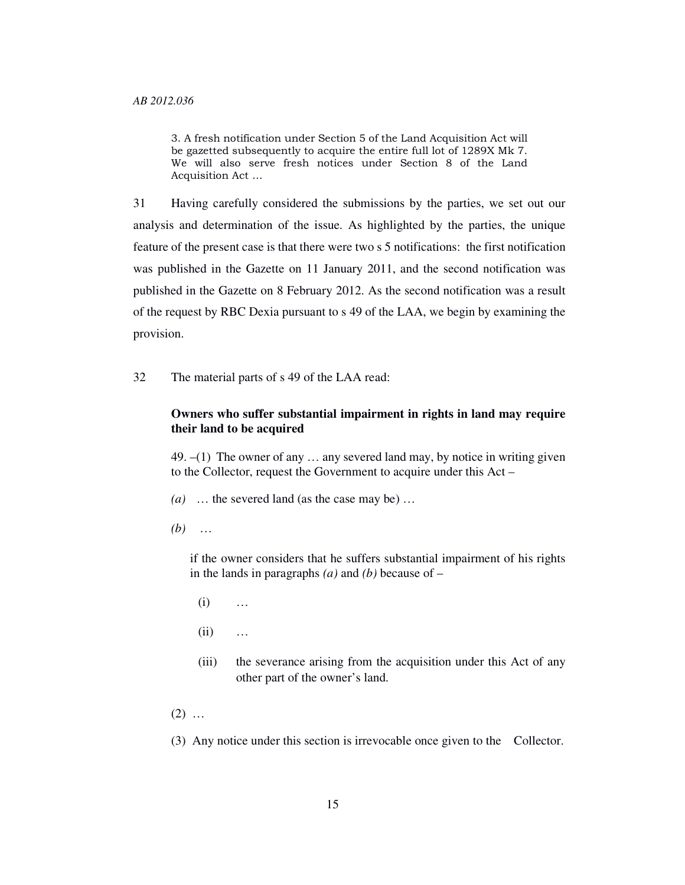> 3. A fresh notification under Section 5 of the Land Acquisition Act will be gazetted subsequently to acquire the entire full lot of 1289X Mk 7. We will also serve fresh notices under Section 8 of the Land Acquisition Act …

31 Having carefully considered the submissions by the parties, we set out our analysis and determination of the issue. As highlighted by the parties, the unique feature of the present case is that there were two s 5 notifications: the first notification was published in the Gazette on 11 January 2011, and the second notification was published in the Gazette on 8 February 2012. As the second notification was a result of the request by RBC Dexia pursuant to s 49 of the LAA, we begin by examining the provision.

32 The material parts of s 49 of the LAA read:

> **Owners who suffer substantial impairment in rights in land may require their land to be acquired**
>
> 49. –(1) The owner of any … any severed land may, by notice in writing given to the Collector, request the Government to acquire under this Act –
>
> *(a)* … the severed land (as the case may be) …
>
> *(b)* …
>
> if the owner considers that he suffers substantial impairment of his rights in the lands in paragraphs *(a)* and *(b)* because of –
>
> (i) …
>
> (ii) …
>
> (iii) the severance arising from the acquisition under this Act of any other part of the owner's land.
>
> (2) …
>
> (3) Any notice under this section is irrevocable once given to the Collector.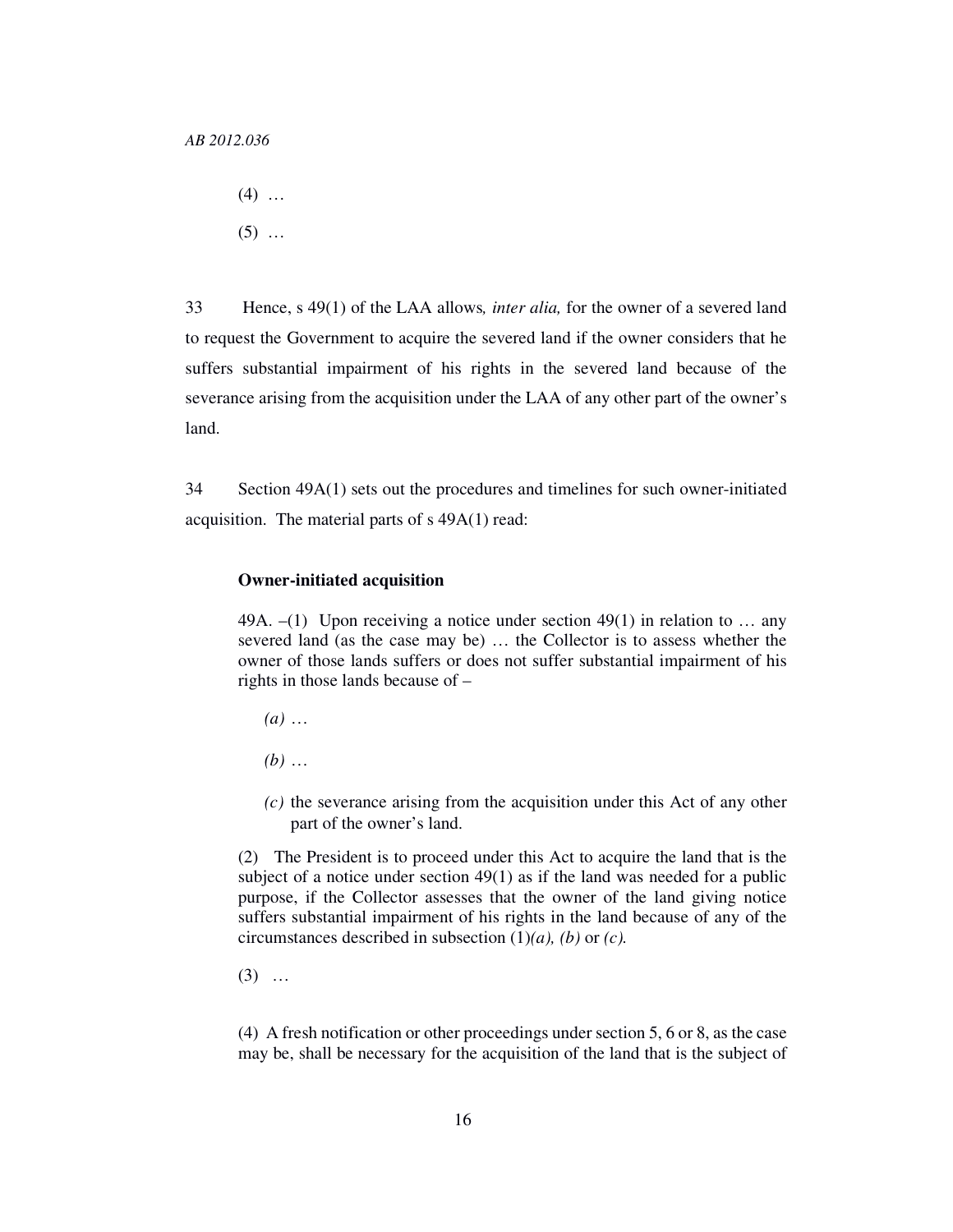(4) …

(5) …

33 Hence, s 49(1) of the LAA allows*, inter alia,* for the owner of a severed land to request the Government to acquire the severed land if the owner considers that he suffers substantial impairment of his rights in the severed land because of the severance arising from the acquisition under the LAA of any other part of the owner's land.

34 Section 49A(1) sets out the procedures and timelines for such owner-initiated acquisition. The material parts of s 49A(1) read:

> **Owner-initiated acquisition**
>
> 49A. –(1) Upon receiving a notice under section 49(1) in relation to … any severed land (as the case may be) … the Collector is to assess whether the owner of those lands suffers or does not suffer substantial impairment of his rights in those lands because of –
>
> *(a)* …
>
> *(b)* …
>
> *(c)* the severance arising from the acquisition under this Act of any other part of the owner's land.
>
> (2) The President is to proceed under this Act to acquire the land that is the subject of a notice under section 49(1) as if the land was needed for a public purpose, if the Collector assesses that the owner of the land giving notice suffers substantial impairment of his rights in the land because of any of the circumstances described in subsection (1)*(a), (b)* or *(c).*
>
> (3) …
>
> (4) A fresh notification or other proceedings under section 5, 6 or 8, as the case may be, shall be necessary for the acquisition of the land that is the subject of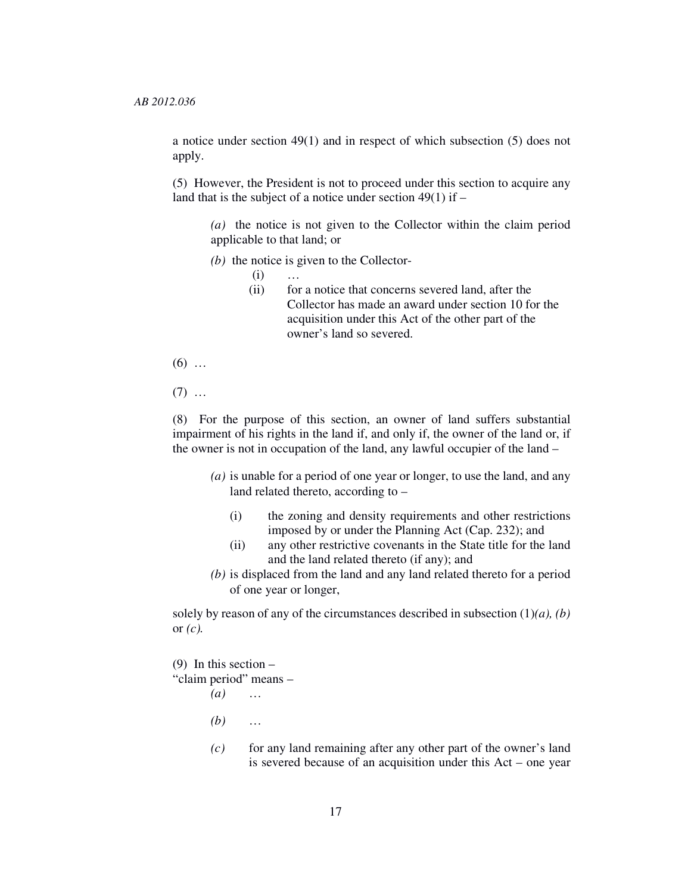a notice under section 49(1) and in respect of which subsection (5) does not apply.

(5) However, the President is not to proceed under this section to acquire any land that is the subject of a notice under section 49(1) if –

> *(a)* the notice is not given to the Collector within the claim period applicable to that land; or
>
> *(b)* the notice is given to the Collector-
>
> > (i) …
> >
> > (ii) for a notice that concerns severed land, after the Collector has made an award under section 10 for the acquisition under this Act of the other part of the owner's land so severed.

(6) …

(7) …

(8) For the purpose of this section, an owner of land suffers substantial impairment of his rights in the land if, and only if, the owner of the land or, if the owner is not in occupation of the land, any lawful occupier of the land –

> *(a)* is unable for a period of one year or longer, to use the land, and any land related thereto, according to –
>
> > (i) the zoning and density requirements and other restrictions imposed by or under the Planning Act (Cap. 232); and
> >
> > (ii) any other restrictive covenants in the State title for the land and the land related thereto (if any); and
>
> *(b)* is displaced from the land and any land related thereto for a period of one year or longer,

solely by reason of any of the circumstances described in subsection (1)*(a), (b)* or *(c).*

(9) In this section –

"claim period" means –

> *(a)* …
>
> *(b)* …
>
> *(c)* for any land remaining after any other part of the owner's land is severed because of an acquisition under this Act – one year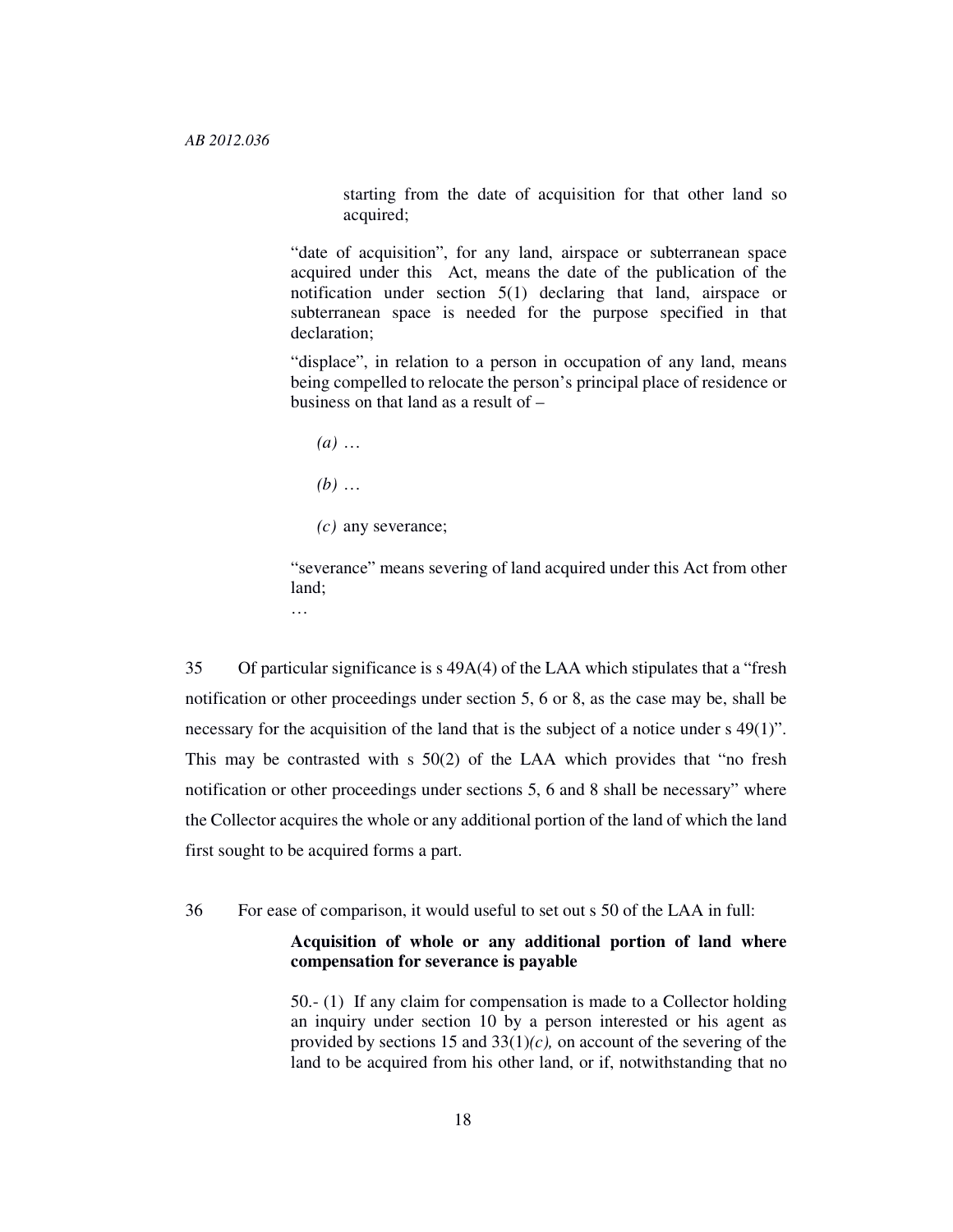> starting from the date of acquisition for that other land so acquired;
>
> "date of acquisition", for any land, airspace or subterranean space acquired under this Act, means the date of the publication of the notification under section 5(1) declaring that land, airspace or subterranean space is needed for the purpose specified in that declaration;
>
> "displace", in relation to a person in occupation of any land, means being compelled to relocate the person's principal place of residence or business on that land as a result of –
>
> *(a)* …
>
> *(b)* …
>
> *(c)* any severance;
>
> "severance" means severing of land acquired under this Act from other land;
>
> …

35 Of particular significance is s 49A(4) of the LAA which stipulates that a "fresh notification or other proceedings under section 5, 6 or 8, as the case may be, shall be necessary for the acquisition of the land that is the subject of a notice under s 49(1)". This may be contrasted with s 50(2) of the LAA which provides that "no fresh notification or other proceedings under sections 5, 6 and 8 shall be necessary" where the Collector acquires the whole or any additional portion of the land of which the land first sought to be acquired forms a part.

36 For ease of comparison, it would useful to set out s 50 of the LAA in full:

> **Acquisition of whole or any additional portion of land where compensation for severance is payable**
>
> 50.- (1) If any claim for compensation is made to a Collector holding an inquiry under section 10 by a person interested or his agent as provided by sections 15 and 33(1)*(c),* on account of the severing of the land to be acquired from his other land, or if, notwithstanding that no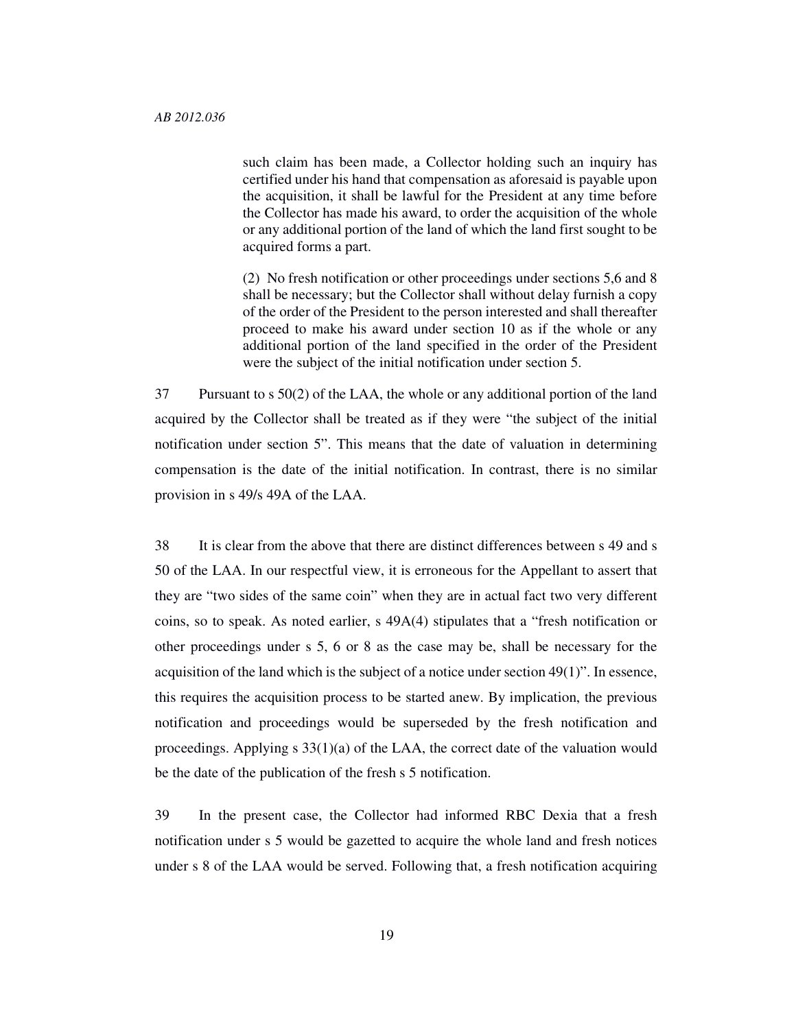> such claim has been made, a Collector holding such an inquiry has certified under his hand that compensation as aforesaid is payable upon the acquisition, it shall be lawful for the President at any time before the Collector has made his award, to order the acquisition of the whole or any additional portion of the land of which the land first sought to be acquired forms a part.
>
> (2) No fresh notification or other proceedings under sections 5,6 and 8 shall be necessary; but the Collector shall without delay furnish a copy of the order of the President to the person interested and shall thereafter proceed to make his award under section 10 as if the whole or any additional portion of the land specified in the order of the President were the subject of the initial notification under section 5.

37 Pursuant to s 50(2) of the LAA, the whole or any additional portion of the land acquired by the Collector shall be treated as if they were "the subject of the initial notification under section 5". This means that the date of valuation in determining compensation is the date of the initial notification. In contrast, there is no similar provision in s 49/s 49A of the LAA.

38 It is clear from the above that there are distinct differences between s 49 and s 50 of the LAA. In our respectful view, it is erroneous for the Appellant to assert that they are "two sides of the same coin" when they are in actual fact two very different coins, so to speak. As noted earlier, s 49A(4) stipulates that a "fresh notification or other proceedings under s 5, 6 or 8 as the case may be, shall be necessary for the acquisition of the land which is the subject of a notice under section 49(1)". In essence, this requires the acquisition process to be started anew. By implication, the previous notification and proceedings would be superseded by the fresh notification and proceedings. Applying s 33(1)(a) of the LAA, the correct date of the valuation would be the date of the publication of the fresh s 5 notification.

39 In the present case, the Collector had informed RBC Dexia that a fresh notification under s 5 would be gazetted to acquire the whole land and fresh notices under s 8 of the LAA would be served. Following that, a fresh notification acquiring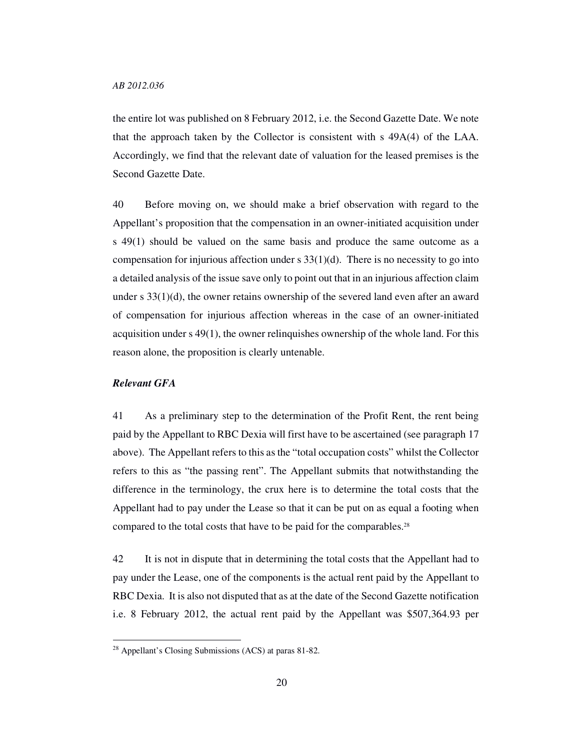the entire lot was published on 8 February 2012, i.e. the Second Gazette Date. We note that the approach taken by the Collector is consistent with s 49A(4) of the LAA. Accordingly, we find that the relevant date of valuation for the leased premises is the Second Gazette Date.

40 Before moving on, we should make a brief observation with regard to the Appellant's proposition that the compensation in an owner-initiated acquisition under s 49(1) should be valued on the same basis and produce the same outcome as a compensation for injurious affection under s 33(1)(d). There is no necessity to go into a detailed analysis of the issue save only to point out that in an injurious affection claim under s 33(1)(d), the owner retains ownership of the severed land even after an award of compensation for injurious affection whereas in the case of an owner-initiated acquisition under s 49(1), the owner relinquishes ownership of the whole land. For this reason alone, the proposition is clearly untenable.

***Relevant GFA***

41 As a preliminary step to the determination of the Profit Rent, the rent being paid by the Appellant to RBC Dexia will first have to be ascertained (see paragraph 17 above). The Appellant refers to this as the "total occupation costs" whilst the Collector refers to this as "the passing rent". The Appellant submits that notwithstanding the difference in the terminology, the crux here is to determine the total costs that the Appellant had to pay under the Lease so that it can be put on as equal a footing when compared to the total costs that have to be paid for the comparables.[28]

42 It is not in dispute that in determining the total costs that the Appellant had to pay under the Lease, one of the components is the actual rent paid by the Appellant to RBC Dexia. It is also not disputed that as at the date of the Second Gazette notification i.e. 8 February 2012, the actual rent paid by the Appellant was $507,364.93 per

[28] Appellant's Closing Submissions (ACS) at paras 81-82.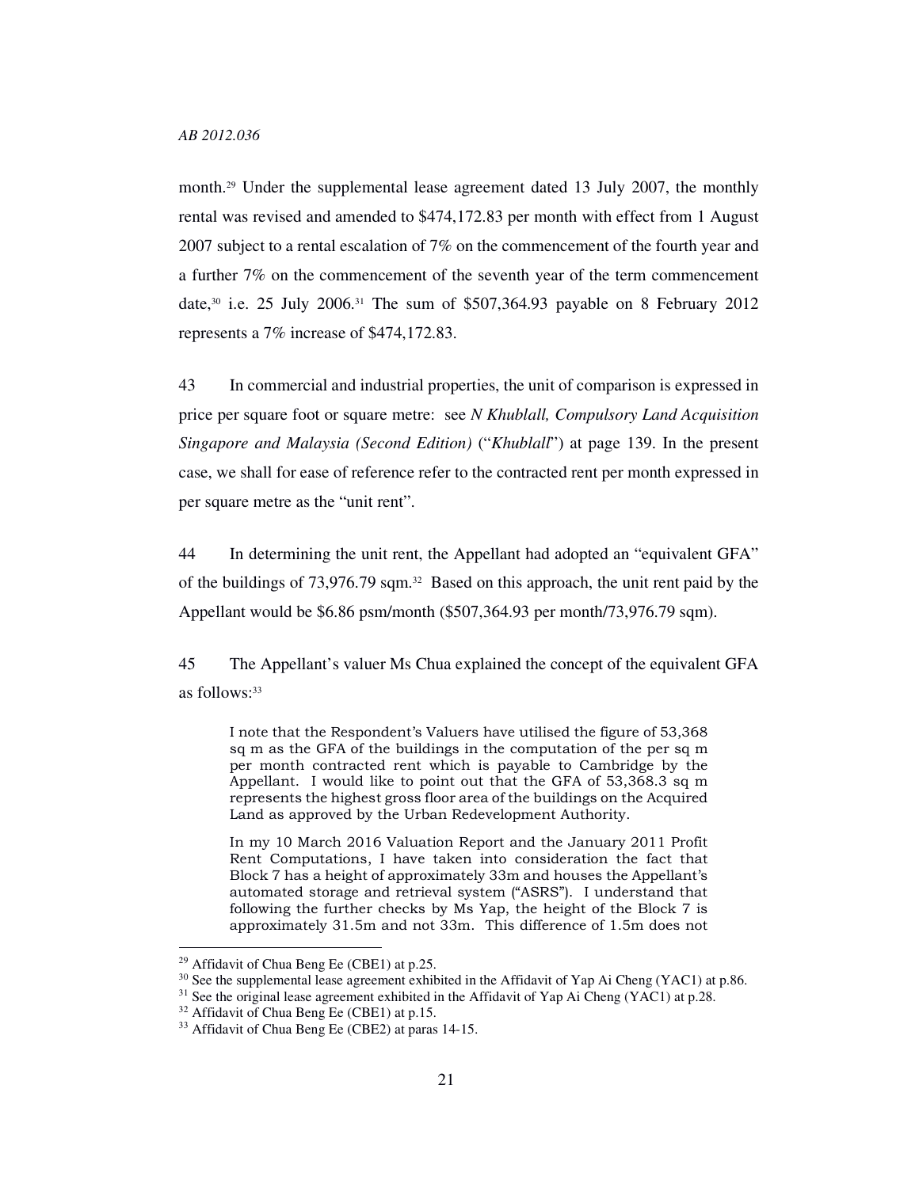month.[29] Under the supplemental lease agreement dated 13 July 2007, the monthly rental was revised and amended to $474,172.83 per month with effect from 1 August 2007 subject to a rental escalation of 7% on the commencement of the fourth year and a further 7% on the commencement of the seventh year of the term commencement date,[30] i.e. 25 July 2006.[31] The sum of $507,364.93 payable on 8 February 2012 represents a 7% increase of $474,172.83.

43 In commercial and industrial properties, the unit of comparison is expressed in price per square foot or square metre: see *N Khublall, Compulsory Land Acquisition Singapore and Malaysia (Second Edition)* ("*Khublall*") at page 139. In the present case, we shall for ease of reference refer to the contracted rent per month expressed in per square metre as the "unit rent".

44 In determining the unit rent, the Appellant had adopted an "equivalent GFA" of the buildings of 73,976.79 sqm.[32] Based on this approach, the unit rent paid by the Appellant would be $6.86 psm/month ($507,364.93 per month/73,976.79 sqm).

45 The Appellant's valuer Ms Chua explained the concept of the equivalent GFA as follows:[33]

> I note that the Respondent's Valuers have utilised the figure of 53,368 sq m as the GFA of the buildings in the computation of the per sq m per month contracted rent which is payable to Cambridge by the Appellant. I would like to point out that the GFA of 53,368.3 sq m represents the highest gross floor area of the buildings on the Acquired Land as approved by the Urban Redevelopment Authority.
>
> In my 10 March 2016 Valuation Report and the January 2011 Profit Rent Computations, I have taken into consideration the fact that Block 7 has a height of approximately 33m and houses the Appellant's automated storage and retrieval system ("ASRS"). I understand that following the further checks by Ms Yap, the height of the Block 7 is approximately 31.5m and not 33m. This difference of 1.5m does not

---

[29] Affidavit of Chua Beng Ee (CBE1) at p.25.

[30] See the supplemental lease agreement exhibited in the Affidavit of Yap Ai Cheng (YAC1) at p.86.

[31] See the original lease agreement exhibited in the Affidavit of Yap Ai Cheng (YAC1) at p.28.

[32] Affidavit of Chua Beng Ee (CBE1) at p.15.

[33] Affidavit of Chua Beng Ee (CBE2) at paras 14-15.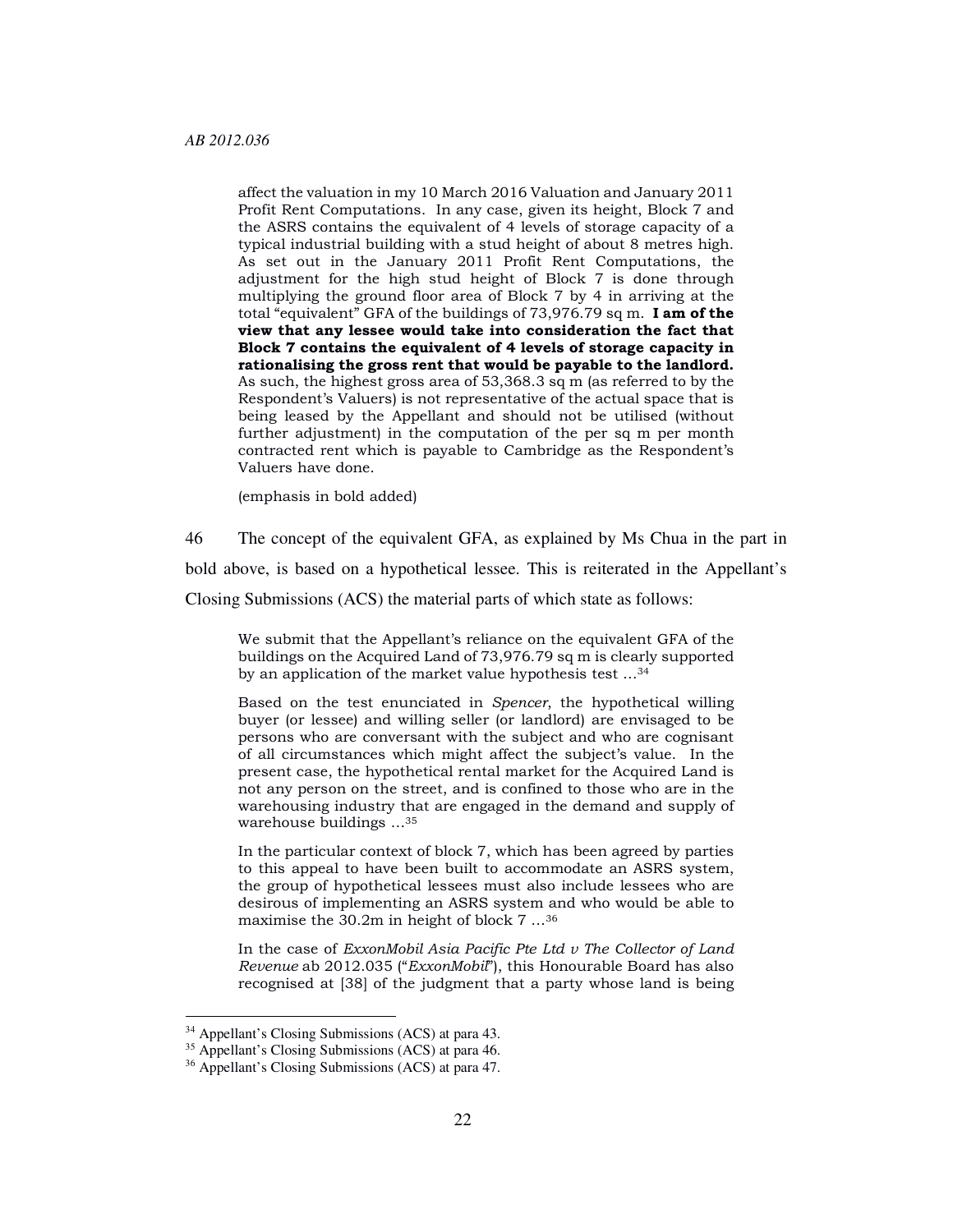> affect the valuation in my 10 March 2016 Valuation and January 2011 Profit Rent Computations. In any case, given its height, Block 7 and the ASRS contains the equivalent of 4 levels of storage capacity of a typical industrial building with a stud height of about 8 metres high. As set out in the January 2011 Profit Rent Computations, the adjustment for the high stud height of Block 7 is done through multiplying the ground floor area of Block 7 by 4 in arriving at the total "equivalent" GFA of the buildings of 73,976.79 sq m. **I am of the view that any lessee would take into consideration the fact that Block 7 contains the equivalent of 4 levels of storage capacity in rationalising the gross rent that would be payable to the landlord.** As such, the highest gross area of 53,368.3 sq m (as referred to by the Respondent's Valuers) is not representative of the actual space that is being leased by the Appellant and should not be utilised (without further adjustment) in the computation of the per sq m per month contracted rent which is payable to Cambridge as the Respondent's Valuers have done.
>
> (emphasis in bold added)

46 The concept of the equivalent GFA, as explained by Ms Chua in the part in bold above, is based on a hypothetical lessee. This is reiterated in the Appellant's Closing Submissions (ACS) the material parts of which state as follows:

> We submit that the Appellant's reliance on the equivalent GFA of the buildings on the Acquired Land of 73,976.79 sq m is clearly supported by an application of the market value hypothesis test …[34]
>
> Based on the test enunciated in *Spencer*, the hypothetical willing buyer (or lessee) and willing seller (or landlord) are envisaged to be persons who are conversant with the subject and who are cognisant of all circumstances which might affect the subject's value. In the present case, the hypothetical rental market for the Acquired Land is not any person on the street, and is confined to those who are in the warehousing industry that are engaged in the demand and supply of warehouse buildings …[35]
>
> In the particular context of block 7, which has been agreed by parties to this appeal to have been built to accommodate an ASRS system, the group of hypothetical lessees must also include lessees who are desirous of implementing an ASRS system and who would be able to maximise the 30.2m in height of block 7 …[36]
>
> In the case of *ExxonMobil Asia Pacific Pte Ltd v The Collector of Land Revenue* ab 2012.035 ("*ExxonMobil*"), this Honourable Board has also recognised at [38] of the judgment that a party whose land is being

[34] Appellant's Closing Submissions (ACS) at para 43.

[35] Appellant's Closing Submissions (ACS) at para 46.

[36] Appellant's Closing Submissions (ACS) at para 47.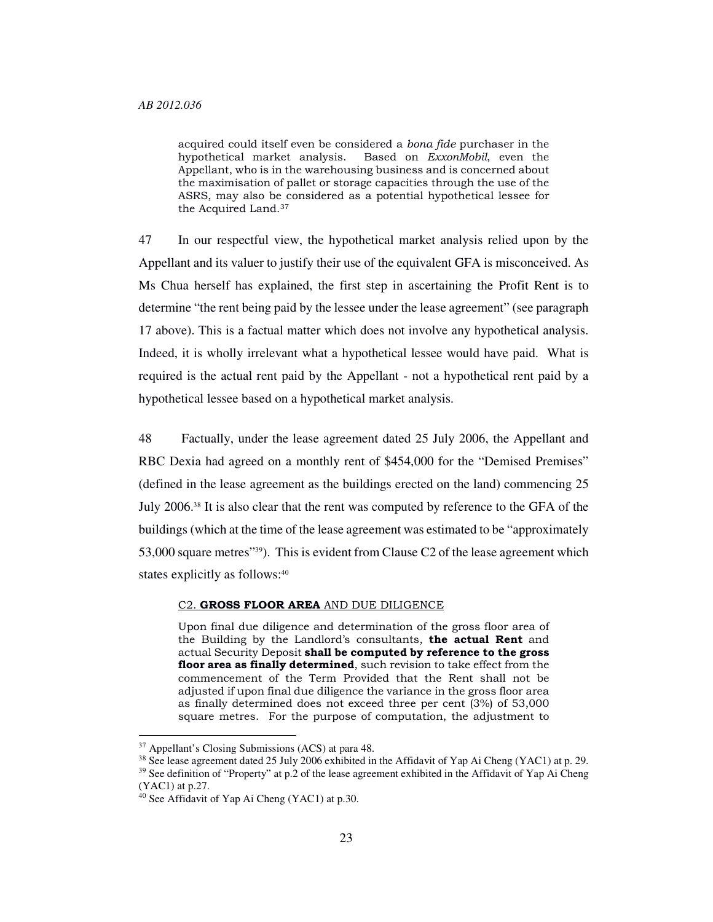> acquired could itself even be considered a *bona fide* purchaser in the hypothetical market analysis. Based on *ExxonMobil*, even the Appellant, who is in the warehousing business and is concerned about the maximisation of pallet or storage capacities through the use of the ASRS, may also be considered as a potential hypothetical lessee for the Acquired Land.[37]

47 In our respectful view, the hypothetical market analysis relied upon by the Appellant and its valuer to justify their use of the equivalent GFA is misconceived. As Ms Chua herself has explained, the first step in ascertaining the Profit Rent is to determine "the rent being paid by the lessee under the lease agreement" (see paragraph 17 above). This is a factual matter which does not involve any hypothetical analysis. Indeed, it is wholly irrelevant what a hypothetical lessee would have paid. What is required is the actual rent paid by the Appellant - not a hypothetical rent paid by a hypothetical lessee based on a hypothetical market analysis.

48 Factually, under the lease agreement dated 25 July 2006, the Appellant and RBC Dexia had agreed on a monthly rent of $454,000 for the "Demised Premises" (defined in the lease agreement as the buildings erected on the land) commencing 25 July 2006.[38] It is also clear that the rent was computed by reference to the GFA of the buildings (which at the time of the lease agreement was estimated to be "approximately 53,000 square metres"[39]). This is evident from Clause C2 of the lease agreement which states explicitly as follows:[40]

> <u>C2. **GROSS FLOOR AREA** AND DUE DILIGENCE</u>
>
> Upon final due diligence and determination of the gross floor area of the Building by the Landlord's consultants, **the actual Rent** and actual Security Deposit **shall be computed by reference to the gross floor area as finally determined**, such revision to take effect from the commencement of the Term Provided that the Rent shall not be adjusted if upon final due diligence the variance in the gross floor area as finally determined does not exceed three per cent (3%) of 53,000 square metres. For the purpose of computation, the adjustment to

---

[37] Appellant's Closing Submissions (ACS) at para 48.

[38] See lease agreement dated 25 July 2006 exhibited in the Affidavit of Yap Ai Cheng (YAC1) at p. 29.

[39] See definition of "Property" at p.2 of the lease agreement exhibited in the Affidavit of Yap Ai Cheng (YAC1) at p.27.

[40] See Affidavit of Yap Ai Cheng (YAC1) at p.30.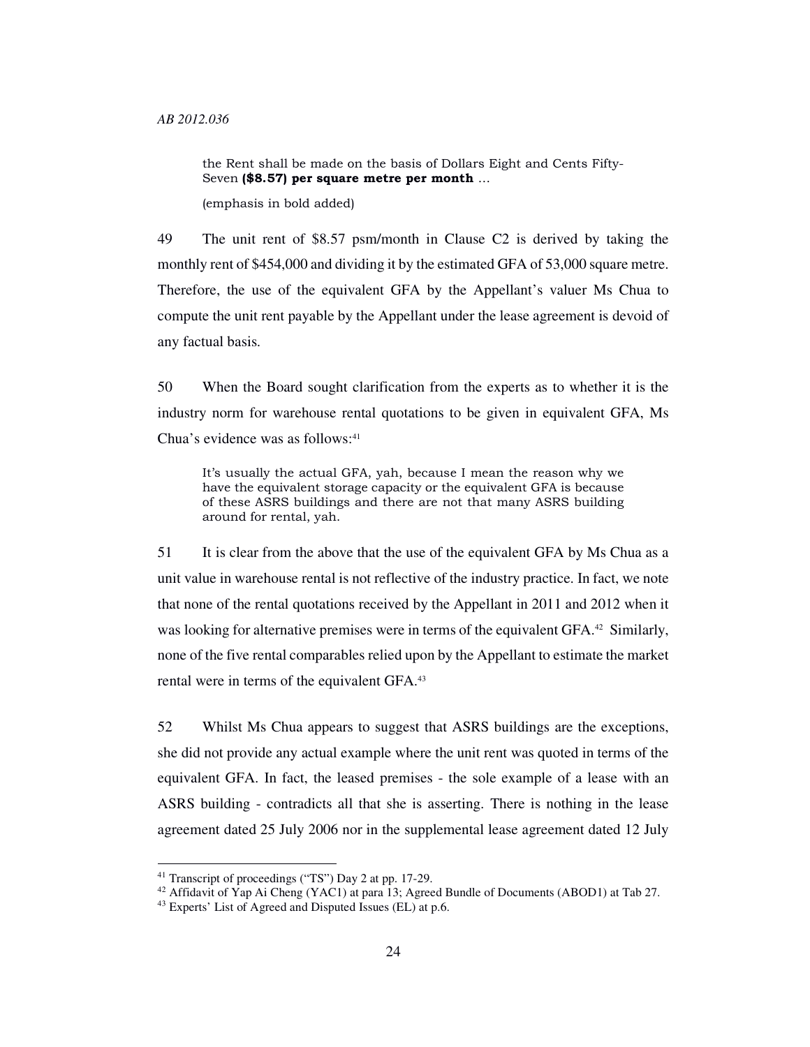the Rent shall be made on the basis of Dollars Eight and Cents Fifty-Seven **($8.57) per square metre per month** …

(emphasis in bold added)

49 The unit rent of $8.57 psm/month in Clause C2 is derived by taking the monthly rent of $454,000 and dividing it by the estimated GFA of 53,000 square metre. Therefore, the use of the equivalent GFA by the Appellant's valuer Ms Chua to compute the unit rent payable by the Appellant under the lease agreement is devoid of any factual basis.

50 When the Board sought clarification from the experts as to whether it is the industry norm for warehouse rental quotations to be given in equivalent GFA, Ms Chua's evidence was as follows:[41]

> It's usually the actual GFA, yah, because I mean the reason why we have the equivalent storage capacity or the equivalent GFA is because of these ASRS buildings and there are not that many ASRS building around for rental, yah.

51 It is clear from the above that the use of the equivalent GFA by Ms Chua as a unit value in warehouse rental is not reflective of the industry practice. In fact, we note that none of the rental quotations received by the Appellant in 2011 and 2012 when it was looking for alternative premises were in terms of the equivalent GFA.[42] Similarly, none of the five rental comparables relied upon by the Appellant to estimate the market rental were in terms of the equivalent GFA.[43]

52 Whilst Ms Chua appears to suggest that ASRS buildings are the exceptions, she did not provide any actual example where the unit rent was quoted in terms of the equivalent GFA. In fact, the leased premises - the sole example of a lease with an ASRS building - contradicts all that she is asserting. There is nothing in the lease agreement dated 25 July 2006 nor in the supplemental lease agreement dated 12 July

---

[41] Transcript of proceedings ("TS") Day 2 at pp. 17-29.

[42] Affidavit of Yap Ai Cheng (YAC1) at para 13; Agreed Bundle of Documents (ABOD1) at Tab 27.

[43] Experts' List of Agreed and Disputed Issues (EL) at p.6.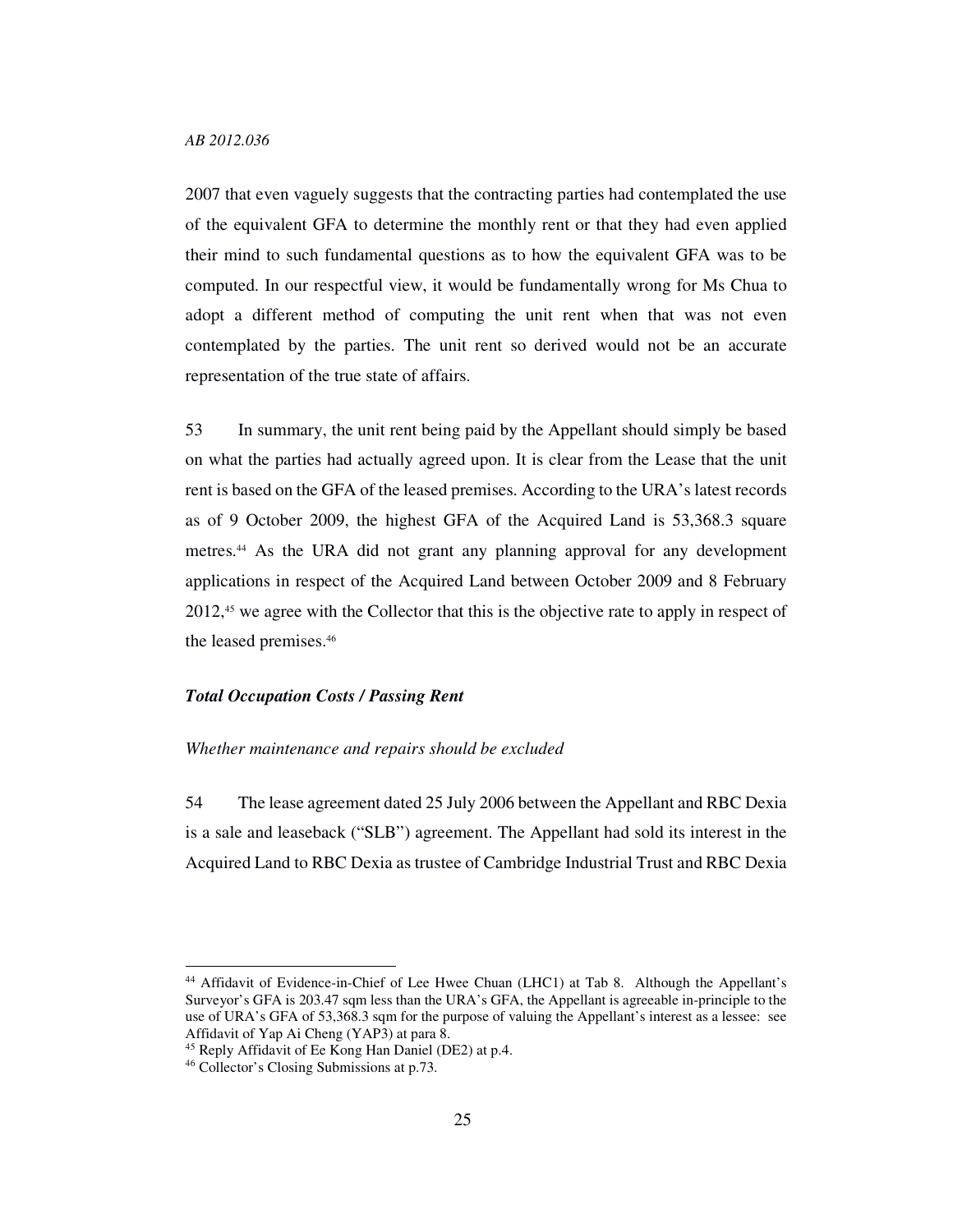2007 that even vaguely suggests that the contracting parties had contemplated the use of the equivalent GFA to determine the monthly rent or that they had even applied their mind to such fundamental questions as to how the equivalent GFA was to be computed. In our respectful view, it would be fundamentally wrong for Ms Chua to adopt a different method of computing the unit rent when that was not even contemplated by the parties. The unit rent so derived would not be an accurate representation of the true state of affairs.

53 In summary, the unit rent being paid by the Appellant should simply be based on what the parties had actually agreed upon. It is clear from the Lease that the unit rent is based on the GFA of the leased premises. According to the URA's latest records as of 9 October 2009, the highest GFA of the Acquired Land is 53,368.3 square metres.[44] As the URA did not grant any planning approval for any development applications in respect of the Acquired Land between October 2009 and 8 February 2012,[45] we agree with the Collector that this is the objective rate to apply in respect of the leased premises.[46]

***Total Occupation Costs / Passing Rent***

*Whether maintenance and repairs should be excluded*

54 The lease agreement dated 25 July 2006 between the Appellant and RBC Dexia is a sale and leaseback ("SLB") agreement. The Appellant had sold its interest in the Acquired Land to RBC Dexia as trustee of Cambridge Industrial Trust and RBC Dexia

---

[44] Affidavit of Evidence-in-Chief of Lee Hwee Chuan (LHC1) at Tab 8. Although the Appellant's Surveyor's GFA is 203.47 sqm less than the URA's GFA, the Appellant is agreeable in-principle to the use of URA's GFA of 53,368.3 sqm for the purpose of valuing the Appellant's interest as a lessee: see Affidavit of Yap Ai Cheng (YAP3) at para 8.

[45] Reply Affidavit of Ee Kong Han Daniel (DE2) at p.4.

[46] Collector's Closing Submissions at p.73.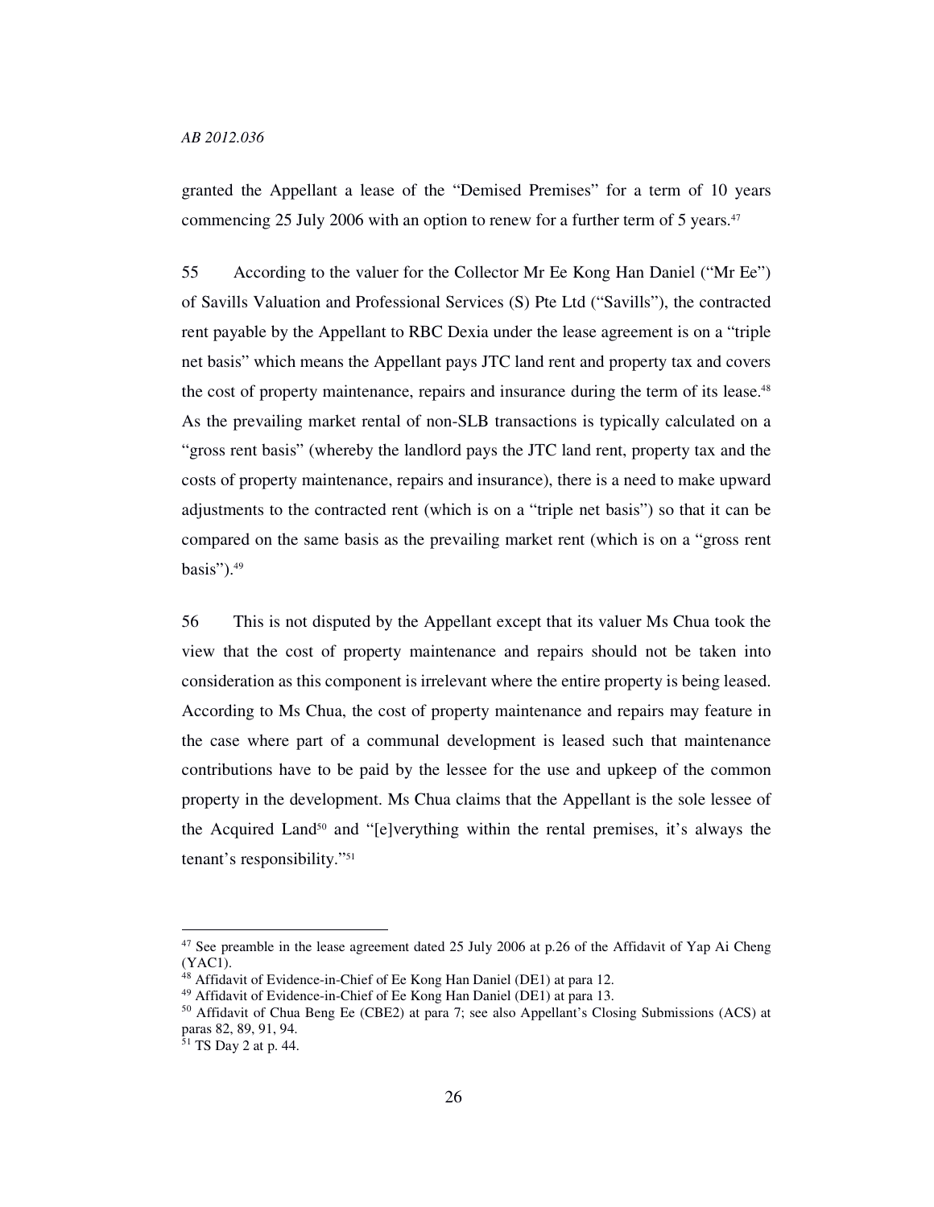granted the Appellant a lease of the "Demised Premises" for a term of 10 years commencing 25 July 2006 with an option to renew for a further term of 5 years.[47]

55 According to the valuer for the Collector Mr Ee Kong Han Daniel ("Mr Ee") of Savills Valuation and Professional Services (S) Pte Ltd ("Savills"), the contracted rent payable by the Appellant to RBC Dexia under the lease agreement is on a "triple net basis" which means the Appellant pays JTC land rent and property tax and covers the cost of property maintenance, repairs and insurance during the term of its lease.[48] As the prevailing market rental of non-SLB transactions is typically calculated on a "gross rent basis" (whereby the landlord pays the JTC land rent, property tax and the costs of property maintenance, repairs and insurance), there is a need to make upward adjustments to the contracted rent (which is on a "triple net basis") so that it can be compared on the same basis as the prevailing market rent (which is on a "gross rent basis").[49]

56 This is not disputed by the Appellant except that its valuer Ms Chua took the view that the cost of property maintenance and repairs should not be taken into consideration as this component is irrelevant where the entire property is being leased. According to Ms Chua, the cost of property maintenance and repairs may feature in the case where part of a communal development is leased such that maintenance contributions have to be paid by the lessee for the use and upkeep of the common property in the development. Ms Chua claims that the Appellant is the sole lessee of the Acquired Land[50] and "[e]verything within the rental premises, it's always the tenant's responsibility."[51]

---

[47] See preamble in the lease agreement dated 25 July 2006 at p.26 of the Affidavit of Yap Ai Cheng (YAC1).

[48] Affidavit of Evidence-in-Chief of Ee Kong Han Daniel (DE1) at para 12.

[49] Affidavit of Evidence-in-Chief of Ee Kong Han Daniel (DE1) at para 13.

[50] Affidavit of Chua Beng Ee (CBE2) at para 7; see also Appellant's Closing Submissions (ACS) at paras 82, 89, 91, 94.

[51] TS Day 2 at p. 44.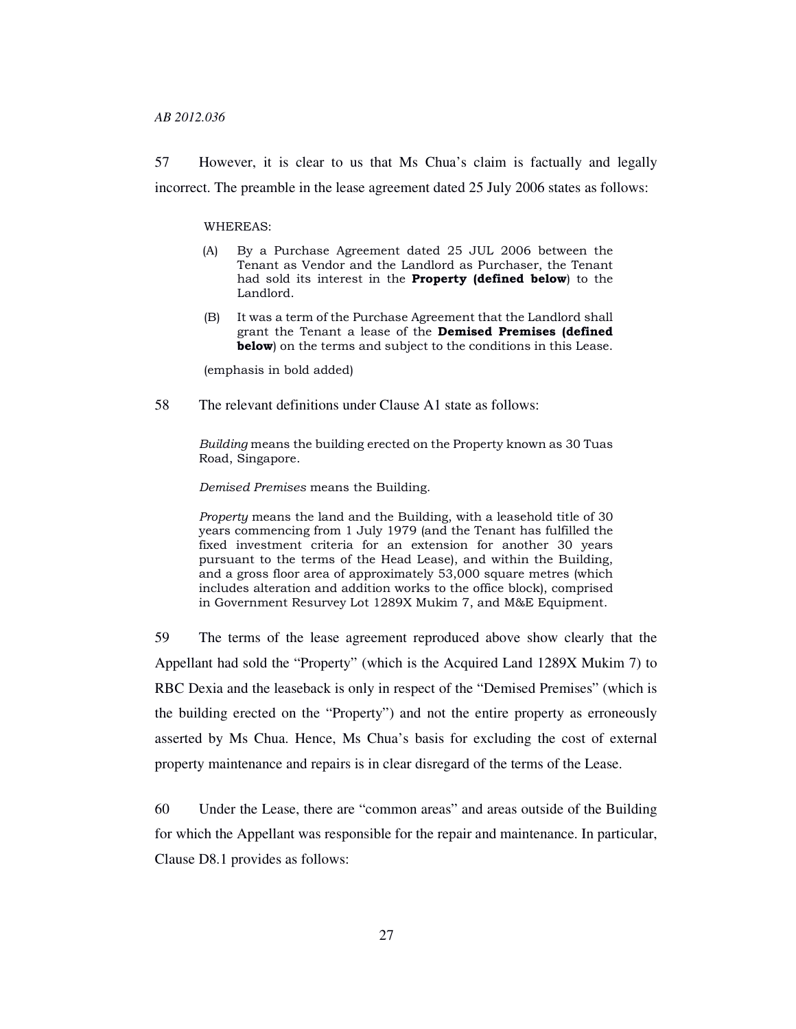57 However, it is clear to us that Ms Chua's claim is factually and legally incorrect. The preamble in the lease agreement dated 25 July 2006 states as follows:

> WHEREAS:
>
> (A) By a Purchase Agreement dated 25 JUL 2006 between the Tenant as Vendor and the Landlord as Purchaser, the Tenant had sold its interest in the **Property (defined below**) to the Landlord.
>
> (B) It was a term of the Purchase Agreement that the Landlord shall grant the Tenant a lease of the **Demised Premises (defined below**) on the terms and subject to the conditions in this Lease.
>
> (emphasis in bold added)

58 The relevant definitions under Clause A1 state as follows:

> *Building* means the building erected on the Property known as 30 Tuas Road, Singapore.
>
> *Demised Premises* means the Building.
>
> *Property* means the land and the Building, with a leasehold title of 30 years commencing from 1 July 1979 (and the Tenant has fulfilled the fixed investment criteria for an extension for another 30 years pursuant to the terms of the Head Lease), and within the Building, and a gross floor area of approximately 53,000 square metres (which includes alteration and addition works to the office block), comprised in Government Resurvey Lot 1289X Mukim 7, and M&E Equipment.

59 The terms of the lease agreement reproduced above show clearly that the Appellant had sold the "Property" (which is the Acquired Land 1289X Mukim 7) to RBC Dexia and the leaseback is only in respect of the "Demised Premises" (which is the building erected on the "Property") and not the entire property as erroneously asserted by Ms Chua. Hence, Ms Chua's basis for excluding the cost of external property maintenance and repairs is in clear disregard of the terms of the Lease.

60 Under the Lease, there are "common areas" and areas outside of the Building for which the Appellant was responsible for the repair and maintenance. In particular, Clause D8.1 provides as follows: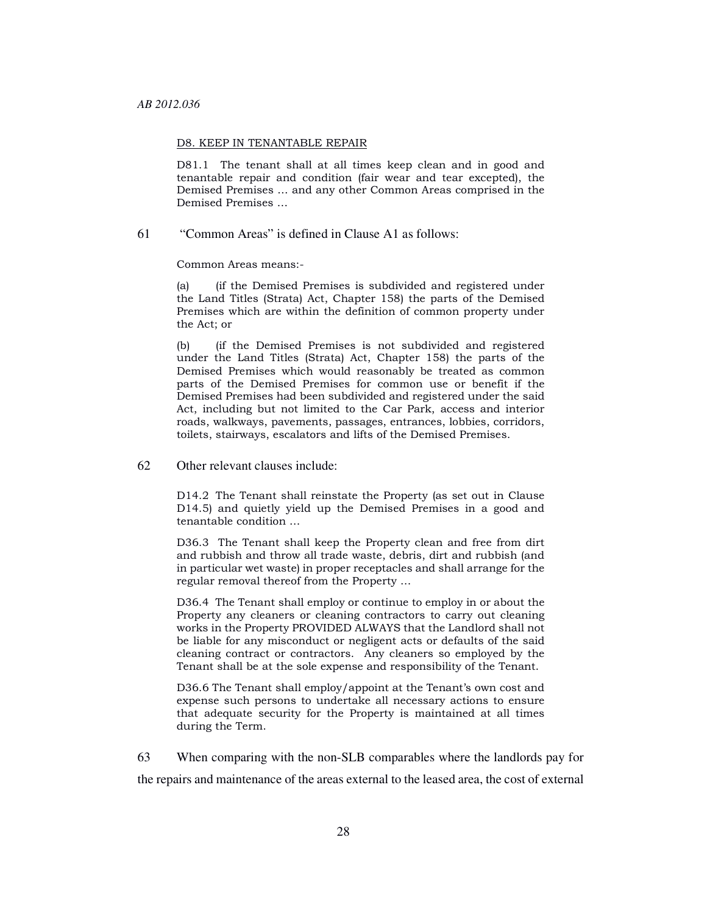D8. KEEP IN TENANTABLE REPAIR

> D81.1 The tenant shall at all times keep clean and in good and tenantable repair and condition (fair wear and tear excepted), the Demised Premises … and any other Common Areas comprised in the Demised Premises …

61 "Common Areas" is defined in Clause A1 as follows:

> Common Areas means:-
>
> (a) (if the Demised Premises is subdivided and registered under the Land Titles (Strata) Act, Chapter 158) the parts of the Demised Premises which are within the definition of common property under the Act; or
>
> (b) (if the Demised Premises is not subdivided and registered under the Land Titles (Strata) Act, Chapter 158) the parts of the Demised Premises which would reasonably be treated as common parts of the Demised Premises for common use or benefit if the Demised Premises had been subdivided and registered under the said Act, including but not limited to the Car Park, access and interior roads, walkways, pavements, passages, entrances, lobbies, corridors, toilets, stairways, escalators and lifts of the Demised Premises.

62 Other relevant clauses include:

> D14.2 The Tenant shall reinstate the Property (as set out in Clause D14.5) and quietly yield up the Demised Premises in a good and tenantable condition …
>
> D36.3 The Tenant shall keep the Property clean and free from dirt and rubbish and throw all trade waste, debris, dirt and rubbish (and in particular wet waste) in proper receptacles and shall arrange for the regular removal thereof from the Property …
>
> D36.4 The Tenant shall employ or continue to employ in or about the Property any cleaners or cleaning contractors to carry out cleaning works in the Property PROVIDED ALWAYS that the Landlord shall not be liable for any misconduct or negligent acts or defaults of the said cleaning contract or contractors. Any cleaners so employed by the Tenant shall be at the sole expense and responsibility of the Tenant.
>
> D36.6 The Tenant shall employ/appoint at the Tenant's own cost and expense such persons to undertake all necessary actions to ensure that adequate security for the Property is maintained at all times during the Term.

63 When comparing with the non-SLB comparables where the landlords pay for the repairs and maintenance of the areas external to the leased area, the cost of external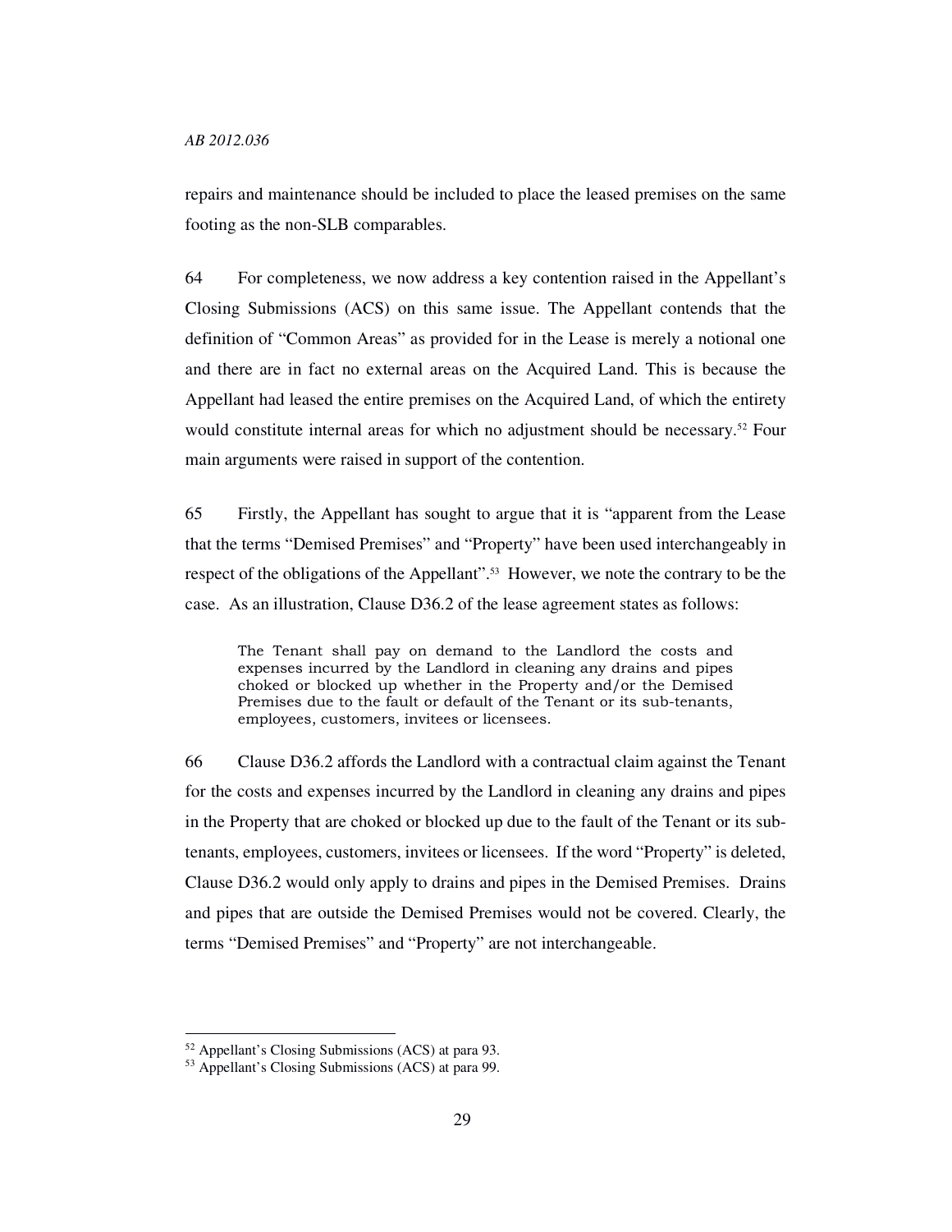repairs and maintenance should be included to place the leased premises on the same footing as the non-SLB comparables.

64 For completeness, we now address a key contention raised in the Appellant's Closing Submissions (ACS) on this same issue. The Appellant contends that the definition of "Common Areas" as provided for in the Lease is merely a notional one and there are in fact no external areas on the Acquired Land. This is because the Appellant had leased the entire premises on the Acquired Land, of which the entirety would constitute internal areas for which no adjustment should be necessary.[52] Four main arguments were raised in support of the contention.

65 Firstly, the Appellant has sought to argue that it is "apparent from the Lease that the terms "Demised Premises" and "Property" have been used interchangeably in respect of the obligations of the Appellant".[53] However, we note the contrary to be the case. As an illustration, Clause D36.2 of the lease agreement states as follows:

> The Tenant shall pay on demand to the Landlord the costs and expenses incurred by the Landlord in cleaning any drains and pipes choked or blocked up whether in the Property and/or the Demised Premises due to the fault or default of the Tenant or its sub-tenants, employees, customers, invitees or licensees.

66 Clause D36.2 affords the Landlord with a contractual claim against the Tenant for the costs and expenses incurred by the Landlord in cleaning any drains and pipes in the Property that are choked or blocked up due to the fault of the Tenant or its sub-tenants, employees, customers, invitees or licensees. If the word "Property" is deleted, Clause D36.2 would only apply to drains and pipes in the Demised Premises. Drains and pipes that are outside the Demised Premises would not be covered. Clearly, the terms "Demised Premises" and "Property" are not interchangeable.

---

[52] Appellant's Closing Submissions (ACS) at para 93.

[53] Appellant's Closing Submissions (ACS) at para 99.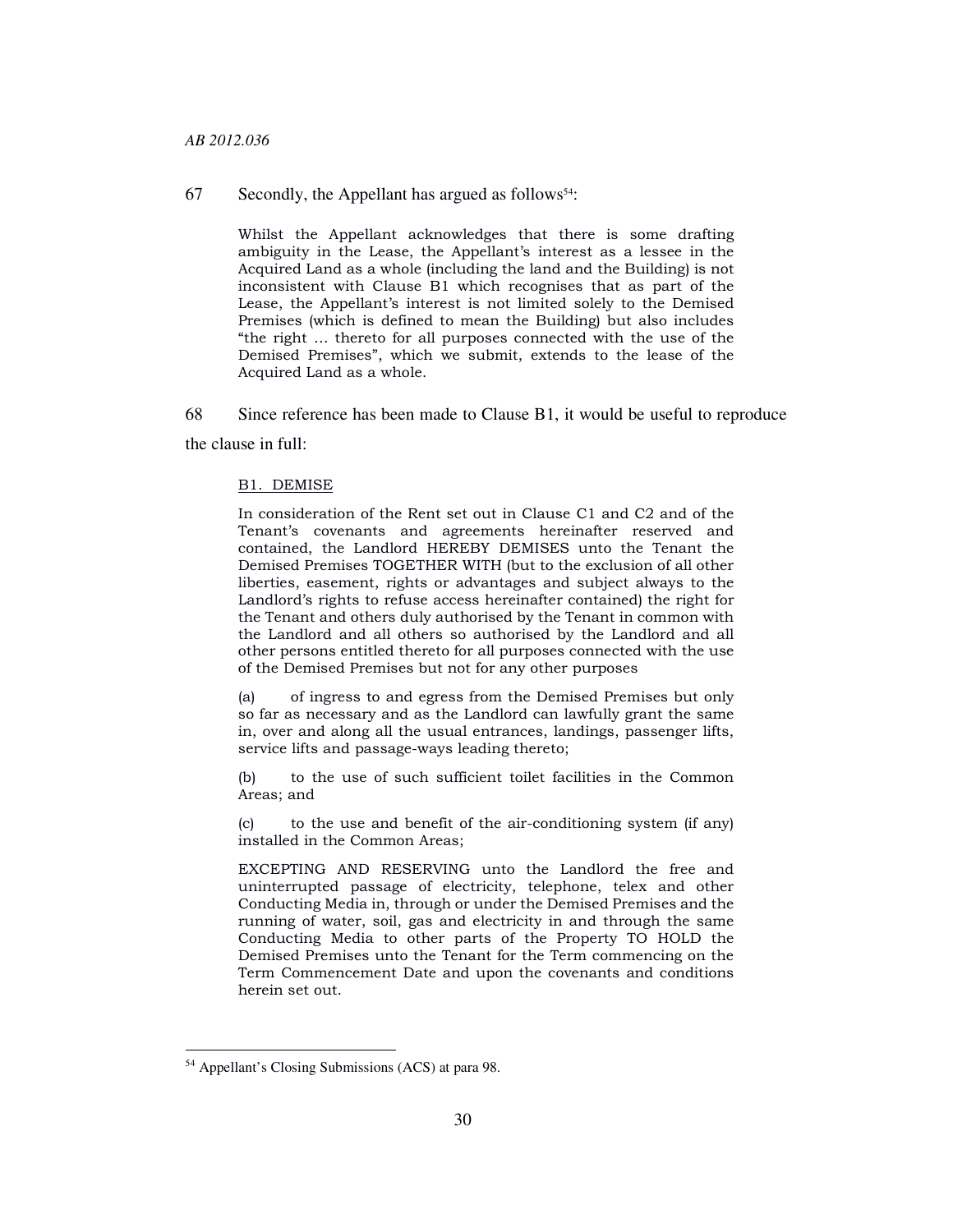67 Secondly, the Appellant has argued as follows[54]:

> Whilst the Appellant acknowledges that there is some drafting ambiguity in the Lease, the Appellant's interest as a lessee in the Acquired Land as a whole (including the land and the Building) is not inconsistent with Clause B1 which recognises that as part of the Lease, the Appellant's interest is not limited solely to the Demised Premises (which is defined to mean the Building) but also includes "the right … thereto for all purposes connected with the use of the Demised Premises", which we submit, extends to the lease of the Acquired Land as a whole.

68 Since reference has been made to Clause B1, it would be useful to reproduce the clause in full:

> <u>B1. DEMISE</u>
>
> In consideration of the Rent set out in Clause C1 and C2 and of the Tenant's covenants and agreements hereinafter reserved and contained, the Landlord HEREBY DEMISES unto the Tenant the Demised Premises TOGETHER WITH (but to the exclusion of all other liberties, easement, rights or advantages and subject always to the Landlord's rights to refuse access hereinafter contained) the right for the Tenant and others duly authorised by the Tenant in common with the Landlord and all others so authorised by the Landlord and all other persons entitled thereto for all purposes connected with the use of the Demised Premises but not for any other purposes
>
> (a) of ingress to and egress from the Demised Premises but only so far as necessary and as the Landlord can lawfully grant the same in, over and along all the usual entrances, landings, passenger lifts, service lifts and passage-ways leading thereto;
>
> (b) to the use of such sufficient toilet facilities in the Common Areas; and
>
> (c) to the use and benefit of the air-conditioning system (if any) installed in the Common Areas;
>
> EXCEPTING AND RESERVING unto the Landlord the free and uninterrupted passage of electricity, telephone, telex and other Conducting Media in, through or under the Demised Premises and the running of water, soil, gas and electricity in and through the same Conducting Media to other parts of the Property TO HOLD the Demised Premises unto the Tenant for the Term commencing on the Term Commencement Date and upon the covenants and conditions herein set out.

---

[54] Appellant's Closing Submissions (ACS) at para 98.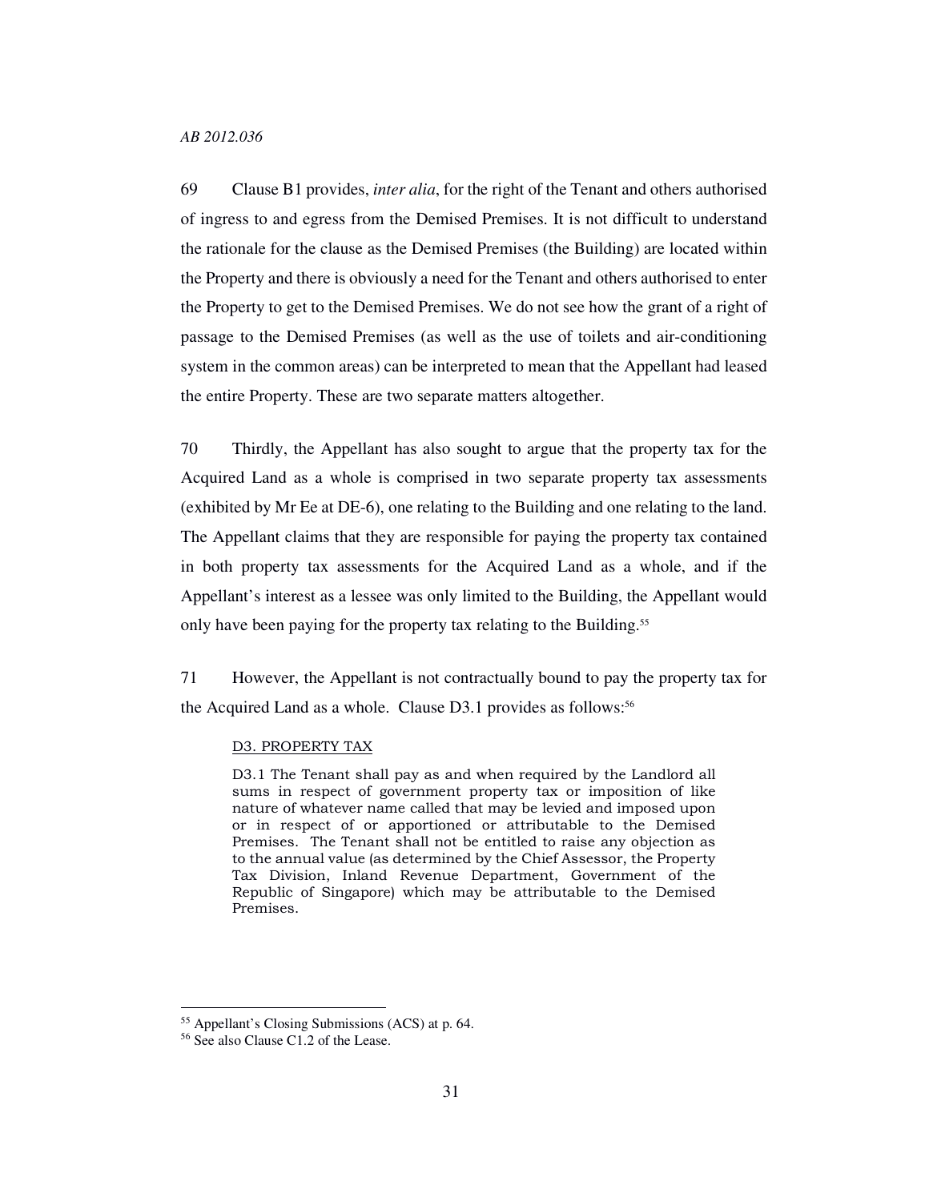69 Clause B1 provides, *inter alia*, for the right of the Tenant and others authorised of ingress to and egress from the Demised Premises. It is not difficult to understand the rationale for the clause as the Demised Premises (the Building) are located within the Property and there is obviously a need for the Tenant and others authorised to enter the Property to get to the Demised Premises. We do not see how the grant of a right of passage to the Demised Premises (as well as the use of toilets and air-conditioning system in the common areas) can be interpreted to mean that the Appellant had leased the entire Property. These are two separate matters altogether.

70 Thirdly, the Appellant has also sought to argue that the property tax for the Acquired Land as a whole is comprised in two separate property tax assessments (exhibited by Mr Ee at DE-6), one relating to the Building and one relating to the land. The Appellant claims that they are responsible for paying the property tax contained in both property tax assessments for the Acquired Land as a whole, and if the Appellant's interest as a lessee was only limited to the Building, the Appellant would only have been paying for the property tax relating to the Building.[55]

71 However, the Appellant is not contractually bound to pay the property tax for the Acquired Land as a whole. Clause D3.1 provides as follows:[56]

> <u>D3. PROPERTY TAX</u>
>
> D3.1 The Tenant shall pay as and when required by the Landlord all sums in respect of government property tax or imposition of like nature of whatever name called that may be levied and imposed upon or in respect of or apportioned or attributable to the Demised Premises. The Tenant shall not be entitled to raise any objection as to the annual value (as determined by the Chief Assessor, the Property Tax Division, Inland Revenue Department, Government of the Republic of Singapore) which may be attributable to the Demised Premises.

---

[55] Appellant's Closing Submissions (ACS) at p. 64.

[56] See also Clause C1.2 of the Lease.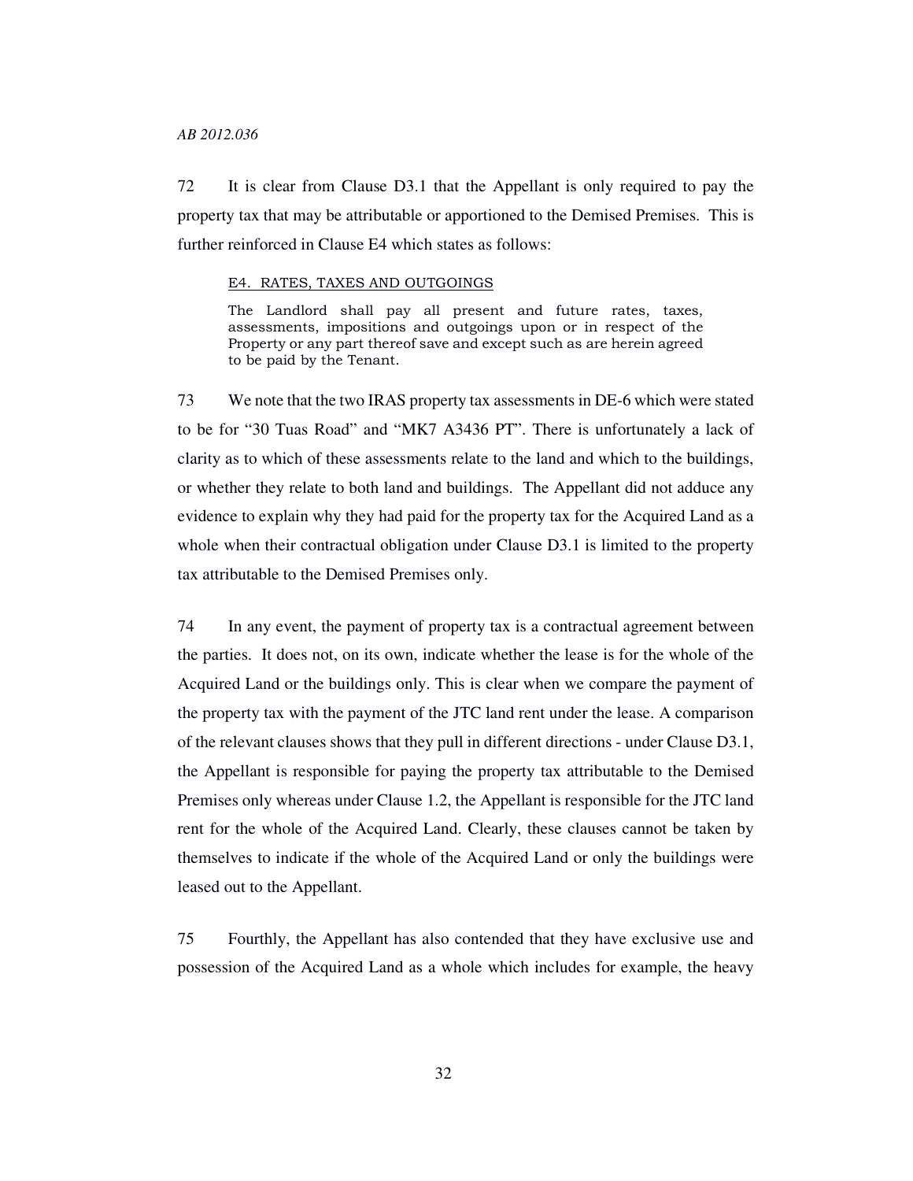72 It is clear from Clause D3.1 that the Appellant is only required to pay the property tax that may be attributable or apportioned to the Demised Premises. This is further reinforced in Clause E4 which states as follows:

> E4. RATES, TAXES AND OUTGOINGS
>
> The Landlord shall pay all present and future rates, taxes, assessments, impositions and outgoings upon or in respect of the Property or any part thereof save and except such as are herein agreed to be paid by the Tenant.

73 We note that the two IRAS property tax assessments in DE-6 which were stated to be for "30 Tuas Road" and "MK7 A3436 PT". There is unfortunately a lack of clarity as to which of these assessments relate to the land and which to the buildings, or whether they relate to both land and buildings. The Appellant did not adduce any evidence to explain why they had paid for the property tax for the Acquired Land as a whole when their contractual obligation under Clause D3.1 is limited to the property tax attributable to the Demised Premises only.

74 In any event, the payment of property tax is a contractual agreement between the parties. It does not, on its own, indicate whether the lease is for the whole of the Acquired Land or the buildings only. This is clear when we compare the payment of the property tax with the payment of the JTC land rent under the lease. A comparison of the relevant clauses shows that they pull in different directions - under Clause D3.1, the Appellant is responsible for paying the property tax attributable to the Demised Premises only whereas under Clause 1.2, the Appellant is responsible for the JTC land rent for the whole of the Acquired Land. Clearly, these clauses cannot be taken by themselves to indicate if the whole of the Acquired Land or only the buildings were leased out to the Appellant.

75 Fourthly, the Appellant has also contended that they have exclusive use and possession of the Acquired Land as a whole which includes for example, the heavy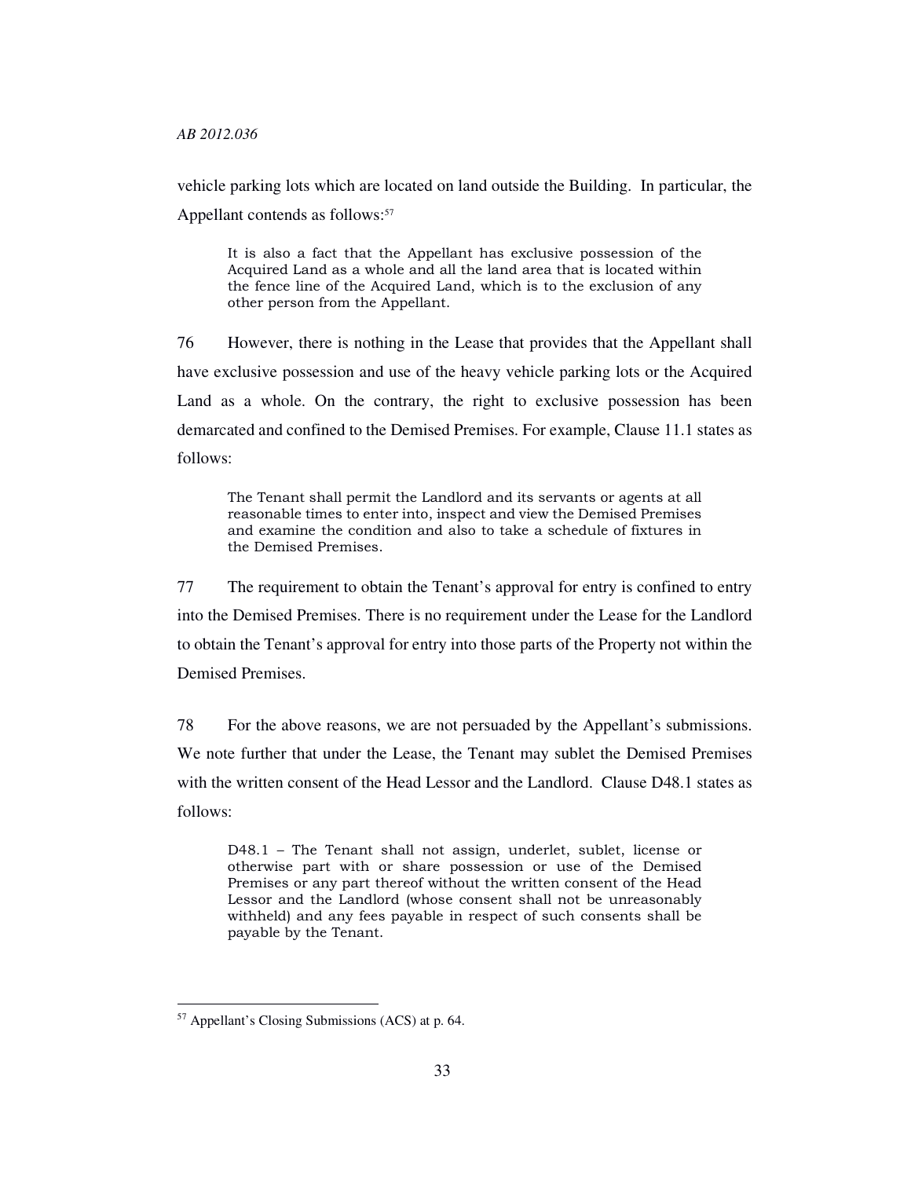vehicle parking lots which are located on land outside the Building. In particular, the Appellant contends as follows:[57]

> It is also a fact that the Appellant has exclusive possession of the Acquired Land as a whole and all the land area that is located within the fence line of the Acquired Land, which is to the exclusion of any other person from the Appellant.

76 However, there is nothing in the Lease that provides that the Appellant shall have exclusive possession and use of the heavy vehicle parking lots or the Acquired Land as a whole. On the contrary, the right to exclusive possession has been demarcated and confined to the Demised Premises. For example, Clause 11.1 states as follows:

> The Tenant shall permit the Landlord and its servants or agents at all reasonable times to enter into, inspect and view the Demised Premises and examine the condition and also to take a schedule of fixtures in the Demised Premises.

77 The requirement to obtain the Tenant's approval for entry is confined to entry into the Demised Premises. There is no requirement under the Lease for the Landlord to obtain the Tenant's approval for entry into those parts of the Property not within the Demised Premises.

78 For the above reasons, we are not persuaded by the Appellant's submissions. We note further that under the Lease, the Tenant may sublet the Demised Premises with the written consent of the Head Lessor and the Landlord. Clause D48.1 states as follows:

> D48.1 – The Tenant shall not assign, underlet, sublet, license or otherwise part with or share possession or use of the Demised Premises or any part thereof without the written consent of the Head Lessor and the Landlord (whose consent shall not be unreasonably withheld) and any fees payable in respect of such consents shall be payable by the Tenant.

---

[57] Appellant's Closing Submissions (ACS) at p. 64.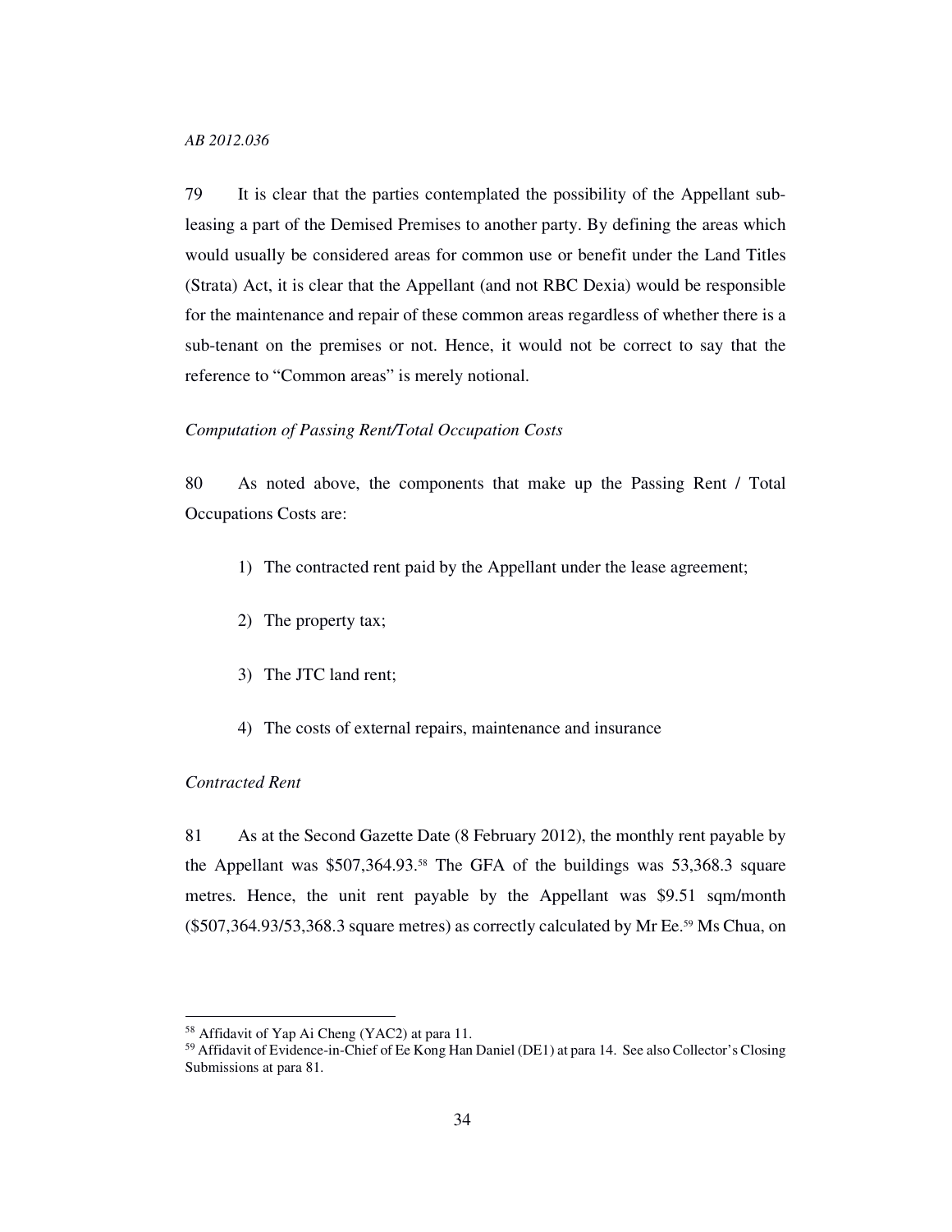79 It is clear that the parties contemplated the possibility of the Appellant sub-leasing a part of the Demised Premises to another party. By defining the areas which would usually be considered areas for common use or benefit under the Land Titles (Strata) Act, it is clear that the Appellant (and not RBC Dexia) would be responsible for the maintenance and repair of these common areas regardless of whether there is a sub-tenant on the premises or not. Hence, it would not be correct to say that the reference to "Common areas" is merely notional.

*Computation of Passing Rent/Total Occupation Costs*

80 As noted above, the components that make up the Passing Rent / Total Occupations Costs are:

1) The contracted rent paid by the Appellant under the lease agreement;

2) The property tax;

3) The JTC land rent;

4) The costs of external repairs, maintenance and insurance

*Contracted Rent*

81 As at the Second Gazette Date (8 February 2012), the monthly rent payable by the Appellant was $507,364.93.[58] The GFA of the buildings was 53,368.3 square metres. Hence, the unit rent payable by the Appellant was $9.51 sqm/month ($507,364.93/53,368.3 square metres) as correctly calculated by Mr Ee.[59] Ms Chua, on

---

[58] Affidavit of Yap Ai Cheng (YAC2) at para 11.

[59] Affidavit of Evidence-in-Chief of Ee Kong Han Daniel (DE1) at para 14. See also Collector's Closing Submissions at para 81.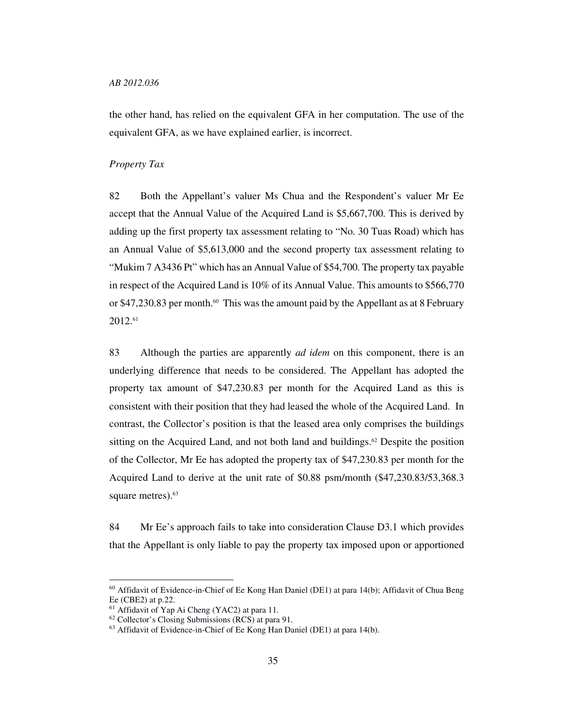the other hand, has relied on the equivalent GFA in her computation. The use of the equivalent GFA, as we have explained earlier, is incorrect.

*Property Tax*

82 Both the Appellant's valuer Ms Chua and the Respondent's valuer Mr Ee accept that the Annual Value of the Acquired Land is $5,667,700. This is derived by adding up the first property tax assessment relating to "No. 30 Tuas Road) which has an Annual Value of $5,613,000 and the second property tax assessment relating to "Mukim 7 A3436 Pt" which has an Annual Value of $54,700. The property tax payable in respect of the Acquired Land is 10% of its Annual Value. This amounts to $566,770 or $47,230.83 per month.[60] This was the amount paid by the Appellant as at 8 February 2012.[61]

83 Although the parties are apparently *ad idem* on this component, there is an underlying difference that needs to be considered. The Appellant has adopted the property tax amount of $47,230.83 per month for the Acquired Land as this is consistent with their position that they had leased the whole of the Acquired Land. In contrast, the Collector's position is that the leased area only comprises the buildings sitting on the Acquired Land, and not both land and buildings.[62] Despite the position of the Collector, Mr Ee has adopted the property tax of $47,230.83 per month for the Acquired Land to derive at the unit rate of $0.88 psm/month ($47,230.83/53,368.3 square metres).[63]

84 Mr Ee's approach fails to take into consideration Clause D3.1 which provides that the Appellant is only liable to pay the property tax imposed upon or apportioned

---

[60] Affidavit of Evidence-in-Chief of Ee Kong Han Daniel (DE1) at para 14(b); Affidavit of Chua Beng Ee (CBE2) at p.22.

[61] Affidavit of Yap Ai Cheng (YAC2) at para 11.

[62] Collector's Closing Submissions (RCS) at para 91.

[63] Affidavit of Evidence-in-Chief of Ee Kong Han Daniel (DE1) at para 14(b).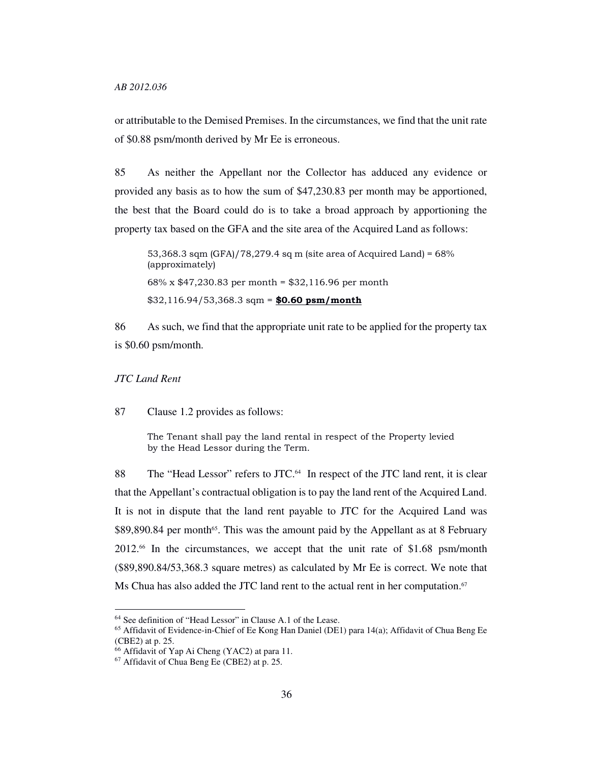or attributable to the Demised Premises. In the circumstances, we find that the unit rate of $0.88 psm/month derived by Mr Ee is erroneous.

85 As neither the Appellant nor the Collector has adduced any evidence or provided any basis as to how the sum of $47,230.83 per month may be apportioned, the best that the Board could do is to take a broad approach by apportioning the property tax based on the GFA and the site area of the Acquired Land as follows:

> 53,368.3 sqm (GFA)/78,279.4 sq m (site area of Acquired Land) = 68% (approximately)
>
> 68% x $47,230.83 per month = $32,116.96 per month
>
> $32,116.94/53,368.3 sqm = **<u>$0.60 psm/month</u>**

86 As such, we find that the appropriate unit rate to be applied for the property tax is $0.60 psm/month.

*JTC Land Rent*

87 Clause 1.2 provides as follows:

> The Tenant shall pay the land rental in respect of the Property levied by the Head Lessor during the Term.

88 The "Head Lessor" refers to JTC.[64] In respect of the JTC land rent, it is clear that the Appellant's contractual obligation is to pay the land rent of the Acquired Land. It is not in dispute that the land rent payable to JTC for the Acquired Land was $89,890.84 per month[65]. This was the amount paid by the Appellant as at 8 February 2012.[66] In the circumstances, we accept that the unit rate of $1.68 psm/month ($89,890.84/53,368.3 square metres) as calculated by Mr Ee is correct. We note that Ms Chua has also added the JTC land rent to the actual rent in her computation.[67]

---

[64] See definition of "Head Lessor" in Clause A.1 of the Lease.

[65] Affidavit of Evidence-in-Chief of Ee Kong Han Daniel (DE1) para 14(a); Affidavit of Chua Beng Ee (CBE2) at p. 25.

[66] Affidavit of Yap Ai Cheng (YAC2) at para 11.

[67] Affidavit of Chua Beng Ee (CBE2) at p. 25.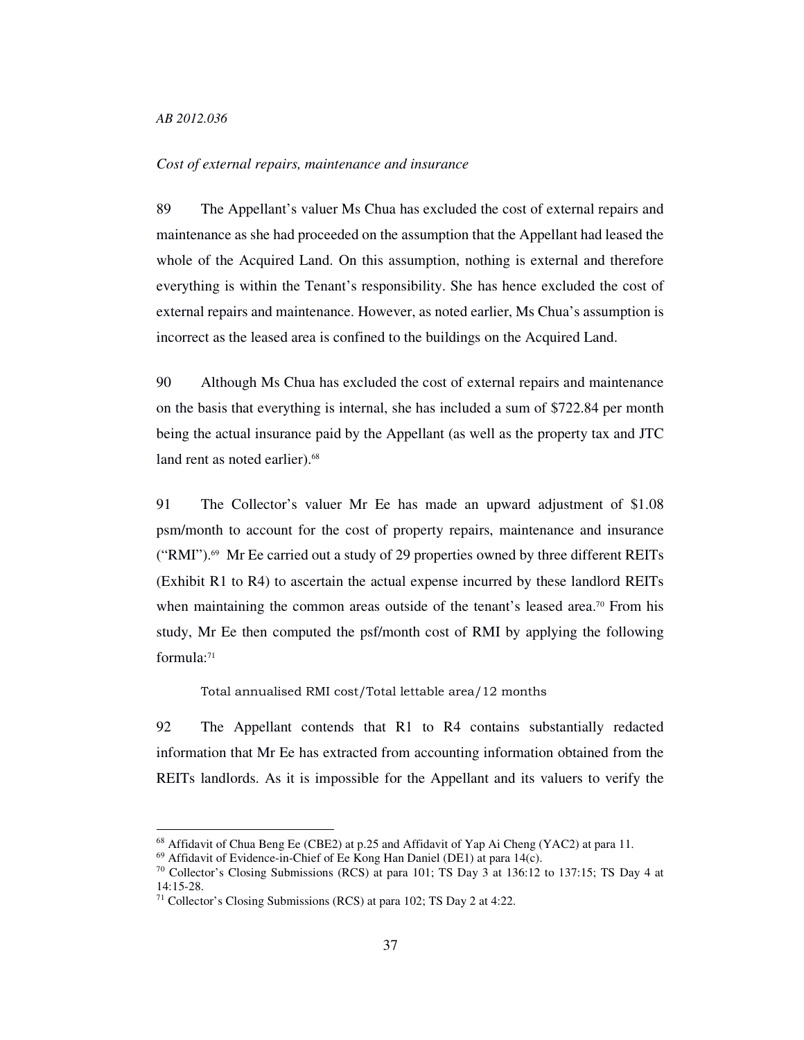*Cost of external repairs, maintenance and insurance*

89 The Appellant's valuer Ms Chua has excluded the cost of external repairs and maintenance as she had proceeded on the assumption that the Appellant had leased the whole of the Acquired Land. On this assumption, nothing is external and therefore everything is within the Tenant's responsibility. She has hence excluded the cost of external repairs and maintenance. However, as noted earlier, Ms Chua's assumption is incorrect as the leased area is confined to the buildings on the Acquired Land.

90 Although Ms Chua has excluded the cost of external repairs and maintenance on the basis that everything is internal, she has included a sum of $722.84 per month being the actual insurance paid by the Appellant (as well as the property tax and JTC land rent as noted earlier).[68]

91 The Collector's valuer Mr Ee has made an upward adjustment of $1.08 psm/month to account for the cost of property repairs, maintenance and insurance ("RMI").[69] Mr Ee carried out a study of 29 properties owned by three different REITs (Exhibit R1 to R4) to ascertain the actual expense incurred by these landlord REITs when maintaining the common areas outside of the tenant's leased area.[70] From his study, Mr Ee then computed the psf/month cost of RMI by applying the following formula:[71]

Total annualised RMI cost/Total lettable area/12 months

92 The Appellant contends that R1 to R4 contains substantially redacted information that Mr Ee has extracted from accounting information obtained from the REITs landlords. As it is impossible for the Appellant and its valuers to verify the

---

[68] Affidavit of Chua Beng Ee (CBE2) at p.25 and Affidavit of Yap Ai Cheng (YAC2) at para 11.

[69] Affidavit of Evidence-in-Chief of Ee Kong Han Daniel (DE1) at para 14(c).

[70] Collector's Closing Submissions (RCS) at para 101; TS Day 3 at 136:12 to 137:15; TS Day 4 at 14:15-28.

[71] Collector's Closing Submissions (RCS) at para 102; TS Day 2 at 4:22.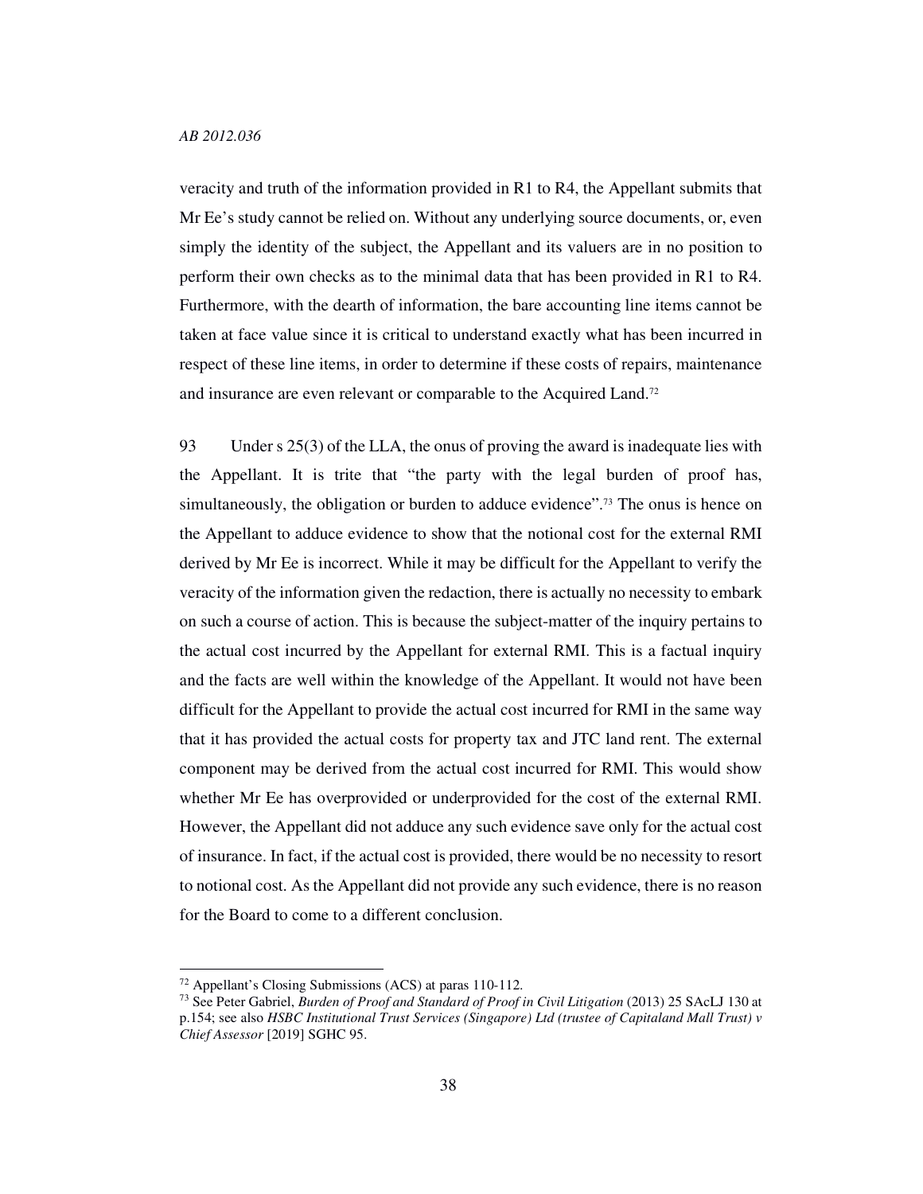veracity and truth of the information provided in R1 to R4, the Appellant submits that Mr Ee's study cannot be relied on. Without any underlying source documents, or, even simply the identity of the subject, the Appellant and its valuers are in no position to perform their own checks as to the minimal data that has been provided in R1 to R4. Furthermore, with the dearth of information, the bare accounting line items cannot be taken at face value since it is critical to understand exactly what has been incurred in respect of these line items, in order to determine if these costs of repairs, maintenance and insurance are even relevant or comparable to the Acquired Land.[72]

93 Under s 25(3) of the LLA, the onus of proving the award is inadequate lies with the Appellant. It is trite that "the party with the legal burden of proof has, simultaneously, the obligation or burden to adduce evidence".[73] The onus is hence on the Appellant to adduce evidence to show that the notional cost for the external RMI derived by Mr Ee is incorrect. While it may be difficult for the Appellant to verify the veracity of the information given the redaction, there is actually no necessity to embark on such a course of action. This is because the subject-matter of the inquiry pertains to the actual cost incurred by the Appellant for external RMI. This is a factual inquiry and the facts are well within the knowledge of the Appellant. It would not have been difficult for the Appellant to provide the actual cost incurred for RMI in the same way that it has provided the actual costs for property tax and JTC land rent. The external component may be derived from the actual cost incurred for RMI. This would show whether Mr Ee has overprovided or underprovided for the cost of the external RMI. However, the Appellant did not adduce any such evidence save only for the actual cost of insurance. In fact, if the actual cost is provided, there would be no necessity to resort to notional cost. As the Appellant did not provide any such evidence, there is no reason for the Board to come to a different conclusion.

---

[72] Appellant's Closing Submissions (ACS) at paras 110-112.

[73] See Peter Gabriel, *Burden of Proof and Standard of Proof in Civil Litigation* (2013) 25 SAcLJ 130 at p.154; see also *HSBC Institutional Trust Services (Singapore) Ltd (trustee of Capitaland Mall Trust) v Chief Assessor* [2019] SGHC 95.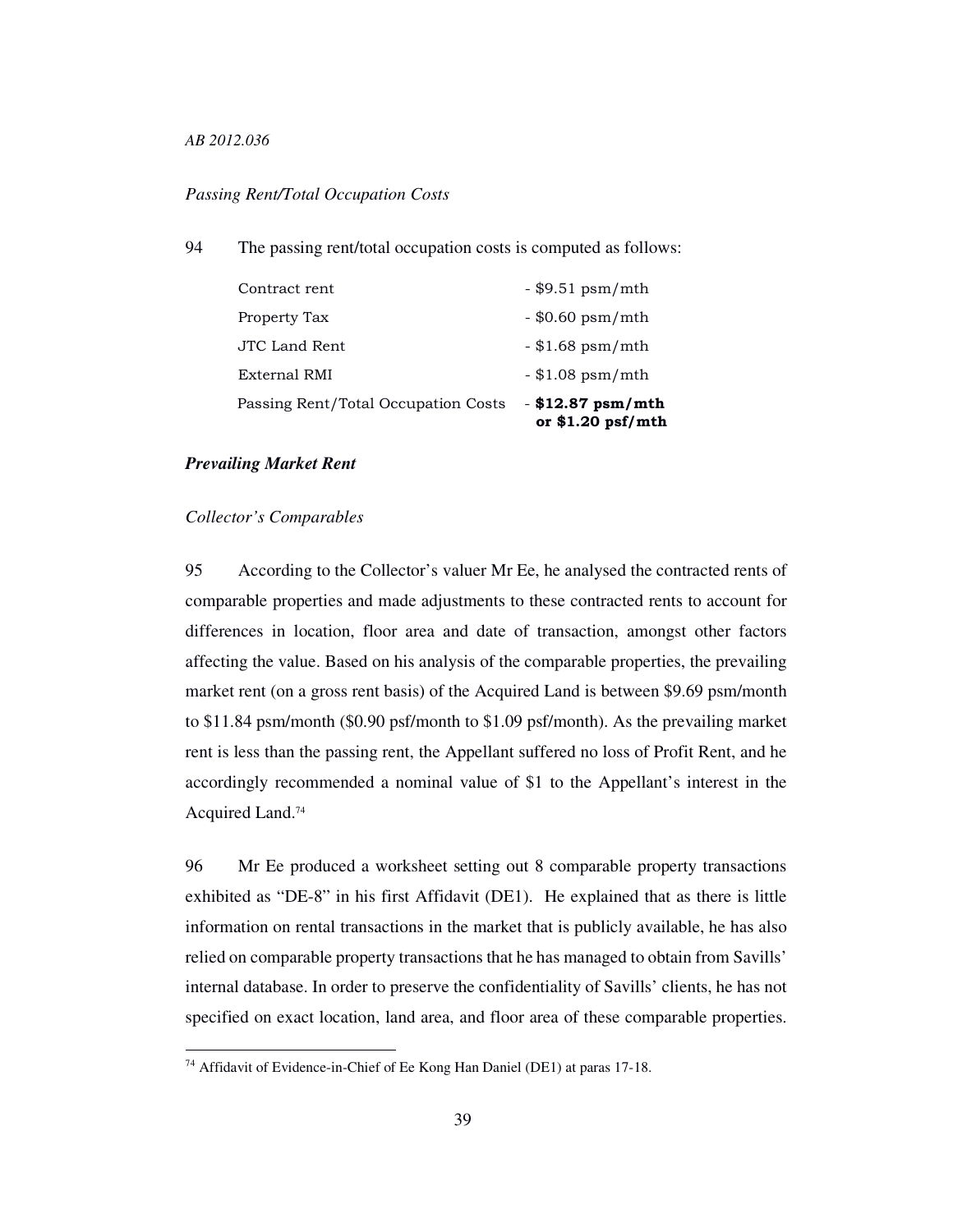*Passing Rent/Total Occupation Costs*

94 The passing rent/total occupation costs is computed as follows:

| | |
|---|---|
| Contract rent | - $9.51 psm/mth |
| Property Tax | - $0.60 psm/mth |
| JTC Land Rent | - $1.68 psm/mth |
| External RMI | - $1.08 psm/mth |
| Passing Rent/Total Occupation Costs | - **$12.87 psm/mth or $1.20 psf/mth** |

***Prevailing Market Rent***

*Collector's Comparables*

95 According to the Collector's valuer Mr Ee, he analysed the contracted rents of comparable properties and made adjustments to these contracted rents to account for differences in location, floor area and date of transaction, amongst other factors affecting the value. Based on his analysis of the comparable properties, the prevailing market rent (on a gross rent basis) of the Acquired Land is between $9.69 psm/month to $11.84 psm/month ($0.90 psf/month to $1.09 psf/month). As the prevailing market rent is less than the passing rent, the Appellant suffered no loss of Profit Rent, and he accordingly recommended a nominal value of $1 to the Appellant's interest in the Acquired Land.[74]

96 Mr Ee produced a worksheet setting out 8 comparable property transactions exhibited as "DE-8" in his first Affidavit (DE1). He explained that as there is little information on rental transactions in the market that is publicly available, he has also relied on comparable property transactions that he has managed to obtain from Savills' internal database. In order to preserve the confidentiality of Savills' clients, he has not specified on exact location, land area, and floor area of these comparable properties.

---

[74] Affidavit of Evidence-in-Chief of Ee Kong Han Daniel (DE1) at paras 17-18.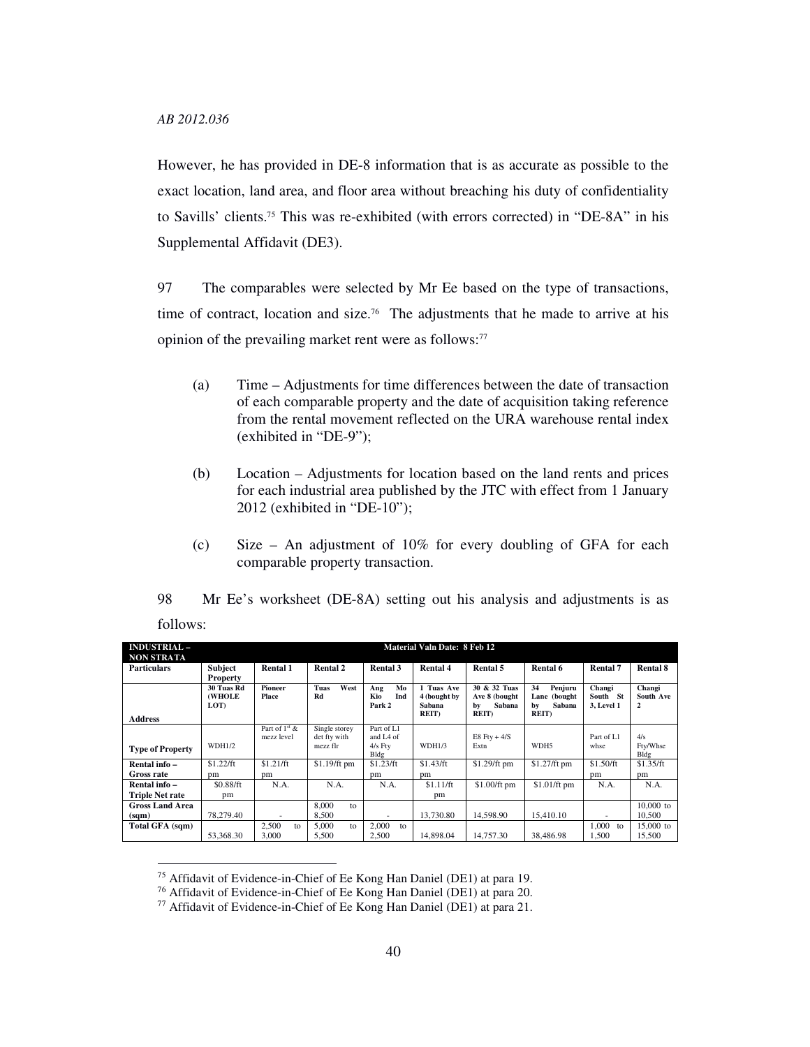However, he has provided in DE-8 information that is as accurate as possible to the exact location, land area, and floor area without breaching his duty of confidentiality to Savills' clients.[75] This was re-exhibited (with errors corrected) in "DE-8A" in his Supplemental Affidavit (DE3).

97 The comparables were selected by Mr Ee based on the type of transactions, time of contract, location and size.[76] The adjustments that he made to arrive at his opinion of the prevailing market rent were as follows:[77]

(a) Time – Adjustments for time differences between the date of transaction of each comparable property and the date of acquisition taking reference from the rental movement reflected on the URA warehouse rental index (exhibited in "DE-9");

(b) Location – Adjustments for location based on the land rents and prices for each industrial area published by the JTC with effect from 1 January 2012 (exhibited in "DE-10");

(c) Size – An adjustment of 10% for every doubling of GFA for each comparable property transaction.

98 Mr Ee's worksheet (DE-8A) setting out his analysis and adjustments is as follows:

| **INDUSTRIAL – NON STRATA** | **Material Valn Date: 8 Feb 12** | | | | | | | | |
|---|---|---|---|---|---|---|---|---|---|
| **Particulars** | **Subject Property** | **Rental 1** | **Rental 2** | **Rental 3** | **Rental 4** | **Rental 5** | **Rental 6** | **Rental 7** | **Rental 8** |
| **Address** | **30 Tuas Rd (WHOLE LOT)** | **Pioneer Place** | **Tuas West Rd** | **Ang Mo Kio Ind Park 2** | **1 Tuas Ave 4 (bought by Sabana REIT)** | **30 & 32 Tuas Ave 8 (bought by Sabana REIT)** | **34 Penjuru Lane (bought by Sabana REIT)** | **Changi South St 3, Level 1** | **Changi South Ave 2** |
| **Type of Property** | WDH1/2 | Part of 1st & mezz level | Single storey det fty with mezz flr | Part of L1 and L4 of 4/s Fty Bldg | WDH1/3 | E8 Fty + 4/S Extn | WDH5 | Part of L1 whse | 4/s Fty/Whse Bldg |
| **Rental info – Gross rate** | $1.22/ft pm | $1.21/ft pm | $1.19/ft pm | $1.23/ft pm | $1.43/ft pm | $1.29/ft pm | $1.27/ft pm | $1.50/ft pm | $1.35/ft pm |
| **Rental info – Triple Net rate** | $0.88/ft pm | N.A. | N.A. | N.A. | $1.11/ft pm | $1.00/ft pm | $1.01/ft pm | N.A. | N.A. |
| **Gross Land Area (sqm)** | 78,279.40 | - | 8,000 to 8,500 | - | 13,730.80 | 14,598.90 | 15,410.10 | - | 10,000 to 10,500 |
| **Total GFA (sqm)** | 53,368.30 | 2,500 to 3,000 | 5,000 to 5,500 | 2,000 to 2,500 | 14,898.04 | 14,757.30 | 38,486.98 | 1,000 to 1,500 | 15,000 to 15,500 |

---

[75] Affidavit of Evidence-in-Chief of Ee Kong Han Daniel (DE1) at para 19.
[76] Affidavit of Evidence-in-Chief of Ee Kong Han Daniel (DE1) at para 20.
[77] Affidavit of Evidence-in-Chief of Ee Kong Han Daniel (DE1) at para 21.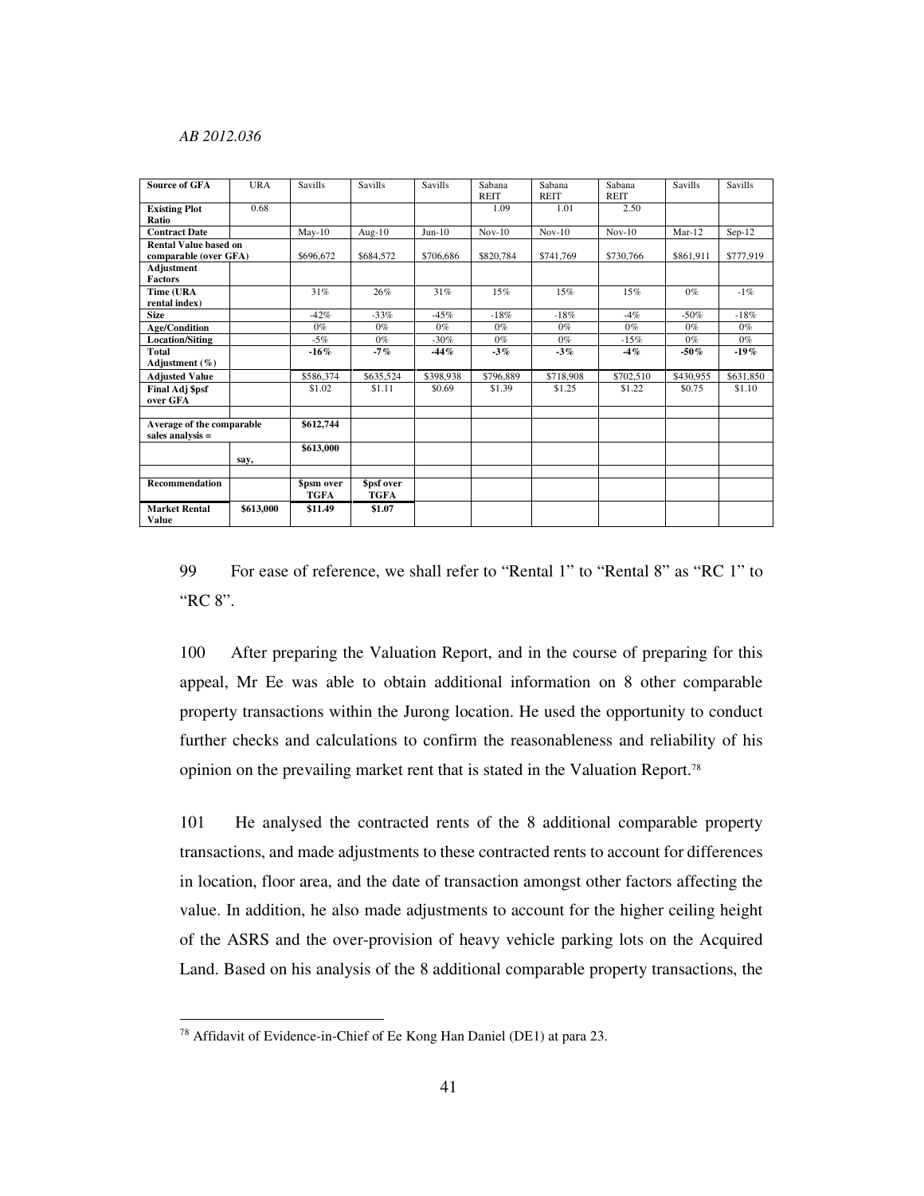*AB 2012.036*

| Source of GFA | URA | Savills | Savills | Savills | Sabana REIT | Sabana REIT | Sabana REIT | Savills | Savills |
|---|---|---|---|---|---|---|---|---|---|
| Existing Plot Ratio | 0.68 | | | | 1.09 | 1.01 | 2.50 | | |
| Contract Date | | May-10 | Aug-10 | Jun-10 | Nov-10 | Nov-10 | Nov-10 | Mar-12 | Sep-12 |
| Rental Value based on comparable (over GFA) | | $696,672 | $684,572 | $706,686 | $820,784 | $741,769 | $730,766 | $861,911 | $777,919 |
| Adjustment Factors | | | | | | | | | |
| Time (URA rental index) | | 31% | 26% | 31% | 15% | 15% | 15% | 0% | -1% |
| Size | | -42% | -33% | -45% | -18% | -18% | -4% | -50% | -18% |
| Age/Condition | | 0% | 0% | 0% | 0% | 0% | 0% | 0% | 0% |
| Location/Siting | | -5% | 0% | -30% | 0% | 0% | -15% | 0% | 0% |
| Total Adjustment (%) | | -16% | -7% | -44% | -3% | -3% | -4% | -50% | -19% |
| Adjusted Value | | $586,374 | $635,524 | $398,938 | $796,889 | $718,908 | $702,510 | $430,955 | $631,850 |
| Final Adj $psf over GFA | | $1.02 | $1.11 | $0.69 | $1.39 | $1.25 | $1.22 | $0.75 | $1.10 |
| | | | | | | | | | |
| Average of the comparable sales analysis = | | $612,744 | | | | | | | |
| | say, | $613,000 | | | | | | | |
| | | | | | | | | | |
| Recommendation | | $psm over TGFA | $psf over TGFA | | | | | | |
| Market Rental Value | $613,000 | $11.49 | $1.07 | | | | | | |

99 For ease of reference, we shall refer to "Rental 1" to "Rental 8" as "RC 1" to "RC 8".

100 After preparing the Valuation Report, and in the course of preparing for this appeal, Mr Ee was able to obtain additional information on 8 other comparable property transactions within the Jurong location. He used the opportunity to conduct further checks and calculations to confirm the reasonableness and reliability of his opinion on the prevailing market rent that is stated in the Valuation Report.[78]

101 He analysed the contracted rents of the 8 additional comparable property transactions, and made adjustments to these contracted rents to account for differences in location, floor area, and the date of transaction amongst other factors affecting the value. In addition, he also made adjustments to account for the higher ceiling height of the ASRS and the over-provision of heavy vehicle parking lots on the Acquired Land. Based on his analysis of the 8 additional comparable property transactions, the

[78] Affidavit of Evidence-in-Chief of Ee Kong Han Daniel (DE1) at para 23.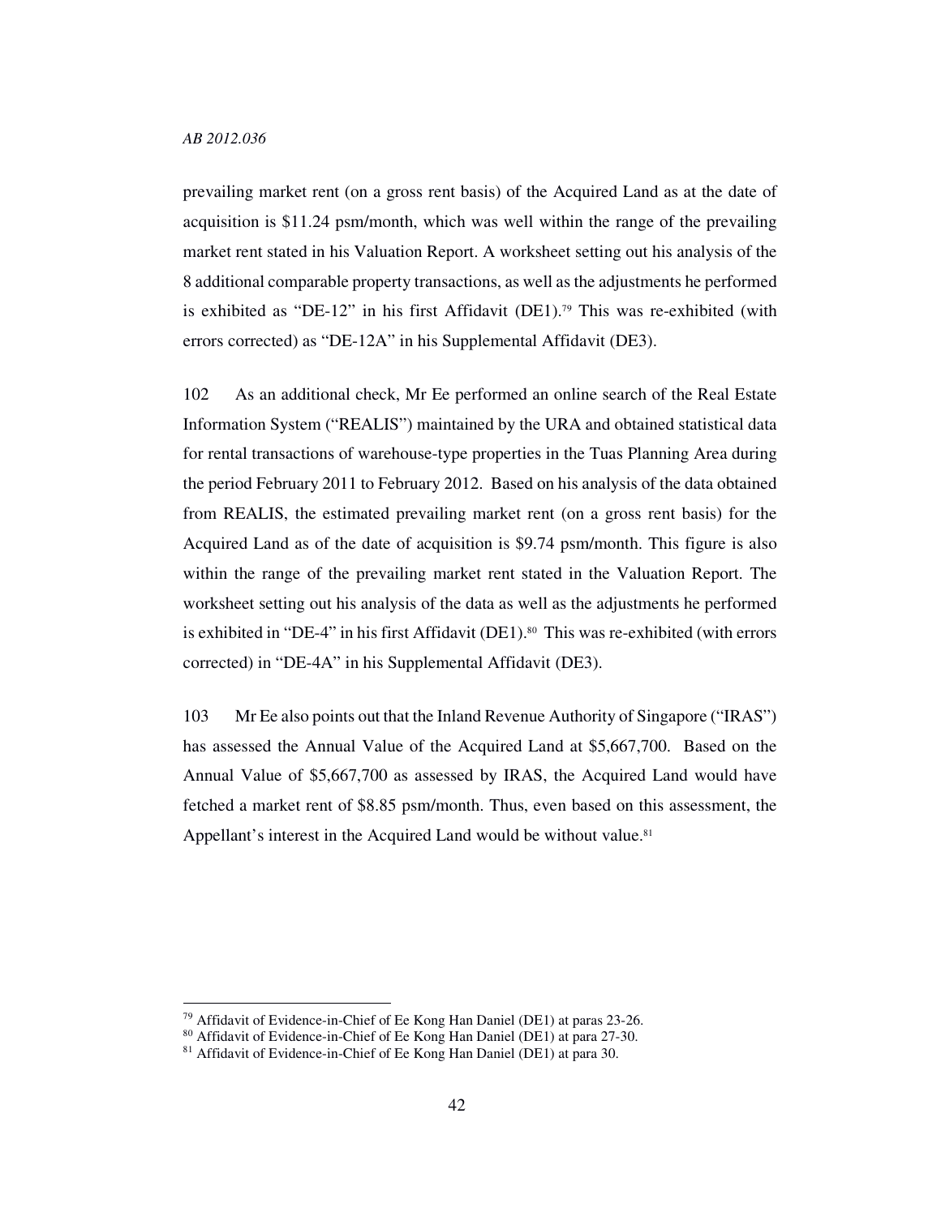prevailing market rent (on a gross rent basis) of the Acquired Land as at the date of acquisition is \$11.24 psm/month, which was well within the range of the prevailing market rent stated in his Valuation Report. A worksheet setting out his analysis of the 8 additional comparable property transactions, as well as the adjustments he performed is exhibited as "DE-12" in his first Affidavit (DE1).[79] This was re-exhibited (with errors corrected) as "DE-12A" in his Supplemental Affidavit (DE3).

102 As an additional check, Mr Ee performed an online search of the Real Estate Information System ("REALIS") maintained by the URA and obtained statistical data for rental transactions of warehouse-type properties in the Tuas Planning Area during the period February 2011 to February 2012. Based on his analysis of the data obtained from REALIS, the estimated prevailing market rent (on a gross rent basis) for the Acquired Land as of the date of acquisition is \$9.74 psm/month. This figure is also within the range of the prevailing market rent stated in the Valuation Report. The worksheet setting out his analysis of the data as well as the adjustments he performed is exhibited in "DE-4" in his first Affidavit (DE1).[80] This was re-exhibited (with errors corrected) in "DE-4A" in his Supplemental Affidavit (DE3).

103 Mr Ee also points out that the Inland Revenue Authority of Singapore ("IRAS") has assessed the Annual Value of the Acquired Land at \$5,667,700. Based on the Annual Value of \$5,667,700 as assessed by IRAS, the Acquired Land would have fetched a market rent of \$8.85 psm/month. Thus, even based on this assessment, the Appellant's interest in the Acquired Land would be without value.[81]

---

[79] Affidavit of Evidence-in-Chief of Ee Kong Han Daniel (DE1) at paras 23-26.

[80] Affidavit of Evidence-in-Chief of Ee Kong Han Daniel (DE1) at para 27-30.

[81] Affidavit of Evidence-in-Chief of Ee Kong Han Daniel (DE1) at para 30.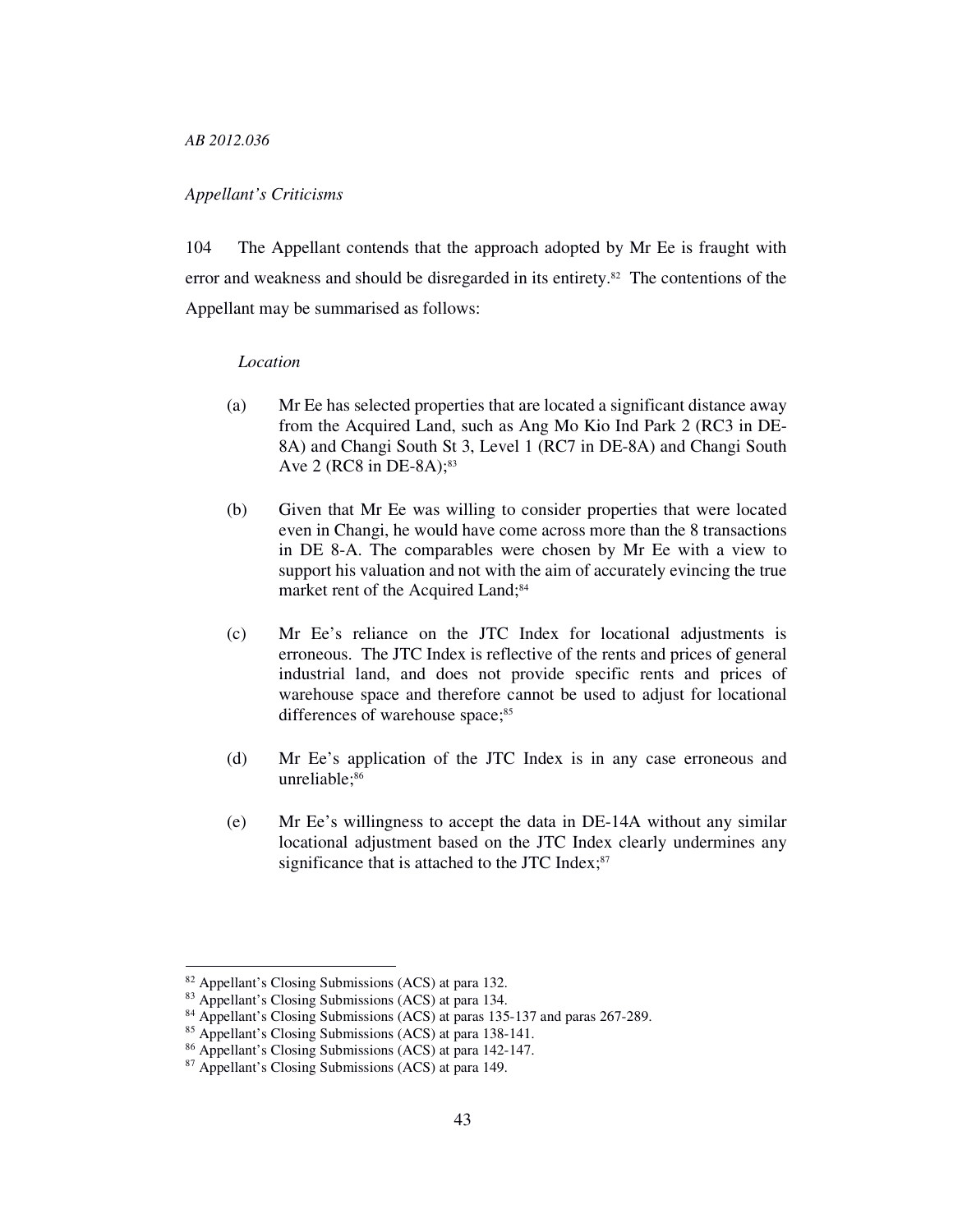*Appellant's Criticisms*

104 The Appellant contends that the approach adopted by Mr Ee is fraught with error and weakness and should be disregarded in its entirety.[82] The contentions of the Appellant may be summarised as follows:

*Location*

(a) Mr Ee has selected properties that are located a significant distance away from the Acquired Land, such as Ang Mo Kio Ind Park 2 (RC3 in DE-8A) and Changi South St 3, Level 1 (RC7 in DE-8A) and Changi South Ave 2 (RC8 in DE-8A);[83]

(b) Given that Mr Ee was willing to consider properties that were located even in Changi, he would have come across more than the 8 transactions in DE 8-A. The comparables were chosen by Mr Ee with a view to support his valuation and not with the aim of accurately evincing the true market rent of the Acquired Land;[84]

(c) Mr Ee's reliance on the JTC Index for locational adjustments is erroneous. The JTC Index is reflective of the rents and prices of general industrial land, and does not provide specific rents and prices of warehouse space and therefore cannot be used to adjust for locational differences of warehouse space;[85]

(d) Mr Ee's application of the JTC Index is in any case erroneous and unreliable;[86]

(e) Mr Ee's willingness to accept the data in DE-14A without any similar locational adjustment based on the JTC Index clearly undermines any significance that is attached to the JTC Index;[87]

---

[82] Appellant's Closing Submissions (ACS) at para 132.
[83] Appellant's Closing Submissions (ACS) at para 134.
[84] Appellant's Closing Submissions (ACS) at paras 135-137 and paras 267-289.
[85] Appellant's Closing Submissions (ACS) at para 138-141.
[86] Appellant's Closing Submissions (ACS) at para 142-147.
[87] Appellant's Closing Submissions (ACS) at para 149.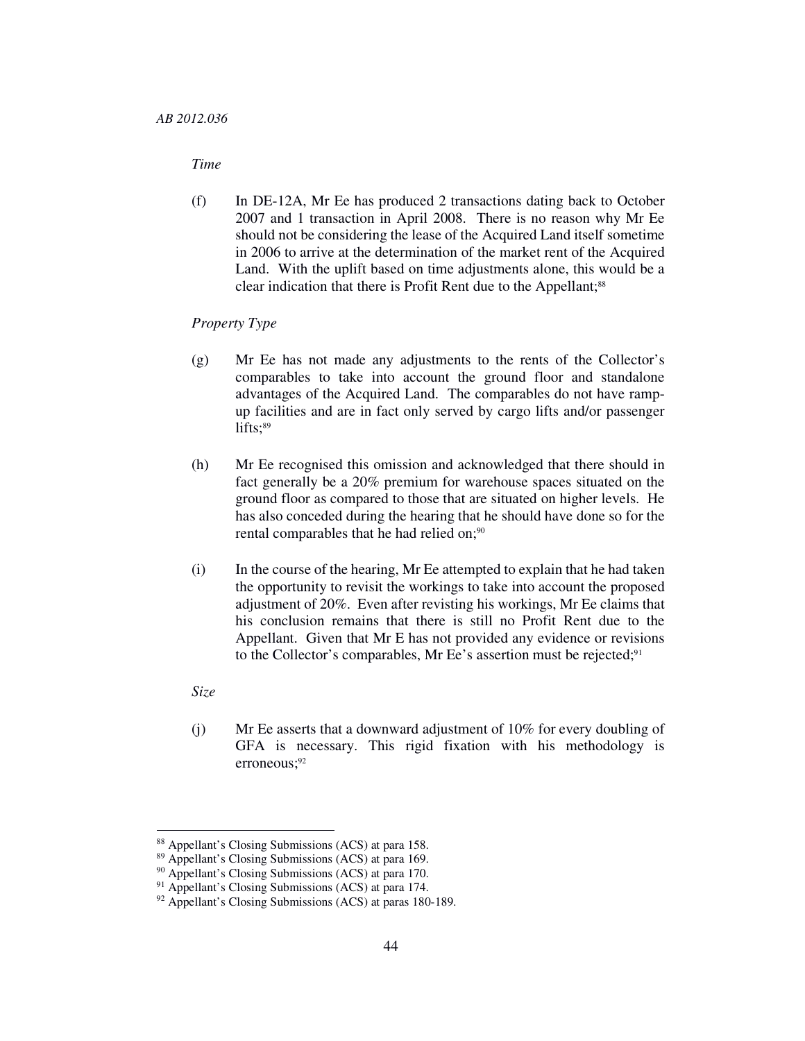*Time*

(f) In DE-12A, Mr Ee has produced 2 transactions dating back to October 2007 and 1 transaction in April 2008. There is no reason why Mr Ee should not be considering the lease of the Acquired Land itself sometime in 2006 to arrive at the determination of the market rent of the Acquired Land. With the uplift based on time adjustments alone, this would be a clear indication that there is Profit Rent due to the Appellant;[88]

*Property Type*

(g) Mr Ee has not made any adjustments to the rents of the Collector's comparables to take into account the ground floor and standalone advantages of the Acquired Land. The comparables do not have ramp-up facilities and are in fact only served by cargo lifts and/or passenger lifts;[89]

(h) Mr Ee recognised this omission and acknowledged that there should in fact generally be a 20% premium for warehouse spaces situated on the ground floor as compared to those that are situated on higher levels. He has also conceded during the hearing that he should have done so for the rental comparables that he had relied on;[90]

(i) In the course of the hearing, Mr Ee attempted to explain that he had taken the opportunity to revisit the workings to take into account the proposed adjustment of 20%. Even after revisting his workings, Mr Ee claims that his conclusion remains that there is still no Profit Rent due to the Appellant. Given that Mr E has not provided any evidence or revisions to the Collector's comparables, Mr Ee's assertion must be rejected;[91]

*Size*

(j) Mr Ee asserts that a downward adjustment of 10% for every doubling of GFA is necessary. This rigid fixation with his methodology is erroneous;[92]

---

[88] Appellant's Closing Submissions (ACS) at para 158.

[89] Appellant's Closing Submissions (ACS) at para 169.

[90] Appellant's Closing Submissions (ACS) at para 170.

[91] Appellant's Closing Submissions (ACS) at para 174.

[92] Appellant's Closing Submissions (ACS) at paras 180-189.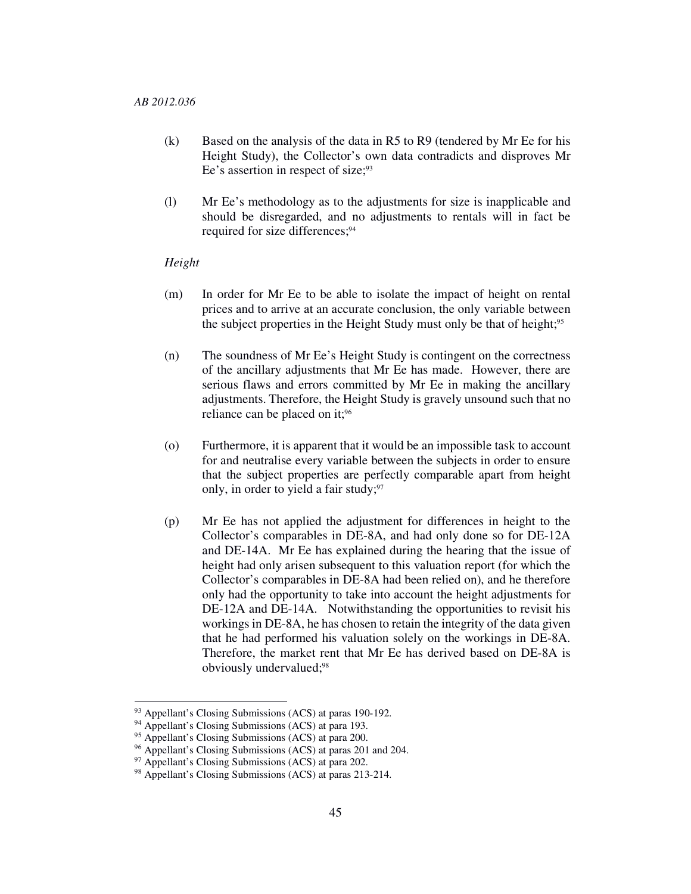(k) Based on the analysis of the data in R5 to R9 (tendered by Mr Ee for his Height Study), the Collector's own data contradicts and disproves Mr Ee's assertion in respect of size;[93]

(l) Mr Ee's methodology as to the adjustments for size is inapplicable and should be disregarded, and no adjustments to rentals will in fact be required for size differences;[94]

*Height*

(m) In order for Mr Ee to be able to isolate the impact of height on rental prices and to arrive at an accurate conclusion, the only variable between the subject properties in the Height Study must only be that of height;[95]

(n) The soundness of Mr Ee's Height Study is contingent on the correctness of the ancillary adjustments that Mr Ee has made. However, there are serious flaws and errors committed by Mr Ee in making the ancillary adjustments. Therefore, the Height Study is gravely unsound such that no reliance can be placed on it;[96]

(o) Furthermore, it is apparent that it would be an impossible task to account for and neutralise every variable between the subjects in order to ensure that the subject properties are perfectly comparable apart from height only, in order to yield a fair study;[97]

(p) Mr Ee has not applied the adjustment for differences in height to the Collector's comparables in DE-8A, and had only done so for DE-12A and DE-14A. Mr Ee has explained during the hearing that the issue of height had only arisen subsequent to this valuation report (for which the Collector's comparables in DE-8A had been relied on), and he therefore only had the opportunity to take into account the height adjustments for DE-12A and DE-14A. Notwithstanding the opportunities to revisit his workings in DE-8A, he has chosen to retain the integrity of the data given that he had performed his valuation solely on the workings in DE-8A. Therefore, the market rent that Mr Ee has derived based on DE-8A is obviously undervalued;[98]

---

[93] Appellant's Closing Submissions (ACS) at paras 190-192.

[94] Appellant's Closing Submissions (ACS) at para 193.

[95] Appellant's Closing Submissions (ACS) at para 200.

[96] Appellant's Closing Submissions (ACS) at paras 201 and 204.

[97] Appellant's Closing Submissions (ACS) at para 202.

[98] Appellant's Closing Submissions (ACS) at paras 213-214.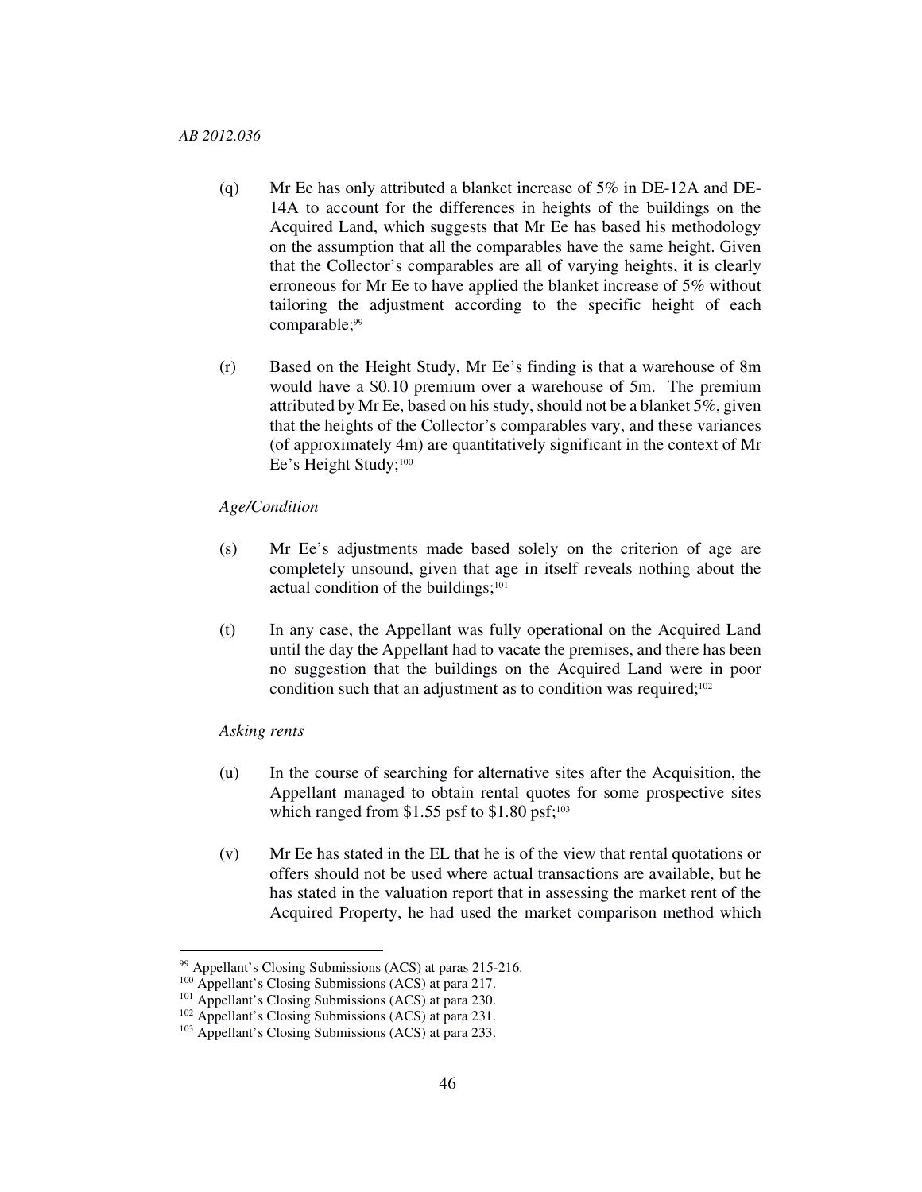(q) Mr Ee has only attributed a blanket increase of 5% in DE-12A and DE-14A to account for the differences in heights of the buildings on the Acquired Land, which suggests that Mr Ee has based his methodology on the assumption that all the comparables have the same height. Given that the Collector's comparables are all of varying heights, it is clearly erroneous for Mr Ee to have applied the blanket increase of 5% without tailoring the adjustment according to the specific height of each comparable;[99]

(r) Based on the Height Study, Mr Ee's finding is that a warehouse of 8m would have a $0.10 premium over a warehouse of 5m. The premium attributed by Mr Ee, based on his study, should not be a blanket 5%, given that the heights of the Collector's comparables vary, and these variances (of approximately 4m) are quantitatively significant in the context of Mr Ee's Height Study;[100]

*Age/Condition*

(s) Mr Ee's adjustments made based solely on the criterion of age are completely unsound, given that age in itself reveals nothing about the actual condition of the buildings;[101]

(t) In any case, the Appellant was fully operational on the Acquired Land until the day the Appellant had to vacate the premises, and there has been no suggestion that the buildings on the Acquired Land were in poor condition such that an adjustment as to condition was required;[102]

*Asking rents*

(u) In the course of searching for alternative sites after the Acquisition, the Appellant managed to obtain rental quotes for some prospective sites which ranged from $1.55 psf to $1.80 psf;[103]

(v) Mr Ee has stated in the EL that he is of the view that rental quotations or offers should not be used where actual transactions are available, but he has stated in the valuation report that in assessing the market rent of the Acquired Property, he had used the market comparison method which

---

[99] Appellant's Closing Submissions (ACS) at paras 215-216.

[100] Appellant's Closing Submissions (ACS) at para 217.

[101] Appellant's Closing Submissions (ACS) at para 230.

[102] Appellant's Closing Submissions (ACS) at para 231.

[103] Appellant's Closing Submissions (ACS) at para 233.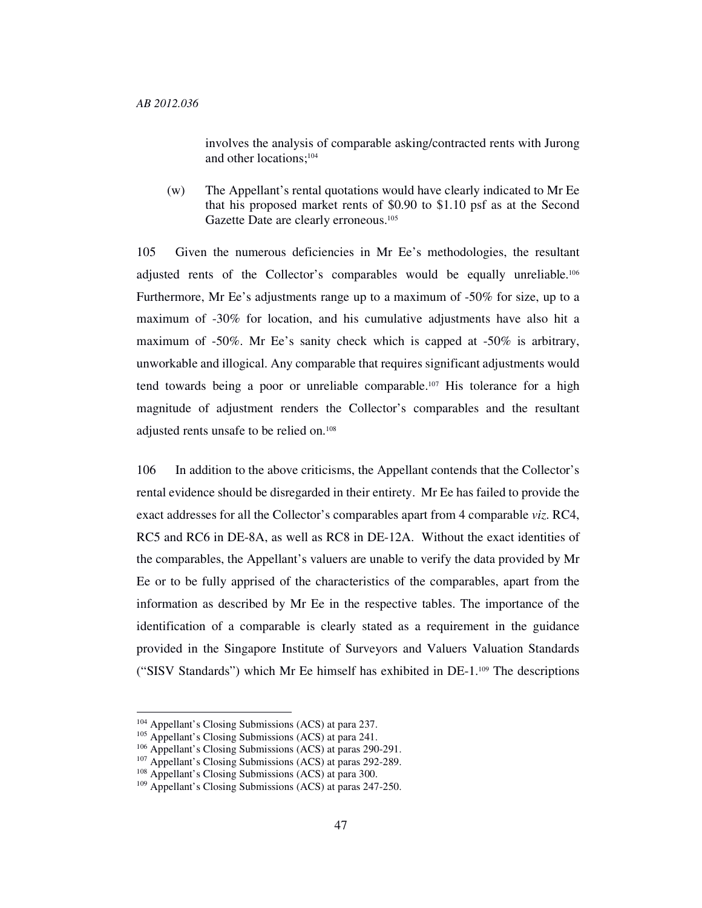involves the analysis of comparable asking/contracted rents with Jurong and other locations;[104]

(w) The Appellant's rental quotations would have clearly indicated to Mr Ee that his proposed market rents of \$0.90 to \$1.10 psf as at the Second Gazette Date are clearly erroneous.[105]

105 Given the numerous deficiencies in Mr Ee's methodologies, the resultant adjusted rents of the Collector's comparables would be equally unreliable.[106] Furthermore, Mr Ee's adjustments range up to a maximum of -50% for size, up to a maximum of -30% for location, and his cumulative adjustments have also hit a maximum of -50%. Mr Ee's sanity check which is capped at -50% is arbitrary, unworkable and illogical. Any comparable that requires significant adjustments would tend towards being a poor or unreliable comparable.[107] His tolerance for a high magnitude of adjustment renders the Collector's comparables and the resultant adjusted rents unsafe to be relied on.[108]

106 In addition to the above criticisms, the Appellant contends that the Collector's rental evidence should be disregarded in their entirety. Mr Ee has failed to provide the exact addresses for all the Collector's comparables apart from 4 comparable *viz.* RC4, RC5 and RC6 in DE-8A, as well as RC8 in DE-12A. Without the exact identities of the comparables, the Appellant's valuers are unable to verify the data provided by Mr Ee or to be fully apprised of the characteristics of the comparables, apart from the information as described by Mr Ee in the respective tables. The importance of the identification of a comparable is clearly stated as a requirement in the guidance provided in the Singapore Institute of Surveyors and Valuers Valuation Standards ("SISV Standards") which Mr Ee himself has exhibited in DE-1.[109] The descriptions

---

[104] Appellant's Closing Submissions (ACS) at para 237.

[105] Appellant's Closing Submissions (ACS) at para 241.

[106] Appellant's Closing Submissions (ACS) at paras 290-291.

[107] Appellant's Closing Submissions (ACS) at paras 292-289.

[108] Appellant's Closing Submissions (ACS) at para 300.

[109] Appellant's Closing Submissions (ACS) at paras 247-250.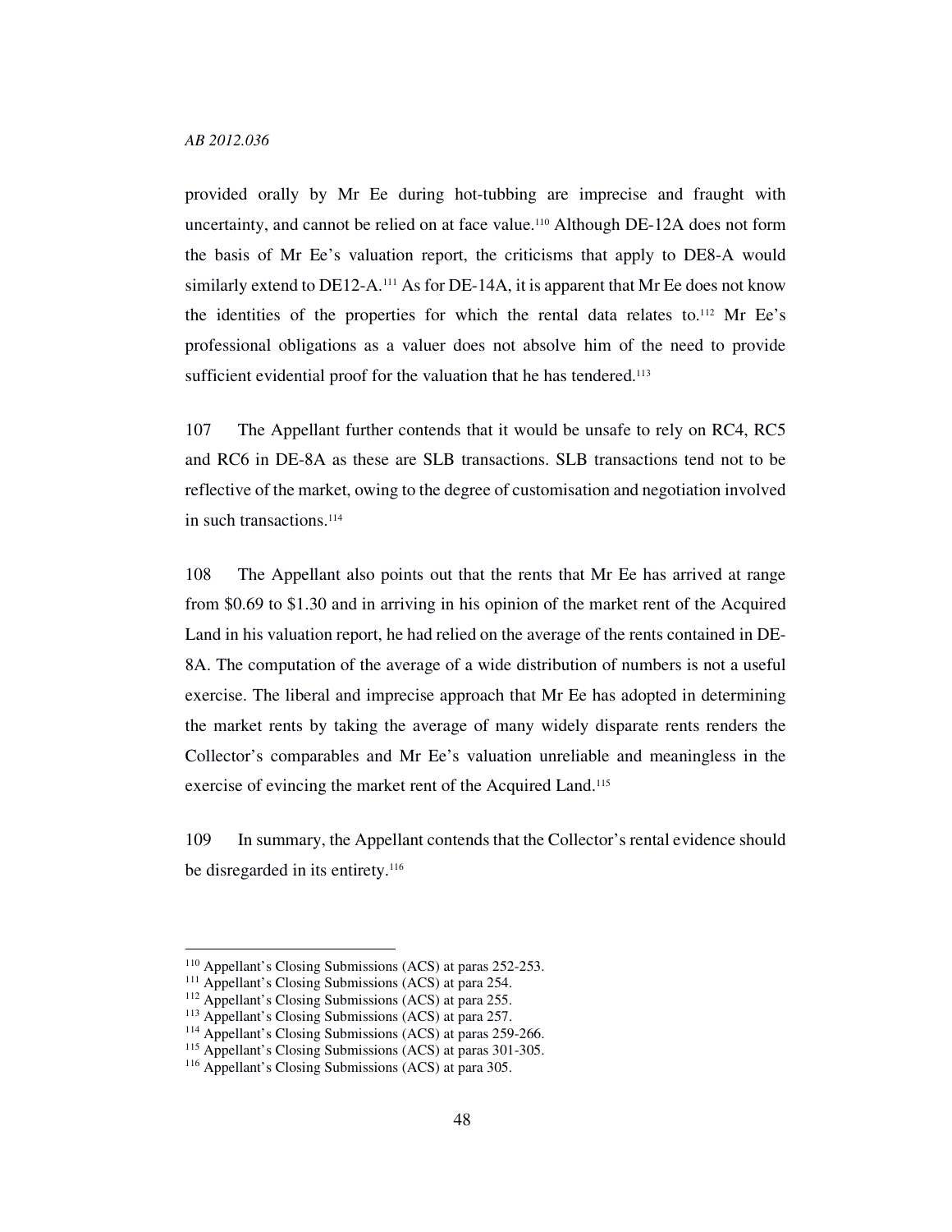provided orally by Mr Ee during hot-tubbing are imprecise and fraught with uncertainty, and cannot be relied on at face value.[110] Although DE-12A does not form the basis of Mr Ee's valuation report, the criticisms that apply to DE8-A would similarly extend to DE12-A.[111] As for DE-14A, it is apparent that Mr Ee does not know the identities of the properties for which the rental data relates to.[112] Mr Ee's professional obligations as a valuer does not absolve him of the need to provide sufficient evidential proof for the valuation that he has tendered.[113]

107 The Appellant further contends that it would be unsafe to rely on RC4, RC5 and RC6 in DE-8A as these are SLB transactions. SLB transactions tend not to be reflective of the market, owing to the degree of customisation and negotiation involved in such transactions.[114]

108 The Appellant also points out that the rents that Mr Ee has arrived at range from \$0.69 to \$1.30 and in arriving in his opinion of the market rent of the Acquired Land in his valuation report, he had relied on the average of the rents contained in DE-8A. The computation of the average of a wide distribution of numbers is not a useful exercise. The liberal and imprecise approach that Mr Ee has adopted in determining the market rents by taking the average of many widely disparate rents renders the Collector's comparables and Mr Ee's valuation unreliable and meaningless in the exercise of evincing the market rent of the Acquired Land.[115]

109 In summary, the Appellant contends that the Collector's rental evidence should be disregarded in its entirety.[116]

---

[110] Appellant's Closing Submissions (ACS) at paras 252-253.
[111] Appellant's Closing Submissions (ACS) at para 254.
[112] Appellant's Closing Submissions (ACS) at para 255.
[113] Appellant's Closing Submissions (ACS) at para 257.
[114] Appellant's Closing Submissions (ACS) at paras 259-266.
[115] Appellant's Closing Submissions (ACS) at paras 301-305.
[116] Appellant's Closing Submissions (ACS) at para 305.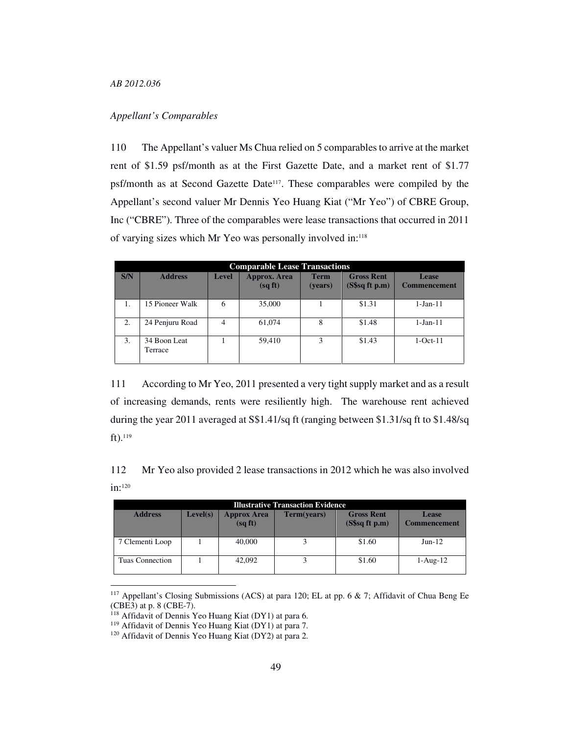*Appellant's Comparables*

110 The Appellant's valuer Ms Chua relied on 5 comparables to arrive at the market rent of $1.59 psf/month as at the First Gazette Date, and a market rent of $1.77 psf/month as at Second Gazette Date[117]. These comparables were compiled by the Appellant's second valuer Mr Dennis Yeo Huang Kiat ("Mr Yeo") of CBRE Group, Inc ("CBRE"). Three of the comparables were lease transactions that occurred in 2011 of varying sizes which Mr Yeo was personally involved in:[118]

| Comparable Lease Transactions | | | | | | |
|---|---|---|---|---|---|---|
| **S/N** | **Address** | **Level** | **Approx. Area (sq ft)** | **Term (years)** | **Gross Rent (S$sq ft p.m)** | **Lease Commencement** |
| 1. | 15 Pioneer Walk | 6 | 35,000 | 1 | $1.31 | 1-Jan-11 |
| 2. | 24 Penjuru Road | 4 | 61,074 | 8 | $1.48 | 1-Jan-11 |
| 3. | 34 Boon Leat Terrace | 1 | 59,410 | 3 | $1.43 | 1-Oct-11 |

111 According to Mr Yeo, 2011 presented a very tight supply market and as a result of increasing demands, rents were resiliently high. The warehouse rent achieved during the year 2011 averaged at S$1.41/sq ft (ranging between $1.31/sq ft to $1.48/sq ft).[119]

112 Mr Yeo also provided 2 lease transactions in 2012 which he was also involved in:[120]

| Illustrative Transaction Evidence | | | | | |
|---|---|---|---|---|---|
| **Address** | **Level(s)** | **Approx Area (sq ft)** | **Term(years)** | **Gross Rent (S$sq ft p.m)** | **Lease Commencement** |
| 7 Clementi Loop | 1 | 40,000 | 3 | $1.60 | Jun-12 |
| Tuas Connection | 1 | 42,092 | 3 | $1.60 | 1-Aug-12 |

---

[117] Appellant's Closing Submissions (ACS) at para 120; EL at pp. 6 & 7; Affidavit of Chua Beng Ee (CBE3) at p. 8 (CBE-7).

[118] Affidavit of Dennis Yeo Huang Kiat (DY1) at para 6.

[119] Affidavit of Dennis Yeo Huang Kiat (DY1) at para 7.

[120] Affidavit of Dennis Yeo Huang Kiat (DY2) at para 2.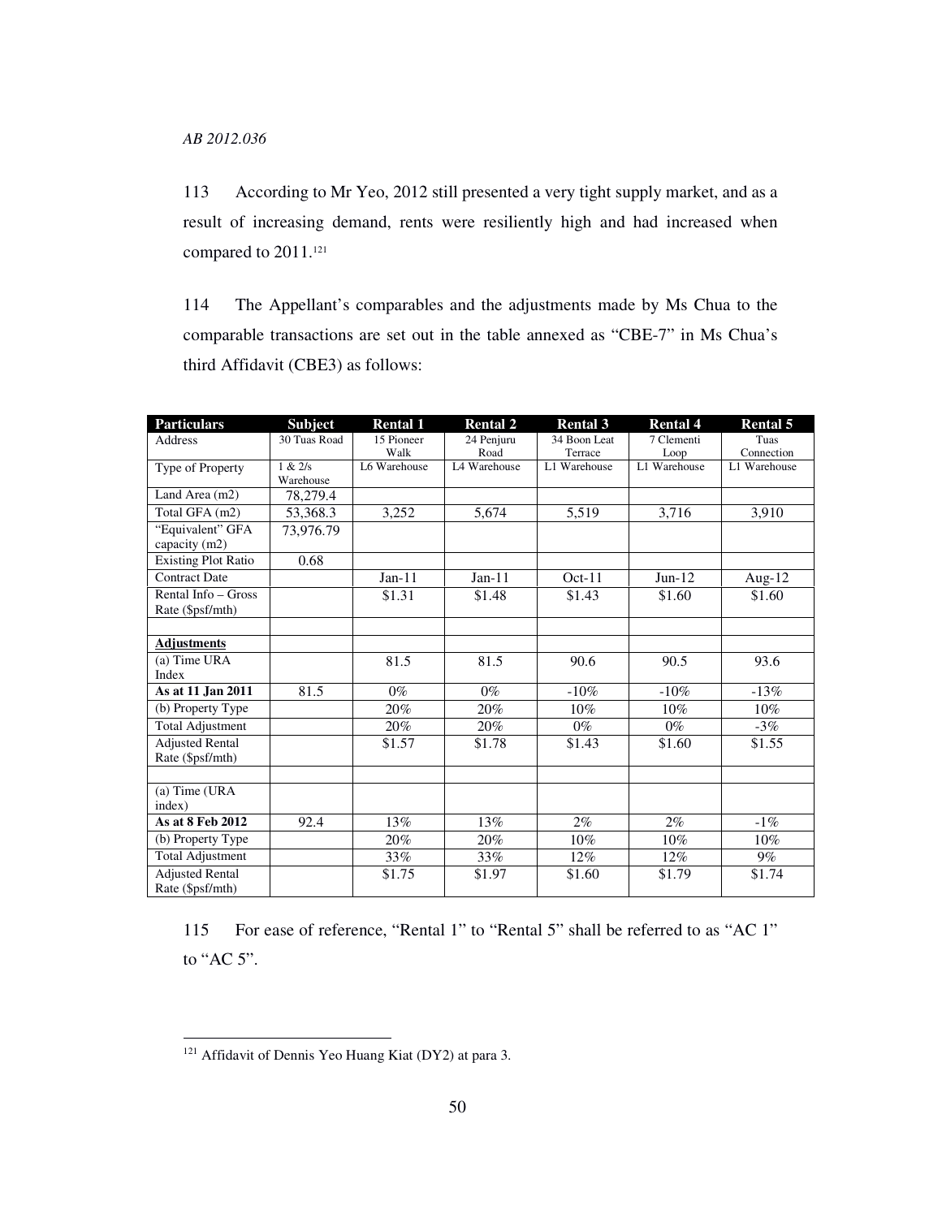113 According to Mr Yeo, 2012 still presented a very tight supply market, and as a result of increasing demand, rents were resiliently high and had increased when compared to 2011.[121]

114 The Appellant's comparables and the adjustments made by Ms Chua to the comparable transactions are set out in the table annexed as "CBE-7" in Ms Chua's third Affidavit (CBE3) as follows:

| **Particulars** | **Subject** | **Rental 1** | **Rental 2** | **Rental 3** | **Rental 4** | **Rental 5** |
|---|---|---|---|---|---|---|
| Address | 30 Tuas Road | 15 Pioneer Walk | 24 Penjuru Road | 34 Boon Leat Terrace | 7 Clementi Loop | Tuas Connection |
| Type of Property | 1 & 2/s Warehouse | L6 Warehouse | L4 Warehouse | L1 Warehouse | L1 Warehouse | L1 Warehouse |
| Land Area (m2) | 78,279.4 | | | | | |
| Total GFA (m2) | 53,368.3 | 3,252 | 5,674 | 5,519 | 3,716 | 3,910 |
| "Equivalent" GFA capacity (m2) | 73,976.79 | | | | | |
| Existing Plot Ratio | 0.68 | | | | | |
| Contract Date | | Jan-11 | Jan-11 | Oct-11 | Jun-12 | Aug-12 |
| Rental Info – Gross Rate ($psf/mth) | | $1.31 | $1.48 | $1.43 | $1.60 | $1.60 |
| | | | | | | |
| **Adjustments** | | | | | | |
| (a) Time URA Index | | 81.5 | 81.5 | 90.6 | 90.5 | 93.6 |
| **As at 11 Jan 2011** | 81.5 | 0% | 0% | -10% | -10% | -13% |
| (b) Property Type | | 20% | 20% | 10% | 10% | 10% |
| Total Adjustment | | 20% | 20% | 0% | 0% | -3% |
| Adjusted Rental Rate ($psf/mth) | | $1.57 | $1.78 | $1.43 | $1.60 | $1.55 |
| | | | | | | |
| (a) Time (URA index) | | | | | | |
| **As at 8 Feb 2012** | 92.4 | 13% | 13% | 2% | 2% | -1% |
| (b) Property Type | | 20% | 20% | 10% | 10% | 10% |
| Total Adjustment | | 33% | 33% | 12% | 12% | 9% |
| Adjusted Rental Rate ($psf/mth) | | $1.75 | $1.97 | $1.60 | $1.79 | $1.74 |

115 For ease of reference, "Rental 1" to "Rental 5" shall be referred to as "AC 1" to "AC 5".

[121] Affidavit of Dennis Yeo Huang Kiat (DY2) at para 3.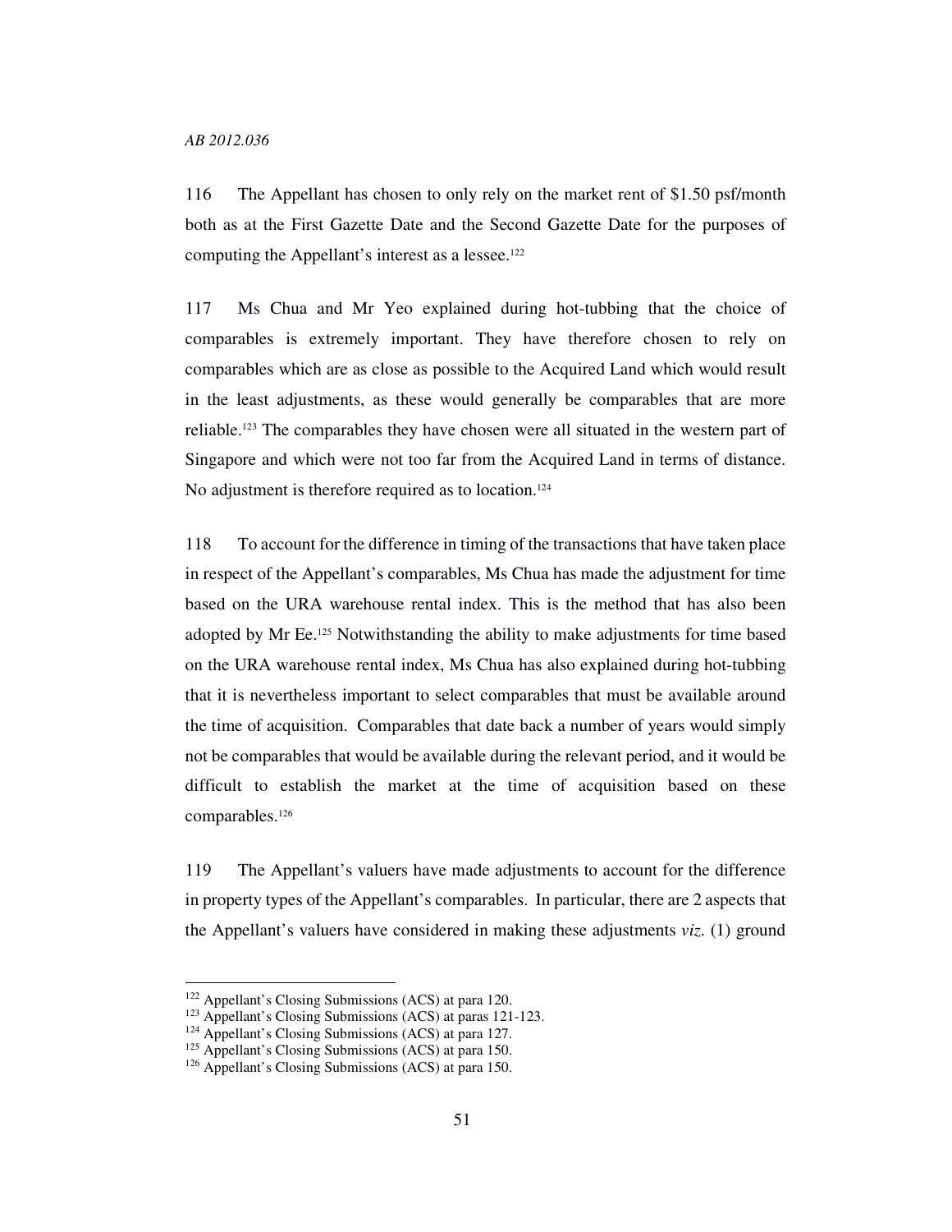116 The Appellant has chosen to only rely on the market rent of $1.50 psf/month both as at the First Gazette Date and the Second Gazette Date for the purposes of computing the Appellant's interest as a lessee.[122]

117 Ms Chua and Mr Yeo explained during hot-tubbing that the choice of comparables is extremely important. They have therefore chosen to rely on comparables which are as close as possible to the Acquired Land which would result in the least adjustments, as these would generally be comparables that are more reliable.[123] The comparables they have chosen were all situated in the western part of Singapore and which were not too far from the Acquired Land in terms of distance. No adjustment is therefore required as to location.[124]

118 To account for the difference in timing of the transactions that have taken place in respect of the Appellant's comparables, Ms Chua has made the adjustment for time based on the URA warehouse rental index. This is the method that has also been adopted by Mr Ee.[125] Notwithstanding the ability to make adjustments for time based on the URA warehouse rental index, Ms Chua has also explained during hot-tubbing that it is nevertheless important to select comparables that must be available around the time of acquisition. Comparables that date back a number of years would simply not be comparables that would be available during the relevant period, and it would be difficult to establish the market at the time of acquisition based on these comparables.[126]

119 The Appellant's valuers have made adjustments to account for the difference in property types of the Appellant's comparables. In particular, there are 2 aspects that the Appellant's valuers have considered in making these adjustments *viz*. (1) ground

---

[122] Appellant's Closing Submissions (ACS) at para 120.
[123] Appellant's Closing Submissions (ACS) at paras 121-123.
[124] Appellant's Closing Submissions (ACS) at para 127.
[125] Appellant's Closing Submissions (ACS) at para 150.
[126] Appellant's Closing Submissions (ACS) at para 150.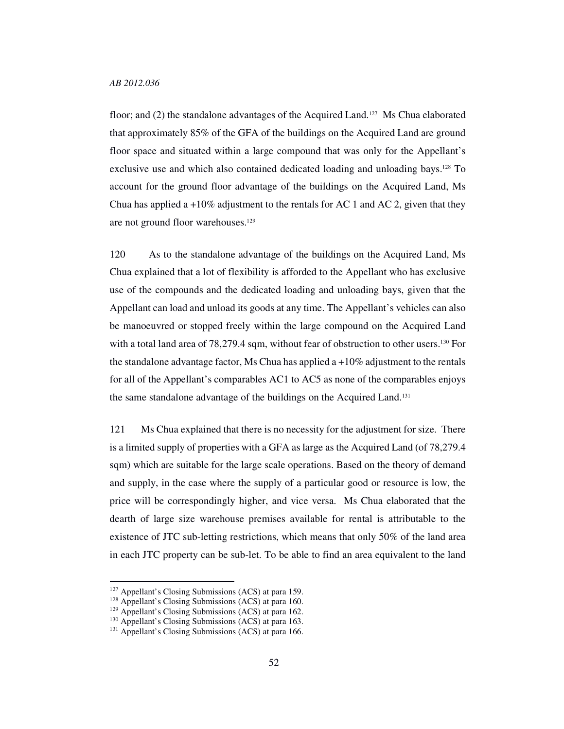floor; and (2) the standalone advantages of the Acquired Land.[127] Ms Chua elaborated that approximately 85% of the GFA of the buildings on the Acquired Land are ground floor space and situated within a large compound that was only for the Appellant's exclusive use and which also contained dedicated loading and unloading bays.[128] To account for the ground floor advantage of the buildings on the Acquired Land, Ms Chua has applied a +10% adjustment to the rentals for AC 1 and AC 2, given that they are not ground floor warehouses.[129]

120 As to the standalone advantage of the buildings on the Acquired Land, Ms Chua explained that a lot of flexibility is afforded to the Appellant who has exclusive use of the compounds and the dedicated loading and unloading bays, given that the Appellant can load and unload its goods at any time. The Appellant's vehicles can also be manoeuvred or stopped freely within the large compound on the Acquired Land with a total land area of 78,279.4 sqm, without fear of obstruction to other users.[130] For the standalone advantage factor, Ms Chua has applied a +10% adjustment to the rentals for all of the Appellant's comparables AC1 to AC5 as none of the comparables enjoys the same standalone advantage of the buildings on the Acquired Land.[131]

121 Ms Chua explained that there is no necessity for the adjustment for size. There is a limited supply of properties with a GFA as large as the Acquired Land (of 78,279.4 sqm) which are suitable for the large scale operations. Based on the theory of demand and supply, in the case where the supply of a particular good or resource is low, the price will be correspondingly higher, and vice versa. Ms Chua elaborated that the dearth of large size warehouse premises available for rental is attributable to the existence of JTC sub-letting restrictions, which means that only 50% of the land area in each JTC property can be sub-let. To be able to find an area equivalent to the land

---

[127] Appellant's Closing Submissions (ACS) at para 159.
[128] Appellant's Closing Submissions (ACS) at para 160.
[129] Appellant's Closing Submissions (ACS) at para 162.
[130] Appellant's Closing Submissions (ACS) at para 163.
[131] Appellant's Closing Submissions (ACS) at para 166.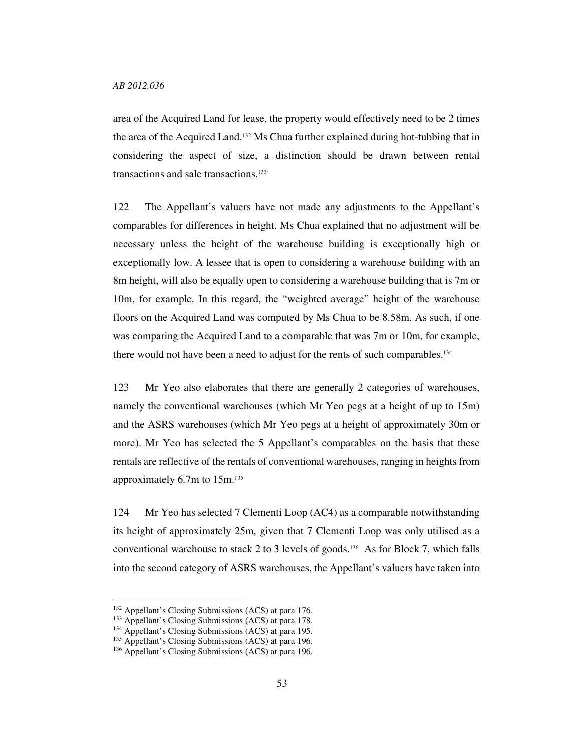area of the Acquired Land for lease, the property would effectively need to be 2 times the area of the Acquired Land.[132] Ms Chua further explained during hot-tubbing that in considering the aspect of size, a distinction should be drawn between rental transactions and sale transactions.[133]

122 The Appellant's valuers have not made any adjustments to the Appellant's comparables for differences in height. Ms Chua explained that no adjustment will be necessary unless the height of the warehouse building is exceptionally high or exceptionally low. A lessee that is open to considering a warehouse building with an 8m height, will also be equally open to considering a warehouse building that is 7m or 10m, for example. In this regard, the "weighted average" height of the warehouse floors on the Acquired Land was computed by Ms Chua to be 8.58m. As such, if one was comparing the Acquired Land to a comparable that was 7m or 10m, for example, there would not have been a need to adjust for the rents of such comparables.[134]

123 Mr Yeo also elaborates that there are generally 2 categories of warehouses, namely the conventional warehouses (which Mr Yeo pegs at a height of up to 15m) and the ASRS warehouses (which Mr Yeo pegs at a height of approximately 30m or more). Mr Yeo has selected the 5 Appellant's comparables on the basis that these rentals are reflective of the rentals of conventional warehouses, ranging in heights from approximately 6.7m to 15m.[135]

124 Mr Yeo has selected 7 Clementi Loop (AC4) as a comparable notwithstanding its height of approximately 25m, given that 7 Clementi Loop was only utilised as a conventional warehouse to stack 2 to 3 levels of goods.[136] As for Block 7, which falls into the second category of ASRS warehouses, the Appellant's valuers have taken into

---

[132] Appellant's Closing Submissions (ACS) at para 176.

[133] Appellant's Closing Submissions (ACS) at para 178.

[134] Appellant's Closing Submissions (ACS) at para 195.

[135] Appellant's Closing Submissions (ACS) at para 196.

[136] Appellant's Closing Submissions (ACS) at para 196.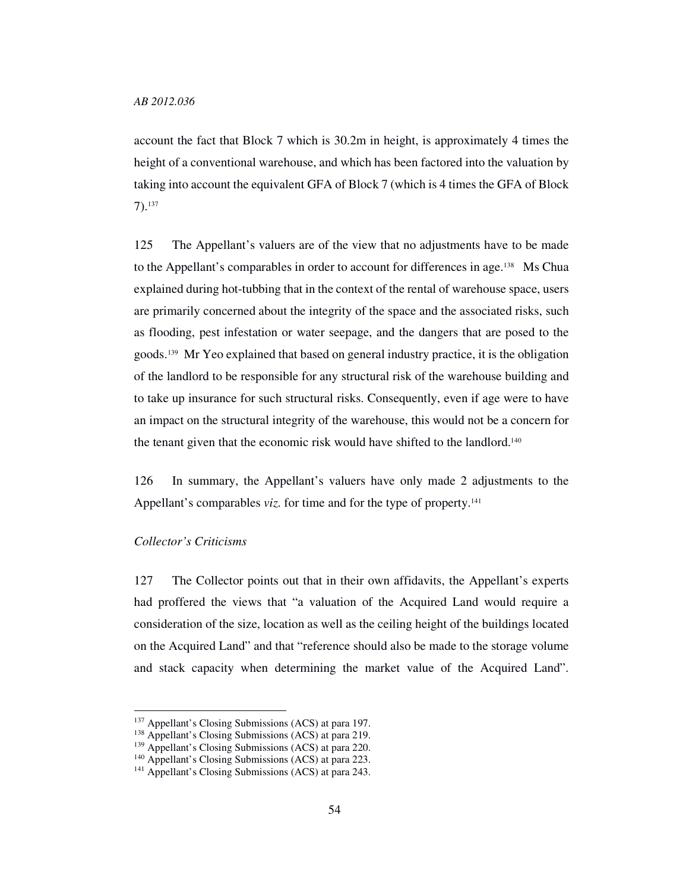account the fact that Block 7 which is 30.2m in height, is approximately 4 times the height of a conventional warehouse, and which has been factored into the valuation by taking into account the equivalent GFA of Block 7 (which is 4 times the GFA of Block 7).[137]

125 The Appellant's valuers are of the view that no adjustments have to be made to the Appellant's comparables in order to account for differences in age.[138] Ms Chua explained during hot-tubbing that in the context of the rental of warehouse space, users are primarily concerned about the integrity of the space and the associated risks, such as flooding, pest infestation or water seepage, and the dangers that are posed to the goods.[139] Mr Yeo explained that based on general industry practice, it is the obligation of the landlord to be responsible for any structural risk of the warehouse building and to take up insurance for such structural risks. Consequently, even if age were to have an impact on the structural integrity of the warehouse, this would not be a concern for the tenant given that the economic risk would have shifted to the landlord.[140]

126 In summary, the Appellant's valuers have only made 2 adjustments to the Appellant's comparables *viz.* for time and for the type of property.[141]

*Collector's Criticisms*

127 The Collector points out that in their own affidavits, the Appellant's experts had proffered the views that "a valuation of the Acquired Land would require a consideration of the size, location as well as the ceiling height of the buildings located on the Acquired Land" and that "reference should also be made to the storage volume and stack capacity when determining the market value of the Acquired Land".

---

[137] Appellant's Closing Submissions (ACS) at para 197.
[138] Appellant's Closing Submissions (ACS) at para 219.
[139] Appellant's Closing Submissions (ACS) at para 220.
[140] Appellant's Closing Submissions (ACS) at para 223.
[141] Appellant's Closing Submissions (ACS) at para 243.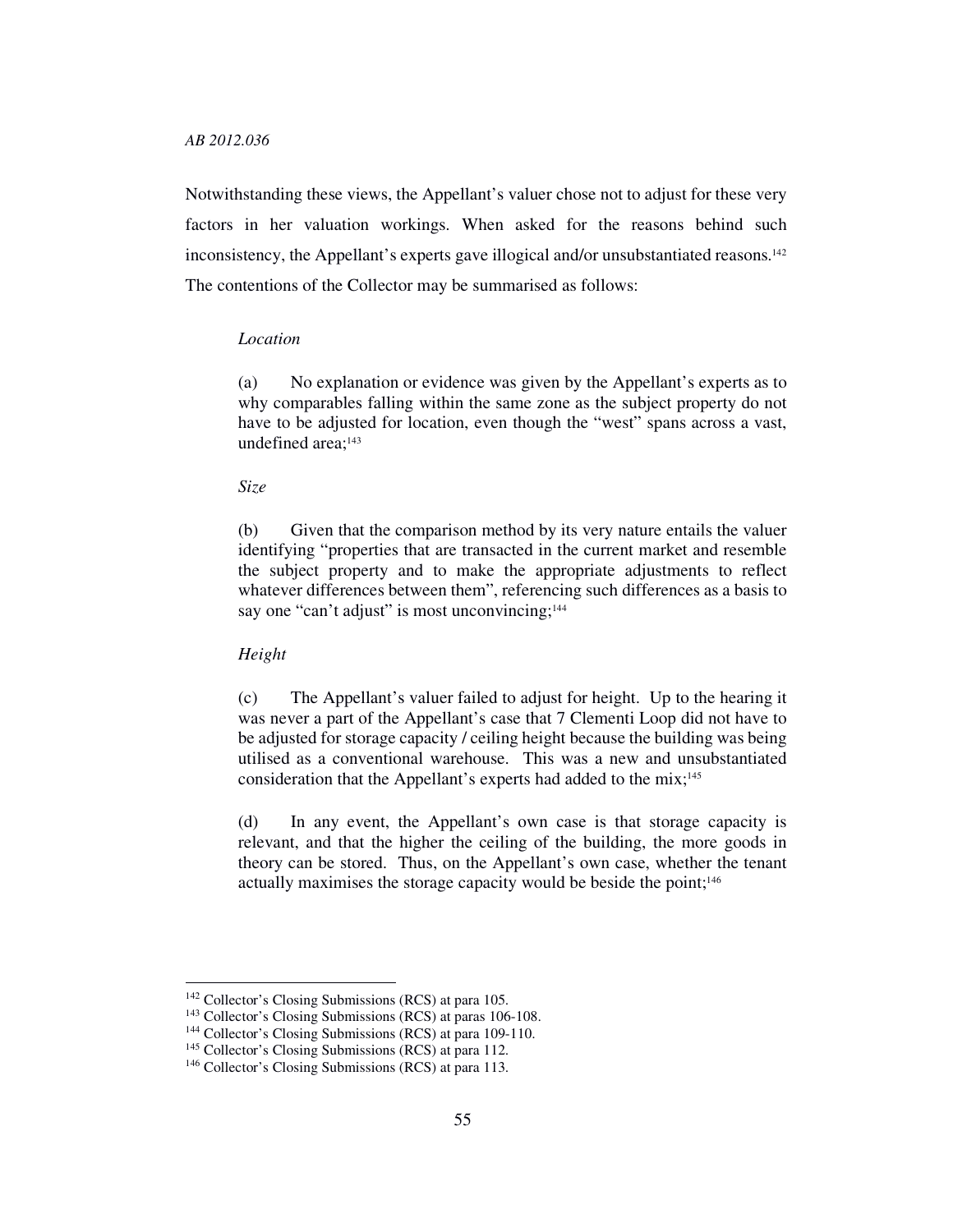Notwithstanding these views, the Appellant's valuer chose not to adjust for these very factors in her valuation workings. When asked for the reasons behind such inconsistency, the Appellant's experts gave illogical and/or unsubstantiated reasons.[142] The contentions of the Collector may be summarised as follows:

> *Location*
>
> (a) No explanation or evidence was given by the Appellant's experts as to why comparables falling within the same zone as the subject property do not have to be adjusted for location, even though the "west" spans across a vast, undefined area;[143]
>
> *Size*
>
> (b) Given that the comparison method by its very nature entails the valuer identifying "properties that are transacted in the current market and resemble the subject property and to make the appropriate adjustments to reflect whatever differences between them", referencing such differences as a basis to say one "can't adjust" is most unconvincing;[144]
>
> *Height*
>
> (c) The Appellant's valuer failed to adjust for height. Up to the hearing it was never a part of the Appellant's case that 7 Clementi Loop did not have to be adjusted for storage capacity / ceiling height because the building was being utilised as a conventional warehouse. This was a new and unsubstantiated consideration that the Appellant's experts had added to the mix;[145]
>
> (d) In any event, the Appellant's own case is that storage capacity is relevant, and that the higher the ceiling of the building, the more goods in theory can be stored. Thus, on the Appellant's own case, whether the tenant actually maximises the storage capacity would be beside the point;[146]

---

[142] Collector's Closing Submissions (RCS) at para 105.

[143] Collector's Closing Submissions (RCS) at paras 106-108.

[144] Collector's Closing Submissions (RCS) at para 109-110.

[145] Collector's Closing Submissions (RCS) at para 112.

[146] Collector's Closing Submissions (RCS) at para 113.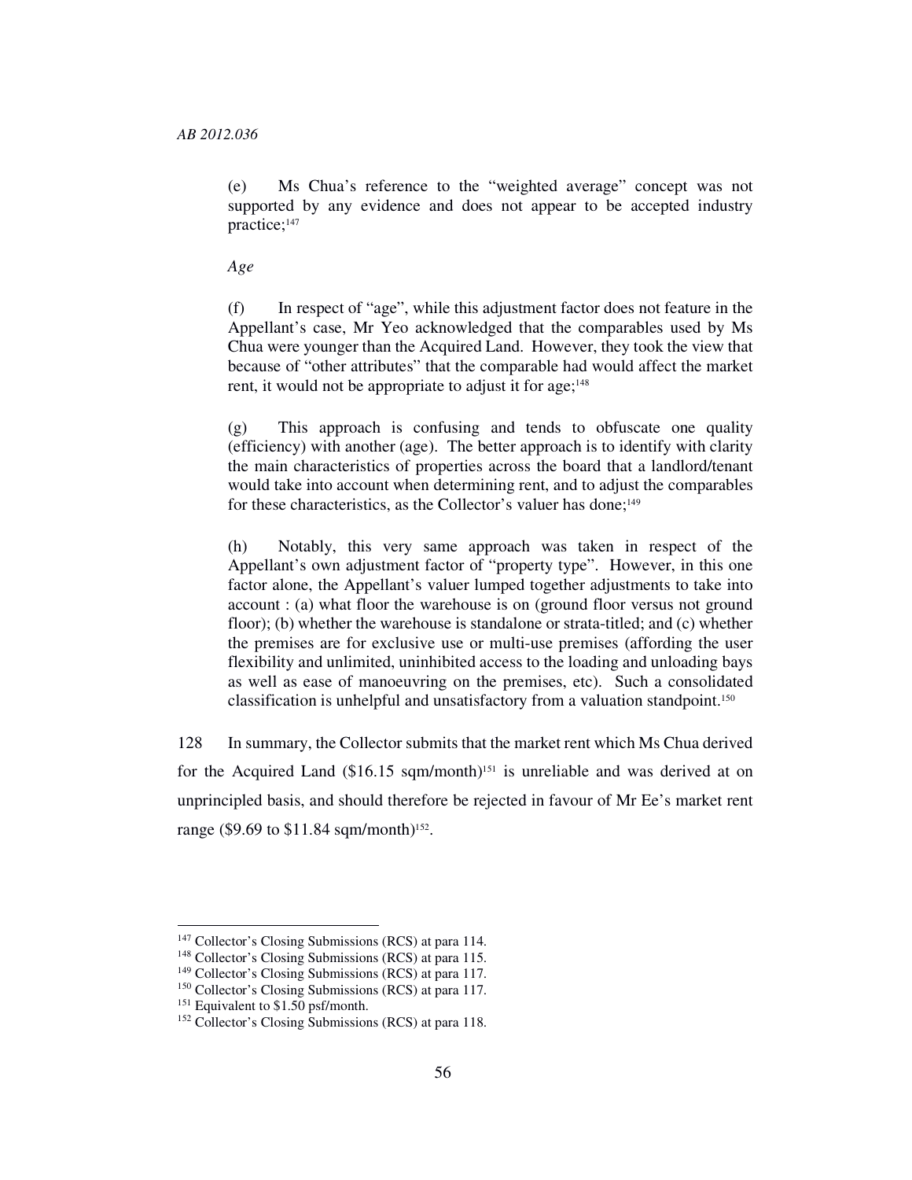(e) Ms Chua's reference to the "weighted average" concept was not supported by any evidence and does not appear to be accepted industry practice;[147]

*Age*

(f) In respect of "age", while this adjustment factor does not feature in the Appellant's case, Mr Yeo acknowledged that the comparables used by Ms Chua were younger than the Acquired Land. However, they took the view that because of "other attributes" that the comparable had would affect the market rent, it would not be appropriate to adjust it for age;[148]

(g) This approach is confusing and tends to obfuscate one quality (efficiency) with another (age). The better approach is to identify with clarity the main characteristics of properties across the board that a landlord/tenant would take into account when determining rent, and to adjust the comparables for these characteristics, as the Collector's valuer has done;[149]

(h) Notably, this very same approach was taken in respect of the Appellant's own adjustment factor of "property type". However, in this one factor alone, the Appellant's valuer lumped together adjustments to take into account : (a) what floor the warehouse is on (ground floor versus not ground floor); (b) whether the warehouse is standalone or strata-titled; and (c) whether the premises are for exclusive use or multi-use premises (affording the user flexibility and unlimited, uninhibited access to the loading and unloading bays as well as ease of manoeuvring on the premises, etc). Such a consolidated classification is unhelpful and unsatisfactory from a valuation standpoint.[150]

128 In summary, the Collector submits that the market rent which Ms Chua derived for the Acquired Land ($16.15 sqm/month)[151] is unreliable and was derived at on unprincipled basis, and should therefore be rejected in favour of Mr Ee's market rent range ($9.69 to $11.84 sqm/month)[152].

---

[147] Collector's Closing Submissions (RCS) at para 114.

[148] Collector's Closing Submissions (RCS) at para 115.

[149] Collector's Closing Submissions (RCS) at para 117.

[150] Collector's Closing Submissions (RCS) at para 117.

[151] Equivalent to $1.50 psf/month.

[152] Collector's Closing Submissions (RCS) at para 118.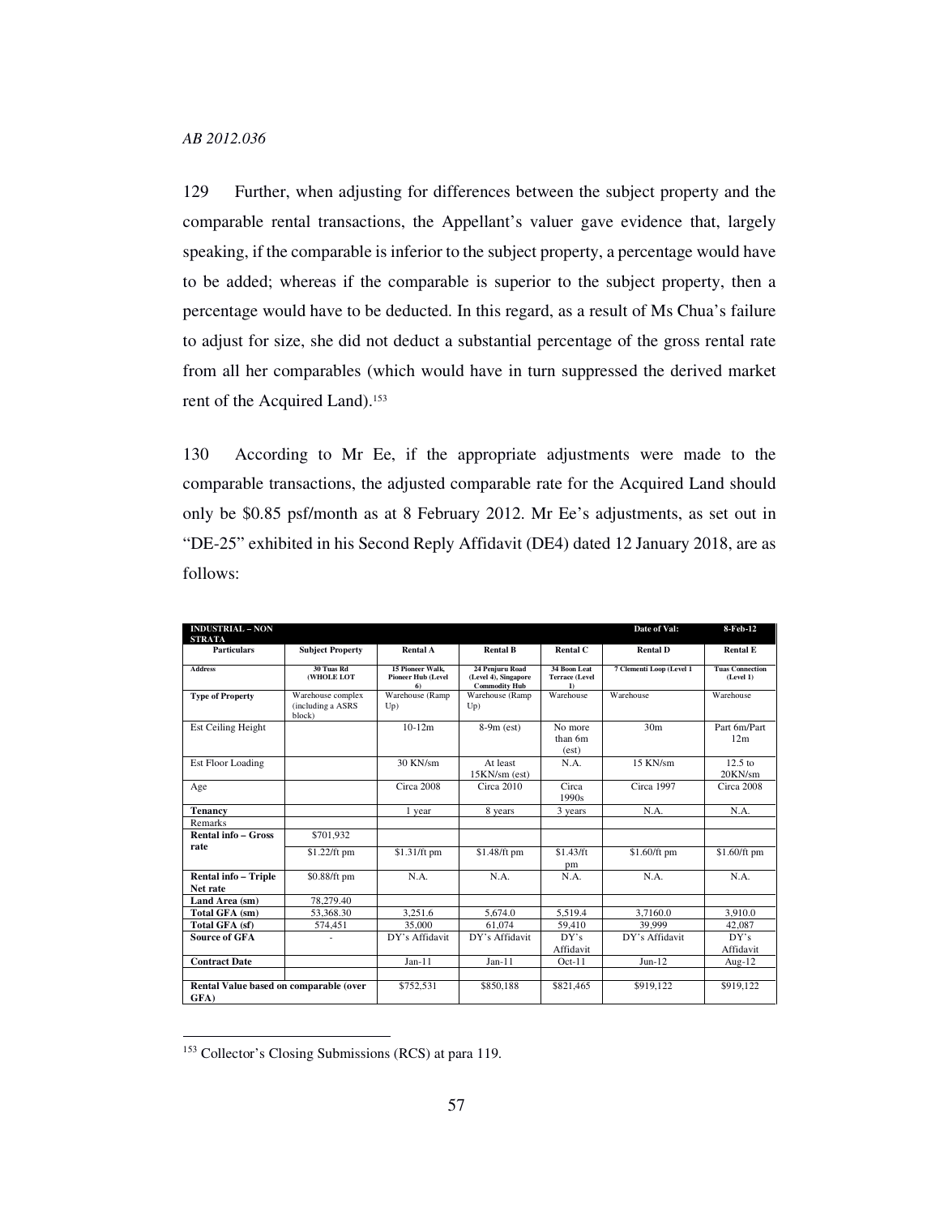129 Further, when adjusting for differences between the subject property and the comparable rental transactions, the Appellant's valuer gave evidence that, largely speaking, if the comparable is inferior to the subject property, a percentage would have to be added; whereas if the comparable is superior to the subject property, then a percentage would have to be deducted. In this regard, as a result of Ms Chua's failure to adjust for size, she did not deduct a substantial percentage of the gross rental rate from all her comparables (which would have in turn suppressed the derived market rent of the Acquired Land).[153]

130 According to Mr Ee, if the appropriate adjustments were made to the comparable transactions, the adjusted comparable rate for the Acquired Land should only be $0.85 psf/month as at 8 February 2012. Mr Ee's adjustments, as set out in "DE-25" exhibited in his Second Reply Affidavit (DE4) dated 12 January 2018, are as follows:

| **INDUSTRIAL – NON STRATA** | | | | | **Date of Val:** | **8-Feb-12** |
|---|---|---|---|---|---|---|
| **Particulars** | **Subject Property** | **Rental A** | **Rental B** | **Rental C** | **Rental D** | **Rental E** |
| **Address** | **30 Tuas Rd (WHOLE LOT** | **15 Pioneer Walk, Pioneer Hub (Level 6)** | **24 Penjuru Road (Level 4), Singapore Commodity Hub** | **34 Boon Leat Terrace (Level 1)** | **7 Clementi Loop (Level 1** | **Tuas Connection (Level 1)** |
| **Type of Property** | Warehouse complex (including a ASRS block) | Warehouse (Ramp Up) | Warehouse (Ramp Up) | Warehouse | Warehouse | Warehouse |
| Est Ceiling Height | | 10-12m | 8-9m (est) | No more than 6m (est) | 30m | Part 6m/Part 12m |
| Est Floor Loading | | 30 KN/sm | At least 15KN/sm (est) | N.A. | 15 KN/sm | 12.5 to 20KN/sm |
| Age | | Circa 2008 | Circa 2010 | Circa 1990s | Circa 1997 | Circa 2008 |
| **Tenancy** | | 1 year | 8 years | 3 years | N.A. | N.A. |
| Remarks | | | | | | |
| **Rental info – Gross rate** | $701,932 | | | | | |
| | $1.22/ft pm | $1.31/ft pm | $1.48/ft pm | $1.43/ft pm | $1.60/ft pm | $1.60/ft pm |
| **Rental info – Triple Net rate** | $0.88/ft pm | N.A. | N.A. | N.A. | N.A. | N.A. |
| **Land Area (sm)** | 78,279.40 | | | | | |
| **Total GFA (sm)** | 53,368.30 | 3,251.6 | 5,674.0 | 5,519.4 | 3,7160.0 | 3,910.0 |
| **Total GFA (sf)** | 574,451 | 35,000 | 61,074 | 59,410 | 39,999 | 42,087 |
| **Source of GFA** | - | DY's Affidavit | DY's Affidavit | DY's Affidavit | DY's Affidavit | DY's Affidavit |
| **Contract Date** | | Jan-11 | Jan-11 | Oct-11 | Jun-12 | Aug-12 |
| | | | | | | |
| **Rental Value based on comparable (over GFA)** | | $752,531 | $850,188 | $821,465 | $919,122 | $919,122 |

[153] Collector's Closing Submissions (RCS) at para 119.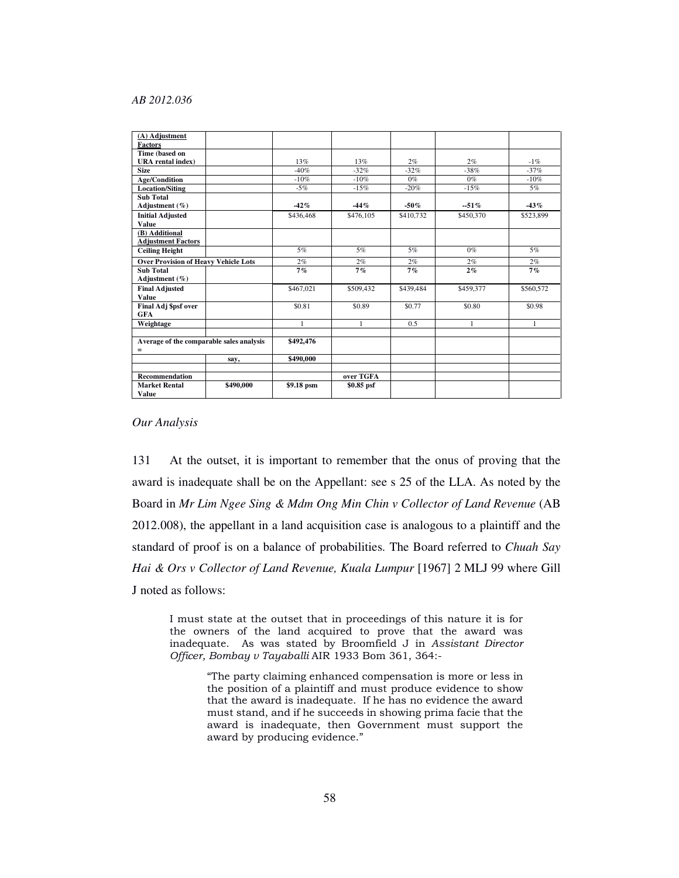| (A) Adjustment Factors | | | | | | |
|---|---|---|---|---|---|---|
| Time (based on URA rental index) | | 13% | 13% | 2% | 2% | -1% |
| Size | | -40% | -32% | -32% | -38% | -37% |
| Age/Condition | | -10% | -10% | 0% | 0% | -10% |
| Location/Siting | | -5% | -15% | -20% | -15% | 5% |
| Sub Total Adjustment (%) | | **-42%** | **-44%** | **-50%** | **--51%** | **-43%** |
| Initial Adjusted Value | | $436,468 | $476,105 | $410,732 | $450,370 | $523,899 |
| (B) Additional Adjustment Factors | | | | | | |
| Ceiling Height | | 5% | 5% | 5% | 0% | 5% |
| Over Provision of Heavy Vehicle Lots | | 2% | 2% | 2% | 2% | 2% |
| Sub Total Adjustment (%) | | **7%** | **7%** | **7%** | **2%** | **7%** |
| Final Adjusted Value | | $467,021 | $509,432 | $439,484 | $459,377 | $560,572 |
| Final Adj $psf over GFA | | $0.81 | $0.89 | $0.77 | $0.80 | $0.98 |
| Weightage | | 1 | 1 | 0.5 | 1 | 1 |
| | | | | | | |
| Average of the comparable sales analysis = | | **$492,476** | | | | |
| | **say,** | **$490,000** | | | | |
| | | | | | | |
| **Recommendation** | | | **over TGFA** | | | |
| **Market Rental Value** | **$490,000** | **$9.18 psm** | **$0.85 psf** | | | |

*Our Analysis*

131 At the outset, it is important to remember that the onus of proving that the award is inadequate shall be on the Appellant: see s 25 of the LLA. As noted by the Board in *Mr Lim Ngee Sing & Mdm Ong Min Chin v Collector of Land Revenue* (AB 2012.008), the appellant in a land acquisition case is analogous to a plaintiff and the standard of proof is on a balance of probabilities. The Board referred to *Chuah Say Hai & Ors v Collector of Land Revenue, Kuala Lumpur* [1967] 2 MLJ 99 where Gill J noted as follows:

> I must state at the outset that in proceedings of this nature it is for the owners of the land acquired to prove that the award was inadequate. As was stated by Broomfield J in *Assistant Director Officer, Bombay v Tayaballi* AIR 1933 Bom 361, 364:-
>
> > "The party claiming enhanced compensation is more or less in the position of a plaintiff and must produce evidence to show that the award is inadequate. If he has no evidence the award must stand, and if he succeeds in showing prima facie that the award is inadequate, then Government must support the award by producing evidence."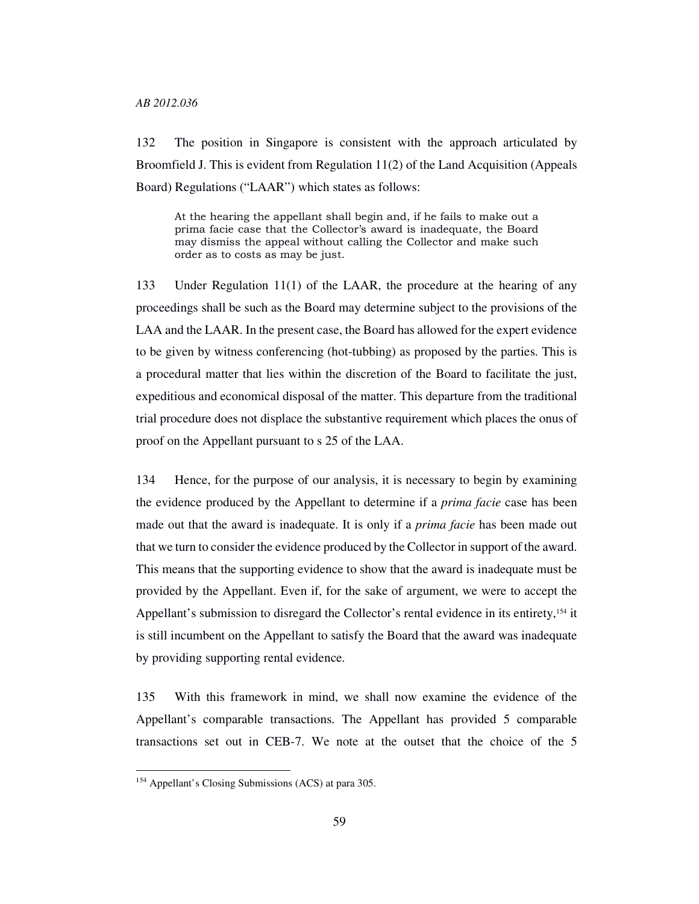132 The position in Singapore is consistent with the approach articulated by Broomfield J. This is evident from Regulation 11(2) of the Land Acquisition (Appeals Board) Regulations ("LAAR") which states as follows:

> At the hearing the appellant shall begin and, if he fails to make out a prima facie case that the Collector's award is inadequate, the Board may dismiss the appeal without calling the Collector and make such order as to costs as may be just.

133 Under Regulation 11(1) of the LAAR, the procedure at the hearing of any proceedings shall be such as the Board may determine subject to the provisions of the LAA and the LAAR. In the present case, the Board has allowed for the expert evidence to be given by witness conferencing (hot-tubbing) as proposed by the parties. This is a procedural matter that lies within the discretion of the Board to facilitate the just, expeditious and economical disposal of the matter. This departure from the traditional trial procedure does not displace the substantive requirement which places the onus of proof on the Appellant pursuant to s 25 of the LAA.

134 Hence, for the purpose of our analysis, it is necessary to begin by examining the evidence produced by the Appellant to determine if a *prima facie* case has been made out that the award is inadequate. It is only if a *prima facie* has been made out that we turn to consider the evidence produced by the Collector in support of the award. This means that the supporting evidence to show that the award is inadequate must be provided by the Appellant. Even if, for the sake of argument, we were to accept the Appellant's submission to disregard the Collector's rental evidence in its entirety,[154] it is still incumbent on the Appellant to satisfy the Board that the award was inadequate by providing supporting rental evidence.

135 With this framework in mind, we shall now examine the evidence of the Appellant's comparable transactions. The Appellant has provided 5 comparable transactions set out in CEB-7. We note at the outset that the choice of the 5

[154] Appellant's Closing Submissions (ACS) at para 305.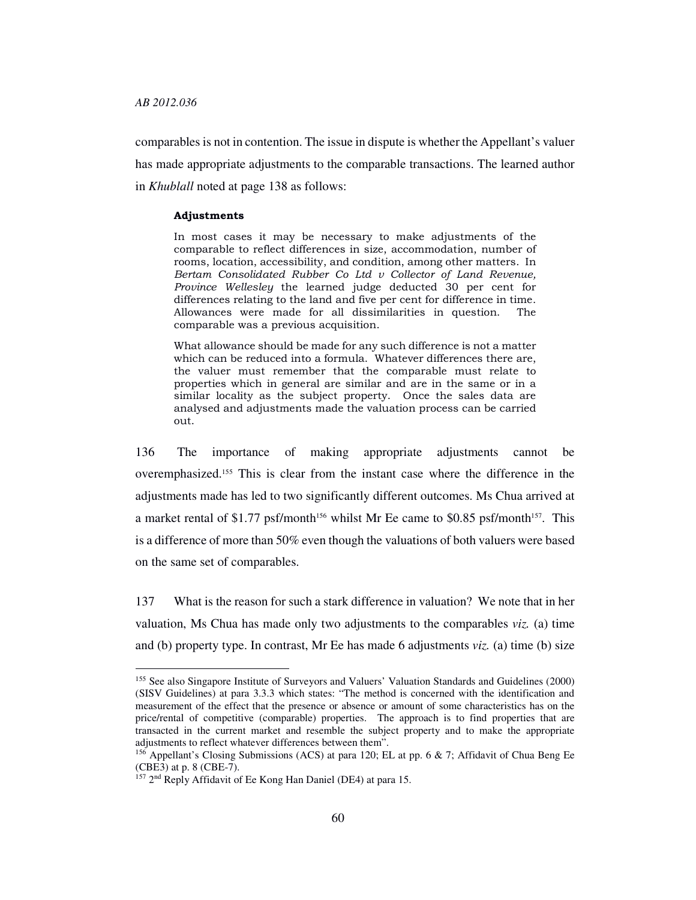comparables is not in contention. The issue in dispute is whether the Appellant's valuer has made appropriate adjustments to the comparable transactions. The learned author in *Khublall* noted at page 138 as follows:

> **Adjustments**
>
> In most cases it may be necessary to make adjustments of the comparable to reflect differences in size, accommodation, number of rooms, location, accessibility, and condition, among other matters. In *Bertam Consolidated Rubber Co Ltd v Collector of Land Revenue, Province Wellesley* the learned judge deducted 30 per cent for differences relating to the land and five per cent for difference in time. Allowances were made for all dissimilarities in question. The comparable was a previous acquisition.
>
> What allowance should be made for any such difference is not a matter which can be reduced into a formula. Whatever differences there are, the valuer must remember that the comparable must relate to properties which in general are similar and are in the same or in a similar locality as the subject property. Once the sales data are analysed and adjustments made the valuation process can be carried out.

136 The importance of making appropriate adjustments cannot be overemphasized.[155] This is clear from the instant case where the difference in the adjustments made has led to two significantly different outcomes. Ms Chua arrived at a market rental of $1.77 psf/month[156] whilst Mr Ee came to $0.85 psf/month[157]. This is a difference of more than 50% even though the valuations of both valuers were based on the same set of comparables.

137 What is the reason for such a stark difference in valuation? We note that in her valuation, Ms Chua has made only two adjustments to the comparables *viz.* (a) time and (b) property type. In contrast, Mr Ee has made 6 adjustments *viz.* (a) time (b) size

---

[155] See also Singapore Institute of Surveyors and Valuers' Valuation Standards and Guidelines (2000) (SISV Guidelines) at para 3.3.3 which states: "The method is concerned with the identification and measurement of the effect that the presence or absence or amount of some characteristics has on the price/rental of competitive (comparable) properties. The approach is to find properties that are transacted in the current market and resemble the subject property and to make the appropriate adjustments to reflect whatever differences between them".

[156] Appellant's Closing Submissions (ACS) at para 120; EL at pp. 6 & 7; Affidavit of Chua Beng Ee (CBE3) at p. 8 (CBE-7).

[157] 2nd Reply Affidavit of Ee Kong Han Daniel (DE4) at para 15.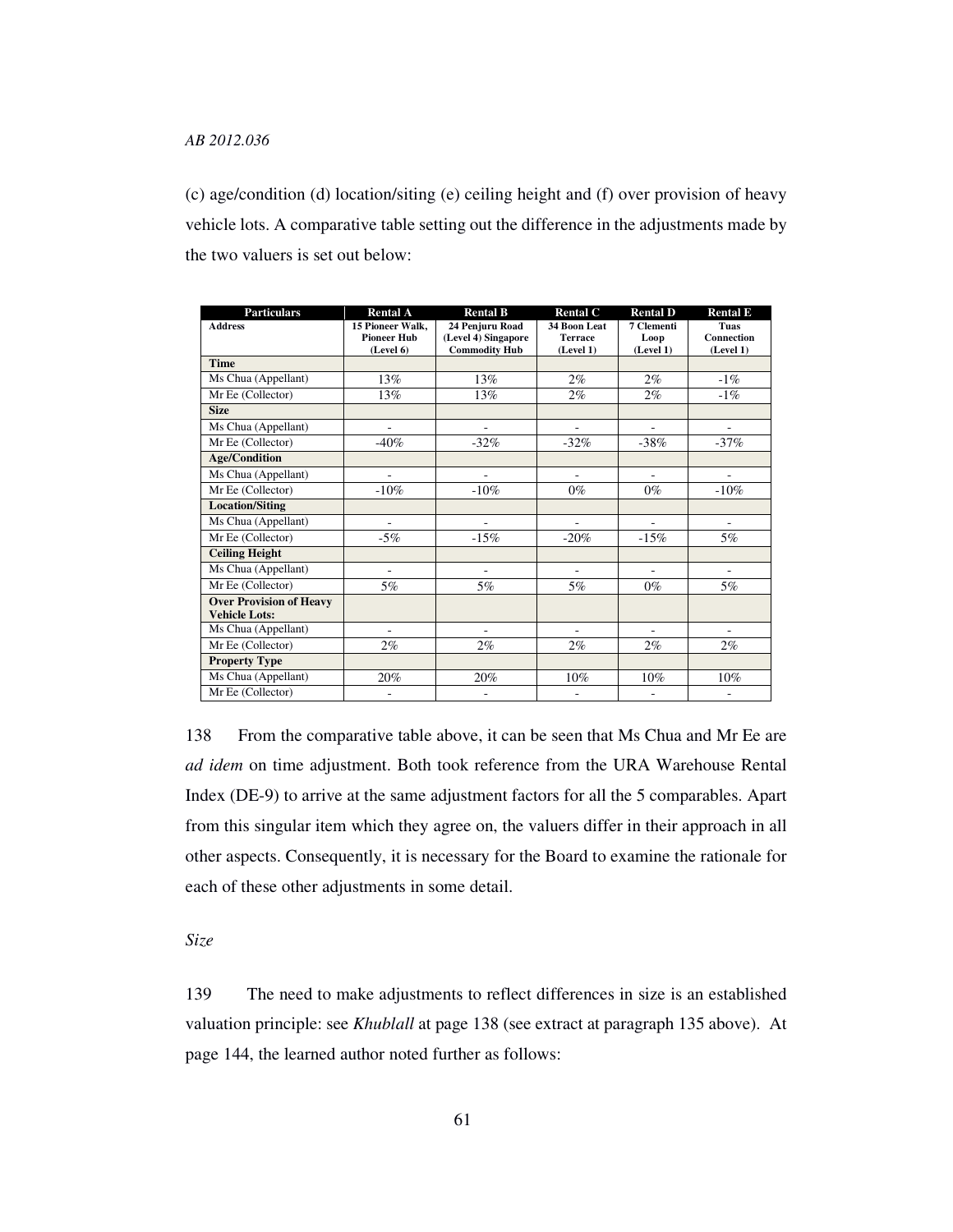(c) age/condition (d) location/siting (e) ceiling height and (f) over provision of heavy vehicle lots. A comparative table setting out the difference in the adjustments made by the two valuers is set out below:

| Particulars | Rental A | Rental B | Rental C | Rental D | Rental E |
|---|---|---|---|---|---|
| **Address** | **15 Pioneer Walk, Pioneer Hub (Level 6)** | **24 Penjuru Road (Level 4) Singapore Commodity Hub** | **34 Boon Leat Terrace (Level 1)** | **7 Clementi Loop (Level 1)** | **Tuas Connection (Level 1)** |
| **Time** | | | | | |
| Ms Chua (Appellant) | 13% | 13% | 2% | 2% | -1% |
| Mr Ee (Collector) | 13% | 13% | 2% | 2% | -1% |
| **Size** | | | | | |
| Ms Chua (Appellant) | - | - | - | - | - |
| Mr Ee (Collector) | -40% | -32% | -32% | -38% | -37% |
| **Age/Condition** | | | | | |
| Ms Chua (Appellant) | - | - | - | - | - |
| Mr Ee (Collector) | -10% | -10% | 0% | 0% | -10% |
| **Location/Siting** | | | | | |
| Ms Chua (Appellant) | - | - | - | - | - |
| Mr Ee (Collector) | -5% | -15% | -20% | -15% | 5% |
| **Ceiling Height** | | | | | |
| Ms Chua (Appellant) | - | - | - | - | - |
| Mr Ee (Collector) | 5% | 5% | 5% | 0% | 5% |
| **Over Provision of Heavy Vehicle Lots:** | | | | | |
| Ms Chua (Appellant) | - | - | - | - | - |
| Mr Ee (Collector) | 2% | 2% | 2% | 2% | 2% |
| **Property Type** | | | | | |
| Ms Chua (Appellant) | 20% | 20% | 10% | 10% | 10% |
| Mr Ee (Collector) | - | - | - | - | - |

138 From the comparative table above, it can be seen that Ms Chua and Mr Ee are *ad idem* on time adjustment. Both took reference from the URA Warehouse Rental Index (DE-9) to arrive at the same adjustment factors for all the 5 comparables. Apart from this singular item which they agree on, the valuers differ in their approach in all other aspects. Consequently, it is necessary for the Board to examine the rationale for each of these other adjustments in some detail.

*Size*

139 The need to make adjustments to reflect differences in size is an established valuation principle: see *Khublall* at page 138 (see extract at paragraph 135 above). At page 144, the learned author noted further as follows: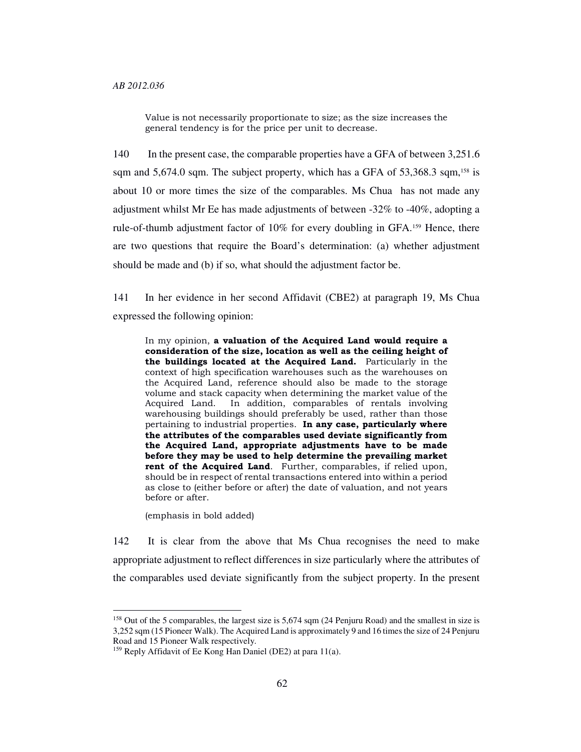> Value is not necessarily proportionate to size; as the size increases the general tendency is for the price per unit to decrease.

140 In the present case, the comparable properties have a GFA of between 3,251.6 sqm and 5,674.0 sqm. The subject property, which has a GFA of 53,368.3 sqm,[158] is about 10 or more times the size of the comparables. Ms Chua has not made any adjustment whilst Mr Ee has made adjustments of between -32% to -40%, adopting a rule-of-thumb adjustment factor of 10% for every doubling in GFA.[159] Hence, there are two questions that require the Board's determination: (a) whether adjustment should be made and (b) if so, what should the adjustment factor be.

141 In her evidence in her second Affidavit (CBE2) at paragraph 19, Ms Chua expressed the following opinion:

> In my opinion, **a valuation of the Acquired Land would require a consideration of the size, location as well as the ceiling height of the buildings located at the Acquired Land.** Particularly in the context of high specification warehouses such as the warehouses on the Acquired Land, reference should also be made to the storage volume and stack capacity when determining the market value of the Acquired Land. In addition, comparables of rentals involving warehousing buildings should preferably be used, rather than those pertaining to industrial properties. **In any case, particularly where the attributes of the comparables used deviate significantly from the Acquired Land, appropriate adjustments have to be made before they may be used to help determine the prevailing market rent of the Acquired Land**. Further, comparables, if relied upon, should be in respect of rental transactions entered into within a period as close to (either before or after) the date of valuation, and not years before or after.
>
> (emphasis in bold added)

142 It is clear from the above that Ms Chua recognises the need to make appropriate adjustment to reflect differences in size particularly where the attributes of the comparables used deviate significantly from the subject property. In the present

---

[158] Out of the 5 comparables, the largest size is 5,674 sqm (24 Penjuru Road) and the smallest in size is 3,252 sqm (15 Pioneer Walk). The Acquired Land is approximately 9 and 16 times the size of 24 Penjuru Road and 15 Pioneer Walk respectively.

[159] Reply Affidavit of Ee Kong Han Daniel (DE2) at para 11(a).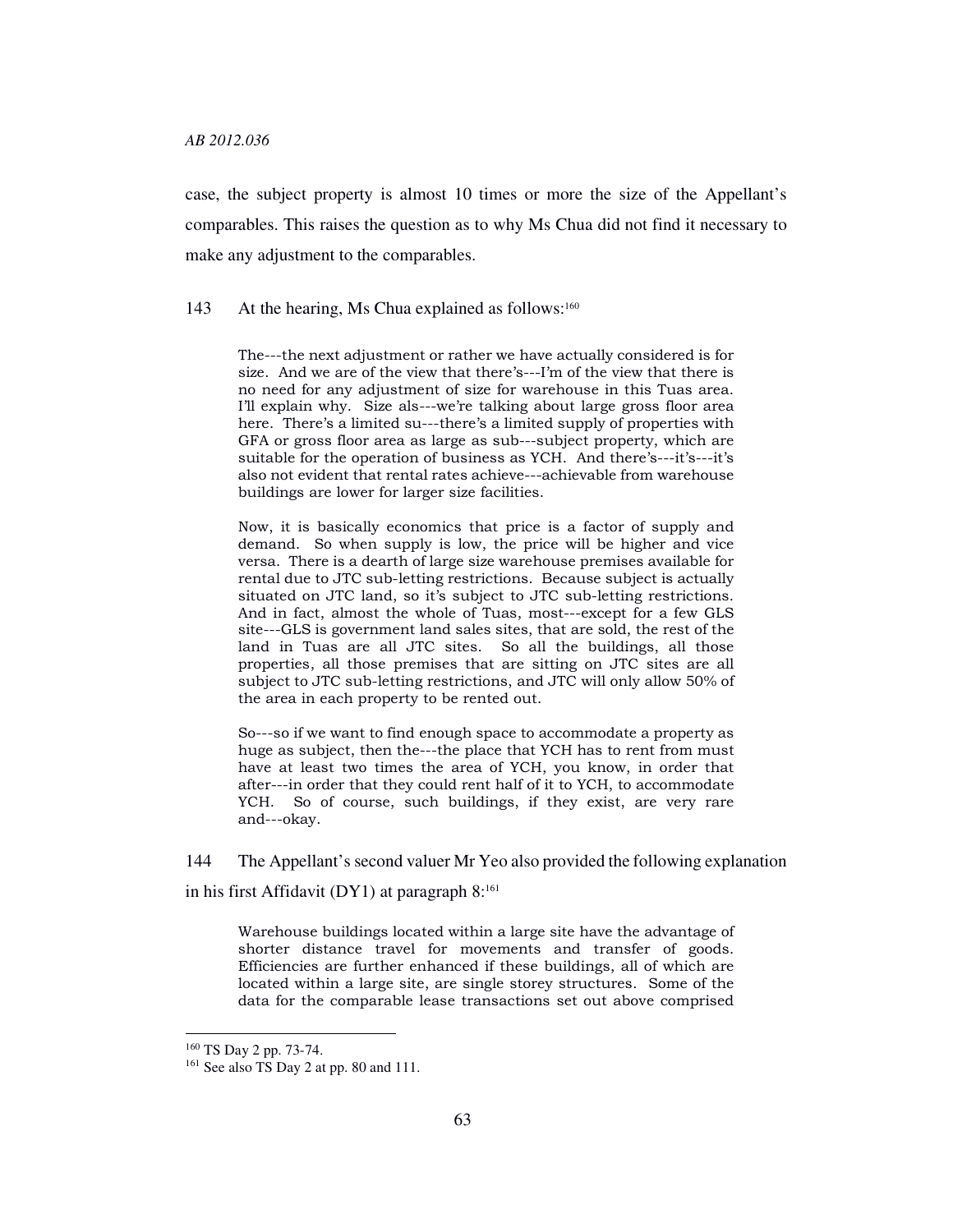case, the subject property is almost 10 times or more the size of the Appellant's comparables. This raises the question as to why Ms Chua did not find it necessary to make any adjustment to the comparables.

143 At the hearing, Ms Chua explained as follows:[160]

> The---the next adjustment or rather we have actually considered is for size. And we are of the view that there's---I'm of the view that there is no need for any adjustment of size for warehouse in this Tuas area. I'll explain why. Size als---we're talking about large gross floor area here. There's a limited su---there's a limited supply of properties with GFA or gross floor area as large as sub---subject property, which are suitable for the operation of business as YCH. And there's---it's---it's also not evident that rental rates achieve---achievable from warehouse buildings are lower for larger size facilities.
>
> Now, it is basically economics that price is a factor of supply and demand. So when supply is low, the price will be higher and vice versa. There is a dearth of large size warehouse premises available for rental due to JTC sub-letting restrictions. Because subject is actually situated on JTC land, so it's subject to JTC sub-letting restrictions. And in fact, almost the whole of Tuas, most---except for a few GLS site---GLS is government land sales sites, that are sold, the rest of the land in Tuas are all JTC sites. So all the buildings, all those properties, all those premises that are sitting on JTC sites are all subject to JTC sub-letting restrictions, and JTC will only allow 50% of the area in each property to be rented out.
>
> So---so if we want to find enough space to accommodate a property as huge as subject, then the---the place that YCH has to rent from must have at least two times the area of YCH, you know, in order that after---in order that they could rent half of it to YCH, to accommodate YCH. So of course, such buildings, if they exist, are very rare and---okay.

144 The Appellant's second valuer Mr Yeo also provided the following explanation in his first Affidavit (DY1) at paragraph 8:[161]

> Warehouse buildings located within a large site have the advantage of shorter distance travel for movements and transfer of goods. Efficiencies are further enhanced if these buildings, all of which are located within a large site, are single storey structures. Some of the data for the comparable lease transactions set out above comprised

---

[160] TS Day 2 pp. 73-74.

[161] See also TS Day 2 at pp. 80 and 111.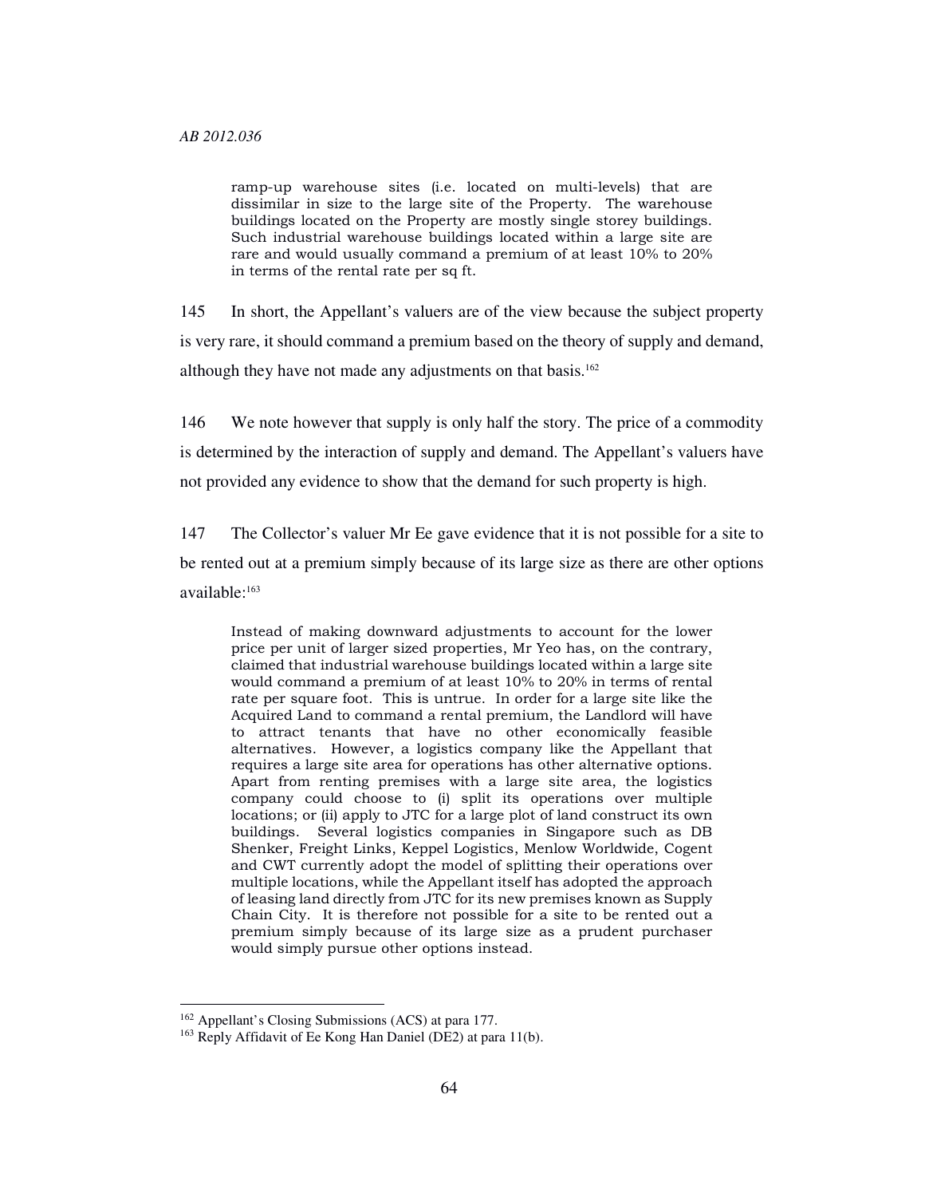> ramp-up warehouse sites (i.e. located on multi-levels) that are dissimilar in size to the large site of the Property. The warehouse buildings located on the Property are mostly single storey buildings. Such industrial warehouse buildings located within a large site are rare and would usually command a premium of at least 10% to 20% in terms of the rental rate per sq ft.

145 In short, the Appellant's valuers are of the view because the subject property is very rare, it should command a premium based on the theory of supply and demand, although they have not made any adjustments on that basis.[162]

146 We note however that supply is only half the story. The price of a commodity is determined by the interaction of supply and demand. The Appellant's valuers have not provided any evidence to show that the demand for such property is high.

147 The Collector's valuer Mr Ee gave evidence that it is not possible for a site to be rented out at a premium simply because of its large size as there are other options available:[163]

> Instead of making downward adjustments to account for the lower price per unit of larger sized properties, Mr Yeo has, on the contrary, claimed that industrial warehouse buildings located within a large site would command a premium of at least 10% to 20% in terms of rental rate per square foot. This is untrue. In order for a large site like the Acquired Land to command a rental premium, the Landlord will have to attract tenants that have no other economically feasible alternatives. However, a logistics company like the Appellant that requires a large site area for operations has other alternative options. Apart from renting premises with a large site area, the logistics company could choose to (i) split its operations over multiple locations; or (ii) apply to JTC for a large plot of land construct its own buildings. Several logistics companies in Singapore such as DB Shenker, Freight Links, Keppel Logistics, Menlow Worldwide, Cogent and CWT currently adopt the model of splitting their operations over multiple locations, while the Appellant itself has adopted the approach of leasing land directly from JTC for its new premises known as Supply Chain City. It is therefore not possible for a site to be rented out a premium simply because of its large size as a prudent purchaser would simply pursue other options instead.

---

[162] Appellant's Closing Submissions (ACS) at para 177.

[163] Reply Affidavit of Ee Kong Han Daniel (DE2) at para 11(b).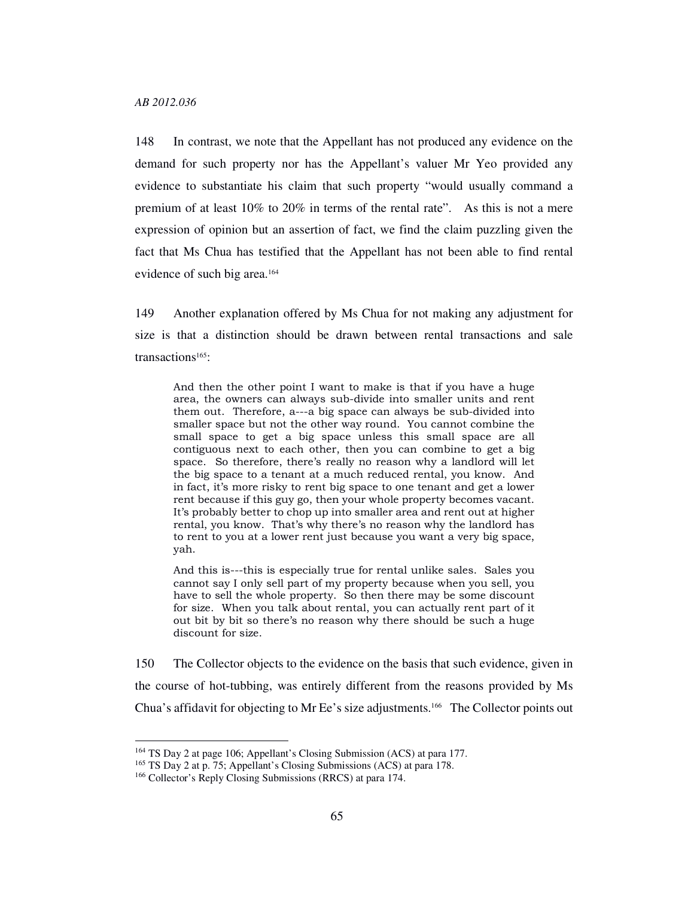148 In contrast, we note that the Appellant has not produced any evidence on the demand for such property nor has the Appellant's valuer Mr Yeo provided any evidence to substantiate his claim that such property "would usually command a premium of at least 10% to 20% in terms of the rental rate". As this is not a mere expression of opinion but an assertion of fact, we find the claim puzzling given the fact that Ms Chua has testified that the Appellant has not been able to find rental evidence of such big area.[164]

149 Another explanation offered by Ms Chua for not making any adjustment for size is that a distinction should be drawn between rental transactions and sale transactions[165]:

> And then the other point I want to make is that if you have a huge area, the owners can always sub-divide into smaller units and rent them out. Therefore, a---a big space can always be sub-divided into smaller space but not the other way round. You cannot combine the small space to get a big space unless this small space are all contiguous next to each other, then you can combine to get a big space. So therefore, there's really no reason why a landlord will let the big space to a tenant at a much reduced rental, you know. And in fact, it's more risky to rent big space to one tenant and get a lower rent because if this guy go, then your whole property becomes vacant. It's probably better to chop up into smaller area and rent out at higher rental, you know. That's why there's no reason why the landlord has to rent to you at a lower rent just because you want a very big space, yah.
>
> And this is---this is especially true for rental unlike sales. Sales you cannot say I only sell part of my property because when you sell, you have to sell the whole property. So then there may be some discount for size. When you talk about rental, you can actually rent part of it out bit by bit so there's no reason why there should be such a huge discount for size.

150 The Collector objects to the evidence on the basis that such evidence, given in the course of hot-tubbing, was entirely different from the reasons provided by Ms Chua's affidavit for objecting to Mr Ee's size adjustments.[166] The Collector points out

---

[164] TS Day 2 at page 106; Appellant's Closing Submission (ACS) at para 177.

[165] TS Day 2 at p. 75; Appellant's Closing Submissions (ACS) at para 178.

[166] Collector's Reply Closing Submissions (RRCS) at para 174.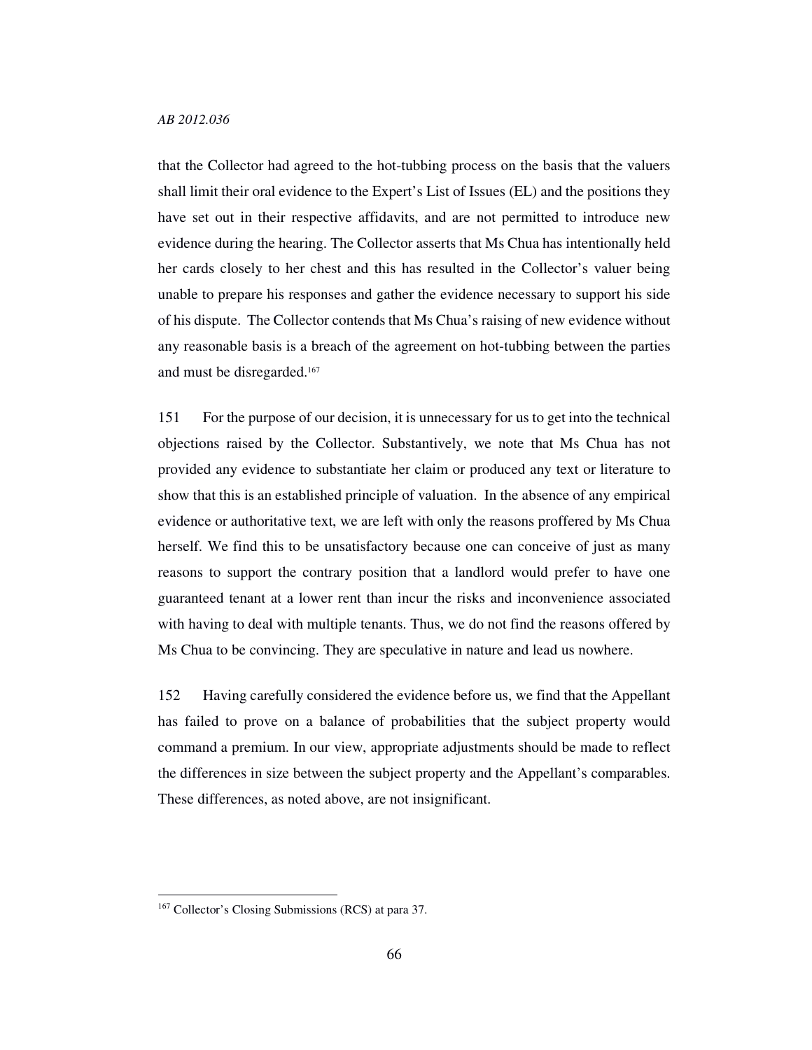that the Collector had agreed to the hot-tubbing process on the basis that the valuers shall limit their oral evidence to the Expert's List of Issues (EL) and the positions they have set out in their respective affidavits, and are not permitted to introduce new evidence during the hearing. The Collector asserts that Ms Chua has intentionally held her cards closely to her chest and this has resulted in the Collector's valuer being unable to prepare his responses and gather the evidence necessary to support his side of his dispute. The Collector contends that Ms Chua's raising of new evidence without any reasonable basis is a breach of the agreement on hot-tubbing between the parties and must be disregarded.[167]

151 For the purpose of our decision, it is unnecessary for us to get into the technical objections raised by the Collector. Substantively, we note that Ms Chua has not provided any evidence to substantiate her claim or produced any text or literature to show that this is an established principle of valuation. In the absence of any empirical evidence or authoritative text, we are left with only the reasons proffered by Ms Chua herself. We find this to be unsatisfactory because one can conceive of just as many reasons to support the contrary position that a landlord would prefer to have one guaranteed tenant at a lower rent than incur the risks and inconvenience associated with having to deal with multiple tenants. Thus, we do not find the reasons offered by Ms Chua to be convincing. They are speculative in nature and lead us nowhere.

152 Having carefully considered the evidence before us, we find that the Appellant has failed to prove on a balance of probabilities that the subject property would command a premium. In our view, appropriate adjustments should be made to reflect the differences in size between the subject property and the Appellant's comparables. These differences, as noted above, are not insignificant.

---

[167] Collector's Closing Submissions (RCS) at para 37.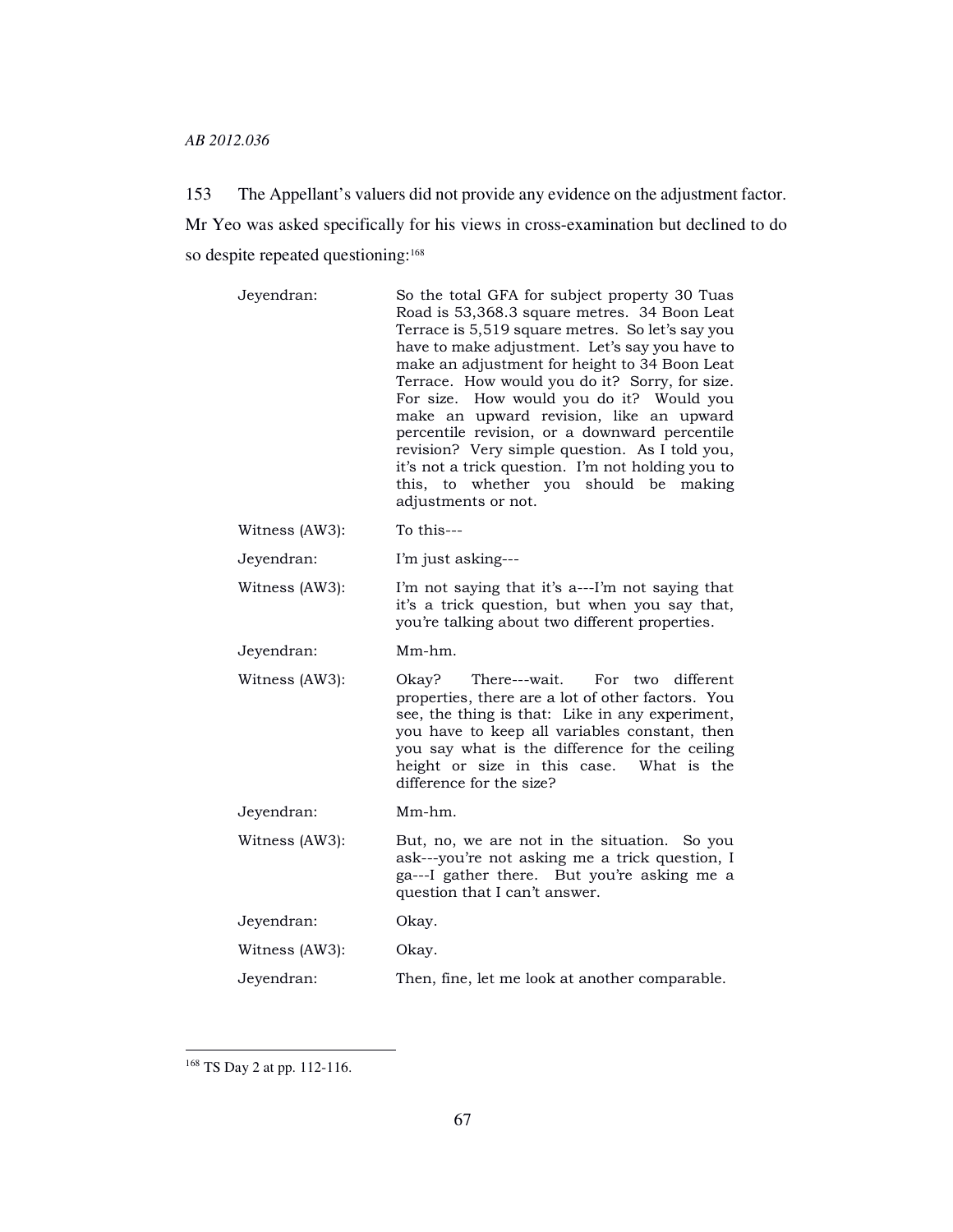153 The Appellant's valuers did not provide any evidence on the adjustment factor. Mr Yeo was asked specifically for his views in cross-examination but declined to do so despite repeated questioning:[168]

| | |
|---|---|
| Jeyendran: | So the total GFA for subject property 30 Tuas Road is 53,368.3 square metres. 34 Boon Leat Terrace is 5,519 square metres. So let's say you have to make adjustment. Let's say you have to make an adjustment for height to 34 Boon Leat Terrace. How would you do it? Sorry, for size. For size. How would you do it? Would you make an upward revision, like an upward percentile revision, or a downward percentile revision? Very simple question. As I told you, it's not a trick question. I'm not holding you to this, to whether you should be making adjustments or not. |
| Witness (AW3): | To this--- |
| Jeyendran: | I'm just asking--- |
| Witness (AW3): | I'm not saying that it's a---I'm not saying that it's a trick question, but when you say that, you're talking about two different properties. |
| Jeyendran: | Mm-hm. |
| Witness (AW3): | Okay? There---wait. For two different properties, there are a lot of other factors. You see, the thing is that: Like in any experiment, you have to keep all variables constant, then you say what is the difference for the ceiling height or size in this case. What is the difference for the size? |
| Jeyendran: | Mm-hm. |
| Witness (AW3): | But, no, we are not in the situation. So you ask---you're not asking me a trick question, I ga---I gather there. But you're asking me a question that I can't answer. |
| Jeyendran: | Okay. |
| Witness (AW3): | Okay. |
| Jeyendran: | Then, fine, let me look at another comparable. |

[168] TS Day 2 at pp. 112-116.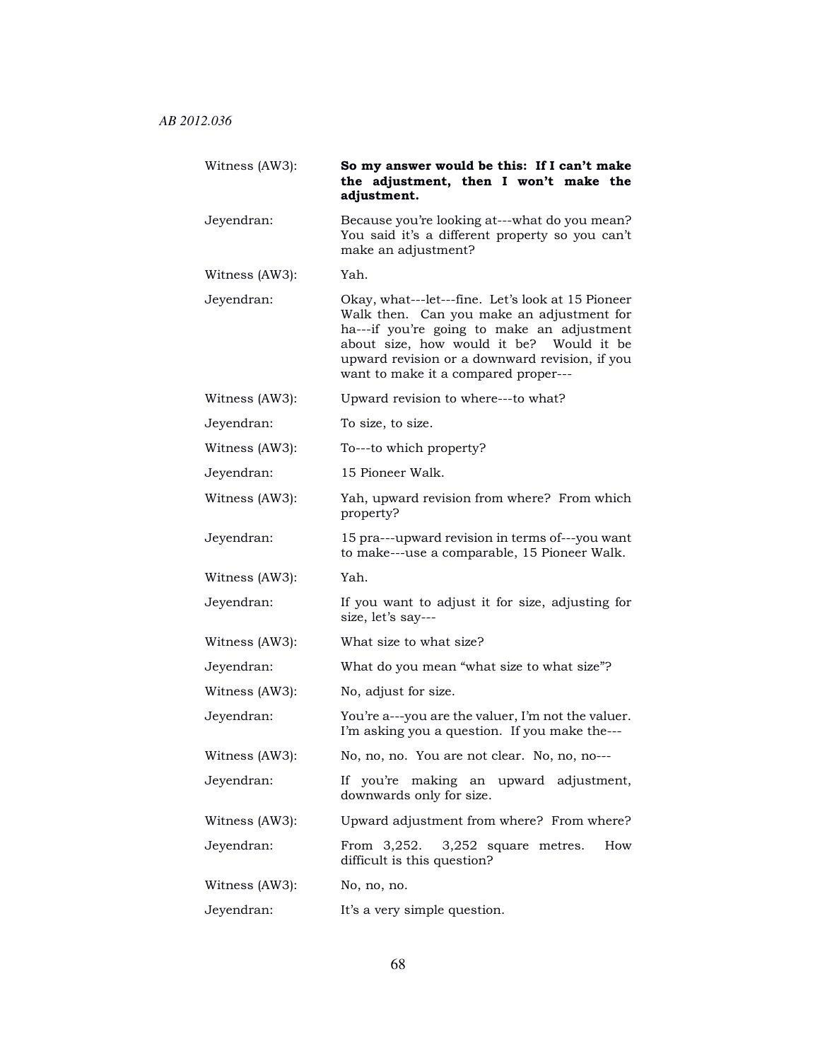| | |
|---|---|
| Witness (AW3): | **So my answer would be this: If I can't make the adjustment, then I won't make the adjustment.** |
| Jeyendran: | Because you're looking at---what do you mean? You said it's a different property so you can't make an adjustment? |
| Witness (AW3): | Yah. |
| Jeyendran: | Okay, what---let---fine. Let's look at 15 Pioneer Walk then. Can you make an adjustment for ha---if you're going to make an adjustment about size, how would it be? Would it be upward revision or a downward revision, if you want to make it a compared proper--- |
| Witness (AW3): | Upward revision to where---to what? |
| Jeyendran: | To size, to size. |
| Witness (AW3): | To---to which property? |
| Jeyendran: | 15 Pioneer Walk. |
| Witness (AW3): | Yah, upward revision from where? From which property? |
| Jeyendran: | 15 pra---upward revision in terms of---you want to make---use a comparable, 15 Pioneer Walk. |
| Witness (AW3): | Yah. |
| Jeyendran: | If you want to adjust it for size, adjusting for size, let's say--- |
| Witness (AW3): | What size to what size? |
| Jeyendran: | What do you mean "what size to what size"? |
| Witness (AW3): | No, adjust for size. |
| Jeyendran: | You're a---you are the valuer, I'm not the valuer. I'm asking you a question. If you make the--- |
| Witness (AW3): | No, no, no. You are not clear. No, no, no--- |
| Jeyendran: | If you're making an upward adjustment, downwards only for size. |
| Witness (AW3): | Upward adjustment from where? From where? |
| Jeyendran: | From 3,252. 3,252 square metres. How difficult is this question? |
| Witness (AW3): | No, no, no. |
| Jeyendran: | It's a very simple question. |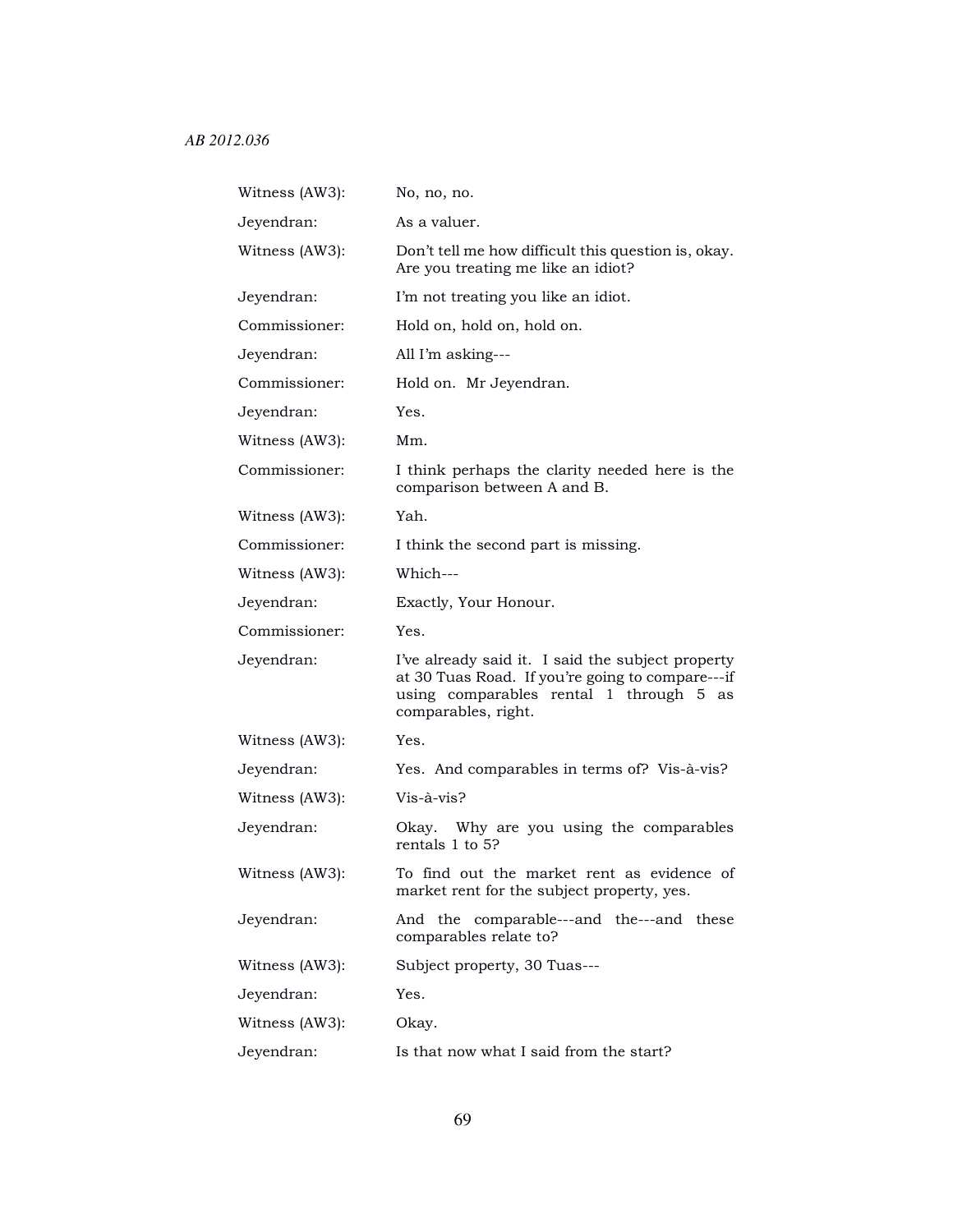| | |
|---|---|
| Witness (AW3): | No, no, no. |
| Jeyendran: | As a valuer. |
| Witness (AW3): | Don't tell me how difficult this question is, okay. Are you treating me like an idiot? |
| Jeyendran: | I'm not treating you like an idiot. |
| Commissioner: | Hold on, hold on, hold on. |
| Jeyendran: | All I'm asking--- |
| Commissioner: | Hold on. Mr Jeyendran. |
| Jeyendran: | Yes. |
| Witness (AW3): | Mm. |
| Commissioner: | I think perhaps the clarity needed here is the comparison between A and B. |
| Witness (AW3): | Yah. |
| Commissioner: | I think the second part is missing. |
| Witness (AW3): | Which--- |
| Jeyendran: | Exactly, Your Honour. |
| Commissioner: | Yes. |
| Jeyendran: | I've already said it. I said the subject property at 30 Tuas Road. If you're going to compare---if using comparables rental 1 through 5 as comparables, right. |
| Witness (AW3): | Yes. |
| Jeyendran: | Yes. And comparables in terms of? Vis-à-vis? |
| Witness (AW3): | Vis-à-vis? |
| Jeyendran: | Okay. Why are you using the comparables rentals 1 to 5? |
| Witness (AW3): | To find out the market rent as evidence of market rent for the subject property, yes. |
| Jeyendran: | And the comparable---and the---and these comparables relate to? |
| Witness (AW3): | Subject property, 30 Tuas--- |
| Jeyendran: | Yes. |
| Witness (AW3): | Okay. |
| Jeyendran: | Is that now what I said from the start? |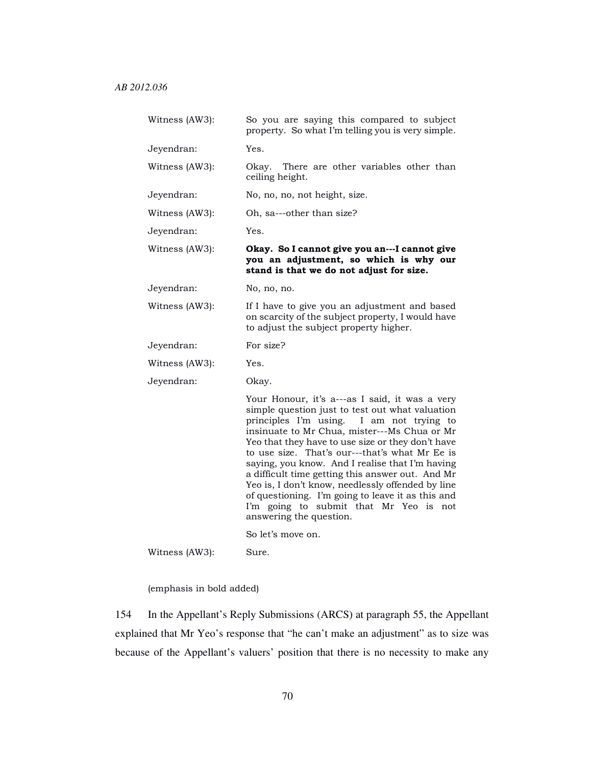| | |
|---|---|
| Witness (AW3): | So you are saying this compared to subject property. So what I'm telling you is very simple. |
| Jeyendran: | Yes. |
| Witness (AW3): | Okay. There are other variables other than ceiling height. |
| Jeyendran: | No, no, no, not height, size. |
| Witness (AW3): | Oh, sa---other than size? |
| Jeyendran: | Yes. |
| Witness (AW3): | **Okay. So I cannot give you an---I cannot give you an adjustment, so which is why our stand is that we do not adjust for size.** |
| Jeyendran: | No, no, no. |
| Witness (AW3): | If I have to give you an adjustment and based on scarcity of the subject property, I would have to adjust the subject property higher. |
| Jeyendran: | For size? |
| Witness (AW3): | Yes. |
| Jeyendran: | Okay. |
| | Your Honour, it's a---as I said, it was a very simple question just to test out what valuation principles I'm using. I am not trying to insinuate to Mr Chua, mister---Ms Chua or Mr Yeo that they have to use size or they don't have to use size. That's our---that's what Mr Ee is saying, you know. And I realise that I'm having a difficult time getting this answer out. And Mr Yeo is, I don't know, needlessly offended by line of questioning. I'm going to leave it as this and I'm going to submit that Mr Yeo is not answering the question. |
| | So let's move on. |
| Witness (AW3): | Sure. |

(emphasis in bold added)

154 In the Appellant's Reply Submissions (ARCS) at paragraph 55, the Appellant explained that Mr Yeo's response that "he can't make an adjustment" as to size was because of the Appellant's valuers' position that there is no necessity to make any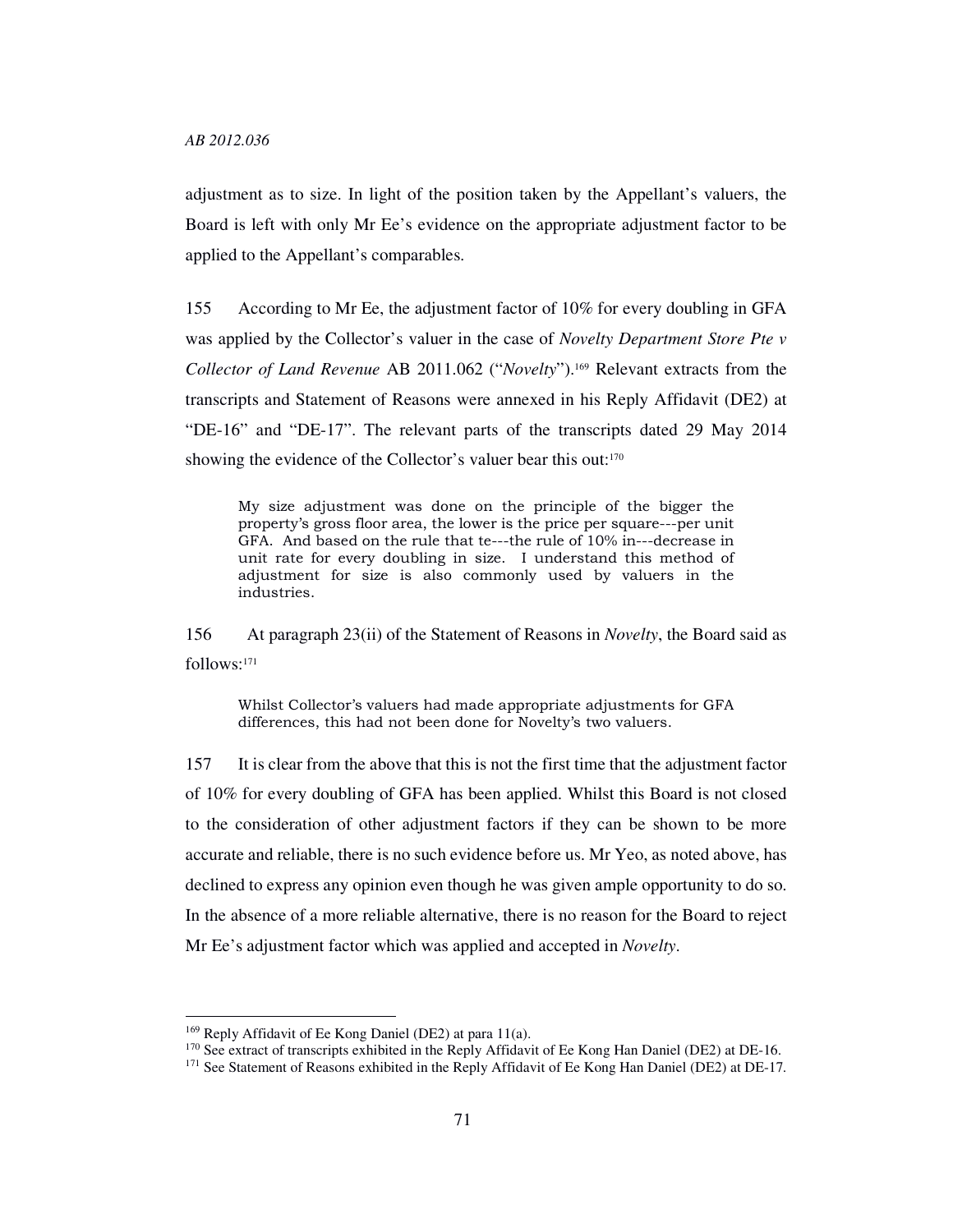adjustment as to size. In light of the position taken by the Appellant's valuers, the Board is left with only Mr Ee's evidence on the appropriate adjustment factor to be applied to the Appellant's comparables.

155 According to Mr Ee, the adjustment factor of 10% for every doubling in GFA was applied by the Collector's valuer in the case of *Novelty Department Store Pte v Collector of Land Revenue* AB 2011.062 ("*Novelty*").[169] Relevant extracts from the transcripts and Statement of Reasons were annexed in his Reply Affidavit (DE2) at "DE-16" and "DE-17". The relevant parts of the transcripts dated 29 May 2014 showing the evidence of the Collector's valuer bear this out:[170]

> My size adjustment was done on the principle of the bigger the property's gross floor area, the lower is the price per square---per unit GFA. And based on the rule that te---the rule of 10% in---decrease in unit rate for every doubling in size. I understand this method of adjustment for size is also commonly used by valuers in the industries.

156 At paragraph 23(ii) of the Statement of Reasons in *Novelty*, the Board said as follows:[171]

> Whilst Collector's valuers had made appropriate adjustments for GFA differences, this had not been done for Novelty's two valuers.

157 It is clear from the above that this is not the first time that the adjustment factor of 10% for every doubling of GFA has been applied. Whilst this Board is not closed to the consideration of other adjustment factors if they can be shown to be more accurate and reliable, there is no such evidence before us. Mr Yeo, as noted above, has declined to express any opinion even though he was given ample opportunity to do so. In the absence of a more reliable alternative, there is no reason for the Board to reject Mr Ee's adjustment factor which was applied and accepted in *Novelty*.

---

[169] Reply Affidavit of Ee Kong Daniel (DE2) at para 11(a).

[170] See extract of transcripts exhibited in the Reply Affidavit of Ee Kong Han Daniel (DE2) at DE-16.

[171] See Statement of Reasons exhibited in the Reply Affidavit of Ee Kong Han Daniel (DE2) at DE-17.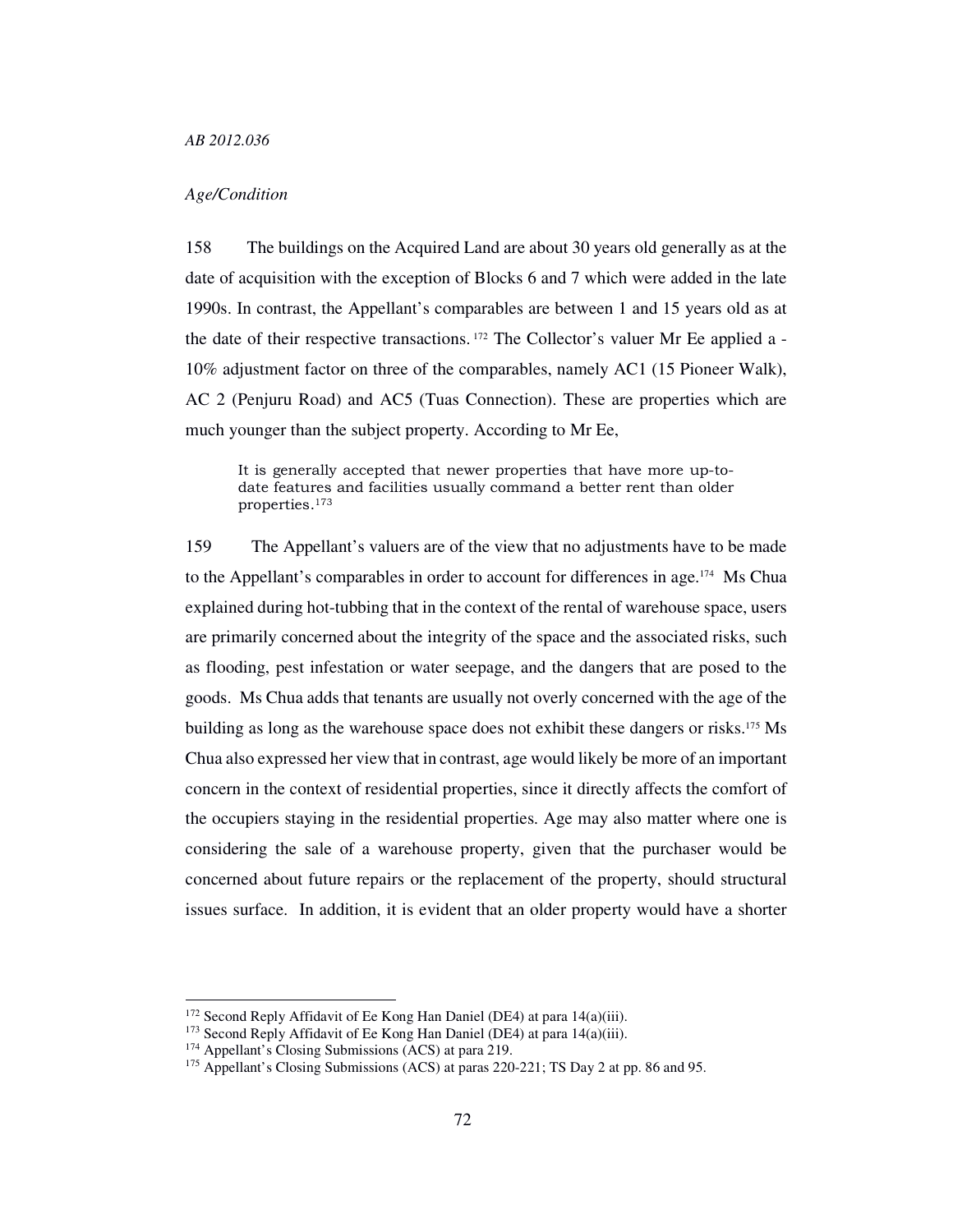*Age/Condition*

158 The buildings on the Acquired Land are about 30 years old generally as at the date of acquisition with the exception of Blocks 6 and 7 which were added in the late 1990s. In contrast, the Appellant's comparables are between 1 and 15 years old as at the date of their respective transactions. [172] The Collector's valuer Mr Ee applied a -10% adjustment factor on three of the comparables, namely AC1 (15 Pioneer Walk), AC 2 (Penjuru Road) and AC5 (Tuas Connection). These are properties which are much younger than the subject property. According to Mr Ee,

> It is generally accepted that newer properties that have more up-to-date features and facilities usually command a better rent than older properties.[173]

159 The Appellant's valuers are of the view that no adjustments have to be made to the Appellant's comparables in order to account for differences in age.[174] Ms Chua explained during hot-tubbing that in the context of the rental of warehouse space, users are primarily concerned about the integrity of the space and the associated risks, such as flooding, pest infestation or water seepage, and the dangers that are posed to the goods. Ms Chua adds that tenants are usually not overly concerned with the age of the building as long as the warehouse space does not exhibit these dangers or risks.[175] Ms Chua also expressed her view that in contrast, age would likely be more of an important concern in the context of residential properties, since it directly affects the comfort of the occupiers staying in the residential properties. Age may also matter where one is considering the sale of a warehouse property, given that the purchaser would be concerned about future repairs or the replacement of the property, should structural issues surface. In addition, it is evident that an older property would have a shorter

---

[172] Second Reply Affidavit of Ee Kong Han Daniel (DE4) at para 14(a)(iii).

[173] Second Reply Affidavit of Ee Kong Han Daniel (DE4) at para 14(a)(iii).

[174] Appellant's Closing Submissions (ACS) at para 219.

[175] Appellant's Closing Submissions (ACS) at paras 220-221; TS Day 2 at pp. 86 and 95.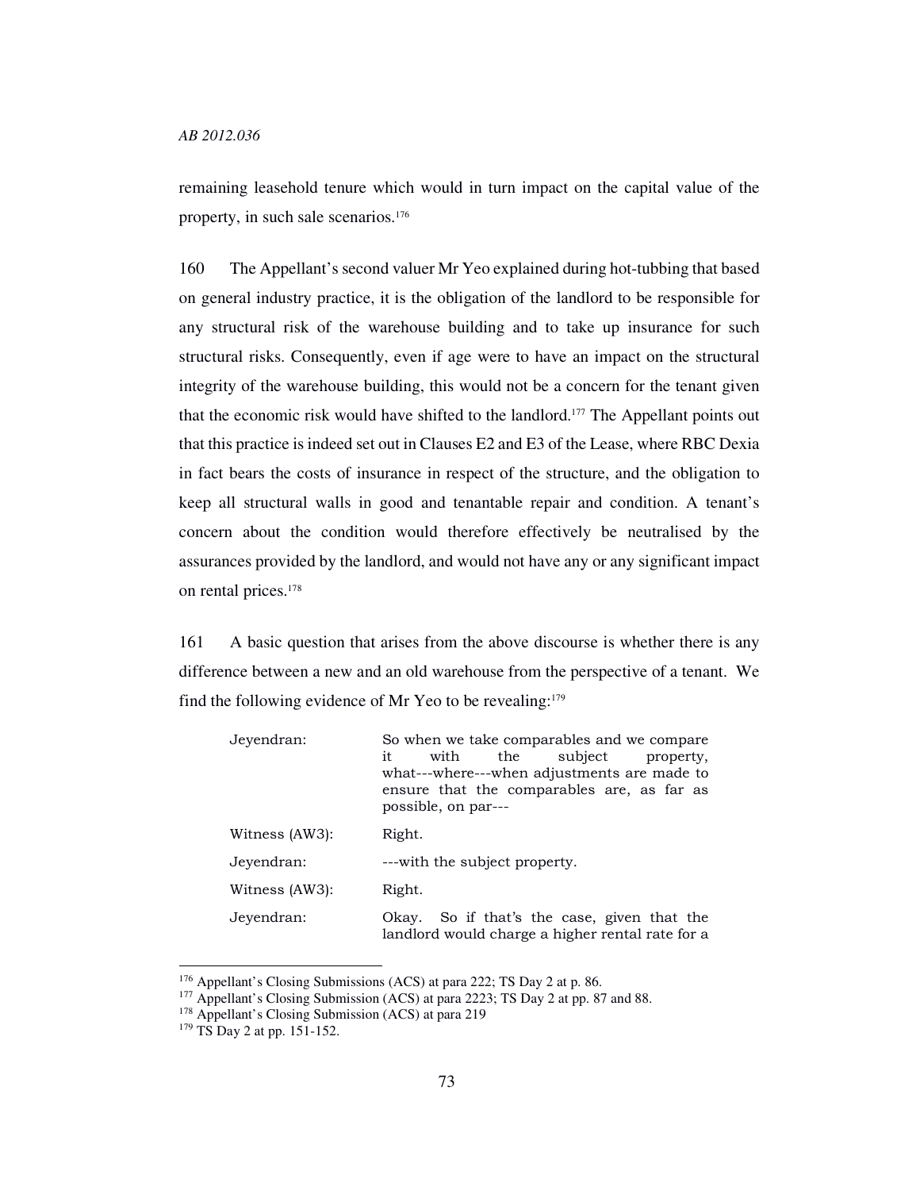remaining leasehold tenure which would in turn impact on the capital value of the property, in such sale scenarios.[176]

160 The Appellant's second valuer Mr Yeo explained during hot-tubbing that based on general industry practice, it is the obligation of the landlord to be responsible for any structural risk of the warehouse building and to take up insurance for such structural risks. Consequently, even if age were to have an impact on the structural integrity of the warehouse building, this would not be a concern for the tenant given that the economic risk would have shifted to the landlord.[177] The Appellant points out that this practice is indeed set out in Clauses E2 and E3 of the Lease, where RBC Dexia in fact bears the costs of insurance in respect of the structure, and the obligation to keep all structural walls in good and tenantable repair and condition. A tenant's concern about the condition would therefore effectively be neutralised by the assurances provided by the landlord, and would not have any or any significant impact on rental prices.[178]

161 A basic question that arises from the above discourse is whether there is any difference between a new and an old warehouse from the perspective of a tenant. We find the following evidence of Mr Yeo to be revealing:[179]

| | |
|---|---|
| Jeyendran: | So when we take comparables and we compare it with the subject property, what---where---when adjustments are made to ensure that the comparables are, as far as possible, on par--- |
| Witness (AW3): | Right. |
| Jeyendran: | ---with the subject property. |
| Witness (AW3): | Right. |
| Jeyendran: | Okay. So if that's the case, given that the landlord would charge a higher rental rate for a |

---

[176] Appellant's Closing Submissions (ACS) at para 222; TS Day 2 at p. 86.

[177] Appellant's Closing Submission (ACS) at para 2223; TS Day 2 at pp. 87 and 88.

[178] Appellant's Closing Submission (ACS) at para 219

[179] TS Day 2 at pp. 151-152.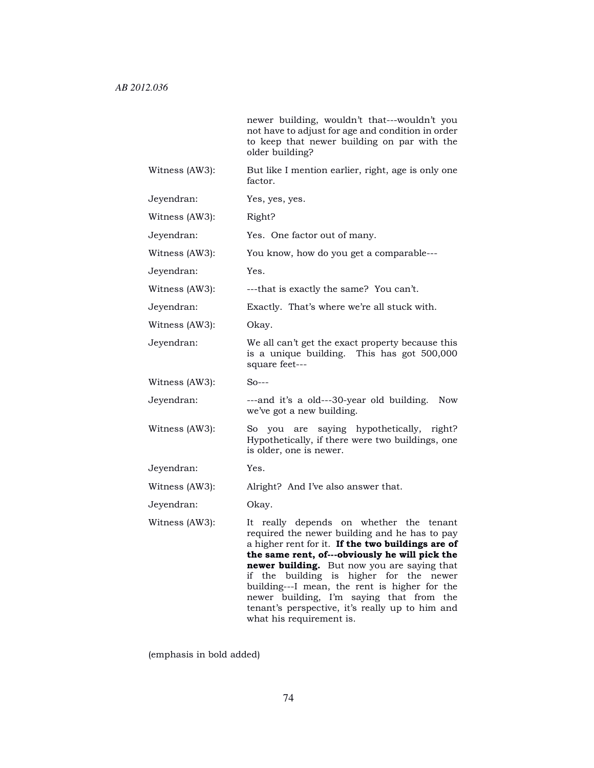| | |
|---|---|
| | newer building, wouldn't that---wouldn't you not have to adjust for age and condition in order to keep that newer building on par with the older building? |
| Witness (AW3): | But like I mention earlier, right, age is only one factor. |
| Jeyendran: | Yes, yes, yes. |
| Witness (AW3): | Right? |
| Jeyendran: | Yes. One factor out of many. |
| Witness (AW3): | You know, how do you get a comparable--- |
| Jeyendran: | Yes. |
| Witness (AW3): | ---that is exactly the same? You can't. |
| Jeyendran: | Exactly. That's where we're all stuck with. |
| Witness (AW3): | Okay. |
| Jeyendran: | We all can't get the exact property because this is a unique building. This has got 500,000 square feet--- |
| Witness (AW3): | So--- |
| Jeyendran: | ---and it's a old---30-year old building. Now we've got a new building. |
| Witness (AW3): | So you are saying hypothetically, right? Hypothetically, if there were two buildings, one is older, one is newer. |
| Jeyendran: | Yes. |
| Witness (AW3): | Alright? And I've also answer that. |
| Jeyendran: | Okay. |
| Witness (AW3): | It really depends on whether the tenant required the newer building and he has to pay a higher rent for it. **If the two buildings are of the same rent, of---obviously he will pick the newer building.** But now you are saying that if the building is higher for the newer building---I mean, the rent is higher for the newer building, I'm saying that from the tenant's perspective, it's really up to him and what his requirement is. |

(emphasis in bold added)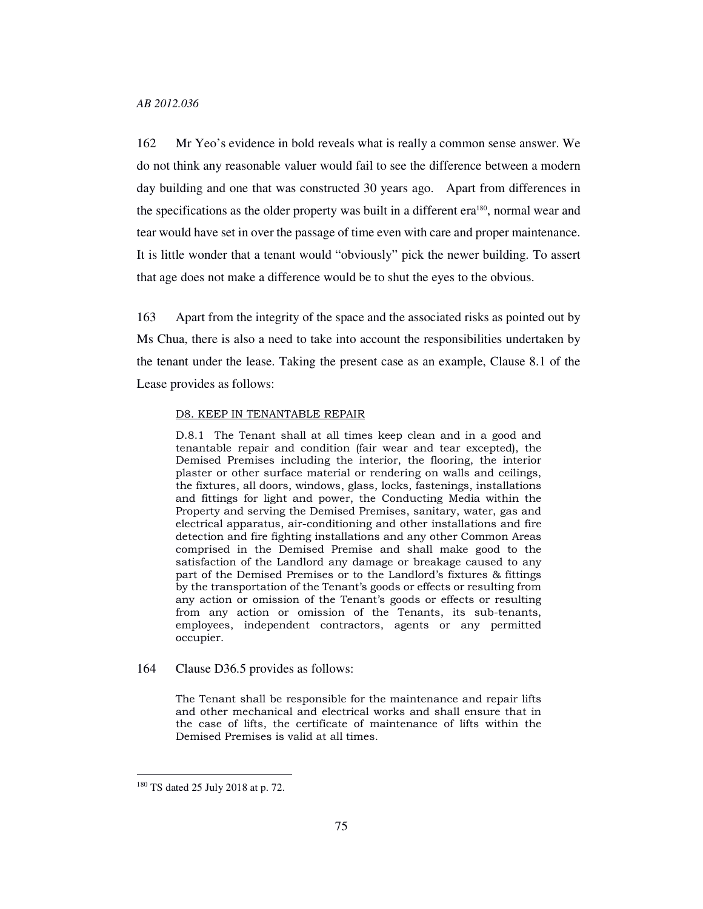162 Mr Yeo's evidence in bold reveals what is really a common sense answer. We do not think any reasonable valuer would fail to see the difference between a modern day building and one that was constructed 30 years ago. Apart from differences in the specifications as the older property was built in a different era[180], normal wear and tear would have set in over the passage of time even with care and proper maintenance. It is little wonder that a tenant would "obviously" pick the newer building. To assert that age does not make a difference would be to shut the eyes to the obvious.

163 Apart from the integrity of the space and the associated risks as pointed out by Ms Chua, there is also a need to take into account the responsibilities undertaken by the tenant under the lease. Taking the present case as an example, Clause 8.1 of the Lease provides as follows:

> D8. KEEP IN TENANTABLE REPAIR
>
> D.8.1 The Tenant shall at all times keep clean and in a good and tenantable repair and condition (fair wear and tear excepted), the Demised Premises including the interior, the flooring, the interior plaster or other surface material or rendering on walls and ceilings, the fixtures, all doors, windows, glass, locks, fastenings, installations and fittings for light and power, the Conducting Media within the Property and serving the Demised Premises, sanitary, water, gas and electrical apparatus, air-conditioning and other installations and fire detection and fire fighting installations and any other Common Areas comprised in the Demised Premise and shall make good to the satisfaction of the Landlord any damage or breakage caused to any part of the Demised Premises or to the Landlord's fixtures & fittings by the transportation of the Tenant's goods or effects or resulting from any action or omission of the Tenant's goods or effects or resulting from any action or omission of the Tenants, its sub-tenants, employees, independent contractors, agents or any permitted occupier.

164 Clause D36.5 provides as follows:

> The Tenant shall be responsible for the maintenance and repair lifts and other mechanical and electrical works and shall ensure that in the case of lifts, the certificate of maintenance of lifts within the Demised Premises is valid at all times.

---

[180] TS dated 25 July 2018 at p. 72.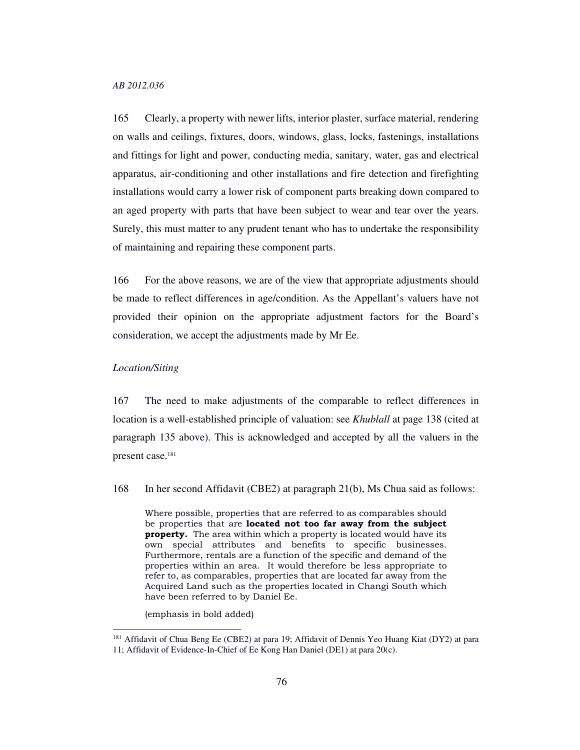165 Clearly, a property with newer lifts, interior plaster, surface material, rendering on walls and ceilings, fixtures, doors, windows, glass, locks, fastenings, installations and fittings for light and power, conducting media, sanitary, water, gas and electrical apparatus, air-conditioning and other installations and fire detection and firefighting installations would carry a lower risk of component parts breaking down compared to an aged property with parts that have been subject to wear and tear over the years. Surely, this must matter to any prudent tenant who has to undertake the responsibility of maintaining and repairing these component parts.

166 For the above reasons, we are of the view that appropriate adjustments should be made to reflect differences in age/condition. As the Appellant's valuers have not provided their opinion on the appropriate adjustment factors for the Board's consideration, we accept the adjustments made by Mr Ee.

*Location/Siting*

167 The need to make adjustments of the comparable to reflect differences in location is a well-established principle of valuation: see *Khublall* at page 138 (cited at paragraph 135 above). This is acknowledged and accepted by all the valuers in the present case.[181]

168 In her second Affidavit (CBE2) at paragraph 21(b), Ms Chua said as follows:

> Where possible, properties that are referred to as comparables should be properties that are **located not too far away from the subject property.** The area within which a property is located would have its own special attributes and benefits to specific businesses. Furthermore, rentals are a function of the specific and demand of the properties within an area. It would therefore be less appropriate to refer to, as comparables, properties that are located far away from the Acquired Land such as the properties located in Changi South which have been referred to by Daniel Ee.
>
> (emphasis in bold added)

---

[181] Affidavit of Chua Beng Ee (CBE2) at para 19; Affidavit of Dennis Yeo Huang Kiat (DY2) at para 11; Affidavit of Evidence-In-Chief of Ee Kong Han Daniel (DE1) at para 20(c).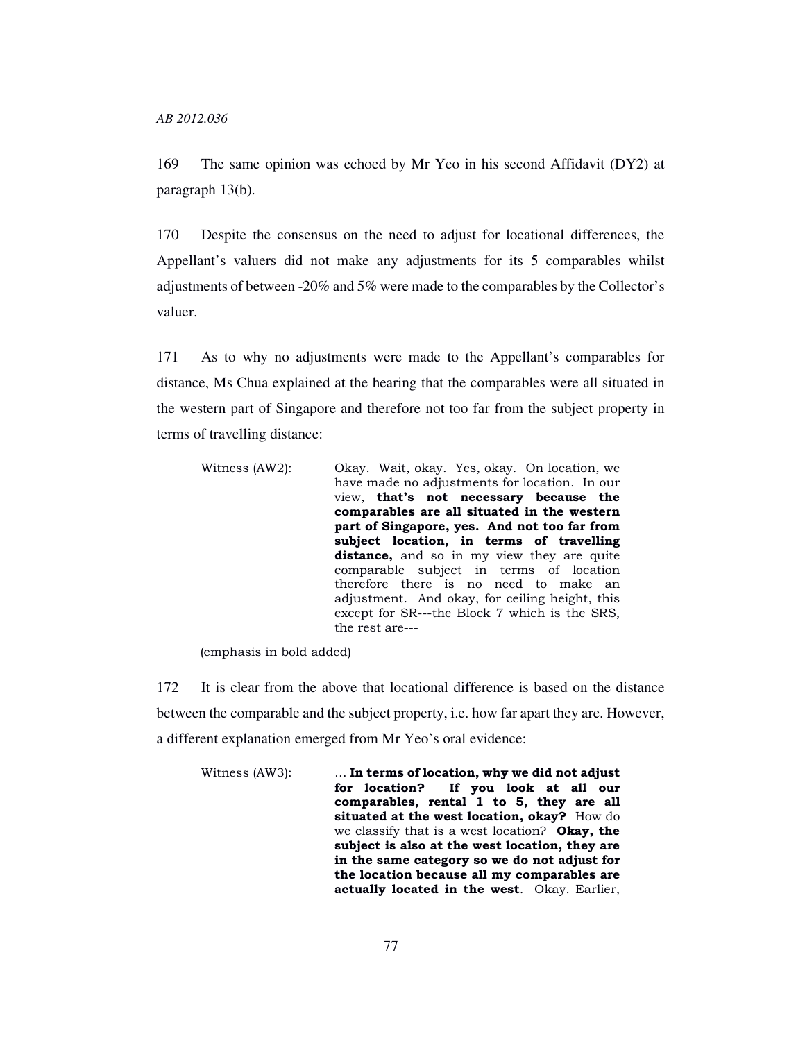169 The same opinion was echoed by Mr Yeo in his second Affidavit (DY2) at paragraph 13(b).

170 Despite the consensus on the need to adjust for locational differences, the Appellant's valuers did not make any adjustments for its 5 comparables whilst adjustments of between -20% and 5% were made to the comparables by the Collector's valuer.

171 As to why no adjustments were made to the Appellant's comparables for distance, Ms Chua explained at the hearing that the comparables were all situated in the western part of Singapore and therefore not too far from the subject property in terms of travelling distance:

> Witness (AW2): Okay. Wait, okay. Yes, okay. On location, we have made no adjustments for location. In our view, **that's not necessary because the comparables are all situated in the western part of Singapore, yes. And not too far from subject location, in terms of travelling distance,** and so in my view they are quite comparable subject in terms of location therefore there is no need to make an adjustment. And okay, for ceiling height, this except for SR---the Block 7 which is the SRS, the rest are---

(emphasis in bold added)

172 It is clear from the above that locational difference is based on the distance between the comparable and the subject property, i.e. how far apart they are. However, a different explanation emerged from Mr Yeo's oral evidence:

> Witness (AW3): … **In terms of location, why we did not adjust for location? If you look at all our comparables, rental 1 to 5, they are all situated at the west location, okay?** How do we classify that is a west location? **Okay, the subject is also at the west location, they are in the same category so we do not adjust for the location because all my comparables are actually located in the west**. Okay. Earlier,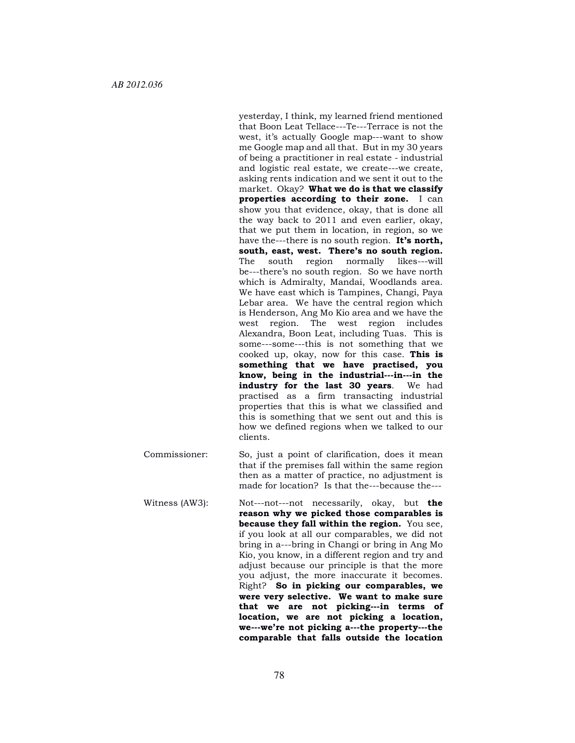yesterday, I think, my learned friend mentioned that Boon Leat Tellace---Te---Terrace is not the west, it's actually Google map---want to show me Google map and all that. But in my 30 years of being a practitioner in real estate - industrial and logistic real estate, we create---we create, asking rents indication and we sent it out to the market. Okay? **What we do is that we classify properties according to their zone.** I can show you that evidence, okay, that is done all the way back to 2011 and even earlier, okay, that we put them in location, in region, so we have the---there is no south region. **It's north, south, east, west. There's no south region.** The south region normally likes---will be---there's no south region. So we have north which is Admiralty, Mandai, Woodlands area. We have east which is Tampines, Changi, Paya Lebar area. We have the central region which is Henderson, Ang Mo Kio area and we have the west region. The west region includes Alexandra, Boon Leat, including Tuas. This is some---some---this is not something that we cooked up, okay, now for this case. **This is something that we have practised, you know, being in the industrial---in---in the industry for the last 30 years**. We had practised as a firm transacting industrial properties that this is what we classified and this is something that we sent out and this is how we defined regions when we talked to our clients.

Commissioner: So, just a point of clarification, does it mean that if the premises fall within the same region then as a matter of practice, no adjustment is made for location? Is that the---because the---

Witness (AW3): Not---not---not necessarily, okay, but **the reason why we picked those comparables is because they fall within the region.** You see, if you look at all our comparables, we did not bring in a---bring in Changi or bring in Ang Mo Kio, you know, in a different region and try and adjust because our principle is that the more you adjust, the more inaccurate it becomes. Right? **So in picking our comparables, we were very selective. We want to make sure that we are not picking---in terms of location, we are not picking a location, we---we're not picking a---the property---the comparable that falls outside the location**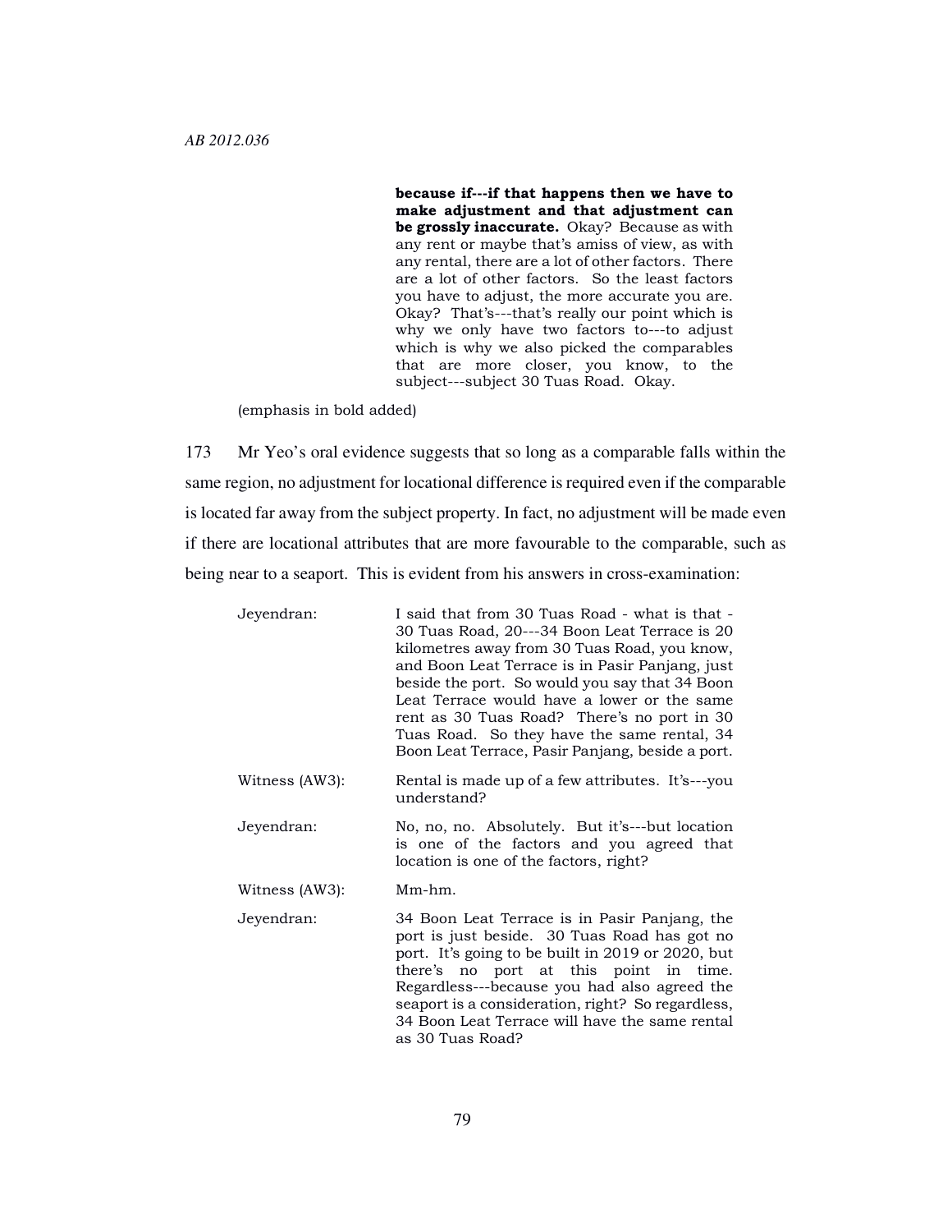> **because if---if that happens then we have to make adjustment and that adjustment can be grossly inaccurate.** Okay? Because as with any rent or maybe that's amiss of view, as with any rental, there are a lot of other factors. There are a lot of other factors. So the least factors you have to adjust, the more accurate you are. Okay? That's---that's really our point which is why we only have two factors to---to adjust which is why we also picked the comparables that are more closer, you know, to the subject---subject 30 Tuas Road. Okay.

(emphasis in bold added)

173 Mr Yeo's oral evidence suggests that so long as a comparable falls within the same region, no adjustment for locational difference is required even if the comparable is located far away from the subject property. In fact, no adjustment will be made even if there are locational attributes that are more favourable to the comparable, such as being near to a seaport. This is evident from his answers in cross-examination:

| | |
|---|---|
| Jeyendran: | I said that from 30 Tuas Road - what is that - 30 Tuas Road, 20---34 Boon Leat Terrace is 20 kilometres away from 30 Tuas Road, you know, and Boon Leat Terrace is in Pasir Panjang, just beside the port. So would you say that 34 Boon Leat Terrace would have a lower or the same rent as 30 Tuas Road? There's no port in 30 Tuas Road. So they have the same rental, 34 Boon Leat Terrace, Pasir Panjang, beside a port. |
| Witness (AW3): | Rental is made up of a few attributes. It's---you understand? |
| Jeyendran: | No, no, no. Absolutely. But it's---but location is one of the factors and you agreed that location is one of the factors, right? |
| Witness (AW3): | Mm-hm. |
| Jeyendran: | 34 Boon Leat Terrace is in Pasir Panjang, the port is just beside. 30 Tuas Road has got no port. It's going to be built in 2019 or 2020, but there's no port at this point in time. Regardless---because you had also agreed the seaport is a consideration, right? So regardless, 34 Boon Leat Terrace will have the same rental as 30 Tuas Road? |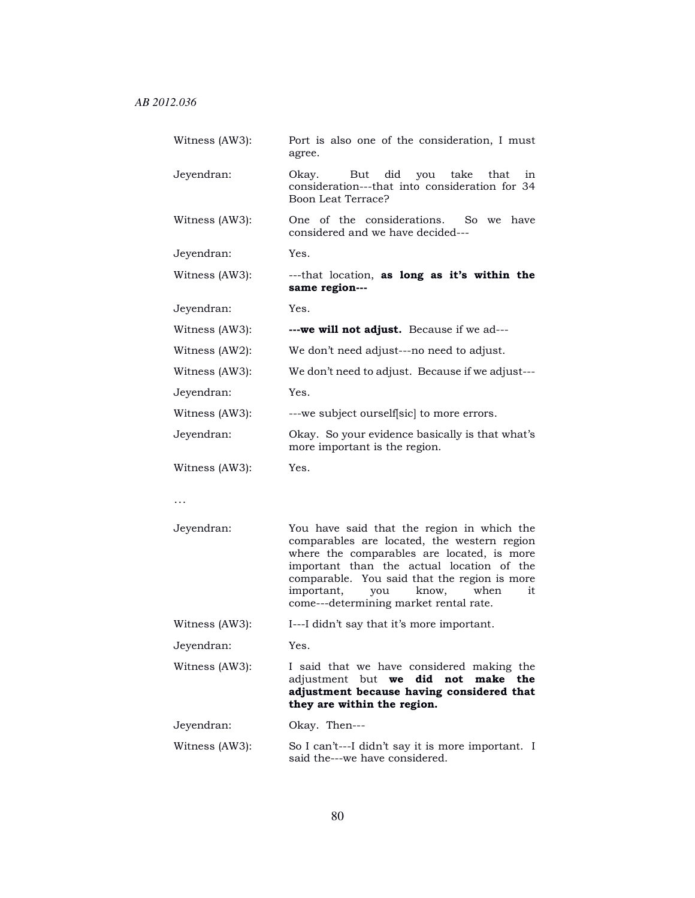| | |
|---|---|
| Witness (AW3): | Port is also one of the consideration, I must agree. |
| Jeyendran: | Okay. But did you take that in consideration---that into consideration for 34 Boon Leat Terrace? |
| Witness (AW3): | One of the considerations. So we have considered and we have decided--- |
| Jeyendran: | Yes. |
| Witness (AW3): | ---that location, **as long as it's within the same region---** |
| Jeyendran: | Yes. |
| Witness (AW3): | **---we will not adjust.** Because if we ad--- |
| Witness (AW2): | We don't need adjust---no need to adjust. |
| Witness (AW3): | We don't need to adjust. Because if we adjust--- |
| Jeyendran: | Yes. |
| Witness (AW3): | ---we subject ourself[sic] to more errors. |
| Jeyendran: | Okay. So your evidence basically is that what's more important is the region. |
| Witness (AW3): | Yes. |

…

| | |
|---|---|
| Jeyendran: | You have said that the region in which the comparables are located, the western region where the comparables are located, is more important than the actual location of the comparable. You said that the region is more important, you know, when it come---determining market rental rate. |
| Witness (AW3): | I---I didn't say that it's more important. |
| Jeyendran: | Yes. |
| Witness (AW3): | I said that we have considered making the adjustment but **we did not make the adjustment because having considered that they are within the region.** |
| Jeyendran: | Okay. Then--- |
| Witness (AW3): | So I can't---I didn't say it is more important. I said the---we have considered. |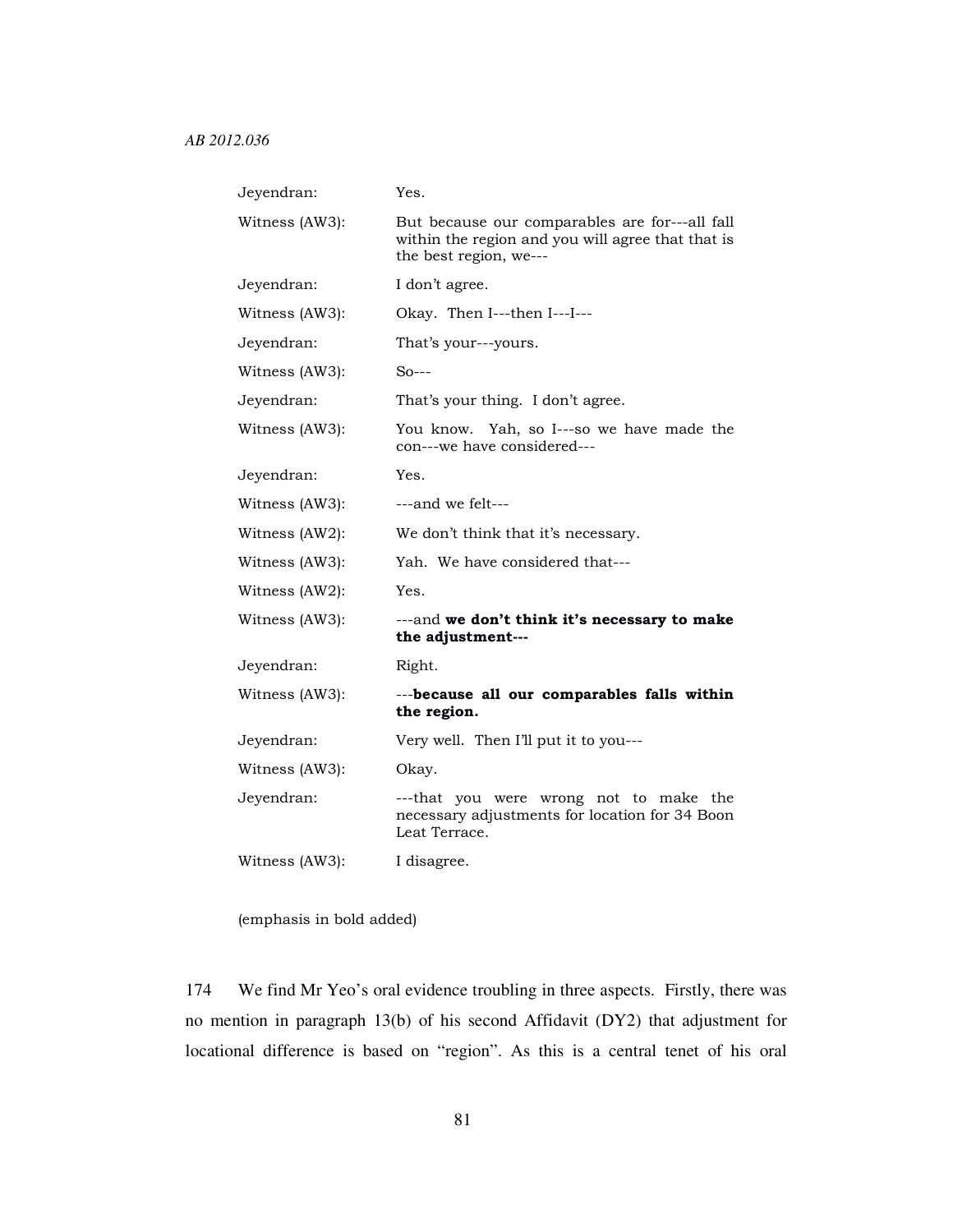| | |
|---|---|
| Jeyendran: | Yes. |
| Witness (AW3): | But because our comparables are for---all fall within the region and you will agree that that is the best region, we--- |
| Jeyendran: | I don't agree. |
| Witness (AW3): | Okay. Then I---then I---I--- |
| Jeyendran: | That's your---yours. |
| Witness (AW3): | So--- |
| Jeyendran: | That's your thing. I don't agree. |
| Witness (AW3): | You know. Yah, so I---so we have made the con---we have considered--- |
| Jeyendran: | Yes. |
| Witness (AW3): | ---and we felt--- |
| Witness (AW2): | We don't think that it's necessary. |
| Witness (AW3): | Yah. We have considered that--- |
| Witness (AW2): | Yes. |
| Witness (AW3): | ---and **we don't think it's necessary to make the adjustment---** |
| Jeyendran: | Right. |
| Witness (AW3): | ---**because all our comparables falls within the region.** |
| Jeyendran: | Very well. Then I'll put it to you--- |
| Witness (AW3): | Okay. |
| Jeyendran: | ---that you were wrong not to make the necessary adjustments for location for 34 Boon Leat Terrace. |
| Witness (AW3): | I disagree. |

(emphasis in bold added)

174 We find Mr Yeo's oral evidence troubling in three aspects. Firstly, there was no mention in paragraph 13(b) of his second Affidavit (DY2) that adjustment for locational difference is based on "region". As this is a central tenet of his oral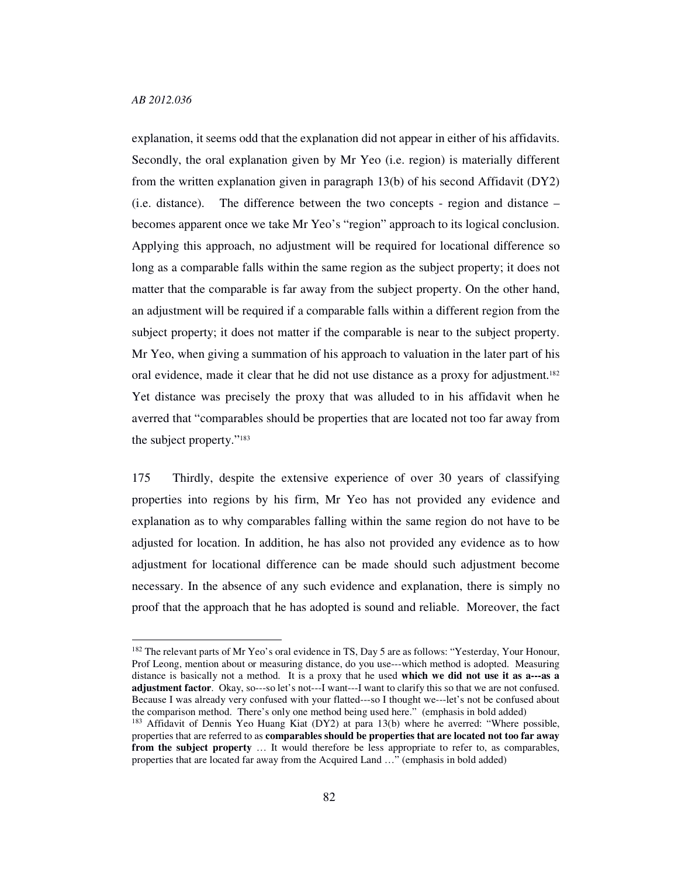explanation, it seems odd that the explanation did not appear in either of his affidavits. Secondly, the oral explanation given by Mr Yeo (i.e. region) is materially different from the written explanation given in paragraph 13(b) of his second Affidavit (DY2) (i.e. distance). The difference between the two concepts - region and distance – becomes apparent once we take Mr Yeo's "region" approach to its logical conclusion. Applying this approach, no adjustment will be required for locational difference so long as a comparable falls within the same region as the subject property; it does not matter that the comparable is far away from the subject property. On the other hand, an adjustment will be required if a comparable falls within a different region from the subject property; it does not matter if the comparable is near to the subject property. Mr Yeo, when giving a summation of his approach to valuation in the later part of his oral evidence, made it clear that he did not use distance as a proxy for adjustment.[182] Yet distance was precisely the proxy that was alluded to in his affidavit when he averred that "comparables should be properties that are located not too far away from the subject property."[183]

175 Thirdly, despite the extensive experience of over 30 years of classifying properties into regions by his firm, Mr Yeo has not provided any evidence and explanation as to why comparables falling within the same region do not have to be adjusted for location. In addition, he has also not provided any evidence as to how adjustment for locational difference can be made should such adjustment become necessary. In the absence of any such evidence and explanation, there is simply no proof that the approach that he has adopted is sound and reliable. Moreover, the fact

---

[182] The relevant parts of Mr Yeo's oral evidence in TS, Day 5 are as follows: "Yesterday, Your Honour, Prof Leong, mention about or measuring distance, do you use---which method is adopted. Measuring distance is basically not a method. It is a proxy that he used **which we did not use it as a---as a adjustment factor**. Okay, so---so let's not---I want---I want to clarify this so that we are not confused. Because I was already very confused with your flatted---so I thought we---let's not be confused about the comparison method. There's only one method being used here." (emphasis in bold added)

[183] Affidavit of Dennis Yeo Huang Kiat (DY2) at para 13(b) where he averred: "Where possible, properties that are referred to as **comparables should be properties that are located not too far away from the subject property** … It would therefore be less appropriate to refer to, as comparables, properties that are located far away from the Acquired Land …" (emphasis in bold added)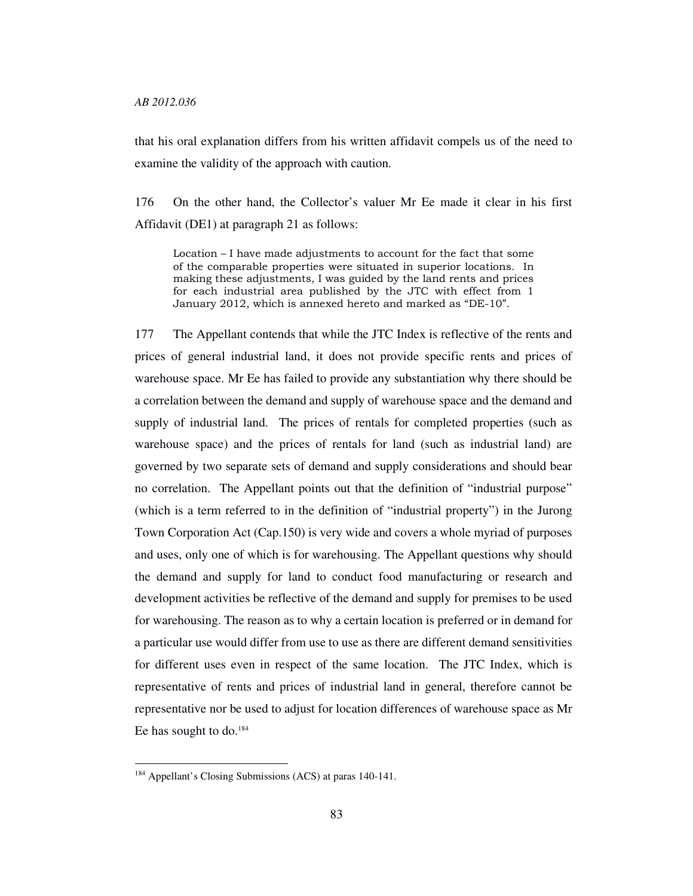that his oral explanation differs from his written affidavit compels us of the need to examine the validity of the approach with caution.

176 On the other hand, the Collector's valuer Mr Ee made it clear in his first Affidavit (DE1) at paragraph 21 as follows:

> Location – I have made adjustments to account for the fact that some of the comparable properties were situated in superior locations. In making these adjustments, I was guided by the land rents and prices for each industrial area published by the JTC with effect from 1 January 2012, which is annexed hereto and marked as "DE-10".

177 The Appellant contends that while the JTC Index is reflective of the rents and prices of general industrial land, it does not provide specific rents and prices of warehouse space. Mr Ee has failed to provide any substantiation why there should be a correlation between the demand and supply of warehouse space and the demand and supply of industrial land. The prices of rentals for completed properties (such as warehouse space) and the prices of rentals for land (such as industrial land) are governed by two separate sets of demand and supply considerations and should bear no correlation. The Appellant points out that the definition of "industrial purpose" (which is a term referred to in the definition of "industrial property") in the Jurong Town Corporation Act (Cap.150) is very wide and covers a whole myriad of purposes and uses, only one of which is for warehousing. The Appellant questions why should the demand and supply for land to conduct food manufacturing or research and development activities be reflective of the demand and supply for premises to be used for warehousing. The reason as to why a certain location is preferred or in demand for a particular use would differ from use to use as there are different demand sensitivities for different uses even in respect of the same location. The JTC Index, which is representative of rents and prices of industrial land in general, therefore cannot be representative nor be used to adjust for location differences of warehouse space as Mr Ee has sought to do.[184]

---

[184] Appellant's Closing Submissions (ACS) at paras 140-141.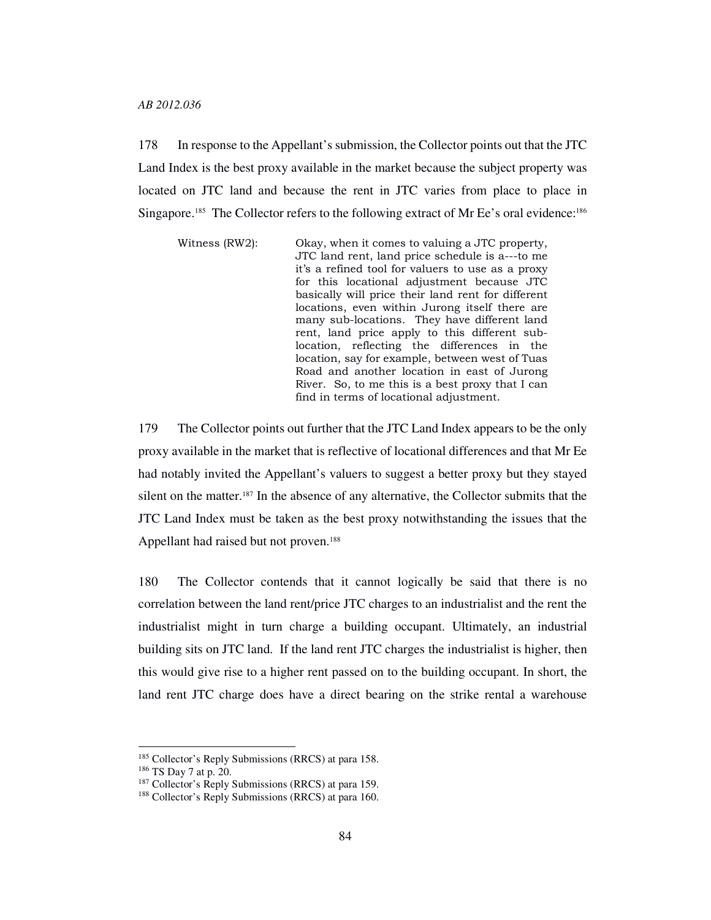178 In response to the Appellant's submission, the Collector points out that the JTC Land Index is the best proxy available in the market because the subject property was located on JTC land and because the rent in JTC varies from place to place in Singapore.[185] The Collector refers to the following extract of Mr Ee's oral evidence:[186]

> Witness (RW2): Okay, when it comes to valuing a JTC property, JTC land rent, land price schedule is a---to me it's a refined tool for valuers to use as a proxy for this locational adjustment because JTC basically will price their land rent for different locations, even within Jurong itself there are many sub-locations. They have different land rent, land price apply to this different sub-location, reflecting the differences in the location, say for example, between west of Tuas Road and another location in east of Jurong River. So, to me this is a best proxy that I can find in terms of locational adjustment.

179 The Collector points out further that the JTC Land Index appears to be the only proxy available in the market that is reflective of locational differences and that Mr Ee had notably invited the Appellant's valuers to suggest a better proxy but they stayed silent on the matter.[187] In the absence of any alternative, the Collector submits that the JTC Land Index must be taken as the best proxy notwithstanding the issues that the Appellant had raised but not proven.[188]

180 The Collector contends that it cannot logically be said that there is no correlation between the land rent/price JTC charges to an industrialist and the rent the industrialist might in turn charge a building occupant. Ultimately, an industrial building sits on JTC land. If the land rent JTC charges the industrialist is higher, then this would give rise to a higher rent passed on to the building occupant. In short, the land rent JTC charge does have a direct bearing on the strike rental a warehouse

---

[185] Collector's Reply Submissions (RRCS) at para 158.

[186] TS Day 7 at p. 20.

[187] Collector's Reply Submissions (RRCS) at para 159.

[188] Collector's Reply Submissions (RRCS) at para 160.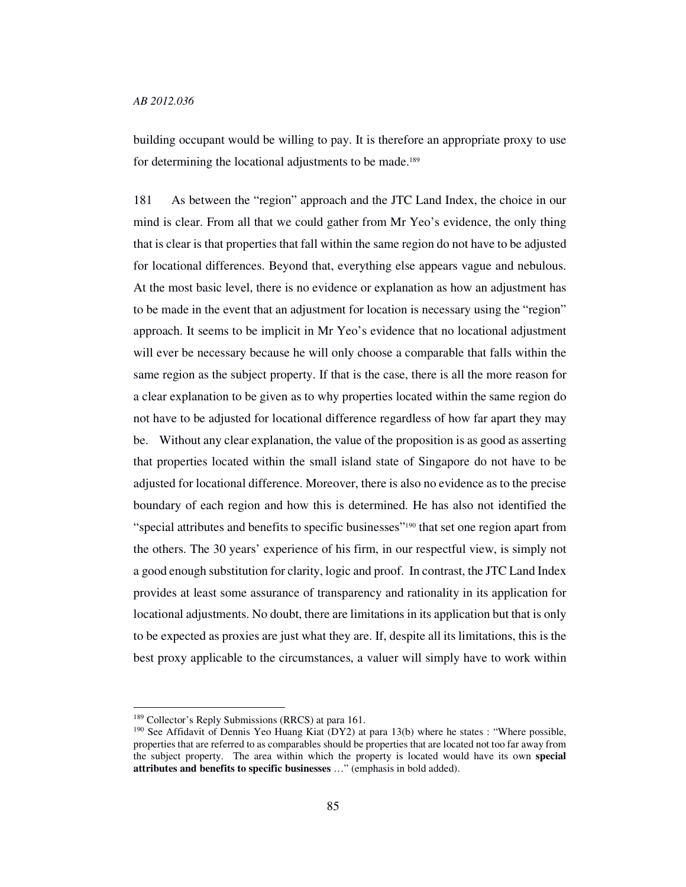building occupant would be willing to pay. It is therefore an appropriate proxy to use for determining the locational adjustments to be made.[189]

181 As between the "region" approach and the JTC Land Index, the choice in our mind is clear. From all that we could gather from Mr Yeo's evidence, the only thing that is clear is that properties that fall within the same region do not have to be adjusted for locational differences. Beyond that, everything else appears vague and nebulous. At the most basic level, there is no evidence or explanation as how an adjustment has to be made in the event that an adjustment for location is necessary using the "region" approach. It seems to be implicit in Mr Yeo's evidence that no locational adjustment will ever be necessary because he will only choose a comparable that falls within the same region as the subject property. If that is the case, there is all the more reason for a clear explanation to be given as to why properties located within the same region do not have to be adjusted for locational difference regardless of how far apart they may be. Without any clear explanation, the value of the proposition is as good as asserting that properties located within the small island state of Singapore do not have to be adjusted for locational difference. Moreover, there is also no evidence as to the precise boundary of each region and how this is determined. He has also not identified the "special attributes and benefits to specific businesses"[190] that set one region apart from the others. The 30 years' experience of his firm, in our respectful view, is simply not a good enough substitution for clarity, logic and proof. In contrast, the JTC Land Index provides at least some assurance of transparency and rationality in its application for locational adjustments. No doubt, there are limitations in its application but that is only to be expected as proxies are just what they are. If, despite all its limitations, this is the best proxy applicable to the circumstances, a valuer will simply have to work within

---

[189] Collector's Reply Submissions (RRCS) at para 161.

[190] See Affidavit of Dennis Yeo Huang Kiat (DY2) at para 13(b) where he states : "Where possible, properties that are referred to as comparables should be properties that are located not too far away from the subject property. The area within which the property is located would have its own **special attributes and benefits to specific businesses** …" (emphasis in bold added).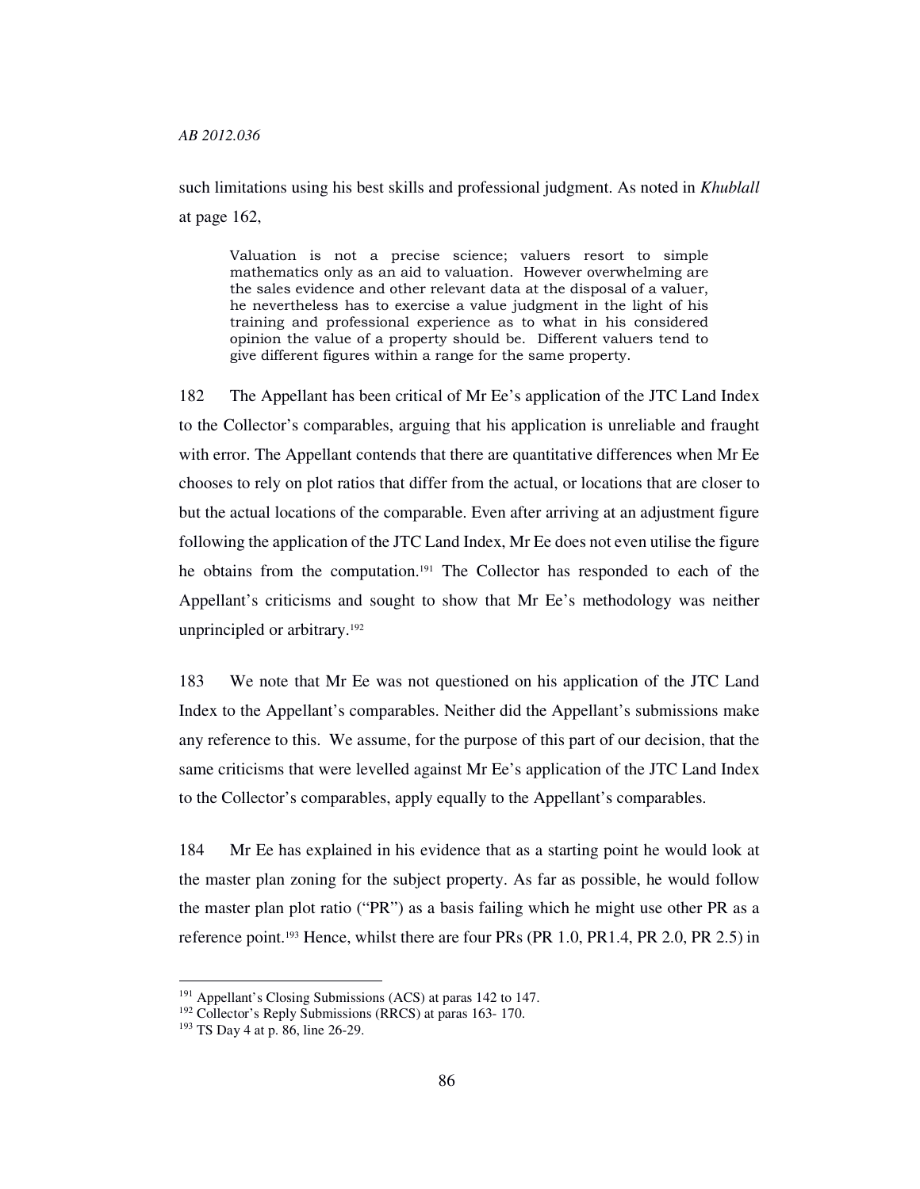such limitations using his best skills and professional judgment. As noted in *Khublall* at page 162,

> Valuation is not a precise science; valuers resort to simple mathematics only as an aid to valuation. However overwhelming are the sales evidence and other relevant data at the disposal of a valuer, he nevertheless has to exercise a value judgment in the light of his training and professional experience as to what in his considered opinion the value of a property should be. Different valuers tend to give different figures within a range for the same property.

182 The Appellant has been critical of Mr Ee's application of the JTC Land Index to the Collector's comparables, arguing that his application is unreliable and fraught with error. The Appellant contends that there are quantitative differences when Mr Ee chooses to rely on plot ratios that differ from the actual, or locations that are closer to but the actual locations of the comparable. Even after arriving at an adjustment figure following the application of the JTC Land Index, Mr Ee does not even utilise the figure he obtains from the computation.[191] The Collector has responded to each of the Appellant's criticisms and sought to show that Mr Ee's methodology was neither unprincipled or arbitrary.[192]

183 We note that Mr Ee was not questioned on his application of the JTC Land Index to the Appellant's comparables. Neither did the Appellant's submissions make any reference to this. We assume, for the purpose of this part of our decision, that the same criticisms that were levelled against Mr Ee's application of the JTC Land Index to the Collector's comparables, apply equally to the Appellant's comparables.

184 Mr Ee has explained in his evidence that as a starting point he would look at the master plan zoning for the subject property. As far as possible, he would follow the master plan plot ratio ("PR") as a basis failing which he might use other PR as a reference point.[193] Hence, whilst there are four PRs (PR 1.0, PR1.4, PR 2.0, PR 2.5) in

---

[191] Appellant's Closing Submissions (ACS) at paras 142 to 147.

[192] Collector's Reply Submissions (RRCS) at paras 163- 170.

[193] TS Day 4 at p. 86, line 26-29.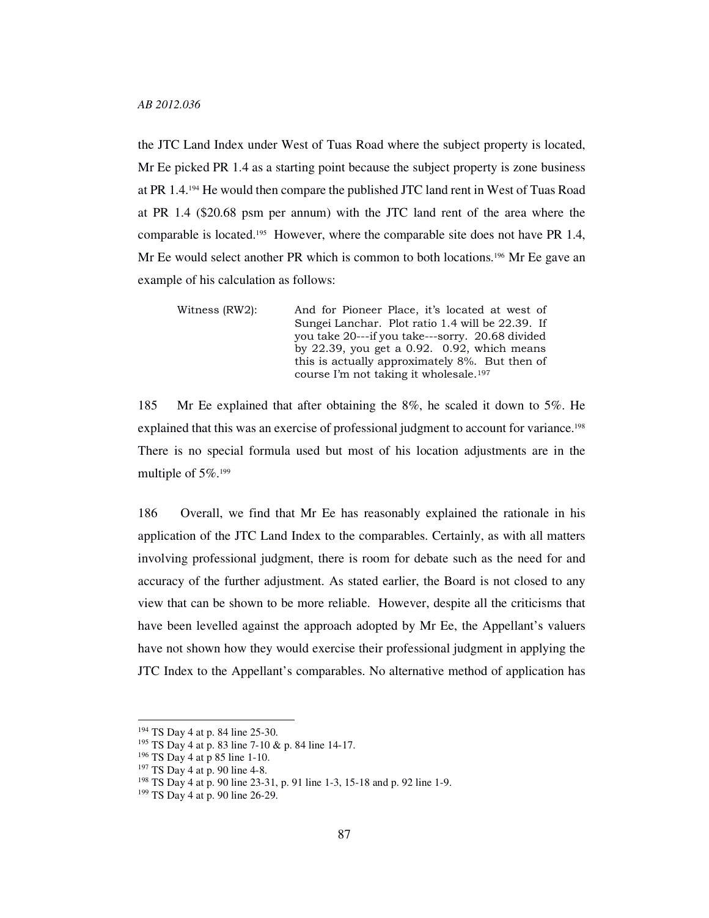the JTC Land Index under West of Tuas Road where the subject property is located, Mr Ee picked PR 1.4 as a starting point because the subject property is zone business at PR 1.4.[194] He would then compare the published JTC land rent in West of Tuas Road at PR 1.4 ($20.68 psm per annum) with the JTC land rent of the area where the comparable is located.[195] However, where the comparable site does not have PR 1.4, Mr Ee would select another PR which is common to both locations.[196] Mr Ee gave an example of his calculation as follows:

> Witness (RW2): And for Pioneer Place, it's located at west of Sungei Lanchar. Plot ratio 1.4 will be 22.39. If you take 20---if you take---sorry. 20.68 divided by 22.39, you get a 0.92. 0.92, which means this is actually approximately 8%. But then of course I'm not taking it wholesale.[197]

185 Mr Ee explained that after obtaining the 8%, he scaled it down to 5%. He explained that this was an exercise of professional judgment to account for variance.[198] There is no special formula used but most of his location adjustments are in the multiple of 5%.[199]

186 Overall, we find that Mr Ee has reasonably explained the rationale in his application of the JTC Land Index to the comparables. Certainly, as with all matters involving professional judgment, there is room for debate such as the need for and accuracy of the further adjustment. As stated earlier, the Board is not closed to any view that can be shown to be more reliable. However, despite all the criticisms that have been levelled against the approach adopted by Mr Ee, the Appellant's valuers have not shown how they would exercise their professional judgment in applying the JTC Index to the Appellant's comparables. No alternative method of application has

---

[194] TS Day 4 at p. 84 line 25-30.

[195] TS Day 4 at p. 83 line 7-10 & p. 84 line 14-17.

[196] TS Day 4 at p 85 line 1-10.

[197] TS Day 4 at p. 90 line 4-8.

[198] TS Day 4 at p. 90 line 23-31, p. 91 line 1-3, 15-18 and p. 92 line 1-9.

[199] TS Day 4 at p. 90 line 26-29.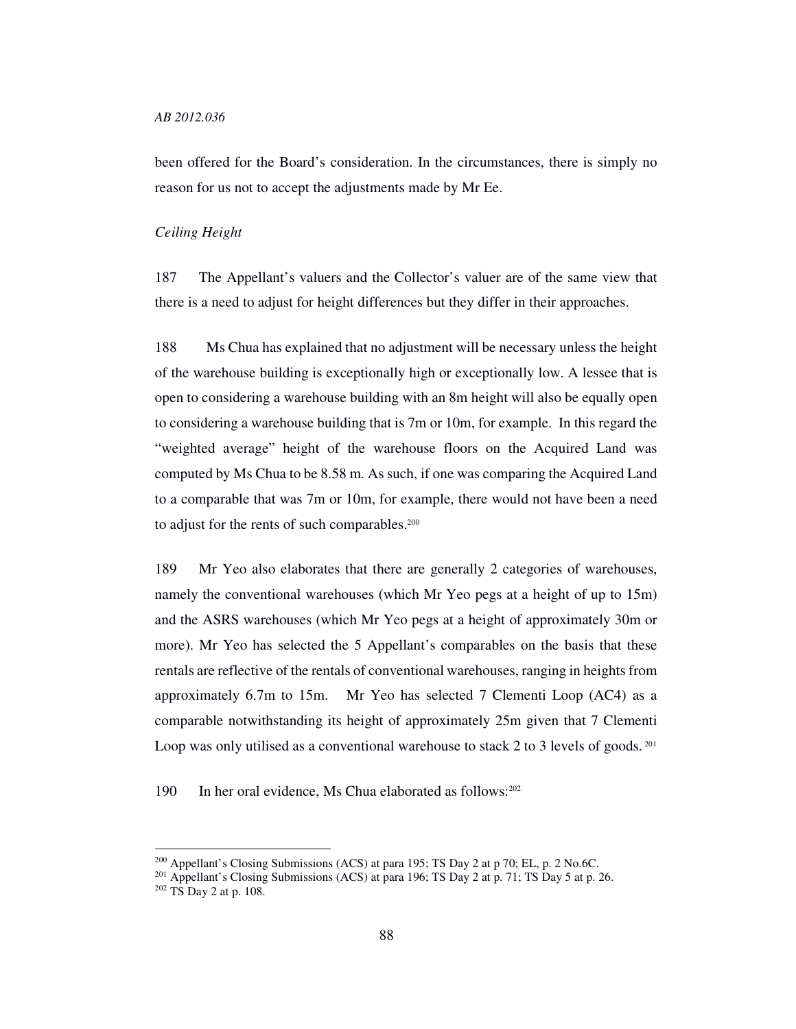been offered for the Board's consideration. In the circumstances, there is simply no reason for us not to accept the adjustments made by Mr Ee.

*Ceiling Height*

187 The Appellant's valuers and the Collector's valuer are of the same view that there is a need to adjust for height differences but they differ in their approaches.

188 Ms Chua has explained that no adjustment will be necessary unless the height of the warehouse building is exceptionally high or exceptionally low. A lessee that is open to considering a warehouse building with an 8m height will also be equally open to considering a warehouse building that is 7m or 10m, for example. In this regard the "weighted average" height of the warehouse floors on the Acquired Land was computed by Ms Chua to be 8.58 m. As such, if one was comparing the Acquired Land to a comparable that was 7m or 10m, for example, there would not have been a need to adjust for the rents of such comparables.[200]

189 Mr Yeo also elaborates that there are generally 2 categories of warehouses, namely the conventional warehouses (which Mr Yeo pegs at a height of up to 15m) and the ASRS warehouses (which Mr Yeo pegs at a height of approximately 30m or more). Mr Yeo has selected the 5 Appellant's comparables on the basis that these rentals are reflective of the rentals of conventional warehouses, ranging in heights from approximately 6.7m to 15m. Mr Yeo has selected 7 Clementi Loop (AC4) as a comparable notwithstanding its height of approximately 25m given that 7 Clementi Loop was only utilised as a conventional warehouse to stack 2 to 3 levels of goods.[201]

190 In her oral evidence, Ms Chua elaborated as follows:[202]

---

[200] Appellant's Closing Submissions (ACS) at para 195; TS Day 2 at p 70; EL, p. 2 No.6C.

[201] Appellant's Closing Submissions (ACS) at para 196; TS Day 2 at p. 71; TS Day 5 at p. 26.

[202] TS Day 2 at p. 108.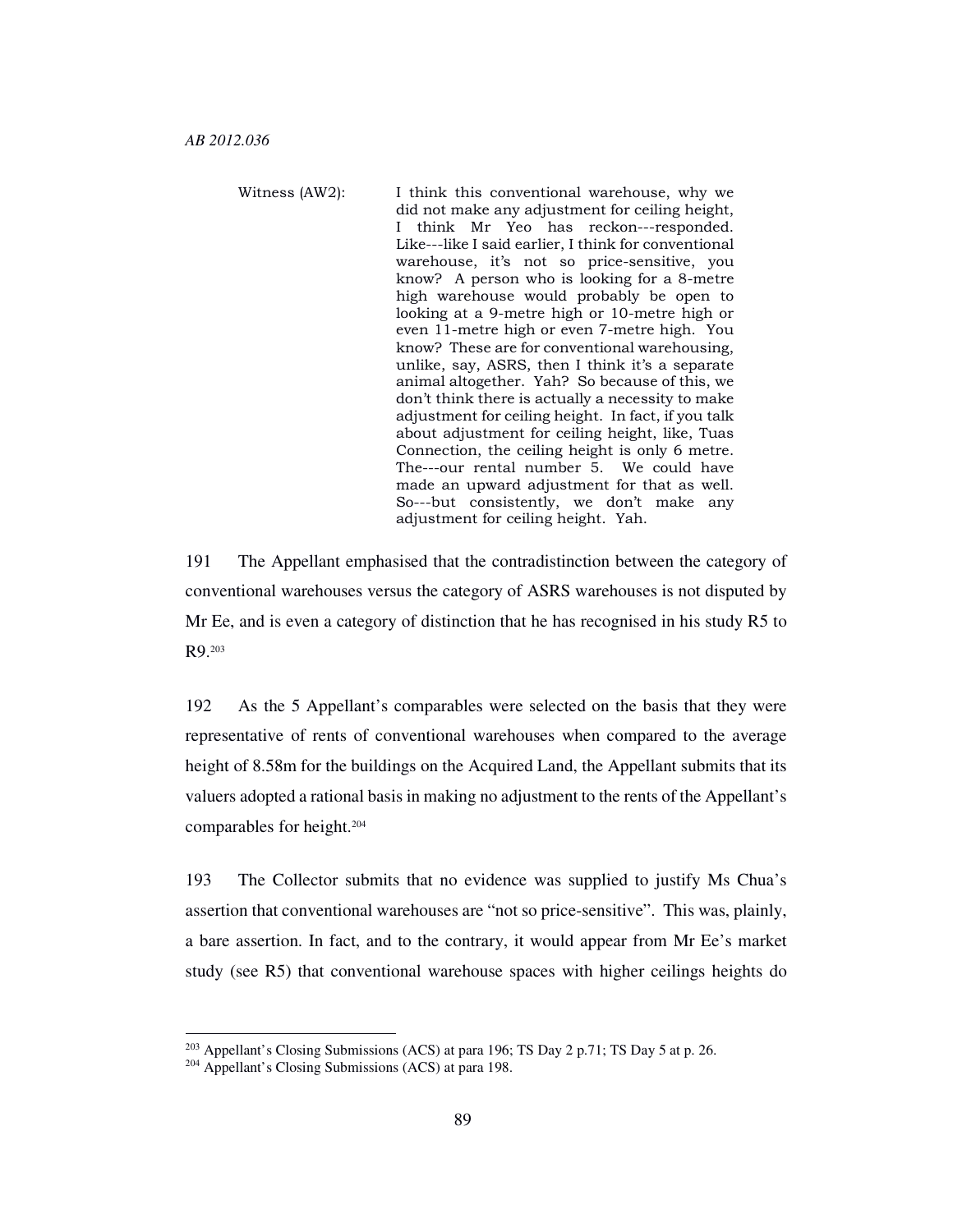Witness (AW2): I think this conventional warehouse, why we did not make any adjustment for ceiling height, I think Mr Yeo has reckon---responded. Like---like I said earlier, I think for conventional warehouse, it's not so price-sensitive, you know? A person who is looking for a 8-metre high warehouse would probably be open to looking at a 9-metre high or 10-metre high or even 11-metre high or even 7-metre high. You know? These are for conventional warehousing, unlike, say, ASRS, then I think it's a separate animal altogether. Yah? So because of this, we don't think there is actually a necessity to make adjustment for ceiling height. In fact, if you talk about adjustment for ceiling height, like, Tuas Connection, the ceiling height is only 6 metre. The---our rental number 5. We could have made an upward adjustment for that as well. So---but consistently, we don't make any adjustment for ceiling height. Yah.

191 The Appellant emphasised that the contradistinction between the category of conventional warehouses versus the category of ASRS warehouses is not disputed by Mr Ee, and is even a category of distinction that he has recognised in his study R5 to R9.[203]

192 As the 5 Appellant's comparables were selected on the basis that they were representative of rents of conventional warehouses when compared to the average height of 8.58m for the buildings on the Acquired Land, the Appellant submits that its valuers adopted a rational basis in making no adjustment to the rents of the Appellant's comparables for height.[204]

193 The Collector submits that no evidence was supplied to justify Ms Chua's assertion that conventional warehouses are "not so price-sensitive". This was, plainly, a bare assertion. In fact, and to the contrary, it would appear from Mr Ee's market study (see R5) that conventional warehouse spaces with higher ceilings heights do

---

[203] Appellant's Closing Submissions (ACS) at para 196; TS Day 2 p.71; TS Day 5 at p. 26.

[204] Appellant's Closing Submissions (ACS) at para 198.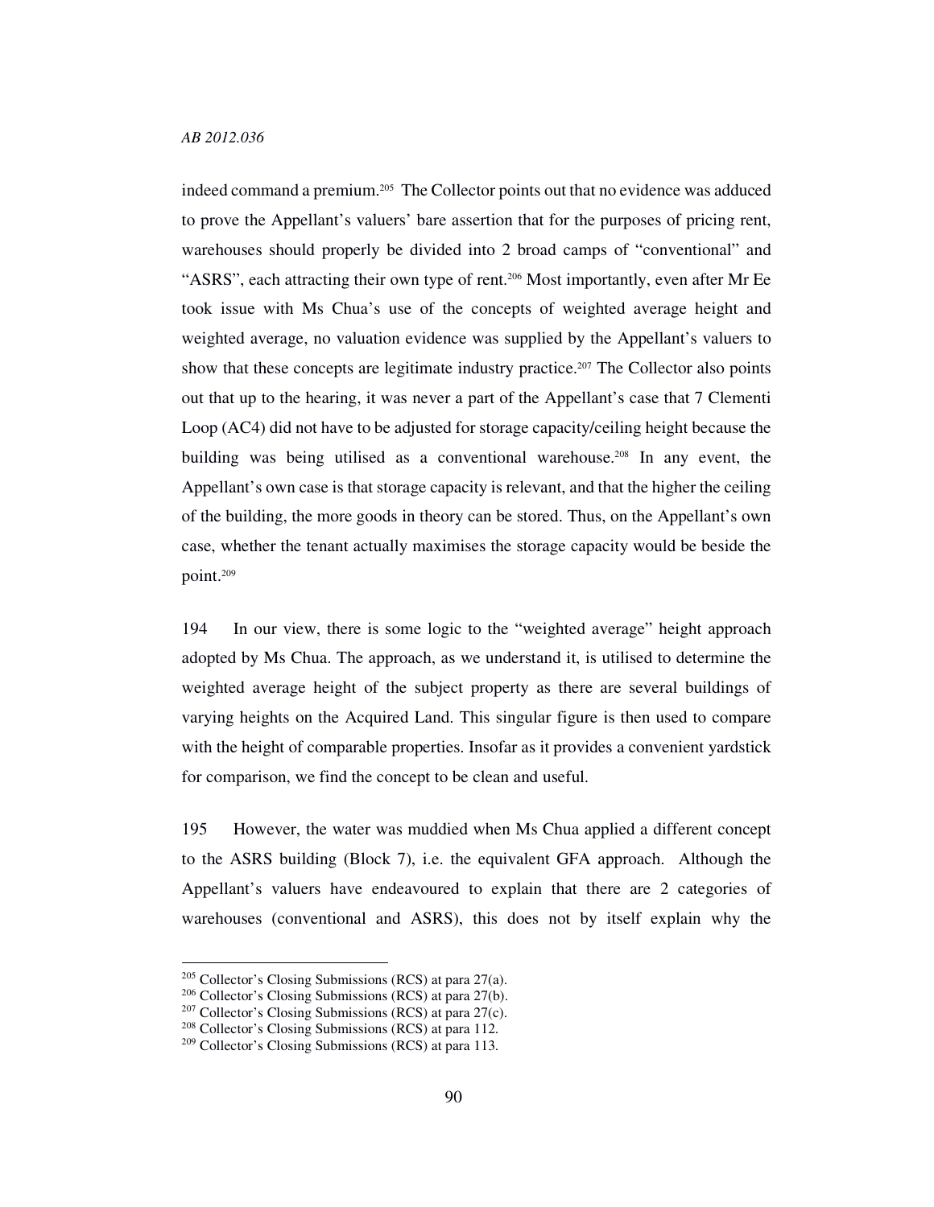indeed command a premium.[205] The Collector points out that no evidence was adduced to prove the Appellant's valuers' bare assertion that for the purposes of pricing rent, warehouses should properly be divided into 2 broad camps of "conventional" and "ASRS", each attracting their own type of rent.[206] Most importantly, even after Mr Ee took issue with Ms Chua's use of the concepts of weighted average height and weighted average, no valuation evidence was supplied by the Appellant's valuers to show that these concepts are legitimate industry practice.[207] The Collector also points out that up to the hearing, it was never a part of the Appellant's case that 7 Clementi Loop (AC4) did not have to be adjusted for storage capacity/ceiling height because the building was being utilised as a conventional warehouse.[208] In any event, the Appellant's own case is that storage capacity is relevant, and that the higher the ceiling of the building, the more goods in theory can be stored. Thus, on the Appellant's own case, whether the tenant actually maximises the storage capacity would be beside the point.[209]

194 In our view, there is some logic to the "weighted average" height approach adopted by Ms Chua. The approach, as we understand it, is utilised to determine the weighted average height of the subject property as there are several buildings of varying heights on the Acquired Land. This singular figure is then used to compare with the height of comparable properties. Insofar as it provides a convenient yardstick for comparison, we find the concept to be clean and useful.

195 However, the water was muddied when Ms Chua applied a different concept to the ASRS building (Block 7), i.e. the equivalent GFA approach. Although the Appellant's valuers have endeavoured to explain that there are 2 categories of warehouses (conventional and ASRS), this does not by itself explain why the

---

[205] Collector's Closing Submissions (RCS) at para 27(a).
[206] Collector's Closing Submissions (RCS) at para 27(b).
[207] Collector's Closing Submissions (RCS) at para 27(c).
[208] Collector's Closing Submissions (RCS) at para 112.
[209] Collector's Closing Submissions (RCS) at para 113.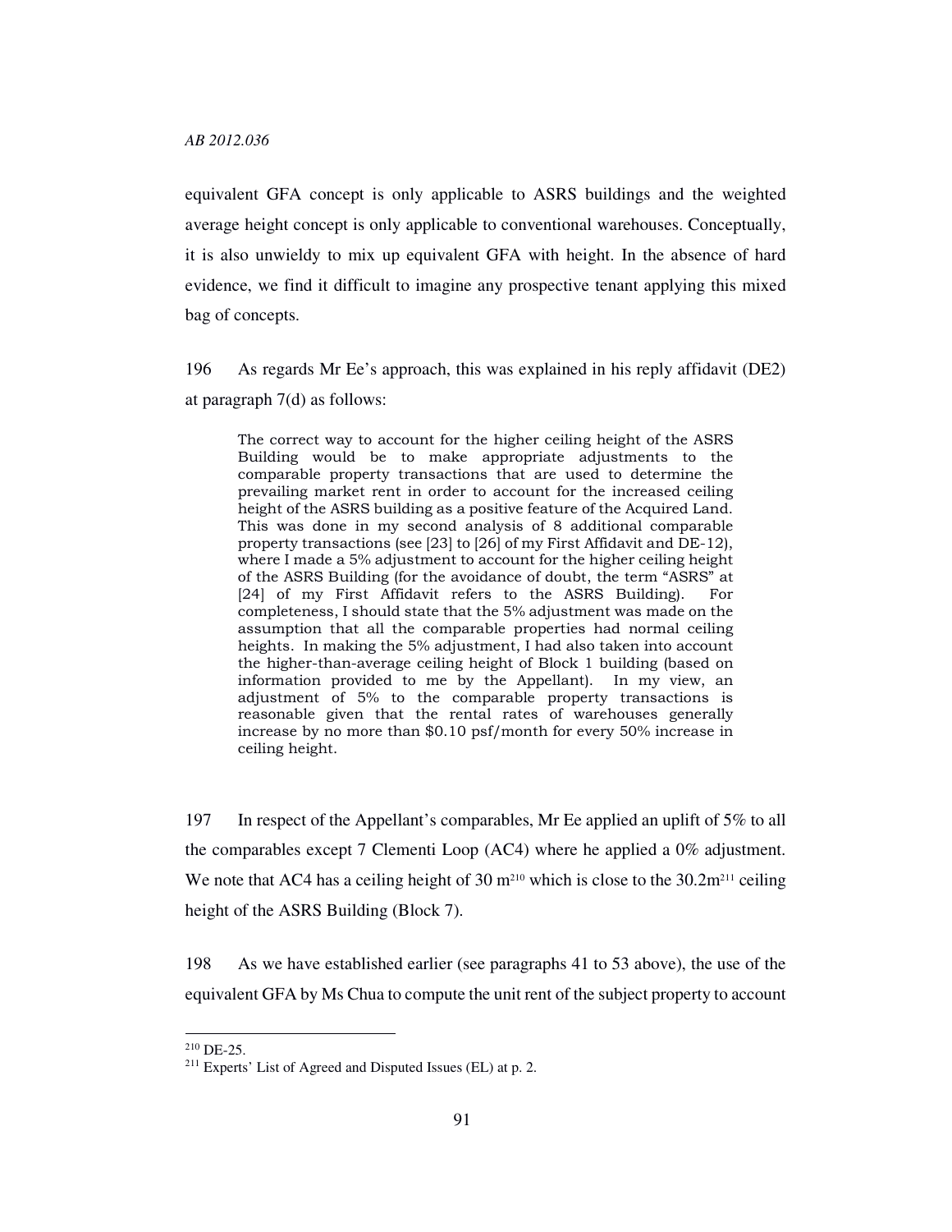equivalent GFA concept is only applicable to ASRS buildings and the weighted average height concept is only applicable to conventional warehouses. Conceptually, it is also unwieldy to mix up equivalent GFA with height. In the absence of hard evidence, we find it difficult to imagine any prospective tenant applying this mixed bag of concepts.

196 As regards Mr Ee's approach, this was explained in his reply affidavit (DE2) at paragraph 7(d) as follows:

> The correct way to account for the higher ceiling height of the ASRS Building would be to make appropriate adjustments to the comparable property transactions that are used to determine the prevailing market rent in order to account for the increased ceiling height of the ASRS building as a positive feature of the Acquired Land. This was done in my second analysis of 8 additional comparable property transactions (see [23] to [26] of my First Affidavit and DE-12), where I made a 5% adjustment to account for the higher ceiling height of the ASRS Building (for the avoidance of doubt, the term "ASRS" at [24] of my First Affidavit refers to the ASRS Building). For completeness, I should state that the 5% adjustment was made on the assumption that all the comparable properties had normal ceiling heights. In making the 5% adjustment, I had also taken into account the higher-than-average ceiling height of Block 1 building (based on information provided to me by the Appellant). In my view, an adjustment of 5% to the comparable property transactions is reasonable given that the rental rates of warehouses generally increase by no more than $0.10 psf/month for every 50% increase in ceiling height.

197 In respect of the Appellant's comparables, Mr Ee applied an uplift of 5% to all the comparables except 7 Clementi Loop (AC4) where he applied a 0% adjustment. We note that AC4 has a ceiling height of 30 m[210] which is close to the 30.2m[211] ceiling height of the ASRS Building (Block 7).

198 As we have established earlier (see paragraphs 41 to 53 above), the use of the equivalent GFA by Ms Chua to compute the unit rent of the subject property to account

---

[210] DE-25.

[211] Experts' List of Agreed and Disputed Issues (EL) at p. 2.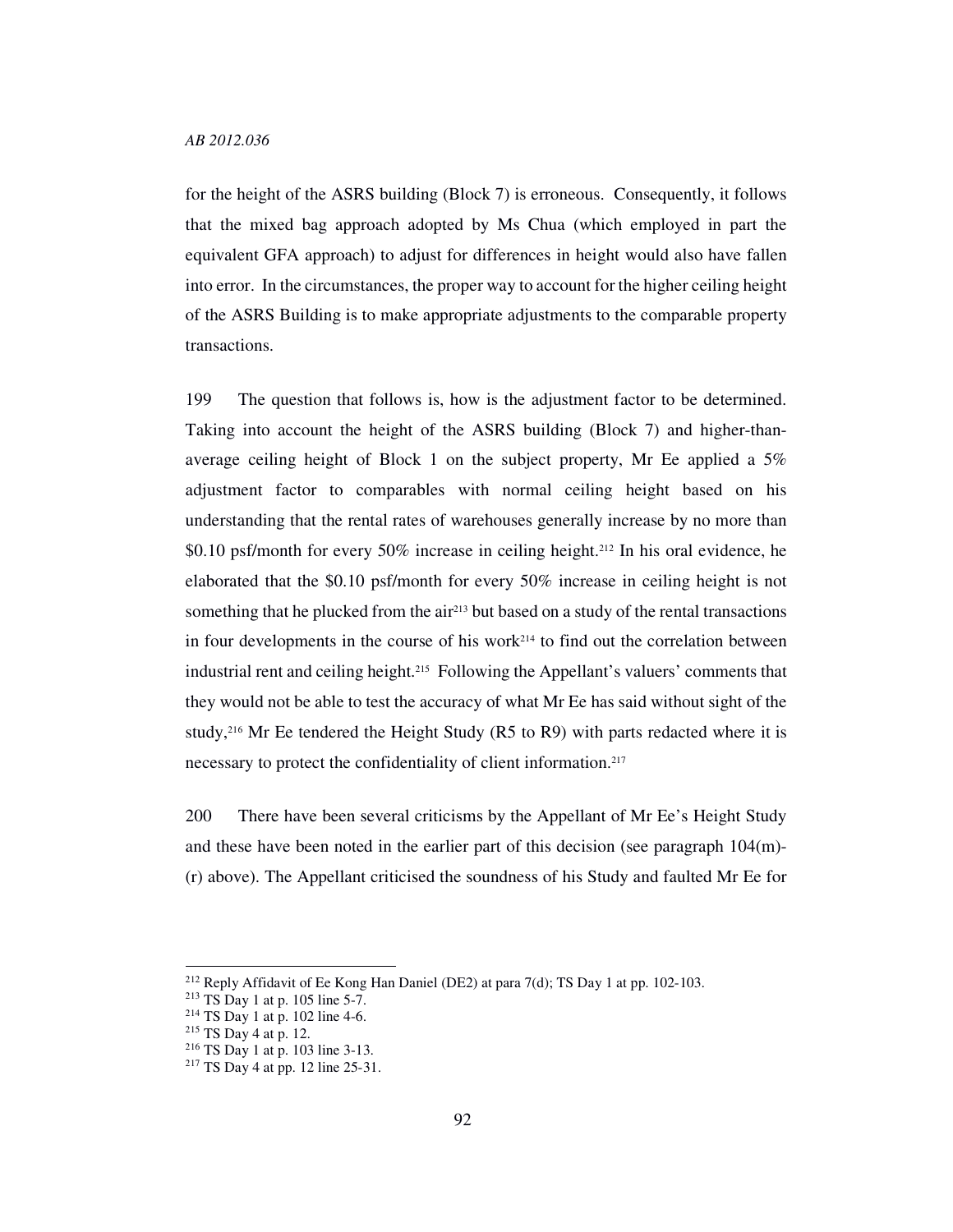for the height of the ASRS building (Block 7) is erroneous. Consequently, it follows that the mixed bag approach adopted by Ms Chua (which employed in part the equivalent GFA approach) to adjust for differences in height would also have fallen into error. In the circumstances, the proper way to account for the higher ceiling height of the ASRS Building is to make appropriate adjustments to the comparable property transactions.

199 The question that follows is, how is the adjustment factor to be determined. Taking into account the height of the ASRS building (Block 7) and higher-than-average ceiling height of Block 1 on the subject property, Mr Ee applied a 5% adjustment factor to comparables with normal ceiling height based on his understanding that the rental rates of warehouses generally increase by no more than \$0.10 psf/month for every 50% increase in ceiling height.[212] In his oral evidence, he elaborated that the \$0.10 psf/month for every 50% increase in ceiling height is not something that he plucked from the air[213] but based on a study of the rental transactions in four developments in the course of his work[214] to find out the correlation between industrial rent and ceiling height.[215] Following the Appellant's valuers' comments that they would not be able to test the accuracy of what Mr Ee has said without sight of the study,[216] Mr Ee tendered the Height Study (R5 to R9) with parts redacted where it is necessary to protect the confidentiality of client information.[217]

200 There have been several criticisms by the Appellant of Mr Ee's Height Study and these have been noted in the earlier part of this decision (see paragraph 104(m)-(r) above). The Appellant criticised the soundness of his Study and faulted Mr Ee for

---

[212] Reply Affidavit of Ee Kong Han Daniel (DE2) at para 7(d); TS Day 1 at pp. 102-103.
[213] TS Day 1 at p. 105 line 5-7.
[214] TS Day 1 at p. 102 line 4-6.
[215] TS Day 4 at p. 12.
[216] TS Day 1 at p. 103 line 3-13.
[217] TS Day 4 at pp. 12 line 25-31.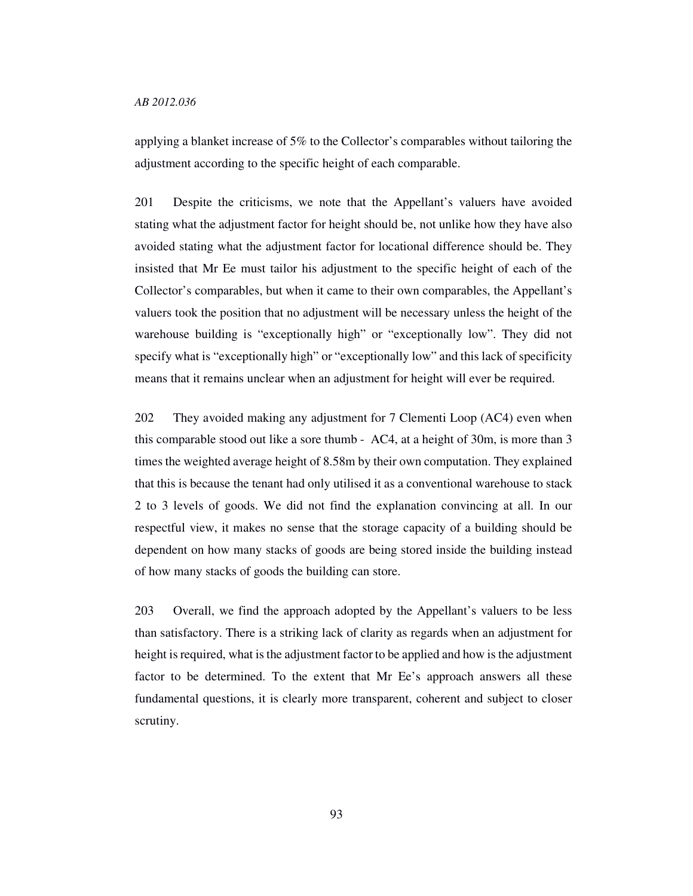applying a blanket increase of 5% to the Collector's comparables without tailoring the adjustment according to the specific height of each comparable.

201 Despite the criticisms, we note that the Appellant's valuers have avoided stating what the adjustment factor for height should be, not unlike how they have also avoided stating what the adjustment factor for locational difference should be. They insisted that Mr Ee must tailor his adjustment to the specific height of each of the Collector's comparables, but when it came to their own comparables, the Appellant's valuers took the position that no adjustment will be necessary unless the height of the warehouse building is "exceptionally high" or "exceptionally low". They did not specify what is "exceptionally high" or "exceptionally low" and this lack of specificity means that it remains unclear when an adjustment for height will ever be required.

202 They avoided making any adjustment for 7 Clementi Loop (AC4) even when this comparable stood out like a sore thumb - AC4, at a height of 30m, is more than 3 times the weighted average height of 8.58m by their own computation. They explained that this is because the tenant had only utilised it as a conventional warehouse to stack 2 to 3 levels of goods. We did not find the explanation convincing at all. In our respectful view, it makes no sense that the storage capacity of a building should be dependent on how many stacks of goods are being stored inside the building instead of how many stacks of goods the building can store.

203 Overall, we find the approach adopted by the Appellant's valuers to be less than satisfactory. There is a striking lack of clarity as regards when an adjustment for height is required, what is the adjustment factor to be applied and how is the adjustment factor to be determined. To the extent that Mr Ee's approach answers all these fundamental questions, it is clearly more transparent, coherent and subject to closer scrutiny.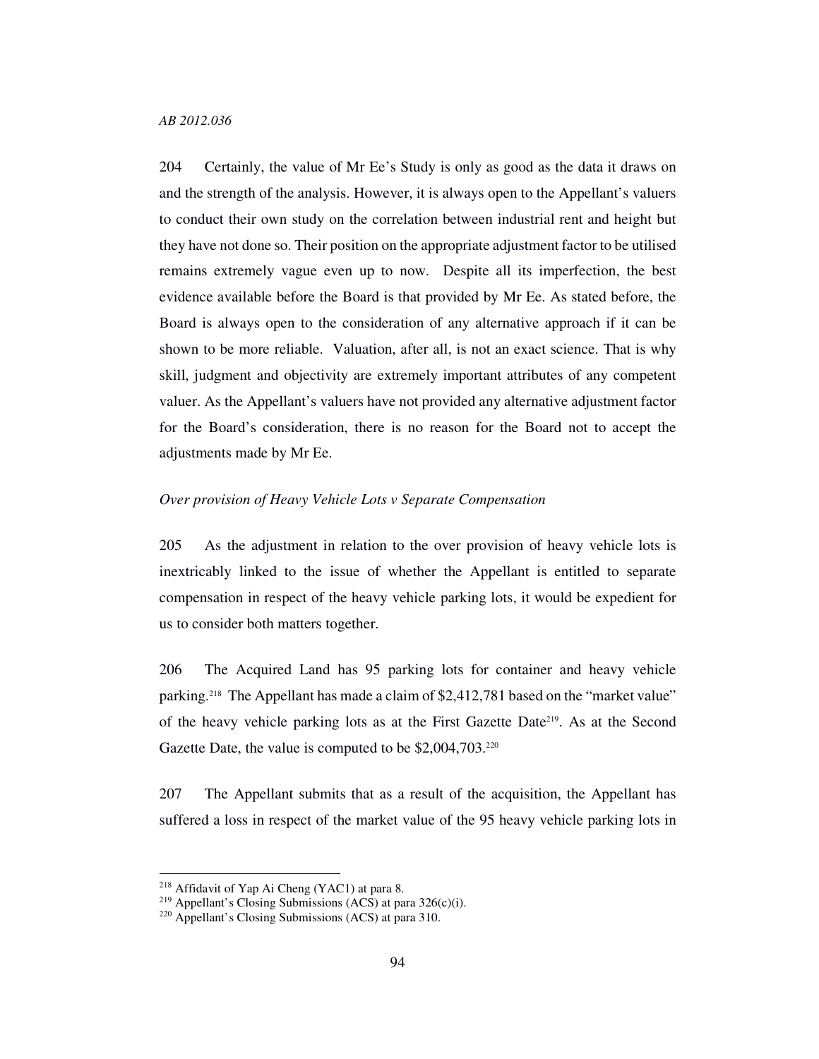204 Certainly, the value of Mr Ee's Study is only as good as the data it draws on and the strength of the analysis. However, it is always open to the Appellant's valuers to conduct their own study on the correlation between industrial rent and height but they have not done so. Their position on the appropriate adjustment factor to be utilised remains extremely vague even up to now. Despite all its imperfection, the best evidence available before the Board is that provided by Mr Ee. As stated before, the Board is always open to the consideration of any alternative approach if it can be shown to be more reliable. Valuation, after all, is not an exact science. That is why skill, judgment and objectivity are extremely important attributes of any competent valuer. As the Appellant's valuers have not provided any alternative adjustment factor for the Board's consideration, there is no reason for the Board not to accept the adjustments made by Mr Ee.

*Over provision of Heavy Vehicle Lots v Separate Compensation*

205 As the adjustment in relation to the over provision of heavy vehicle lots is inextricably linked to the issue of whether the Appellant is entitled to separate compensation in respect of the heavy vehicle parking lots, it would be expedient for us to consider both matters together.

206 The Acquired Land has 95 parking lots for container and heavy vehicle parking.[218] The Appellant has made a claim of $2,412,781 based on the "market value" of the heavy vehicle parking lots as at the First Gazette Date[219]. As at the Second Gazette Date, the value is computed to be $2,004,703.[220]

207 The Appellant submits that as a result of the acquisition, the Appellant has suffered a loss in respect of the market value of the 95 heavy vehicle parking lots in

[218] Affidavit of Yap Ai Cheng (YAC1) at para 8.

[219] Appellant's Closing Submissions (ACS) at para 326(c)(i).

[220] Appellant's Closing Submissions (ACS) at para 310.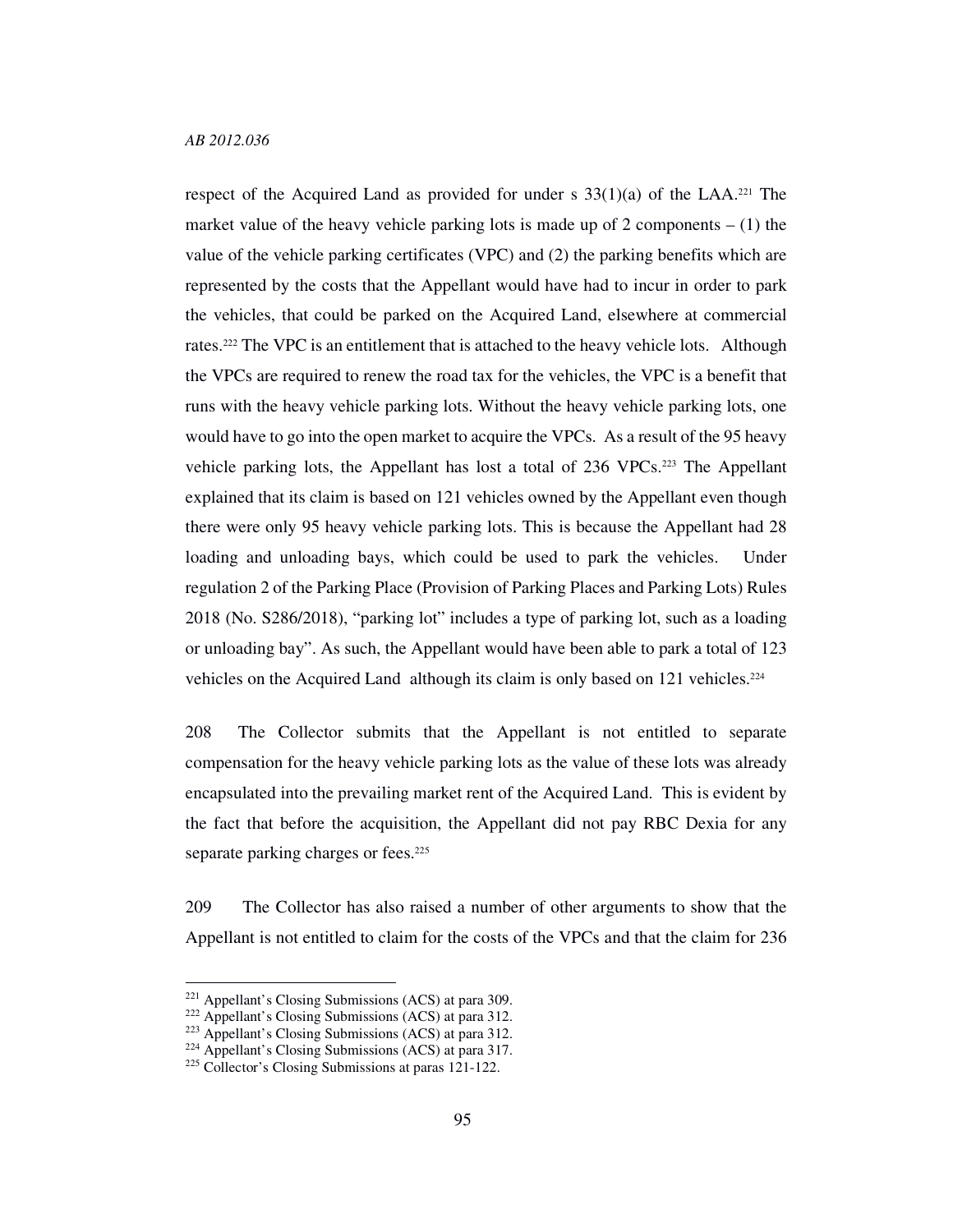respect of the Acquired Land as provided for under s 33(1)(a) of the LAA.[221] The market value of the heavy vehicle parking lots is made up of 2 components – (1) the value of the vehicle parking certificates (VPC) and (2) the parking benefits which are represented by the costs that the Appellant would have had to incur in order to park the vehicles, that could be parked on the Acquired Land, elsewhere at commercial rates.[222] The VPC is an entitlement that is attached to the heavy vehicle lots. Although the VPCs are required to renew the road tax for the vehicles, the VPC is a benefit that runs with the heavy vehicle parking lots. Without the heavy vehicle parking lots, one would have to go into the open market to acquire the VPCs. As a result of the 95 heavy vehicle parking lots, the Appellant has lost a total of 236 VPCs.[223] The Appellant explained that its claim is based on 121 vehicles owned by the Appellant even though there were only 95 heavy vehicle parking lots. This is because the Appellant had 28 loading and unloading bays, which could be used to park the vehicles. Under regulation 2 of the Parking Place (Provision of Parking Places and Parking Lots) Rules 2018 (No. S286/2018), "parking lot" includes a type of parking lot, such as a loading or unloading bay". As such, the Appellant would have been able to park a total of 123 vehicles on the Acquired Land although its claim is only based on 121 vehicles.[224]

208 The Collector submits that the Appellant is not entitled to separate compensation for the heavy vehicle parking lots as the value of these lots was already encapsulated into the prevailing market rent of the Acquired Land. This is evident by the fact that before the acquisition, the Appellant did not pay RBC Dexia for any separate parking charges or fees.[225]

209 The Collector has also raised a number of other arguments to show that the Appellant is not entitled to claim for the costs of the VPCs and that the claim for 236

---

[221] Appellant's Closing Submissions (ACS) at para 309.

[222] Appellant's Closing Submissions (ACS) at para 312.

[223] Appellant's Closing Submissions (ACS) at para 312.

[224] Appellant's Closing Submissions (ACS) at para 317.

[225] Collector's Closing Submissions at paras 121-122.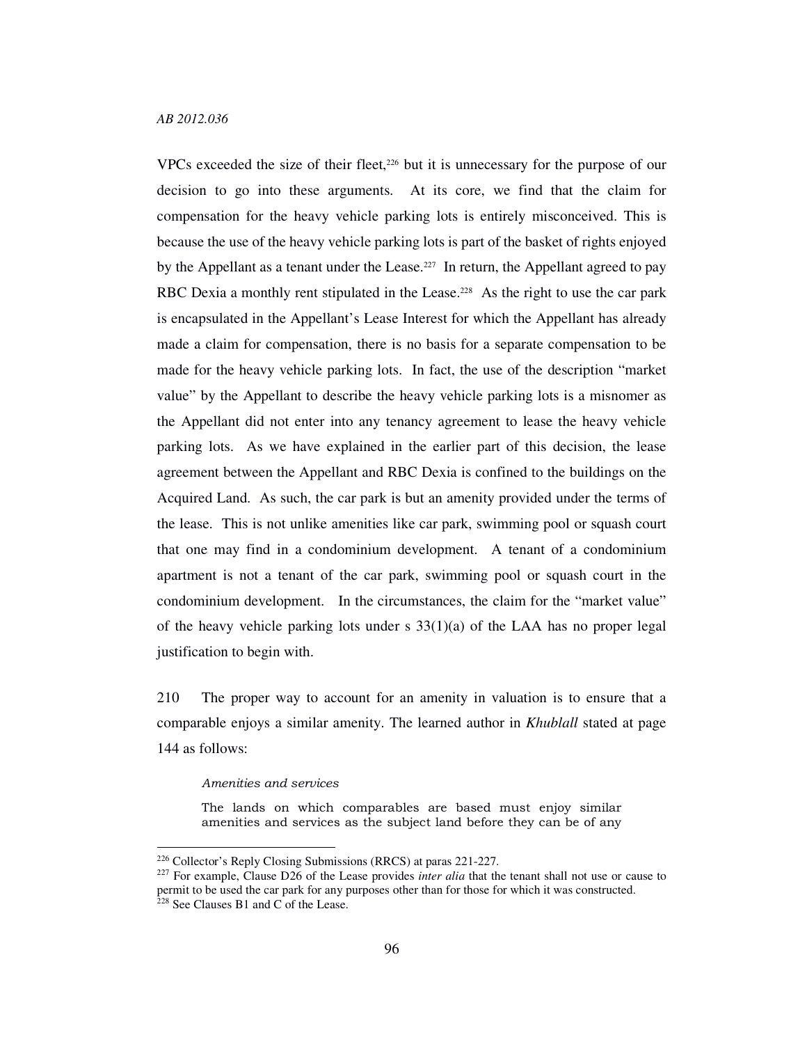VPCs exceeded the size of their fleet,[226] but it is unnecessary for the purpose of our decision to go into these arguments. At its core, we find that the claim for compensation for the heavy vehicle parking lots is entirely misconceived. This is because the use of the heavy vehicle parking lots is part of the basket of rights enjoyed by the Appellant as a tenant under the Lease.[227] In return, the Appellant agreed to pay RBC Dexia a monthly rent stipulated in the Lease.[228] As the right to use the car park is encapsulated in the Appellant's Lease Interest for which the Appellant has already made a claim for compensation, there is no basis for a separate compensation to be made for the heavy vehicle parking lots. In fact, the use of the description "market value" by the Appellant to describe the heavy vehicle parking lots is a misnomer as the Appellant did not enter into any tenancy agreement to lease the heavy vehicle parking lots. As we have explained in the earlier part of this decision, the lease agreement between the Appellant and RBC Dexia is confined to the buildings on the Acquired Land. As such, the car park is but an amenity provided under the terms of the lease. This is not unlike amenities like car park, swimming pool or squash court that one may find in a condominium development. A tenant of a condominium apartment is not a tenant of the car park, swimming pool or squash court in the condominium development. In the circumstances, the claim for the "market value" of the heavy vehicle parking lots under s 33(1)(a) of the LAA has no proper legal justification to begin with.

210 The proper way to account for an amenity in valuation is to ensure that a comparable enjoys a similar amenity. The learned author in *Khublall* stated at page 144 as follows:

> *Amenities and services*
>
> The lands on which comparables are based must enjoy similar amenities and services as the subject land before they can be of any

---

[226] Collector's Reply Closing Submissions (RRCS) at paras 221-227.

[227] For example, Clause D26 of the Lease provides *inter alia* that the tenant shall not use or cause to permit to be used the car park for any purposes other than for those for which it was constructed.

[228] See Clauses B1 and C of the Lease.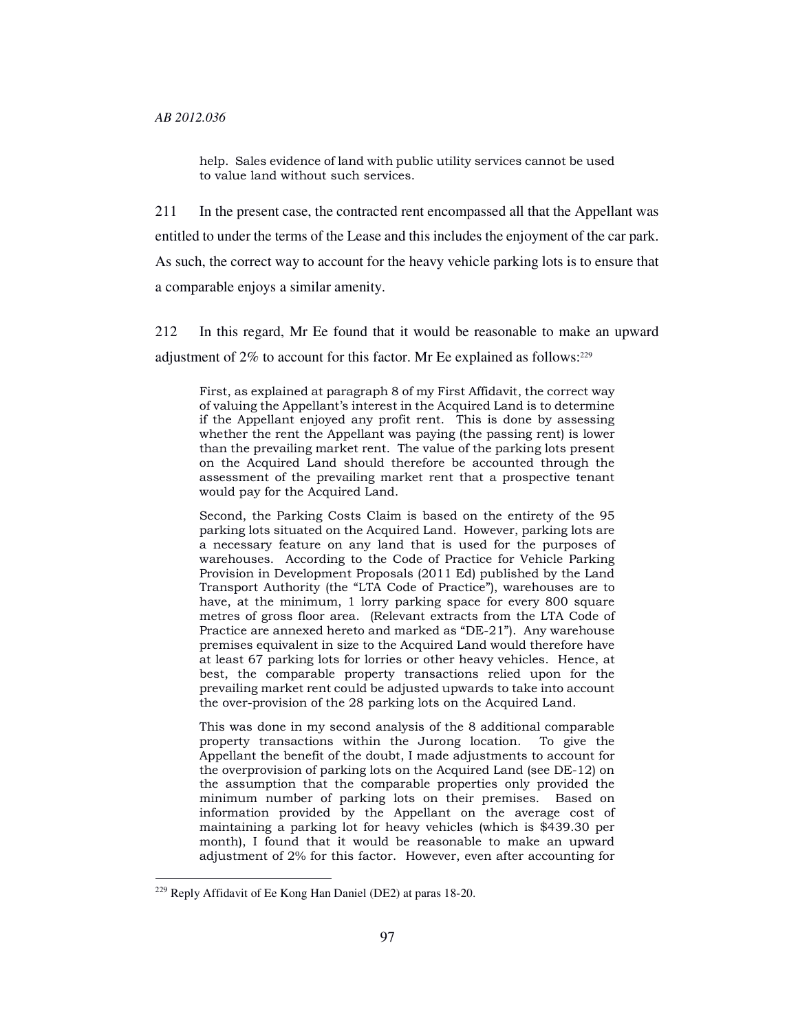> help. Sales evidence of land with public utility services cannot be used to value land without such services.

211 In the present case, the contracted rent encompassed all that the Appellant was entitled to under the terms of the Lease and this includes the enjoyment of the car park. As such, the correct way to account for the heavy vehicle parking lots is to ensure that a comparable enjoys a similar amenity.

212 In this regard, Mr Ee found that it would be reasonable to make an upward adjustment of 2% to account for this factor. Mr Ee explained as follows:[229]

> First, as explained at paragraph 8 of my First Affidavit, the correct way of valuing the Appellant's interest in the Acquired Land is to determine if the Appellant enjoyed any profit rent. This is done by assessing whether the rent the Appellant was paying (the passing rent) is lower than the prevailing market rent. The value of the parking lots present on the Acquired Land should therefore be accounted through the assessment of the prevailing market rent that a prospective tenant would pay for the Acquired Land.
>
> Second, the Parking Costs Claim is based on the entirety of the 95 parking lots situated on the Acquired Land. However, parking lots are a necessary feature on any land that is used for the purposes of warehouses. According to the Code of Practice for Vehicle Parking Provision in Development Proposals (2011 Ed) published by the Land Transport Authority (the "LTA Code of Practice"), warehouses are to have, at the minimum, 1 lorry parking space for every 800 square metres of gross floor area. (Relevant extracts from the LTA Code of Practice are annexed hereto and marked as "DE-21"). Any warehouse premises equivalent in size to the Acquired Land would therefore have at least 67 parking lots for lorries or other heavy vehicles. Hence, at best, the comparable property transactions relied upon for the prevailing market rent could be adjusted upwards to take into account the over-provision of the 28 parking lots on the Acquired Land.
>
> This was done in my second analysis of the 8 additional comparable property transactions within the Jurong location. To give the Appellant the benefit of the doubt, I made adjustments to account for the overprovision of parking lots on the Acquired Land (see DE-12) on the assumption that the comparable properties only provided the minimum number of parking lots on their premises. Based on information provided by the Appellant on the average cost of maintaining a parking lot for heavy vehicles (which is $439.30 per month), I found that it would be reasonable to make an upward adjustment of 2% for this factor. However, even after accounting for

---

[229] Reply Affidavit of Ee Kong Han Daniel (DE2) at paras 18-20.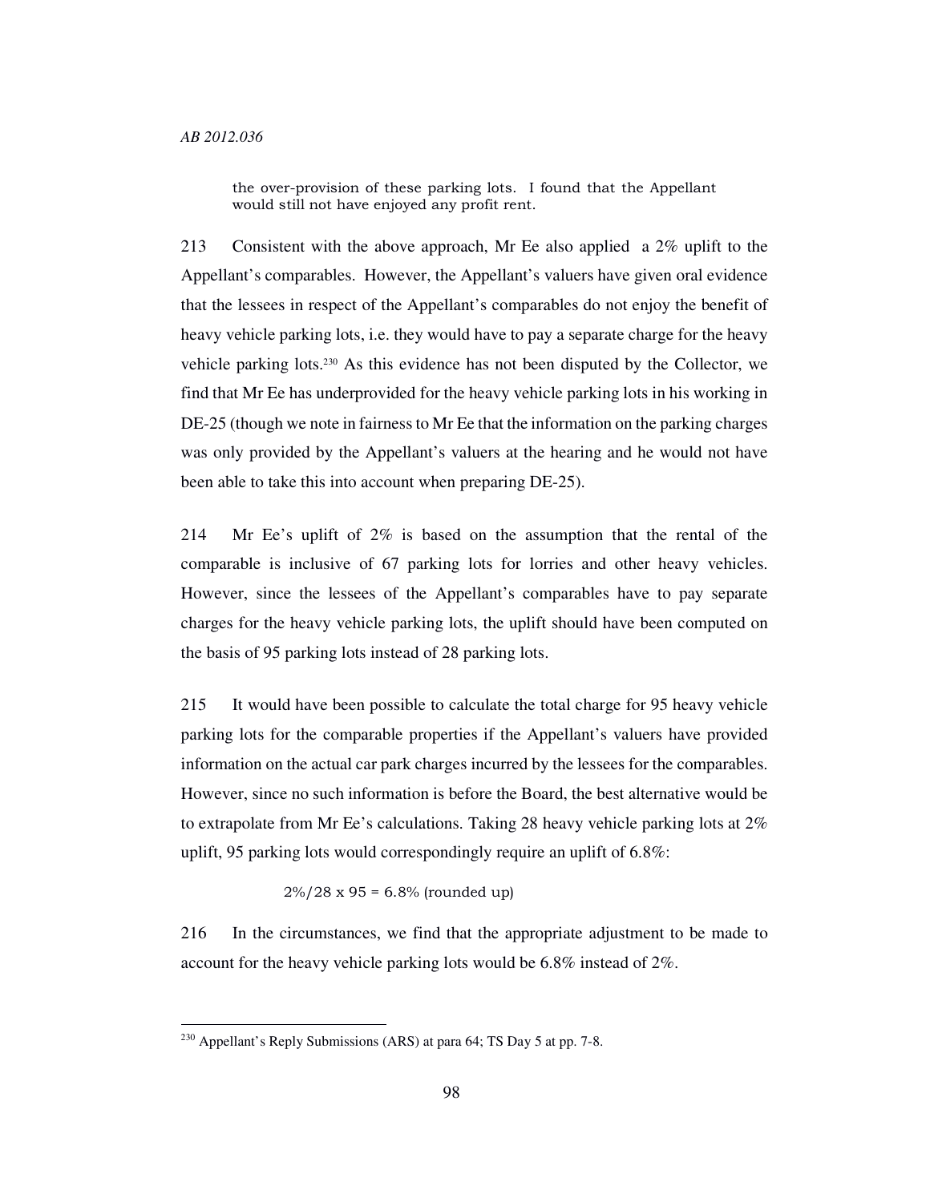> the over-provision of these parking lots. I found that the Appellant would still not have enjoyed any profit rent.

213 Consistent with the above approach, Mr Ee also applied a 2% uplift to the Appellant's comparables. However, the Appellant's valuers have given oral evidence that the lessees in respect of the Appellant's comparables do not enjoy the benefit of heavy vehicle parking lots, i.e. they would have to pay a separate charge for the heavy vehicle parking lots.[230] As this evidence has not been disputed by the Collector, we find that Mr Ee has underprovided for the heavy vehicle parking lots in his working in DE-25 (though we note in fairness to Mr Ee that the information on the parking charges was only provided by the Appellant's valuers at the hearing and he would not have been able to take this into account when preparing DE-25).

214 Mr Ee's uplift of 2% is based on the assumption that the rental of the comparable is inclusive of 67 parking lots for lorries and other heavy vehicles. However, since the lessees of the Appellant's comparables have to pay separate charges for the heavy vehicle parking lots, the uplift should have been computed on the basis of 95 parking lots instead of 28 parking lots.

215 It would have been possible to calculate the total charge for 95 heavy vehicle parking lots for the comparable properties if the Appellant's valuers have provided information on the actual car park charges incurred by the lessees for the comparables. However, since no such information is before the Board, the best alternative would be to extrapolate from Mr Ee's calculations. Taking 28 heavy vehicle parking lots at 2% uplift, 95 parking lots would correspondingly require an uplift of 6.8%:

$$2\%/28 \times 95 = 6.8\% \text{ (rounded up)}$$

216 In the circumstances, we find that the appropriate adjustment to be made to account for the heavy vehicle parking lots would be 6.8% instead of 2%.

---

[230] Appellant's Reply Submissions (ARS) at para 64; TS Day 5 at pp. 7-8.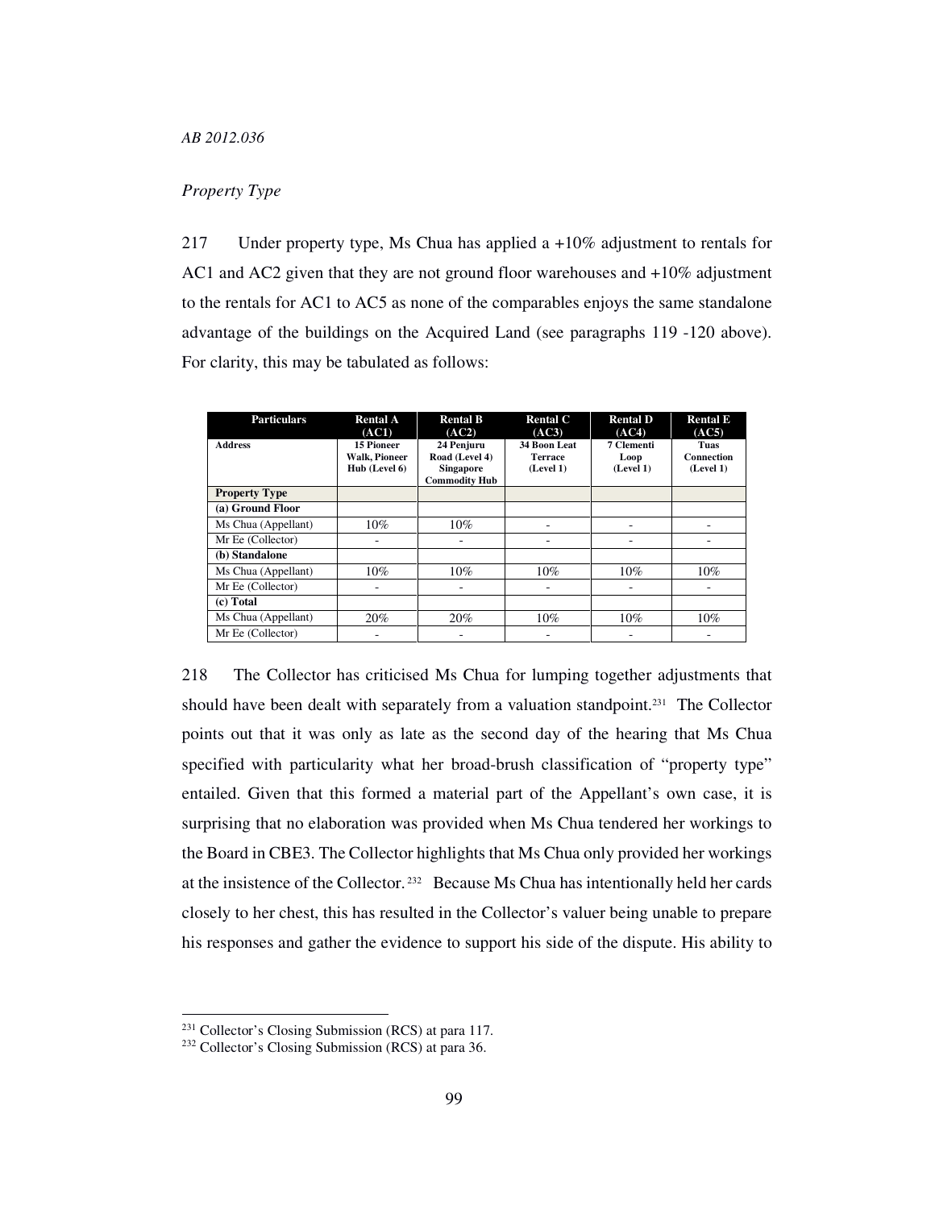*Property Type*

217 Under property type, Ms Chua has applied a +10% adjustment to rentals for AC1 and AC2 given that they are not ground floor warehouses and +10% adjustment to the rentals for AC1 to AC5 as none of the comparables enjoys the same standalone advantage of the buildings on the Acquired Land (see paragraphs 119 -120 above). For clarity, this may be tabulated as follows:

| Particulars | Rental A (AC1) | Rental B (AC2) | Rental C (AC3) | Rental D (AC4) | Rental E (AC5) |
|---|---|---|---|---|---|
| **Address** | **15 Pioneer Walk, Pioneer Hub (Level 6)** | **24 Penjuru Road (Level 4) Singapore Commodity Hub** | **34 Boon Leat Terrace (Level 1)** | **7 Clementi Loop (Level 1)** | **Tuas Connection (Level 1)** |
| **Property Type** | | | | | |
| **(a) Ground Floor** | | | | | |
| Ms Chua (Appellant) | 10% | 10% | - | - | - |
| Mr Ee (Collector) | - | - | - | - | - |
| **(b) Standalone** | | | | | |
| Ms Chua (Appellant) | 10% | 10% | 10% | 10% | 10% |
| Mr Ee (Collector) | - | - | - | - | - |
| **(c) Total** | | | | | |
| Ms Chua (Appellant) | 20% | 20% | 10% | 10% | 10% |
| Mr Ee (Collector) | - | - | - | - | - |

218 The Collector has criticised Ms Chua for lumping together adjustments that should have been dealt with separately from a valuation standpoint.[231] The Collector points out that it was only as late as the second day of the hearing that Ms Chua specified with particularity what her broad-brush classification of "property type" entailed. Given that this formed a material part of the Appellant's own case, it is surprising that no elaboration was provided when Ms Chua tendered her workings to the Board in CBE3. The Collector highlights that Ms Chua only provided her workings at the insistence of the Collector.[232] Because Ms Chua has intentionally held her cards closely to her chest, this has resulted in the Collector's valuer being unable to prepare his responses and gather the evidence to support his side of the dispute. His ability to

[231] Collector's Closing Submission (RCS) at para 117.

[232] Collector's Closing Submission (RCS) at para 36.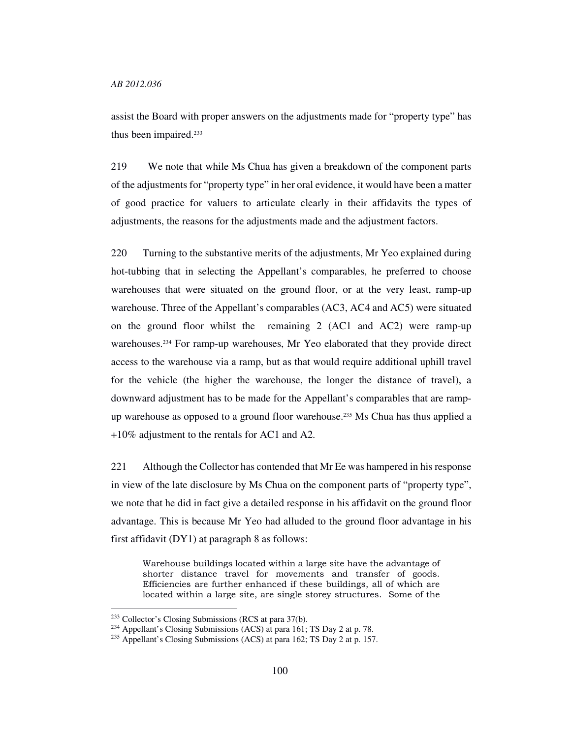assist the Board with proper answers on the adjustments made for "property type" has thus been impaired.[233]

219 We note that while Ms Chua has given a breakdown of the component parts of the adjustments for "property type" in her oral evidence, it would have been a matter of good practice for valuers to articulate clearly in their affidavits the types of adjustments, the reasons for the adjustments made and the adjustment factors.

220 Turning to the substantive merits of the adjustments, Mr Yeo explained during hot-tubbing that in selecting the Appellant's comparables, he preferred to choose warehouses that were situated on the ground floor, or at the very least, ramp-up warehouse. Three of the Appellant's comparables (AC3, AC4 and AC5) were situated on the ground floor whilst the remaining 2 (AC1 and AC2) were ramp-up warehouses.[234] For ramp-up warehouses, Mr Yeo elaborated that they provide direct access to the warehouse via a ramp, but as that would require additional uphill travel for the vehicle (the higher the warehouse, the longer the distance of travel), a downward adjustment has to be made for the Appellant's comparables that are ramp-up warehouse as opposed to a ground floor warehouse.[235] Ms Chua has thus applied a +10% adjustment to the rentals for AC1 and A2.

221 Although the Collector has contended that Mr Ee was hampered in his response in view of the late disclosure by Ms Chua on the component parts of "property type", we note that he did in fact give a detailed response in his affidavit on the ground floor advantage. This is because Mr Yeo had alluded to the ground floor advantage in his first affidavit (DY1) at paragraph 8 as follows:

> Warehouse buildings located within a large site have the advantage of shorter distance travel for movements and transfer of goods. Efficiencies are further enhanced if these buildings, all of which are located within a large site, are single storey structures. Some of the

---

[233] Collector's Closing Submissions (RCS at para 37(b).

[234] Appellant's Closing Submissions (ACS) at para 161; TS Day 2 at p. 78.

[235] Appellant's Closing Submissions (ACS) at para 162; TS Day 2 at p. 157.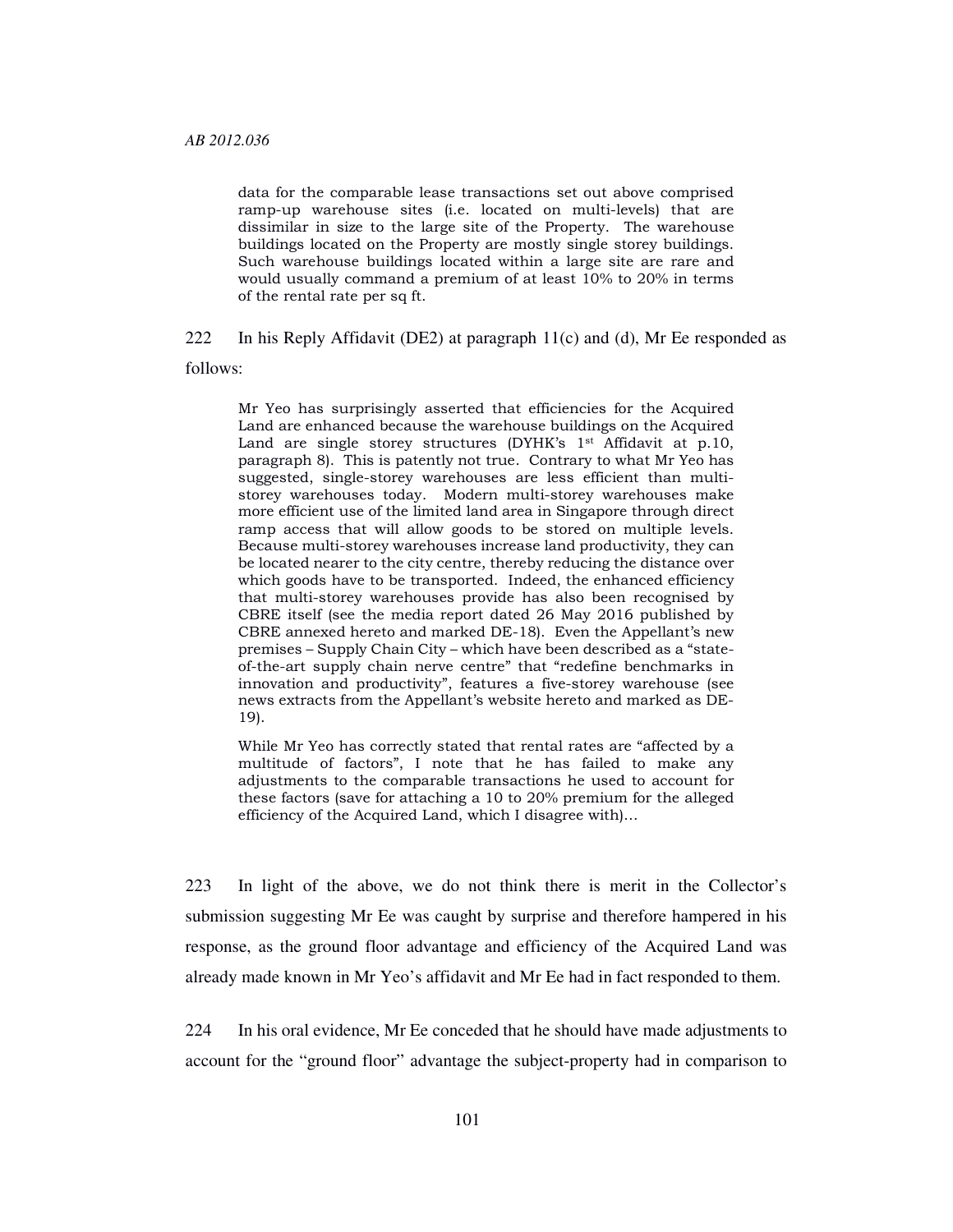> data for the comparable lease transactions set out above comprised ramp-up warehouse sites (i.e. located on multi-levels) that are dissimilar in size to the large site of the Property. The warehouse buildings located on the Property are mostly single storey buildings. Such warehouse buildings located within a large site are rare and would usually command a premium of at least 10% to 20% in terms of the rental rate per sq ft.

222 In his Reply Affidavit (DE2) at paragraph 11(c) and (d), Mr Ee responded as follows:

> Mr Yeo has surprisingly asserted that efficiencies for the Acquired Land are enhanced because the warehouse buildings on the Acquired Land are single storey structures (DYHK's 1st Affidavit at p.10, paragraph 8). This is patently not true. Contrary to what Mr Yeo has suggested, single-storey warehouses are less efficient than multi-storey warehouses today. Modern multi-storey warehouses make more efficient use of the limited land area in Singapore through direct ramp access that will allow goods to be stored on multiple levels. Because multi-storey warehouses increase land productivity, they can be located nearer to the city centre, thereby reducing the distance over which goods have to be transported. Indeed, the enhanced efficiency that multi-storey warehouses provide has also been recognised by CBRE itself (see the media report dated 26 May 2016 published by CBRE annexed hereto and marked DE-18). Even the Appellant's new premises – Supply Chain City – which have been described as a "state-of-the-art supply chain nerve centre" that "redefine benchmarks in innovation and productivity", features a five-storey warehouse (see news extracts from the Appellant's website hereto and marked as DE-19).
>
> While Mr Yeo has correctly stated that rental rates are "affected by a multitude of factors", I note that he has failed to make any adjustments to the comparable transactions he used to account for these factors (save for attaching a 10 to 20% premium for the alleged efficiency of the Acquired Land, which I disagree with)…

223 In light of the above, we do not think there is merit in the Collector's submission suggesting Mr Ee was caught by surprise and therefore hampered in his response, as the ground floor advantage and efficiency of the Acquired Land was already made known in Mr Yeo's affidavit and Mr Ee had in fact responded to them.

224 In his oral evidence, Mr Ee conceded that he should have made adjustments to account for the "ground floor" advantage the subject-property had in comparison to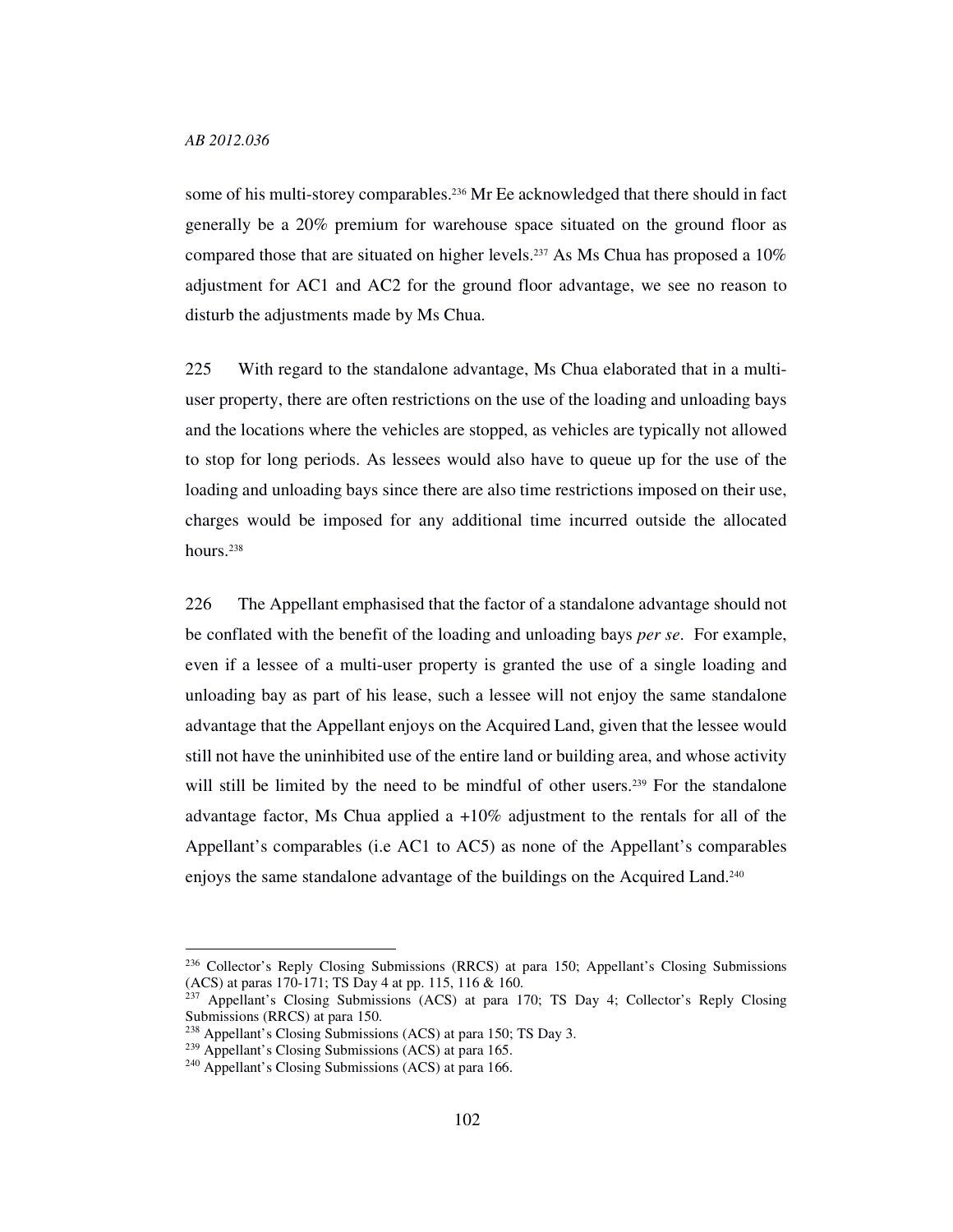some of his multi-storey comparables.[236] Mr Ee acknowledged that there should in fact generally be a 20% premium for warehouse space situated on the ground floor as compared those that are situated on higher levels.[237] As Ms Chua has proposed a 10% adjustment for AC1 and AC2 for the ground floor advantage, we see no reason to disturb the adjustments made by Ms Chua.

225 With regard to the standalone advantage, Ms Chua elaborated that in a multi-user property, there are often restrictions on the use of the loading and unloading bays and the locations where the vehicles are stopped, as vehicles are typically not allowed to stop for long periods. As lessees would also have to queue up for the use of the loading and unloading bays since there are also time restrictions imposed on their use, charges would be imposed for any additional time incurred outside the allocated hours.[238]

226 The Appellant emphasised that the factor of a standalone advantage should not be conflated with the benefit of the loading and unloading bays *per se*. For example, even if a lessee of a multi-user property is granted the use of a single loading and unloading bay as part of his lease, such a lessee will not enjoy the same standalone advantage that the Appellant enjoys on the Acquired Land, given that the lessee would still not have the uninhibited use of the entire land or building area, and whose activity will still be limited by the need to be mindful of other users.[239] For the standalone advantage factor, Ms Chua applied a +10% adjustment to the rentals for all of the Appellant's comparables (i.e AC1 to AC5) as none of the Appellant's comparables enjoys the same standalone advantage of the buildings on the Acquired Land.[240]

---

[236] Collector's Reply Closing Submissions (RRCS) at para 150; Appellant's Closing Submissions (ACS) at paras 170-171; TS Day 4 at pp. 115, 116 & 160.

[237] Appellant's Closing Submissions (ACS) at para 170; TS Day 4; Collector's Reply Closing Submissions (RRCS) at para 150.

[238] Appellant's Closing Submissions (ACS) at para 150; TS Day 3.

[239] Appellant's Closing Submissions (ACS) at para 165.

[240] Appellant's Closing Submissions (ACS) at para 166.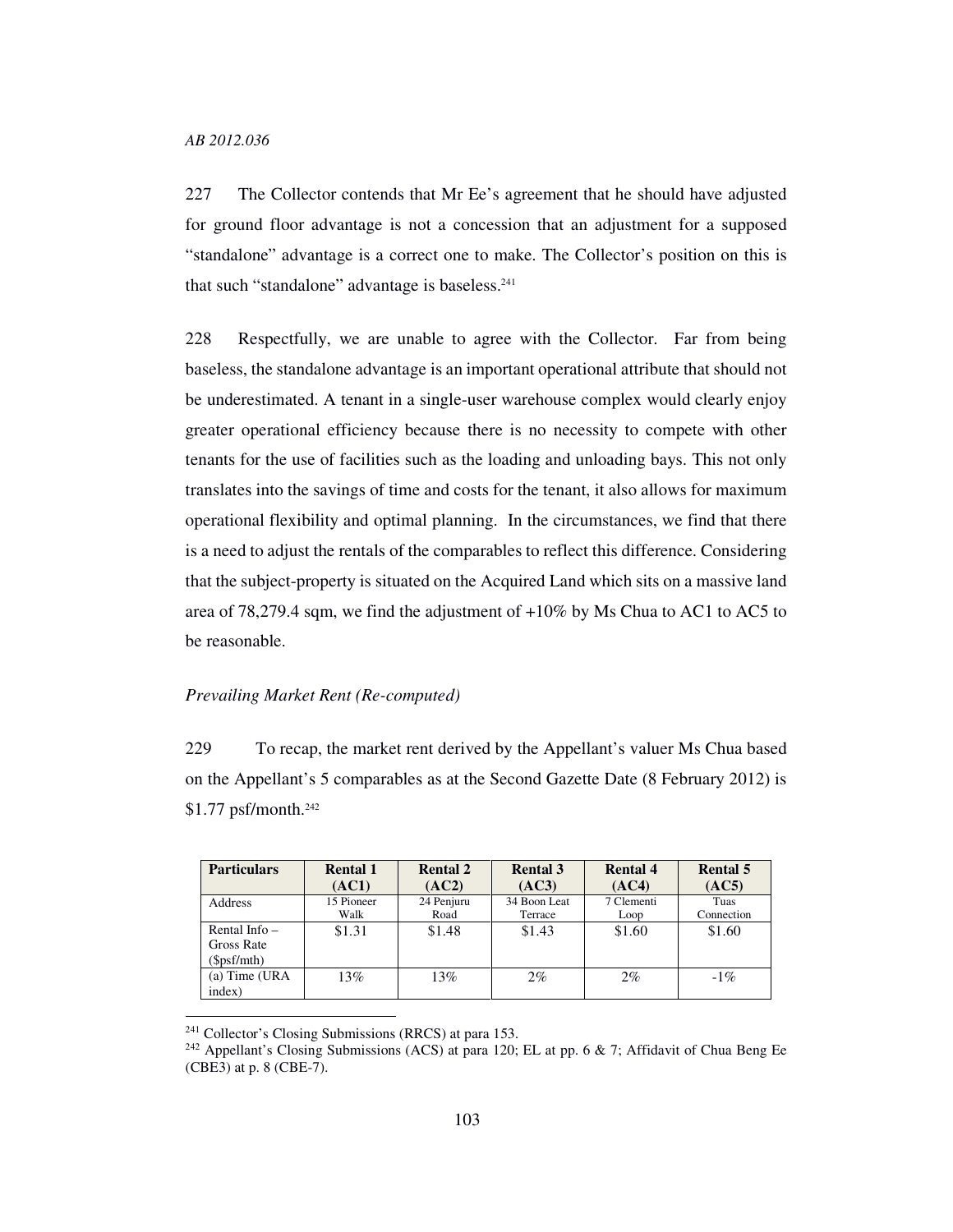227 The Collector contends that Mr Ee's agreement that he should have adjusted for ground floor advantage is not a concession that an adjustment for a supposed "standalone" advantage is a correct one to make. The Collector's position on this is that such "standalone" advantage is baseless.[241]

228 Respectfully, we are unable to agree with the Collector. Far from being baseless, the standalone advantage is an important operational attribute that should not be underestimated. A tenant in a single-user warehouse complex would clearly enjoy greater operational efficiency because there is no necessity to compete with other tenants for the use of facilities such as the loading and unloading bays. This not only translates into the savings of time and costs for the tenant, it also allows for maximum operational flexibility and optimal planning. In the circumstances, we find that there is a need to adjust the rentals of the comparables to reflect this difference. Considering that the subject-property is situated on the Acquired Land which sits on a massive land area of 78,279.4 sqm, we find the adjustment of +10% by Ms Chua to AC1 to AC5 to be reasonable.

*Prevailing Market Rent (Re-computed)*

229 To recap, the market rent derived by the Appellant's valuer Ms Chua based on the Appellant's 5 comparables as at the Second Gazette Date (8 February 2012) is \$1.77 psf/month.[242]

| Particulars | Rental 1 (AC1) | Rental 2 (AC2) | Rental 3 (AC3) | Rental 4 (AC4) | Rental 5 (AC5) |
|---|---|---|---|---|---|
| Address | 15 Pioneer Walk | 24 Penjuru Road | 34 Boon Leat Terrace | 7 Clementi Loop | Tuas Connection |
| Rental Info – Gross Rate (\$psf/mth) | \$1.31 | \$1.48 | \$1.43 | \$1.60 | \$1.60 |
| (a) Time (URA index) | 13% | 13% | 2% | 2% | -1% |

[241] Collector's Closing Submissions (RRCS) at para 153.

[242] Appellant's Closing Submissions (ACS) at para 120; EL at pp. 6 & 7; Affidavit of Chua Beng Ee (CBE3) at p. 8 (CBE-7).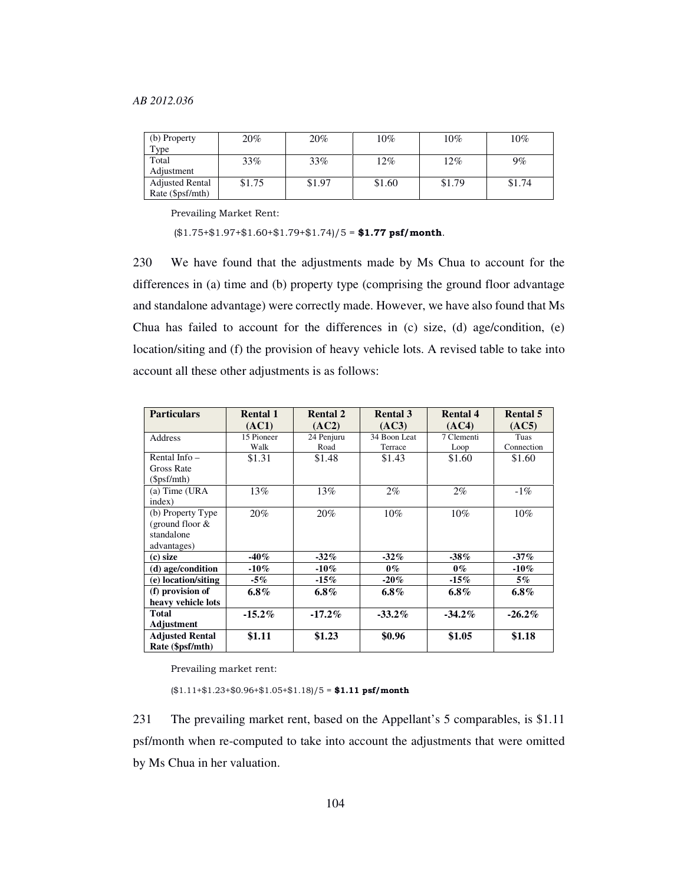| (b) Property Type | 20% | 20% | 10% | 10% | 10% |
|---|---|---|---|---|---|
| Total Adjustment | 33% | 33% | 12% | 12% | 9% |
| Adjusted Rental Rate ($psf/mth) | $1.75 | $1.97 | $1.60 | $1.79 | $1.74 |

Prevailing Market Rent:

($1.75+$1.97+$1.60+$1.79+$1.74)/5 = **$1.77 psf/month**.

230 We have found that the adjustments made by Ms Chua to account for the differences in (a) time and (b) property type (comprising the ground floor advantage and standalone advantage) were correctly made. However, we have also found that Ms Chua has failed to account for the differences in (c) size, (d) age/condition, (e) location/siting and (f) the provision of heavy vehicle lots. A revised table to take into account all these other adjustments is as follows:

| **Particulars** | **Rental 1 (AC1)** | **Rental 2 (AC2)** | **Rental 3 (AC3)** | **Rental 4 (AC4)** | **Rental 5 (AC5)** |
|---|---|---|---|---|---|
| Address | 15 Pioneer Walk | 24 Penjuru Road | 34 Boon Leat Terrace | 7 Clementi Loop | Tuas Connection |
| Rental Info – Gross Rate ($psf/mth) | $1.31 | $1.48 | $1.43 | $1.60 | $1.60 |
| (a) Time (URA index) | 13% | 13% | 2% | 2% | -1% |
| (b) Property Type (ground floor & standalone advantages) | 20% | 20% | 10% | 10% | 10% |
| **(c) size** | **-40%** | **-32%** | **-32%** | **-38%** | **-37%** |
| **(d) age/condition** | **-10%** | **-10%** | **0%** | **0%** | **-10%** |
| **(e) location/siting** | **-5%** | **-15%** | **-20%** | **-15%** | **5%** |
| **(f) provision of heavy vehicle lots** | **6.8%** | **6.8%** | **6.8%** | **6.8%** | **6.8%** |
| **Total Adjustment** | **-15.2%** | **-17.2%** | **-33.2%** | **-34.2%** | **-26.2%** |
| **Adjusted Rental Rate ($psf/mth)** | **$1.11** | **$1.23** | **$0.96** | **$1.05** | **$1.18** |

Prevailing market rent:

($1.11+$1.23+$0.96+$1.05+$1.18)/5 = **$1.11 psf/month**

231 The prevailing market rent, based on the Appellant's 5 comparables, is $1.11 psf/month when re-computed to take into account the adjustments that were omitted by Ms Chua in her valuation.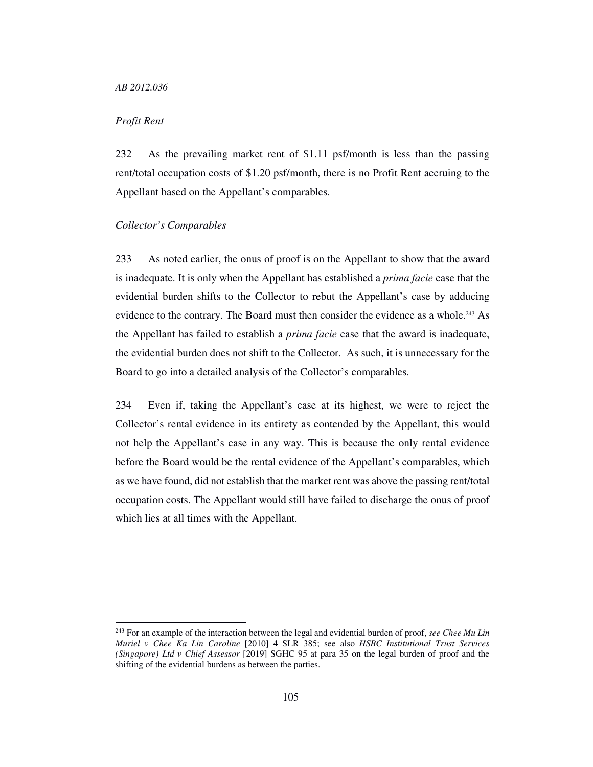*Profit Rent*

232 As the prevailing market rent of $1.11 psf/month is less than the passing rent/total occupation costs of $1.20 psf/month, there is no Profit Rent accruing to the Appellant based on the Appellant's comparables.

*Collector's Comparables*

233 As noted earlier, the onus of proof is on the Appellant to show that the award is inadequate. It is only when the Appellant has established a *prima facie* case that the evidential burden shifts to the Collector to rebut the Appellant's case by adducing evidence to the contrary. The Board must then consider the evidence as a whole.[243] As the Appellant has failed to establish a *prima facie* case that the award is inadequate, the evidential burden does not shift to the Collector. As such, it is unnecessary for the Board to go into a detailed analysis of the Collector's comparables.

234 Even if, taking the Appellant's case at its highest, we were to reject the Collector's rental evidence in its entirety as contended by the Appellant, this would not help the Appellant's case in any way. This is because the only rental evidence before the Board would be the rental evidence of the Appellant's comparables, which as we have found, did not establish that the market rent was above the passing rent/total occupation costs. The Appellant would still have failed to discharge the onus of proof which lies at all times with the Appellant.

---

[243] For an example of the interaction between the legal and evidential burden of proof, *see Chee Mu Lin Muriel v Chee Ka Lin Caroline* [2010] 4 SLR 385; see also *HSBC Institutional Trust Services (Singapore) Ltd v Chief Assessor* [2019] SGHC 95 at para 35 on the legal burden of proof and the shifting of the evidential burdens as between the parties.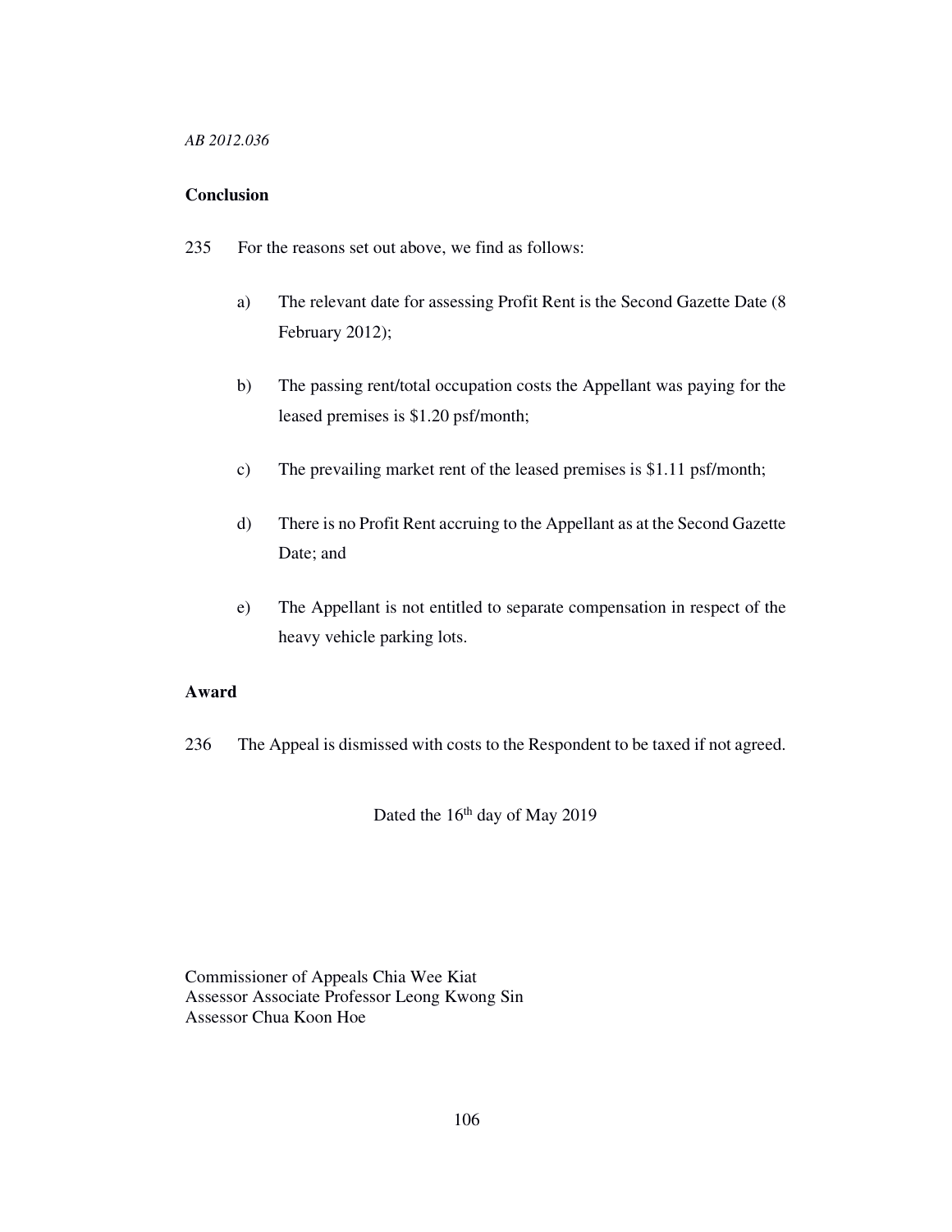## Conclusion

235 For the reasons set out above, we find as follows:

a) The relevant date for assessing Profit Rent is the Second Gazette Date (8 February 2012);

b) The passing rent/total occupation costs the Appellant was paying for the leased premises is $1.20 psf/month;

c) The prevailing market rent of the leased premises is $1.11 psf/month;

d) There is no Profit Rent accruing to the Appellant as at the Second Gazette Date; and

e) The Appellant is not entitled to separate compensation in respect of the heavy vehicle parking lots.

## Award

236 The Appeal is dismissed with costs to the Respondent to be taxed if not agreed.

Dated the 16th day of May 2019

Commissioner of Appeals Chia Wee Kiat
Assessor Associate Professor Leong Kwong Sin
Assessor Chua Koon Hoe